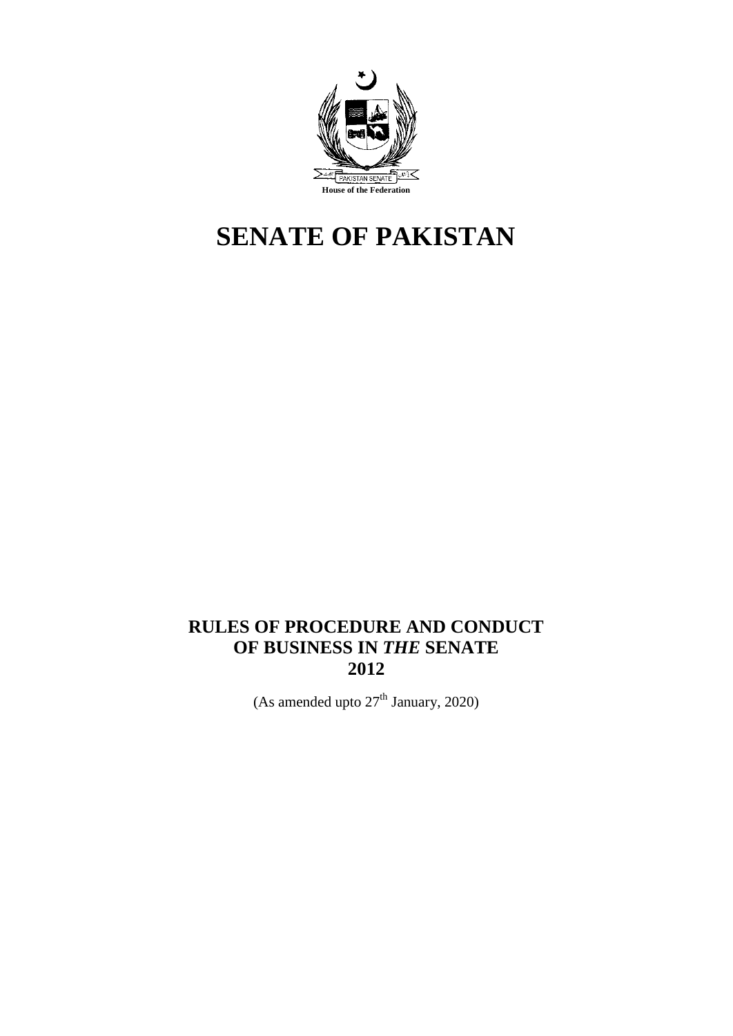PAKISTAN SENATE

**House of the Federation**

# SENATE OF PAKISTAN

## RULES OF PROCEDURE AND CONDUCT OF BUSINESS IN *THE* SENATE 2012

(As amended upto 27th January, 2020)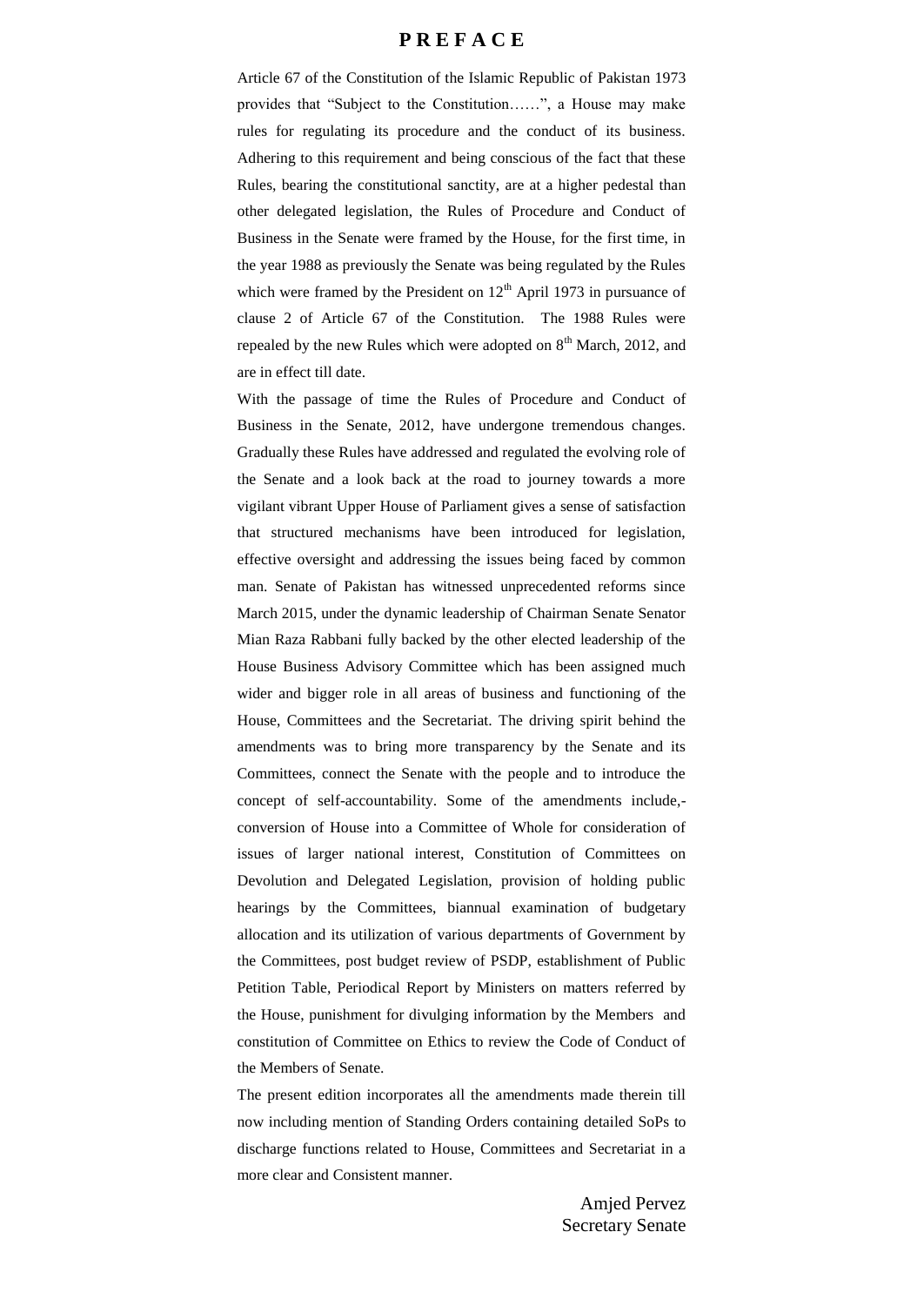# PREFACE

Article 67 of the Constitution of the Islamic Republic of Pakistan 1973 provides that "Subject to the Constitution……", a House may make rules for regulating its procedure and the conduct of its business. Adhering to this requirement and being conscious of the fact that these Rules, bearing the constitutional sanctity, are at a higher pedestal than other delegated legislation, the Rules of Procedure and Conduct of Business in the Senate were framed by the House, for the first time, in the year 1988 as previously the Senate was being regulated by the Rules which were framed by the President on 12th April 1973 in pursuance of clause 2 of Article 67 of the Constitution. The 1988 Rules were repealed by the new Rules which were adopted on 8th March, 2012, and are in effect till date.

With the passage of time the Rules of Procedure and Conduct of Business in the Senate, 2012, have undergone tremendous changes. Gradually these Rules have addressed and regulated the evolving role of the Senate and a look back at the road to journey towards a more vigilant vibrant Upper House of Parliament gives a sense of satisfaction that structured mechanisms have been introduced for legislation, effective oversight and addressing the issues being faced by common man. Senate of Pakistan has witnessed unprecedented reforms since March 2015, under the dynamic leadership of Chairman Senate Senator Mian Raza Rabbani fully backed by the other elected leadership of the House Business Advisory Committee which has been assigned much wider and bigger role in all areas of business and functioning of the House, Committees and the Secretariat. The driving spirit behind the amendments was to bring more transparency by the Senate and its Committees, connect the Senate with the people and to introduce the concept of self-accountability. Some of the amendments include,- conversion of House into a Committee of Whole for consideration of issues of larger national interest, Constitution of Committees on Devolution and Delegated Legislation, provision of holding public hearings by the Committees, biannual examination of budgetary allocation and its utilization of various departments of Government by the Committees, post budget review of PSDP, establishment of Public Petition Table, Periodical Report by Ministers on matters referred by the House, punishment for divulging information by the Members and constitution of Committee on Ethics to review the Code of Conduct of the Members of Senate.

The present edition incorporates all the amendments made therein till now including mention of Standing Orders containing detailed SoPs to discharge functions related to House, Committees and Secretariat in a more clear and Consistent manner.

Amjed Pervez
Secretary Senate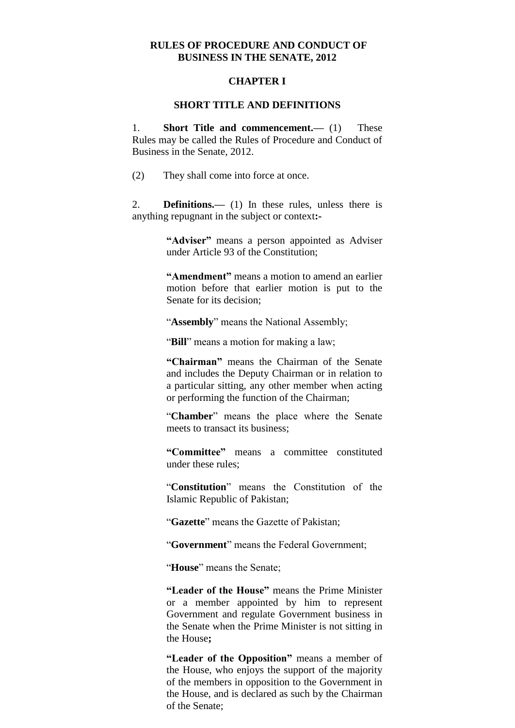# RULES OF PROCEDURE AND CONDUCT OF BUSINESS IN THE SENATE, 2012

## CHAPTER I

### SHORT TITLE AND DEFINITIONS

1. **Short Title and commencement.—** (1) These Rules may be called the Rules of Procedure and Conduct of Business in the Senate, 2012.

(2) They shall come into force at once.

2. **Definitions.—** (1) In these rules, unless there is anything repugnant in the subject or context**:-**

> **"Adviser"** means a person appointed as Adviser under Article 93 of the Constitution;
>
> **"Amendment"** means a motion to amend an earlier motion before that earlier motion is put to the Senate for its decision;
>
> "**Assembly**" means the National Assembly;
>
> "**Bill**" means a motion for making a law;
>
> **"Chairman"** means the Chairman of the Senate and includes the Deputy Chairman or in relation to a particular sitting, any other member when acting or performing the function of the Chairman;
>
> "**Chamber**" means the place where the Senate meets to transact its business;
>
> **"Committee"** means a committee constituted under these rules;
>
> "**Constitution**" means the Constitution of the Islamic Republic of Pakistan;
>
> "**Gazette**" means the Gazette of Pakistan;
>
> "**Government**" means the Federal Government;
>
> "**House**" means the Senate;
>
> **"Leader of the House"** means the Prime Minister or a member appointed by him to represent Government and regulate Government business in the Senate when the Prime Minister is not sitting in the House**;**
>
> **"Leader of the Opposition"** means a member of the House, who enjoys the support of the majority of the members in opposition to the Government in the House, and is declared as such by the Chairman of the Senate;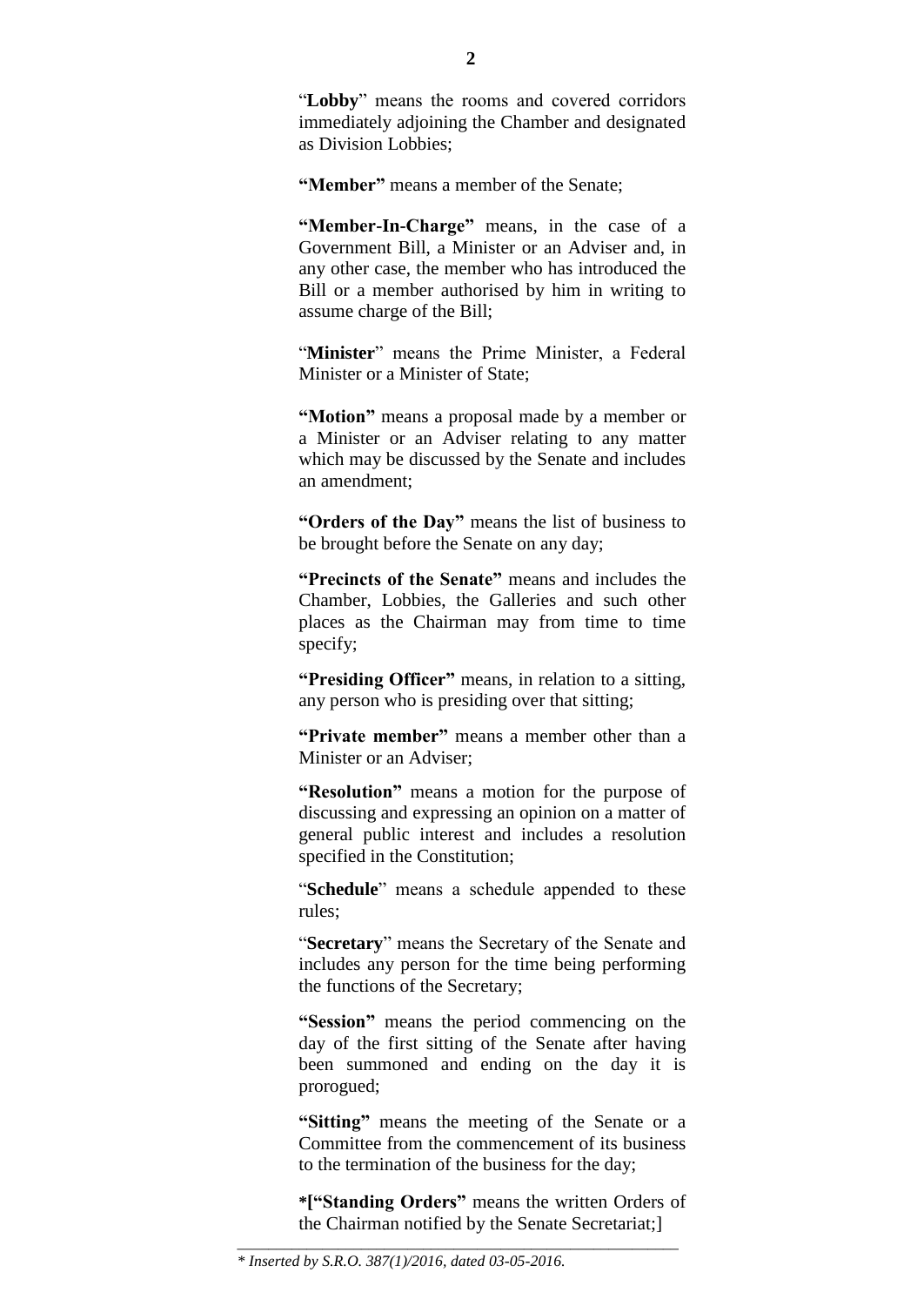"**Lobby**" means the rooms and covered corridors immediately adjoining the Chamber and designated as Division Lobbies;

**"Member"** means a member of the Senate;

**"Member-In-Charge"** means, in the case of a Government Bill, a Minister or an Adviser and, in any other case, the member who has introduced the Bill or a member authorised by him in writing to assume charge of the Bill;

"**Minister**" means the Prime Minister, a Federal Minister or a Minister of State;

**"Motion"** means a proposal made by a member or a Minister or an Adviser relating to any matter which may be discussed by the Senate and includes an amendment;

**"Orders of the Day"** means the list of business to be brought before the Senate on any day;

**"Precincts of the Senate"** means and includes the Chamber, Lobbies, the Galleries and such other places as the Chairman may from time to time specify;

**"Presiding Officer"** means, in relation to a sitting, any person who is presiding over that sitting;

**"Private member"** means a member other than a Minister or an Adviser;

**"Resolution"** means a motion for the purpose of discussing and expressing an opinion on a matter of general public interest and includes a resolution specified in the Constitution;

"**Schedule**" means a schedule appended to these rules;

"**Secretary**" means the Secretary of the Senate and includes any person for the time being performing the functions of the Secretary;

**"Session"** means the period commencing on the day of the first sitting of the Senate after having been summoned and ending on the day it is prorogued;

**"Sitting"** means the meeting of the Senate or a Committee from the commencement of its business to the termination of the business for the day;

**\*["Standing Orders"** means the written Orders of the Chairman notified by the Senate Secretariat;]

---

*\* Inserted by S.R.O. 387(1)/2016, dated 03-05-2016.*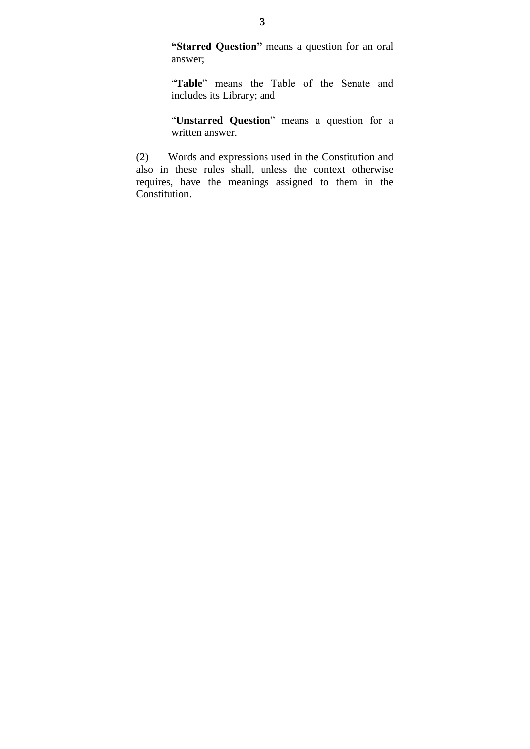**"Starred Question"** means a question for an oral answer;

"**Table**" means the Table of the Senate and includes its Library; and

"**Unstarred Question**" means a question for a written answer.

(2) Words and expressions used in the Constitution and also in these rules shall, unless the context otherwise requires, have the meanings assigned to them in the Constitution.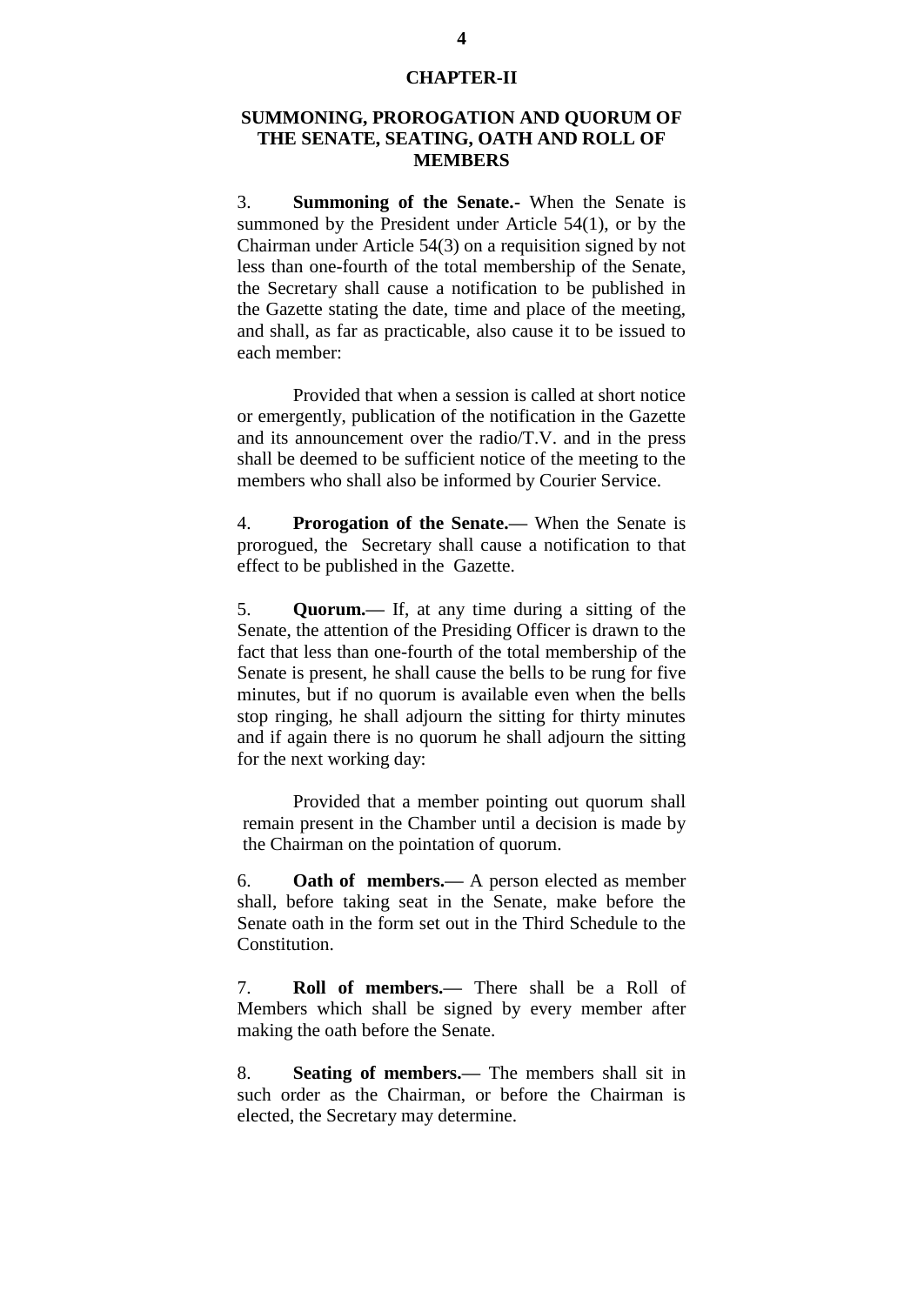## CHAPTER-II

## SUMMONING, PROROGATION AND QUORUM OF THE SENATE, SEATING, OATH AND ROLL OF MEMBERS

3. **Summoning of the Senate.-** When the Senate is summoned by the President under Article 54(1), or by the Chairman under Article 54(3) on a requisition signed by not less than one-fourth of the total membership of the Senate, the Secretary shall cause a notification to be published in the Gazette stating the date, time and place of the meeting, and shall, as far as practicable, also cause it to be issued to each member:

Provided that when a session is called at short notice or emergently, publication of the notification in the Gazette and its announcement over the radio/T.V. and in the press shall be deemed to be sufficient notice of the meeting to the members who shall also be informed by Courier Service.

4. **Prorogation of the Senate.—** When the Senate is prorogued, the Secretary shall cause a notification to that effect to be published in the Gazette.

5. **Quorum.—** If, at any time during a sitting of the Senate, the attention of the Presiding Officer is drawn to the fact that less than one-fourth of the total membership of the Senate is present, he shall cause the bells to be rung for five minutes, but if no quorum is available even when the bells stop ringing, he shall adjourn the sitting for thirty minutes and if again there is no quorum he shall adjourn the sitting for the next working day:

Provided that a member pointing out quorum shall remain present in the Chamber until a decision is made by the Chairman on the pointation of quorum.

6. **Oath of members.—** A person elected as member shall, before taking seat in the Senate, make before the Senate oath in the form set out in the Third Schedule to the Constitution.

7. **Roll of members.—** There shall be a Roll of Members which shall be signed by every member after making the oath before the Senate.

8. **Seating of members.—** The members shall sit in such order as the Chairman, or before the Chairman is elected, the Secretary may determine.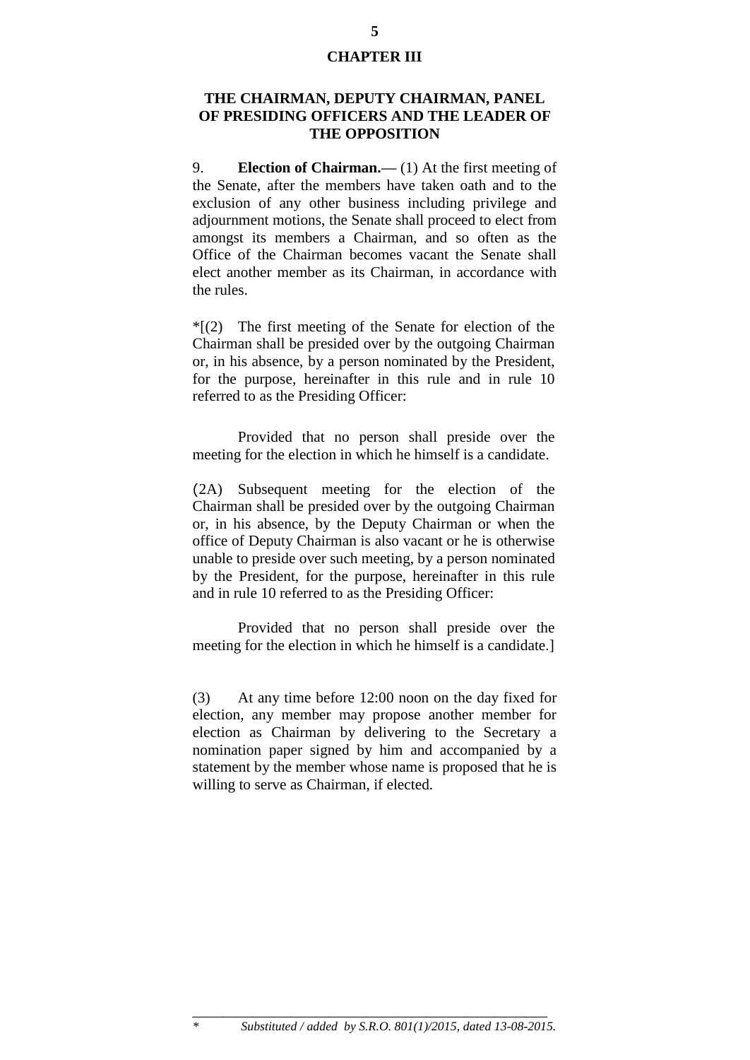## CHAPTER III

## THE CHAIRMAN, DEPUTY CHAIRMAN, PANEL OF PRESIDING OFFICERS AND THE LEADER OF THE OPPOSITION

9. **Election of Chairman.—** (1) At the first meeting of the Senate, after the members have taken oath and to the exclusion of any other business including privilege and adjournment motions, the Senate shall proceed to elect from amongst its members a Chairman, and so often as the Office of the Chairman becomes vacant the Senate shall elect another member as its Chairman, in accordance with the rules.

*[(2) The first meeting of the Senate for election of the Chairman shall be presided over by the outgoing Chairman or, in his absence, by a person nominated by the President, for the purpose, hereinafter in this rule and in rule 10 referred to as the Presiding Officer:

Provided that no person shall preside over the meeting for the election in which he himself is a candidate.

(2A) Subsequent meeting for the election of the Chairman shall be presided over by the outgoing Chairman or, in his absence, by the Deputy Chairman or when the office of Deputy Chairman is also vacant or he is otherwise unable to preside over such meeting, by a person nominated by the President, for the purpose, hereinafter in this rule and in rule 10 referred to as the Presiding Officer:

Provided that no person shall preside over the meeting for the election in which he himself is a candidate.]

(3) At any time before 12:00 noon on the day fixed for election, any member may propose another member for election as Chairman by delivering to the Secretary a nomination paper signed by him and accompanied by a statement by the member whose name is proposed that he is willing to serve as Chairman, if elected.

---

\* *Substituted / added by S.R.O. 801(1)/2015, dated 13-08-2015.*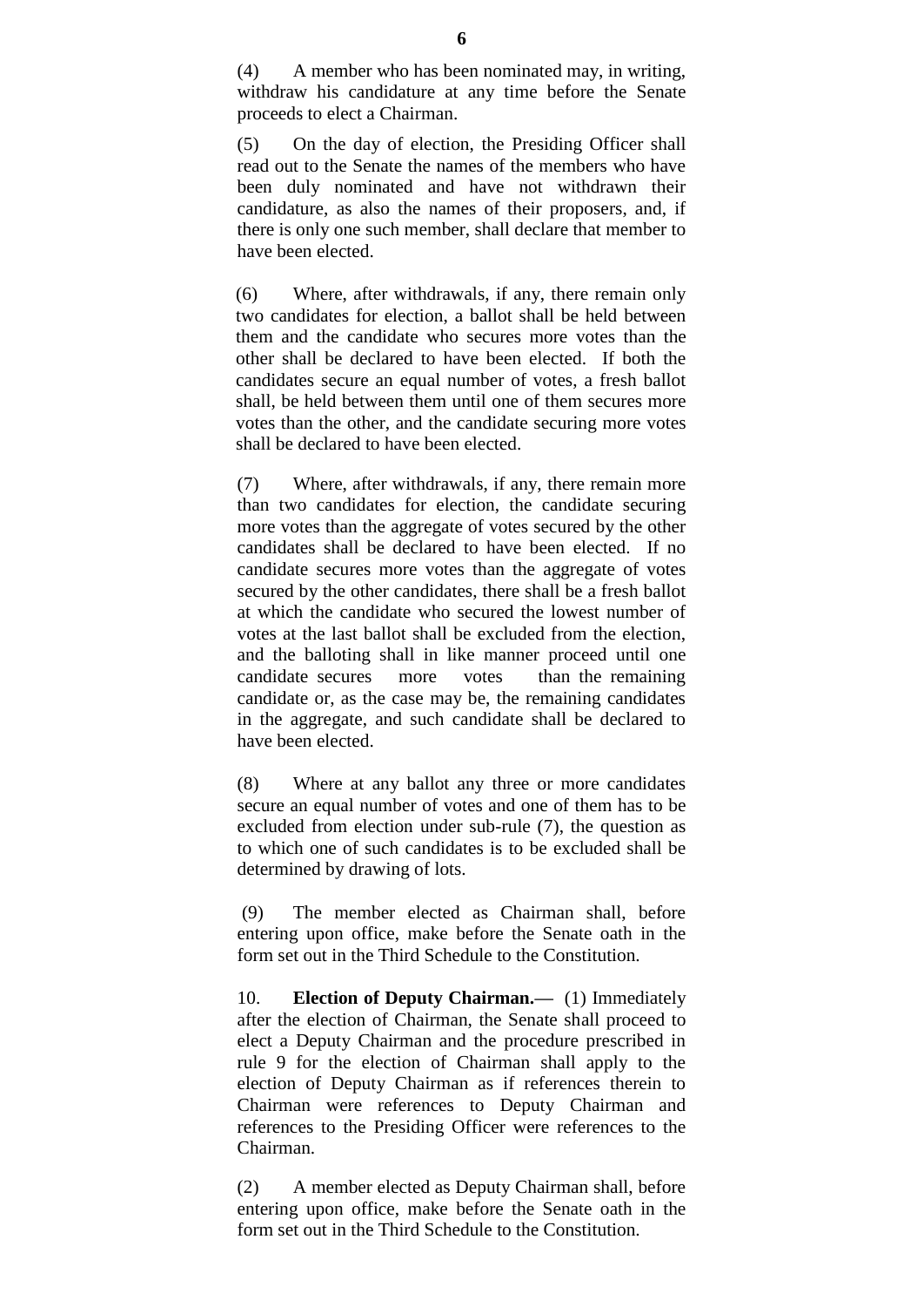(4) A member who has been nominated may, in writing, withdraw his candidature at any time before the Senate proceeds to elect a Chairman.

(5) On the day of election, the Presiding Officer shall read out to the Senate the names of the members who have been duly nominated and have not withdrawn their candidature, as also the names of their proposers, and, if there is only one such member, shall declare that member to have been elected.

(6) Where, after withdrawals, if any, there remain only two candidates for election, a ballot shall be held between them and the candidate who secures more votes than the other shall be declared to have been elected. If both the candidates secure an equal number of votes, a fresh ballot shall, be held between them until one of them secures more votes than the other, and the candidate securing more votes shall be declared to have been elected.

(7) Where, after withdrawals, if any, there remain more than two candidates for election, the candidate securing more votes than the aggregate of votes secured by the other candidates shall be declared to have been elected. If no candidate secures more votes than the aggregate of votes secured by the other candidates, there shall be a fresh ballot at which the candidate who secured the lowest number of votes at the last ballot shall be excluded from the election, and the balloting shall in like manner proceed until one candidate secures more votes than the remaining candidate or, as the case may be, the remaining candidates in the aggregate, and such candidate shall be declared to have been elected.

(8) Where at any ballot any three or more candidates secure an equal number of votes and one of them has to be excluded from election under sub-rule (7), the question as to which one of such candidates is to be excluded shall be determined by drawing of lots.

(9) The member elected as Chairman shall, before entering upon office, make before the Senate oath in the form set out in the Third Schedule to the Constitution.

10. **Election of Deputy Chairman.—** (1) Immediately after the election of Chairman, the Senate shall proceed to elect a Deputy Chairman and the procedure prescribed in rule 9 for the election of Chairman shall apply to the election of Deputy Chairman as if references therein to Chairman were references to Deputy Chairman and references to the Presiding Officer were references to the Chairman.

(2) A member elected as Deputy Chairman shall, before entering upon office, make before the Senate oath in the form set out in the Third Schedule to the Constitution.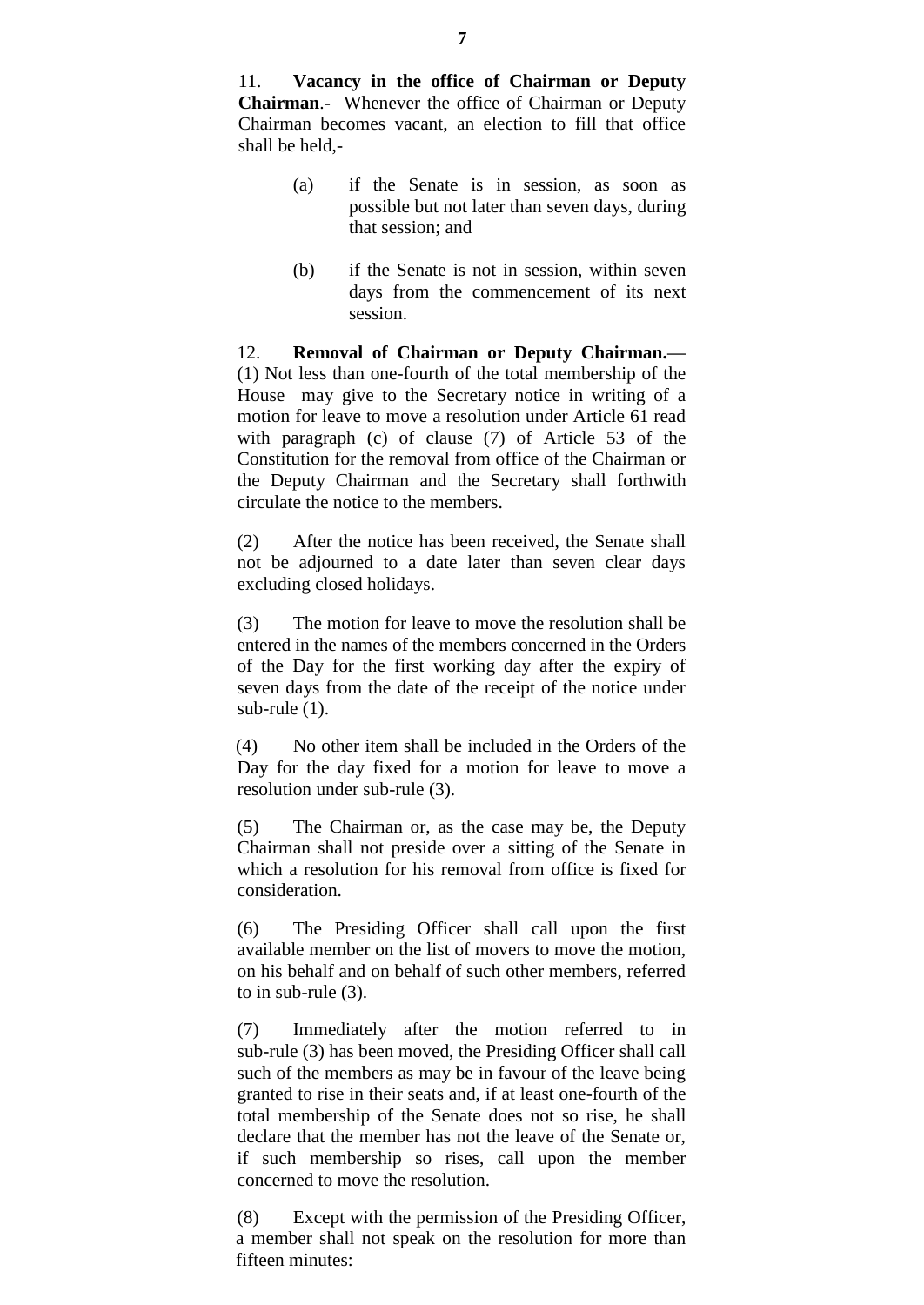11. **Vacancy in the office of Chairman or Deputy Chairman**.- Whenever the office of Chairman or Deputy Chairman becomes vacant, an election to fill that office shall be held,-

(a) if the Senate is in session, as soon as possible but not later than seven days, during that session; and

(b) if the Senate is not in session, within seven days from the commencement of its next session.

12. **Removal of Chairman or Deputy Chairman.**— (1) Not less than one-fourth of the total membership of the House may give to the Secretary notice in writing of a motion for leave to move a resolution under Article 61 read with paragraph (c) of clause (7) of Article 53 of the Constitution for the removal from office of the Chairman or the Deputy Chairman and the Secretary shall forthwith circulate the notice to the members.

(2) After the notice has been received, the Senate shall not be adjourned to a date later than seven clear days excluding closed holidays.

(3) The motion for leave to move the resolution shall be entered in the names of the members concerned in the Orders of the Day for the first working day after the expiry of seven days from the date of the receipt of the notice under sub-rule (1).

(4) No other item shall be included in the Orders of the Day for the day fixed for a motion for leave to move a resolution under sub-rule (3).

(5) The Chairman or, as the case may be, the Deputy Chairman shall not preside over a sitting of the Senate in which a resolution for his removal from office is fixed for consideration.

(6) The Presiding Officer shall call upon the first available member on the list of movers to move the motion, on his behalf and on behalf of such other members, referred to in sub-rule (3).

(7) Immediately after the motion referred to in sub-rule (3) has been moved, the Presiding Officer shall call such of the members as may be in favour of the leave being granted to rise in their seats and, if at least one-fourth of the total membership of the Senate does not so rise, he shall declare that the member has not the leave of the Senate or, if such membership so rises, call upon the member concerned to move the resolution.

(8) Except with the permission of the Presiding Officer, a member shall not speak on the resolution for more than fifteen minutes: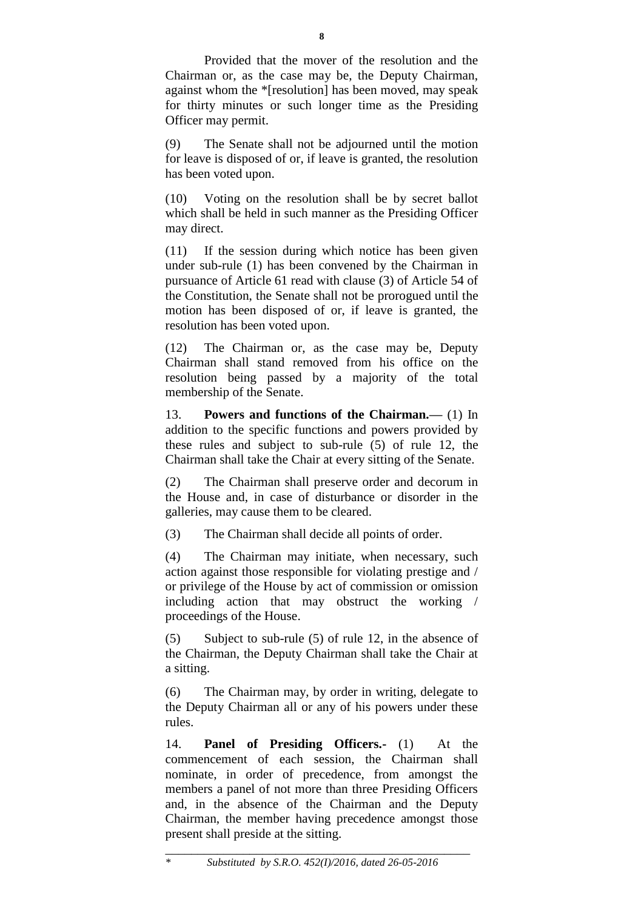Provided that the mover of the resolution and the Chairman or, as the case may be, the Deputy Chairman, against whom the *[resolution] has been moved, may speak for thirty minutes or such longer time as the Presiding Officer may permit.

(9) The Senate shall not be adjourned until the motion for leave is disposed of or, if leave is granted, the resolution has been voted upon.

(10) Voting on the resolution shall be by secret ballot which shall be held in such manner as the Presiding Officer may direct.

(11) If the session during which notice has been given under sub-rule (1) has been convened by the Chairman in pursuance of Article 61 read with clause (3) of Article 54 of the Constitution, the Senate shall not be prorogued until the motion has been disposed of or, if leave is granted, the resolution has been voted upon.

(12) The Chairman or, as the case may be, Deputy Chairman shall stand removed from his office on the resolution being passed by a majority of the total membership of the Senate.

13. **Powers and functions of the Chairman.—** (1) In addition to the specific functions and powers provided by these rules and subject to sub-rule (5) of rule 12, the Chairman shall take the Chair at every sitting of the Senate.

(2) The Chairman shall preserve order and decorum in the House and, in case of disturbance or disorder in the galleries, may cause them to be cleared.

(3) The Chairman shall decide all points of order.

(4) The Chairman may initiate, when necessary, such action against those responsible for violating prestige and / or privilege of the House by act of commission or omission including action that may obstruct the working / proceedings of the House.

(5) Subject to sub-rule (5) of rule 12, in the absence of the Chairman, the Deputy Chairman shall take the Chair at a sitting.

(6) The Chairman may, by order in writing, delegate to the Deputy Chairman all or any of his powers under these rules.

14. **Panel of Presiding Officers.-** (1) At the commencement of each session, the Chairman shall nominate, in order of precedence, from amongst the members a panel of not more than three Presiding Officers and, in the absence of the Chairman and the Deputy Chairman, the member having precedence amongst those present shall preside at the sitting.

---

\* *Substituted by S.R.O. 452(I)/2016, dated 26-05-2016*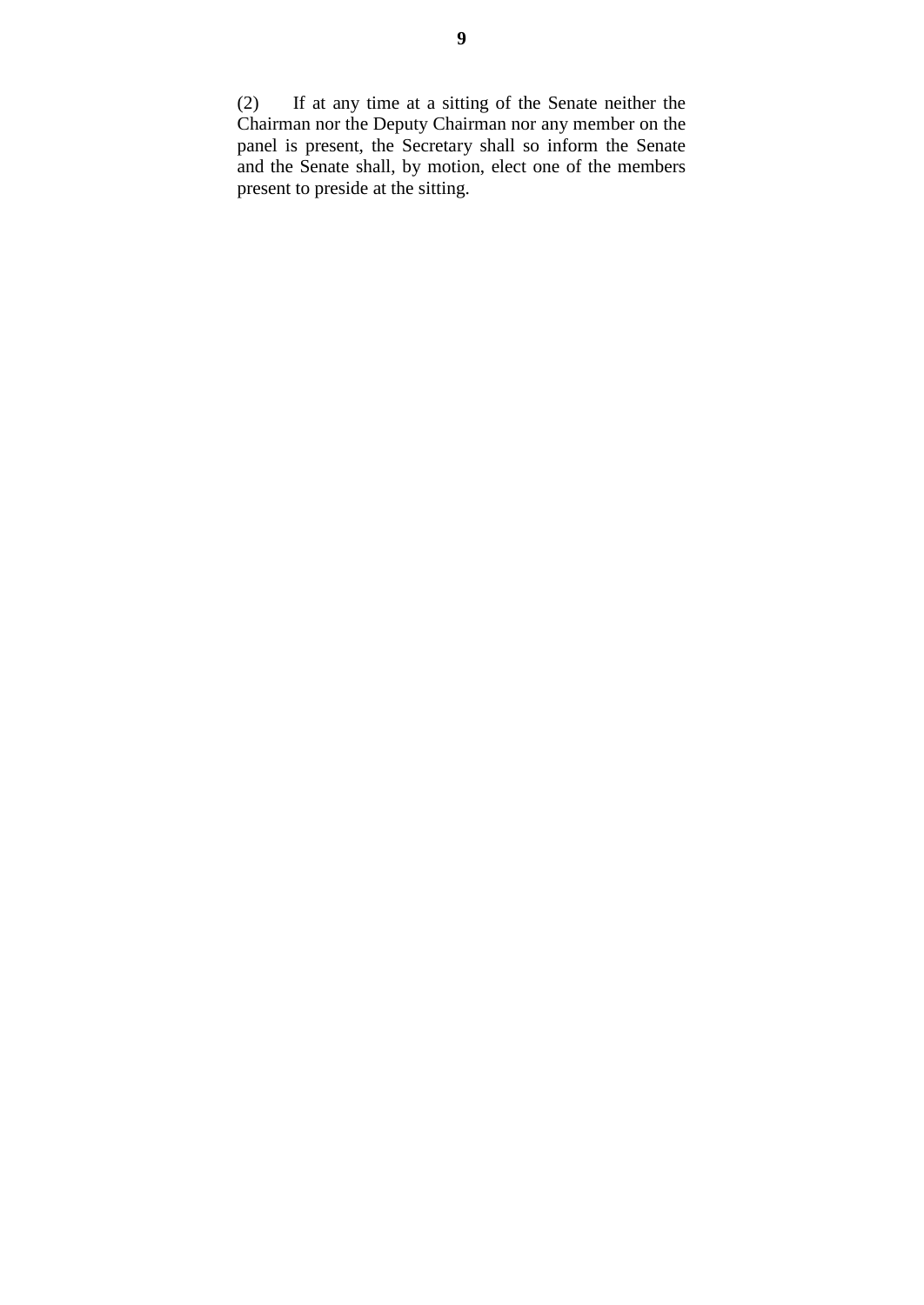(2) If at any time at a sitting of the Senate neither the Chairman nor the Deputy Chairman nor any member on the panel is present, the Secretary shall so inform the Senate and the Senate shall, by motion, elect one of the members present to preside at the sitting.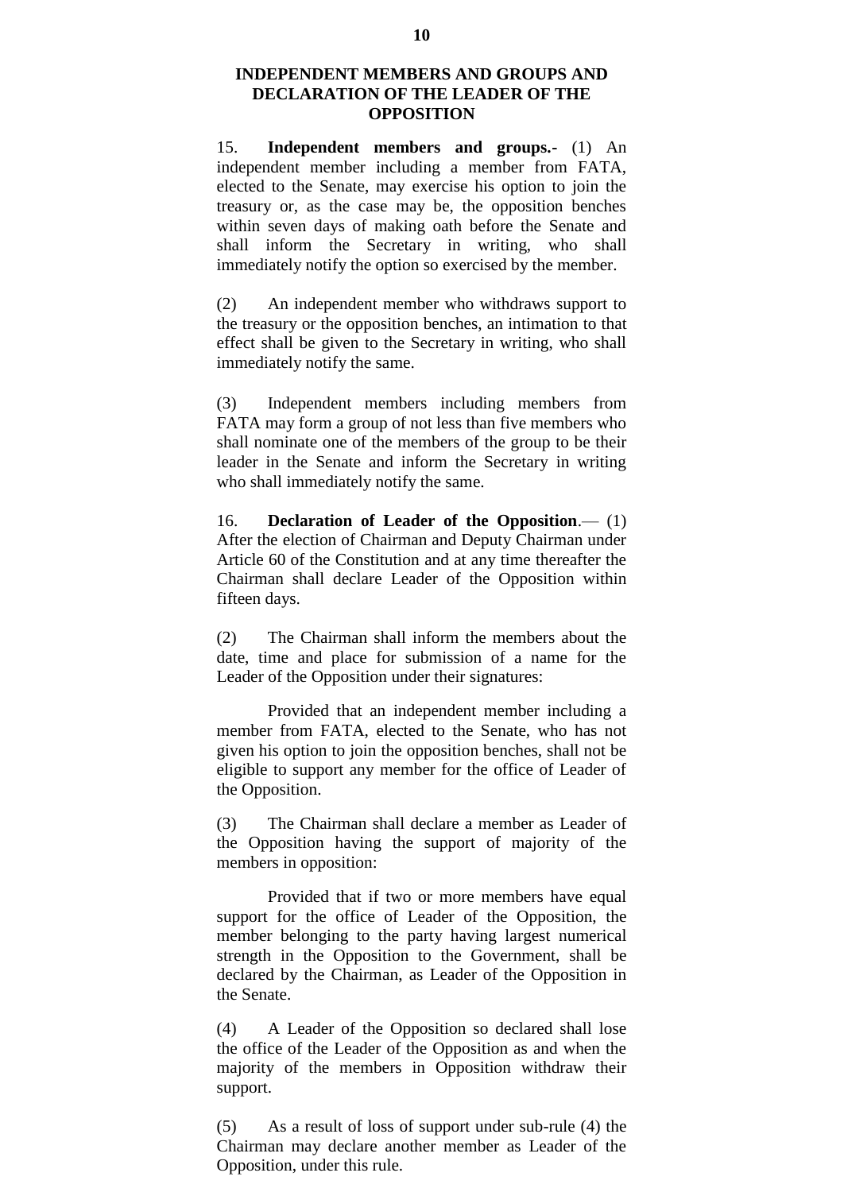## INDEPENDENT MEMBERS AND GROUPS AND DECLARATION OF THE LEADER OF THE OPPOSITION

15. **Independent members and groups.**- (1) An independent member including a member from FATA, elected to the Senate, may exercise his option to join the treasury or, as the case may be, the opposition benches within seven days of making oath before the Senate and shall inform the Secretary in writing, who shall immediately notify the option so exercised by the member.

(2) An independent member who withdraws support to the treasury or the opposition benches, an intimation to that effect shall be given to the Secretary in writing, who shall immediately notify the same.

(3) Independent members including members from FATA may form a group of not less than five members who shall nominate one of the members of the group to be their leader in the Senate and inform the Secretary in writing who shall immediately notify the same.

16. **Declaration of Leader of the Opposition**.— (1) After the election of Chairman and Deputy Chairman under Article 60 of the Constitution and at any time thereafter the Chairman shall declare Leader of the Opposition within fifteen days.

(2) The Chairman shall inform the members about the date, time and place for submission of a name for the Leader of the Opposition under their signatures:

Provided that an independent member including a member from FATA, elected to the Senate, who has not given his option to join the opposition benches, shall not be eligible to support any member for the office of Leader of the Opposition.

(3) The Chairman shall declare a member as Leader of the Opposition having the support of majority of the members in opposition:

Provided that if two or more members have equal support for the office of Leader of the Opposition, the member belonging to the party having largest numerical strength in the Opposition to the Government, shall be declared by the Chairman, as Leader of the Opposition in the Senate.

(4) A Leader of the Opposition so declared shall lose the office of the Leader of the Opposition as and when the majority of the members in Opposition withdraw their support.

(5) As a result of loss of support under sub-rule (4) the Chairman may declare another member as Leader of the Opposition, under this rule.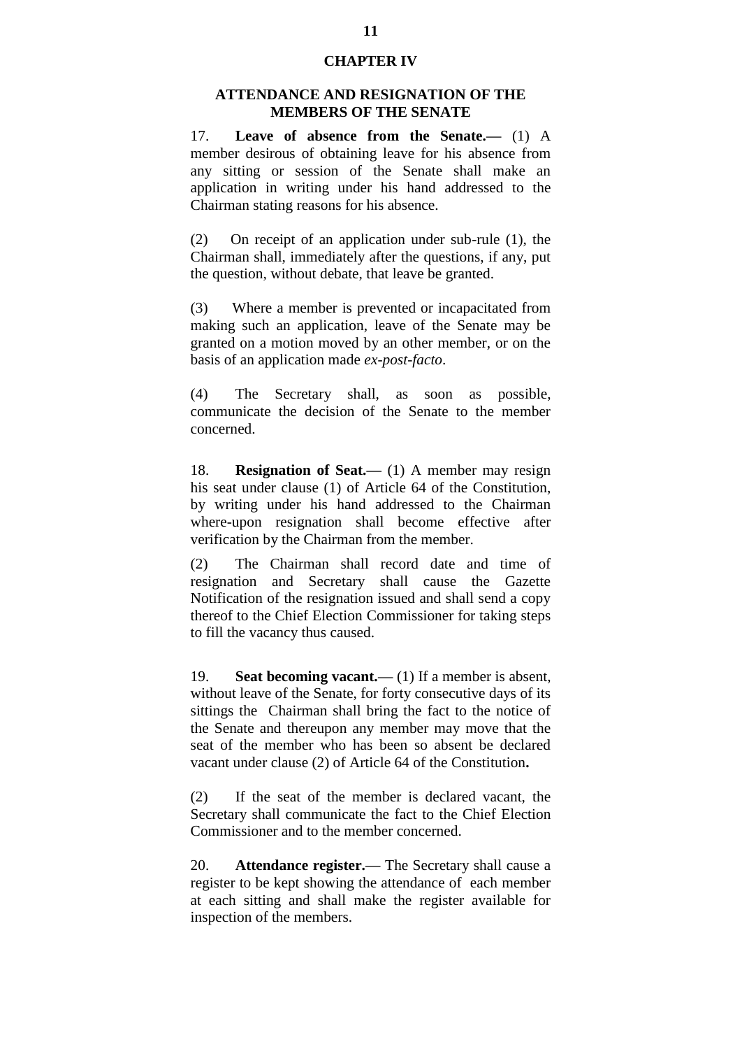## CHAPTER IV

## ATTENDANCE AND RESIGNATION OF THE MEMBERS OF THE SENATE

17. **Leave of absence from the Senate.—** (1) A member desirous of obtaining leave for his absence from any sitting or session of the Senate shall make an application in writing under his hand addressed to the Chairman stating reasons for his absence.

(2) On receipt of an application under sub-rule (1), the Chairman shall, immediately after the questions, if any, put the question, without debate, that leave be granted.

(3) Where a member is prevented or incapacitated from making such an application, leave of the Senate may be granted on a motion moved by an other member, or on the basis of an application made *ex-post-facto*.

(4) The Secretary shall, as soon as possible, communicate the decision of the Senate to the member concerned.

18. **Resignation of Seat.—** (1) A member may resign his seat under clause (1) of Article 64 of the Constitution, by writing under his hand addressed to the Chairman where-upon resignation shall become effective after verification by the Chairman from the member.

(2) The Chairman shall record date and time of resignation and Secretary shall cause the Gazette Notification of the resignation issued and shall send a copy thereof to the Chief Election Commissioner for taking steps to fill the vacancy thus caused.

19. **Seat becoming vacant.—** (1) If a member is absent, without leave of the Senate, for forty consecutive days of its sittings the Chairman shall bring the fact to the notice of the Senate and thereupon any member may move that the seat of the member who has been so absent be declared vacant under clause (2) of Article 64 of the Constitution**.**

(2) If the seat of the member is declared vacant, the Secretary shall communicate the fact to the Chief Election Commissioner and to the member concerned.

20. **Attendance register.—** The Secretary shall cause a register to be kept showing the attendance of each member at each sitting and shall make the register available for inspection of the members.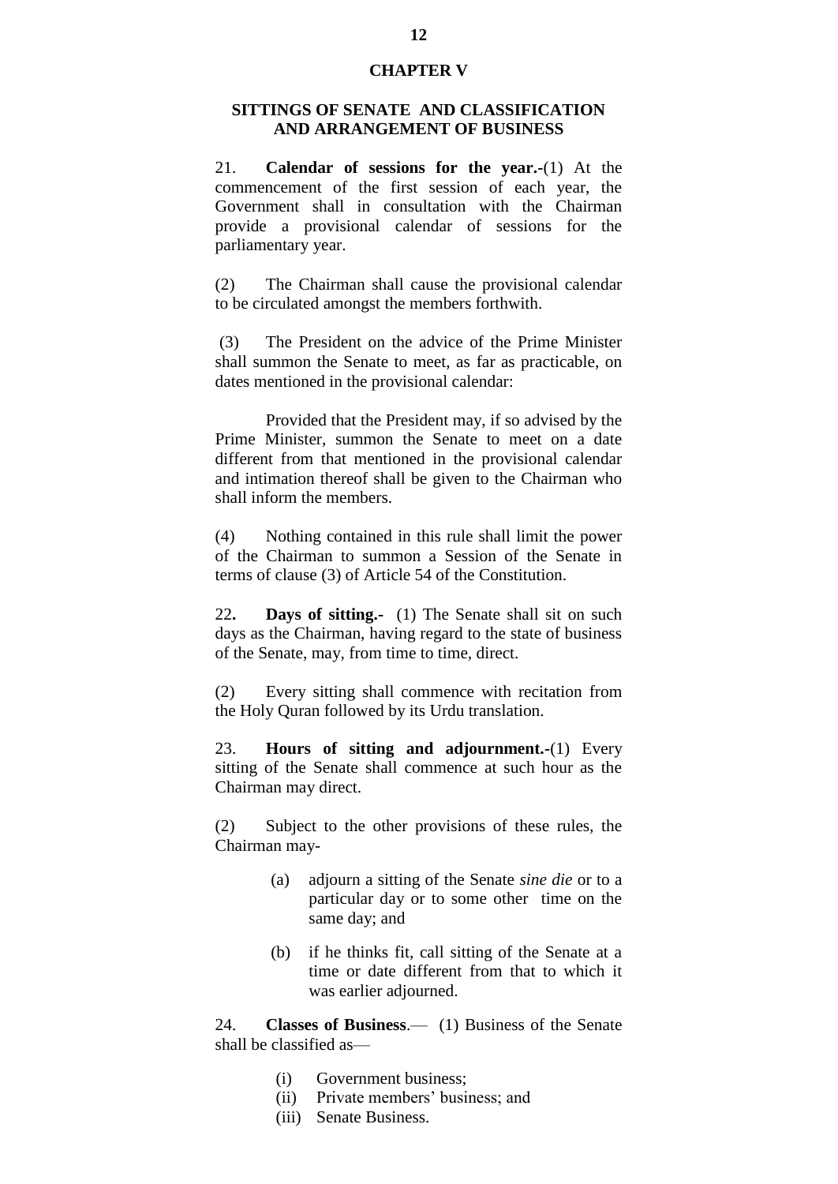## CHAPTER V

### SITTINGS OF SENATE AND CLASSIFICATION AND ARRANGEMENT OF BUSINESS

21. **Calendar of sessions for the year.**-(1) At the commencement of the first session of each year, the Government shall in consultation with the Chairman provide a provisional calendar of sessions for the parliamentary year.

(2) The Chairman shall cause the provisional calendar to be circulated amongst the members forthwith.

(3) The President on the advice of the Prime Minister shall summon the Senate to meet, as far as practicable, on dates mentioned in the provisional calendar:

Provided that the President may, if so advised by the Prime Minister, summon the Senate to meet on a date different from that mentioned in the provisional calendar and intimation thereof shall be given to the Chairman who shall inform the members.

(4) Nothing contained in this rule shall limit the power of the Chairman to summon a Session of the Senate in terms of clause (3) of Article 54 of the Constitution.

22**.** **Days of sitting.-** (1) The Senate shall sit on such days as the Chairman, having regard to the state of business of the Senate, may, from time to time, direct.

(2) Every sitting shall commence with recitation from the Holy Quran followed by its Urdu translation.

23. **Hours of sitting and adjournment.**-(1) Every sitting of the Senate shall commence at such hour as the Chairman may direct.

(2) Subject to the other provisions of these rules, the Chairman may-

(a) adjourn a sitting of the Senate *sine die* or to a particular day or to some other time on the same day; and

(b) if he thinks fit, call sitting of the Senate at a time or date different from that to which it was earlier adjourned.

24. **Classes of Business**.— (1) Business of the Senate shall be classified as—

(i) Government business;
(ii) Private members' business; and
(iii) Senate Business.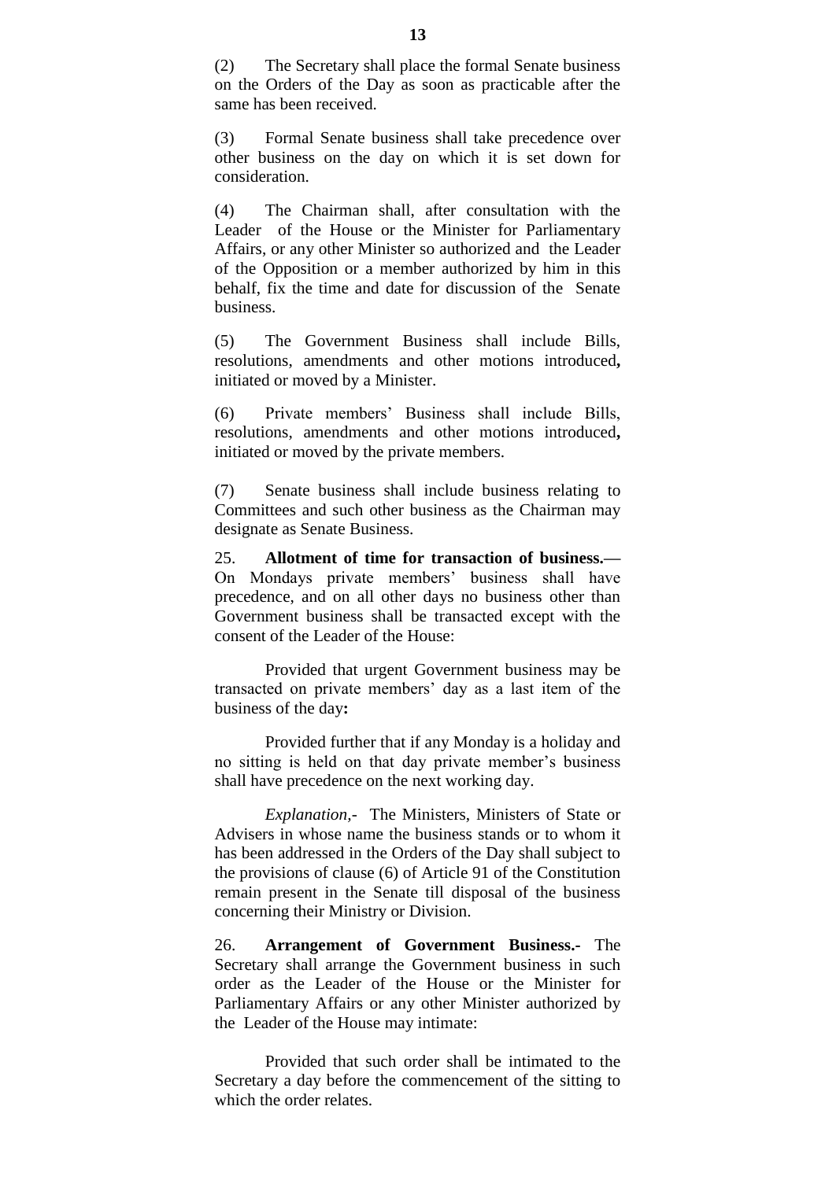(2) The Secretary shall place the formal Senate business on the Orders of the Day as soon as practicable after the same has been received.

(3) Formal Senate business shall take precedence over other business on the day on which it is set down for consideration.

(4) The Chairman shall, after consultation with the Leader of the House or the Minister for Parliamentary Affairs, or any other Minister so authorized and the Leader of the Opposition or a member authorized by him in this behalf, fix the time and date for discussion of the Senate business.

(5) The Government Business shall include Bills, resolutions, amendments and other motions introduced**,** initiated or moved by a Minister.

(6) Private members' Business shall include Bills, resolutions, amendments and other motions introduced**,** initiated or moved by the private members.

(7) Senate business shall include business relating to Committees and such other business as the Chairman may designate as Senate Business.

25. **Allotment of time for transaction of business.—** On Mondays private members' business shall have precedence, and on all other days no business other than Government business shall be transacted except with the consent of the Leader of the House:

Provided that urgent Government business may be transacted on private members' day as a last item of the business of the day**:**

Provided further that if any Monday is a holiday and no sitting is held on that day private member's business shall have precedence on the next working day.

*Explanation,-* The Ministers, Ministers of State or Advisers in whose name the business stands or to whom it has been addressed in the Orders of the Day shall subject to the provisions of clause (6) of Article 91 of the Constitution remain present in the Senate till disposal of the business concerning their Ministry or Division.

26. **Arrangement of Government Business.-** The Secretary shall arrange the Government business in such order as the Leader of the House or the Minister for Parliamentary Affairs or any other Minister authorized by the Leader of the House may intimate:

Provided that such order shall be intimated to the Secretary a day before the commencement of the sitting to which the order relates.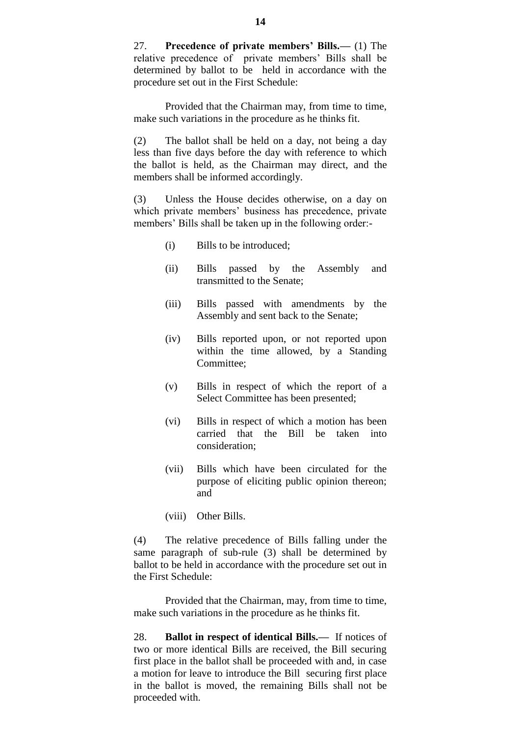27. **Precedence of private members' Bills.—** (1) The relative precedence of private members' Bills shall be determined by ballot to be held in accordance with the procedure set out in the First Schedule:

Provided that the Chairman may, from time to time, make such variations in the procedure as he thinks fit.

(2) The ballot shall be held on a day, not being a day less than five days before the day with reference to which the ballot is held, as the Chairman may direct, and the members shall be informed accordingly.

(3) Unless the House decides otherwise, on a day on which private members' business has precedence, private members' Bills shall be taken up in the following order:-

- (i) Bills to be introduced;
- (ii) Bills passed by the Assembly and transmitted to the Senate;
- (iii) Bills passed with amendments by the Assembly and sent back to the Senate;
- (iv) Bills reported upon, or not reported upon within the time allowed, by a Standing Committee;
- (v) Bills in respect of which the report of a Select Committee has been presented;
- (vi) Bills in respect of which a motion has been carried that the Bill be taken into consideration;
- (vii) Bills which have been circulated for the purpose of eliciting public opinion thereon; and
- (viii) Other Bills.

(4) The relative precedence of Bills falling under the same paragraph of sub-rule (3) shall be determined by ballot to be held in accordance with the procedure set out in the First Schedule:

Provided that the Chairman, may, from time to time, make such variations in the procedure as he thinks fit.

28. **Ballot in respect of identical Bills.—** If notices of two or more identical Bills are received, the Bill securing first place in the ballot shall be proceeded with and, in case a motion for leave to introduce the Bill securing first place in the ballot is moved, the remaining Bills shall not be proceeded with.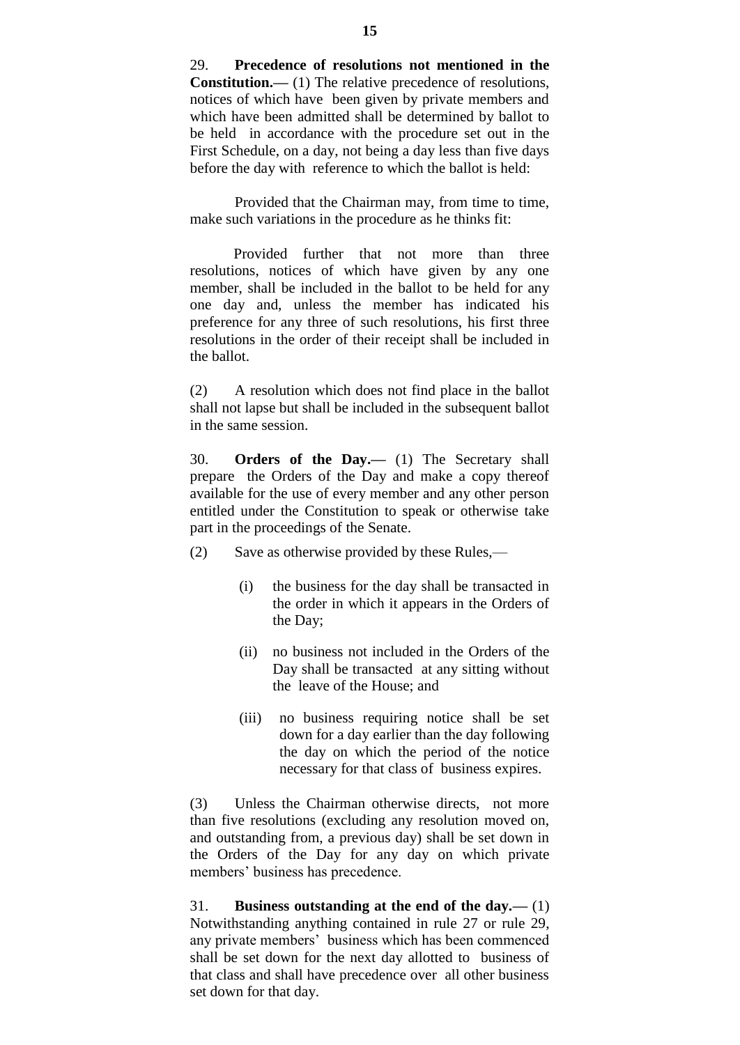29. **Precedence of resolutions not mentioned in the Constitution.—** (1) The relative precedence of resolutions, notices of which have been given by private members and which have been admitted shall be determined by ballot to be held in accordance with the procedure set out in the First Schedule, on a day, not being a day less than five days before the day with reference to which the ballot is held:

Provided that the Chairman may, from time to time, make such variations in the procedure as he thinks fit:

Provided further that not more than three resolutions, notices of which have given by any one member, shall be included in the ballot to be held for any one day and, unless the member has indicated his preference for any three of such resolutions, his first three resolutions in the order of their receipt shall be included in the ballot.

(2) A resolution which does not find place in the ballot shall not lapse but shall be included in the subsequent ballot in the same session.

30. **Orders of the Day.—** (1) The Secretary shall prepare the Orders of the Day and make a copy thereof available for the use of every member and any other person entitled under the Constitution to speak or otherwise take part in the proceedings of the Senate.

(2) Save as otherwise provided by these Rules,—

(i) the business for the day shall be transacted in the order in which it appears in the Orders of the Day;

(ii) no business not included in the Orders of the Day shall be transacted at any sitting without the leave of the House; and

(iii) no business requiring notice shall be set down for a day earlier than the day following the day on which the period of the notice necessary for that class of business expires.

(3) Unless the Chairman otherwise directs, not more than five resolutions (excluding any resolution moved on, and outstanding from, a previous day) shall be set down in the Orders of the Day for any day on which private members' business has precedence.

31. **Business outstanding at the end of the day.—** (1) Notwithstanding anything contained in rule 27 or rule 29, any private members' business which has been commenced shall be set down for the next day allotted to business of that class and shall have precedence over all other business set down for that day.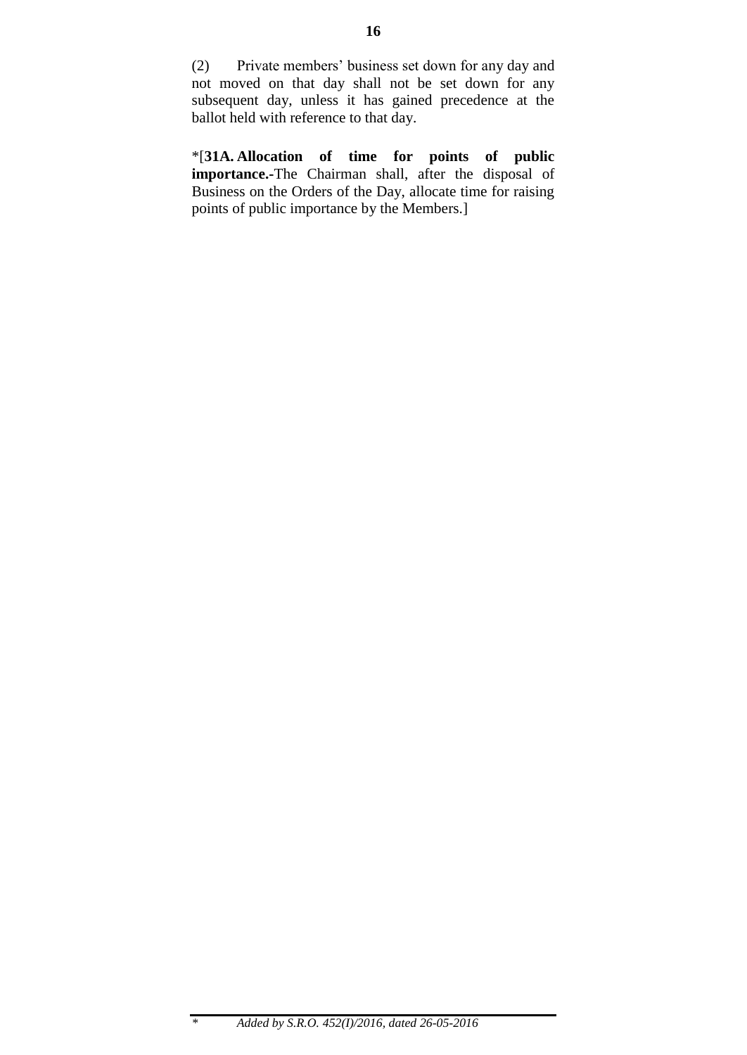(2) Private members' business set down for any day and not moved on that day shall not be set down for any subsequent day, unless it has gained precedence at the ballot held with reference to that day.

*[**31A. Allocation of time for points of public importance.-**The Chairman shall, after the disposal of Business on the Orders of the Day, allocate time for raising points of public importance by the Members.]

---

\* *Added by S.R.O. 452(I)/2016, dated 26-05-2016*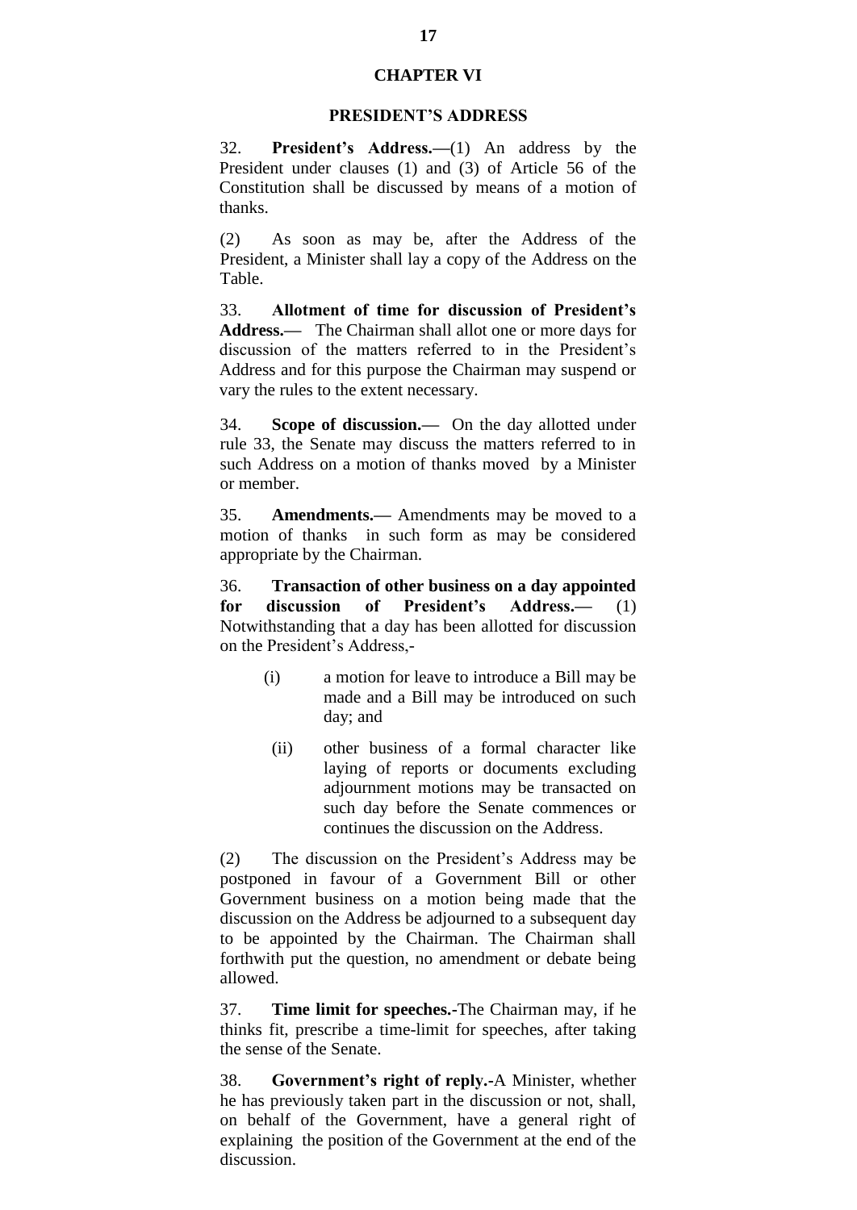## CHAPTER VI

## PRESIDENT'S ADDRESS

32. **President's Address.—**(1) An address by the President under clauses (1) and (3) of Article 56 of the Constitution shall be discussed by means of a motion of thanks.

(2) As soon as may be, after the Address of the President, a Minister shall lay a copy of the Address on the Table.

33. **Allotment of time for discussion of President's Address.—** The Chairman shall allot one or more days for discussion of the matters referred to in the President's Address and for this purpose the Chairman may suspend or vary the rules to the extent necessary.

34. **Scope of discussion.—** On the day allotted under rule 33, the Senate may discuss the matters referred to in such Address on a motion of thanks moved by a Minister or member.

35. **Amendments.—** Amendments may be moved to a motion of thanks in such form as may be considered appropriate by the Chairman.

36. **Transaction of other business on a day appointed for discussion of President's Address.—** (1) Notwithstanding that a day has been allotted for discussion on the President's Address,-

(i) a motion for leave to introduce a Bill may be made and a Bill may be introduced on such day; and

(ii) other business of a formal character like laying of reports or documents excluding adjournment motions may be transacted on such day before the Senate commences or continues the discussion on the Address.

(2) The discussion on the President's Address may be postponed in favour of a Government Bill or other Government business on a motion being made that the discussion on the Address be adjourned to a subsequent day to be appointed by the Chairman. The Chairman shall forthwith put the question, no amendment or debate being allowed.

37. **Time limit for speeches.-**The Chairman may, if he thinks fit, prescribe a time-limit for speeches, after taking the sense of the Senate.

38. **Government's right of reply.-**A Minister, whether he has previously taken part in the discussion or not, shall, on behalf of the Government, have a general right of explaining the position of the Government at the end of the discussion.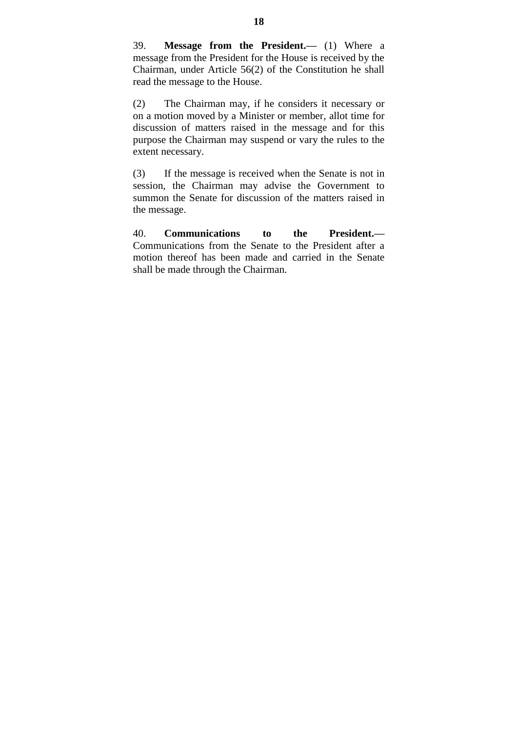39. **Message from the President.—** (1) Where a message from the President for the House is received by the Chairman, under Article 56(2) of the Constitution he shall read the message to the House.

(2) The Chairman may, if he considers it necessary or on a motion moved by a Minister or member, allot time for discussion of matters raised in the message and for this purpose the Chairman may suspend or vary the rules to the extent necessary.

(3) If the message is received when the Senate is not in session, the Chairman may advise the Government to summon the Senate for discussion of the matters raised in the message.

40. **Communications to the President.—** Communications from the Senate to the President after a motion thereof has been made and carried in the Senate shall be made through the Chairman.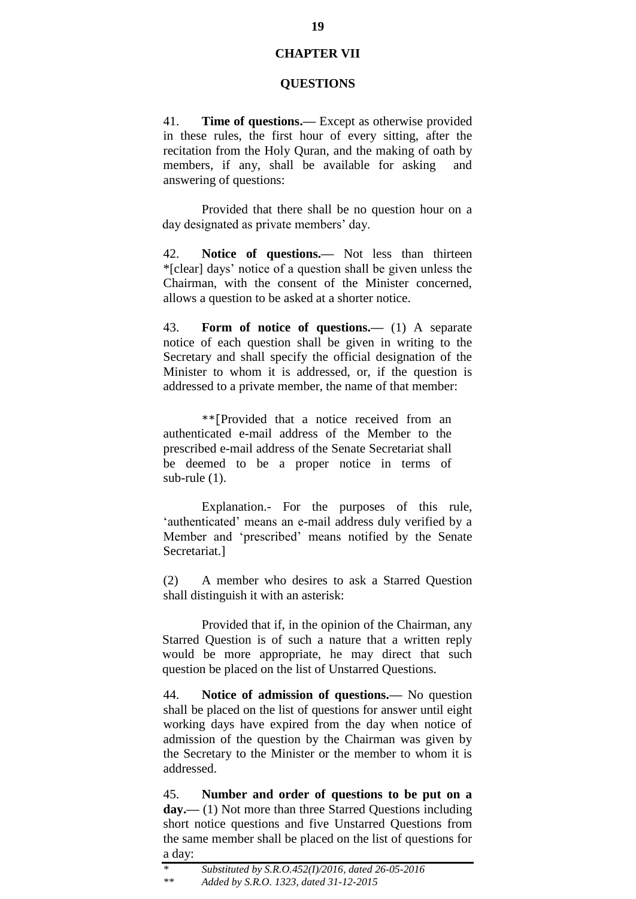## CHAPTER VII

## QUESTIONS

41. **Time of questions.—** Except as otherwise provided in these rules, the first hour of every sitting, after the recitation from the Holy Quran, and the making of oath by members, if any, shall be available for asking and answering of questions:

Provided that there shall be no question hour on a day designated as private members' day.

42. **Notice of questions.—** Not less than thirteen *[clear] days' notice of a question shall be given unless the Chairman, with the consent of the Minister concerned, allows a question to be asked at a shorter notice.

43. **Form of notice of questions.—** (1) A separate notice of each question shall be given in writing to the Secretary and shall specify the official designation of the Minister to whom it is addressed, or, if the question is addressed to a private member, the name of that member:

**[Provided that a notice received from an authenticated e-mail address of the Member to the prescribed e-mail address of the Senate Secretariat shall be deemed to be a proper notice in terms of sub-rule (1).

Explanation.- For the purposes of this rule, 'authenticated' means an e-mail address duly verified by a Member and 'prescribed' means notified by the Senate Secretariat.]

(2) A member who desires to ask a Starred Question shall distinguish it with an asterisk:

Provided that if, in the opinion of the Chairman, any Starred Question is of such a nature that a written reply would be more appropriate, he may direct that such question be placed on the list of Unstarred Questions.

44. **Notice of admission of questions.—** No question shall be placed on the list of questions for answer until eight working days have expired from the day when notice of admission of the question by the Chairman was given by the Secretary to the Minister or the member to whom it is addressed.

45. **Number and order of questions to be put on a day.—** (1) Not more than three Starred Questions including short notice questions and five Unstarred Questions from the same member shall be placed on the list of questions for a day:

---

*\* Substituted by S.R.O.452(I)/2016, dated 26-05-2016*

*\*\* Added by S.R.O. 1323, dated 31-12-2015*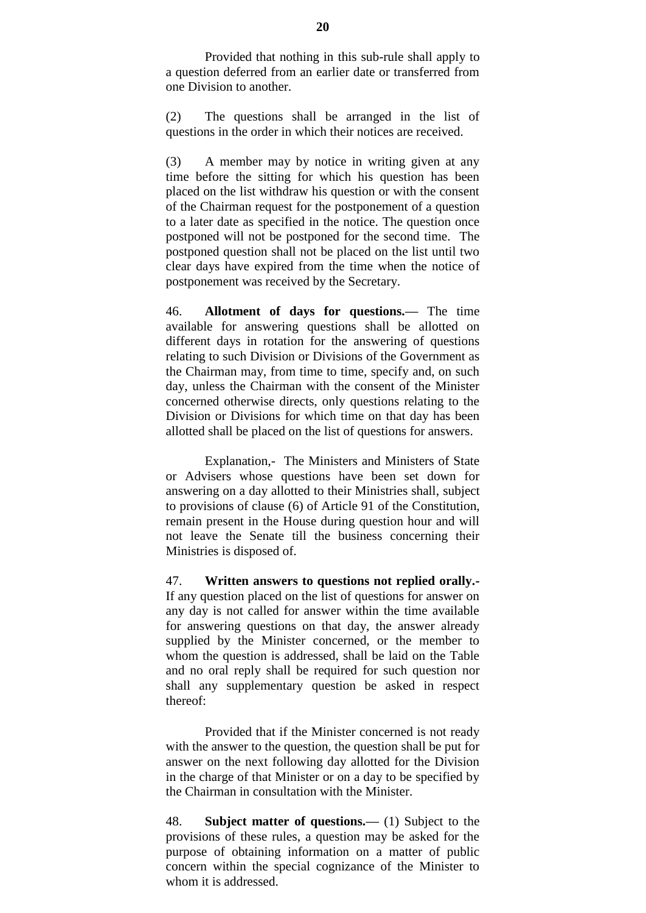Provided that nothing in this sub-rule shall apply to a question deferred from an earlier date or transferred from one Division to another.

(2) The questions shall be arranged in the list of questions in the order in which their notices are received.

(3) A member may by notice in writing given at any time before the sitting for which his question has been placed on the list withdraw his question or with the consent of the Chairman request for the postponement of a question to a later date as specified in the notice. The question once postponed will not be postponed for the second time. The postponed question shall not be placed on the list until two clear days have expired from the time when the notice of postponement was received by the Secretary.

46. **Allotment of days for questions.—** The time available for answering questions shall be allotted on different days in rotation for the answering of questions relating to such Division or Divisions of the Government as the Chairman may, from time to time, specify and, on such day, unless the Chairman with the consent of the Minister concerned otherwise directs, only questions relating to the Division or Divisions for which time on that day has been allotted shall be placed on the list of questions for answers.

Explanation,- The Ministers and Ministers of State or Advisers whose questions have been set down for answering on a day allotted to their Ministries shall, subject to provisions of clause (6) of Article 91 of the Constitution, remain present in the House during question hour and will not leave the Senate till the business concerning their Ministries is disposed of.

47. **Written answers to questions not replied orally.-** If any question placed on the list of questions for answer on any day is not called for answer within the time available for answering questions on that day, the answer already supplied by the Minister concerned, or the member to whom the question is addressed, shall be laid on the Table and no oral reply shall be required for such question nor shall any supplementary question be asked in respect thereof:

Provided that if the Minister concerned is not ready with the answer to the question, the question shall be put for answer on the next following day allotted for the Division in the charge of that Minister or on a day to be specified by the Chairman in consultation with the Minister.

48. **Subject matter of questions.—** (1) Subject to the provisions of these rules, a question may be asked for the purpose of obtaining information on a matter of public concern within the special cognizance of the Minister to whom it is addressed.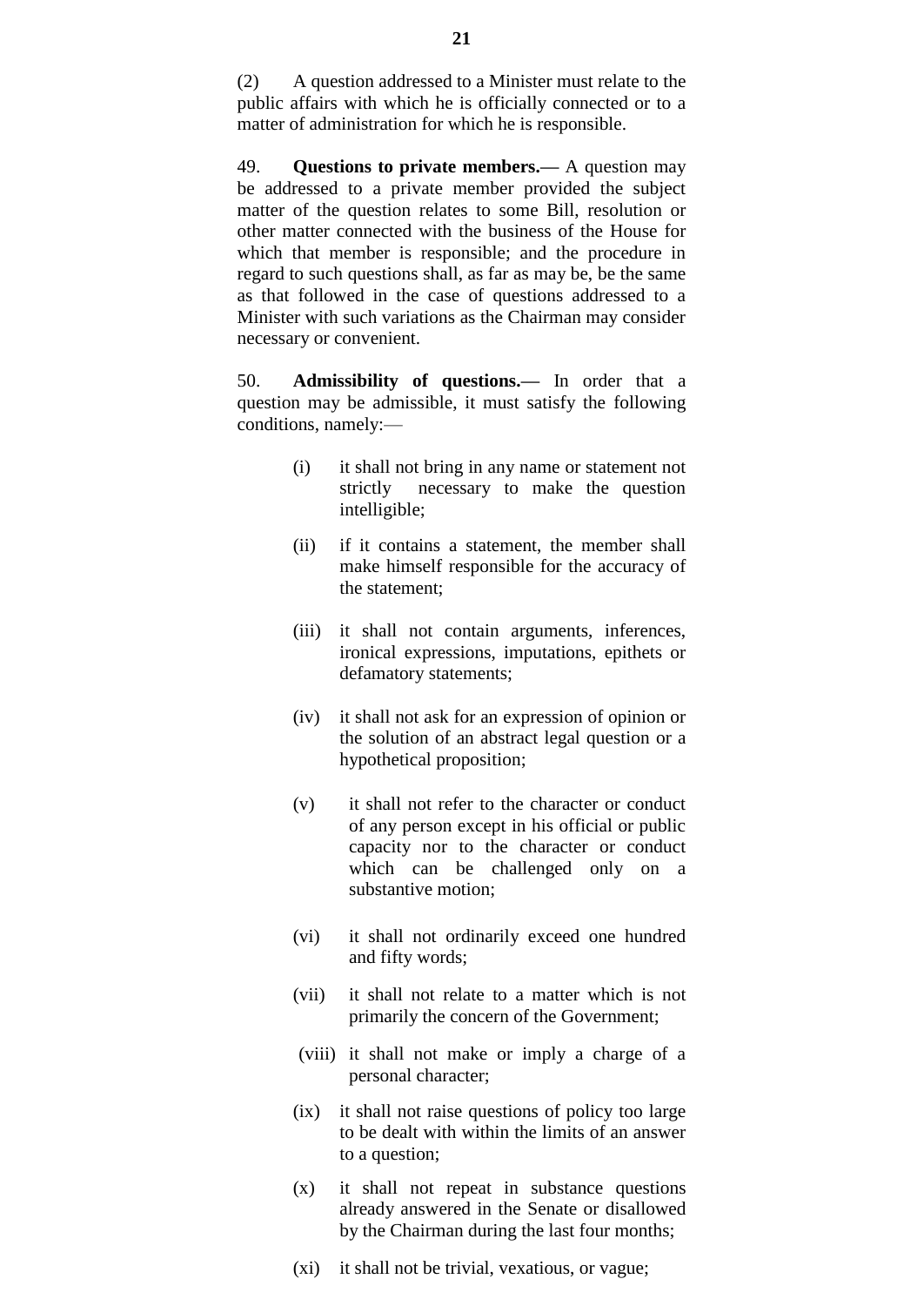(2) A question addressed to a Minister must relate to the public affairs with which he is officially connected or to a matter of administration for which he is responsible.

49. **Questions to private members.—** A question may be addressed to a private member provided the subject matter of the question relates to some Bill, resolution or other matter connected with the business of the House for which that member is responsible; and the procedure in regard to such questions shall, as far as may be, be the same as that followed in the case of questions addressed to a Minister with such variations as the Chairman may consider necessary or convenient.

50. **Admissibility of questions.—** In order that a question may be admissible, it must satisfy the following conditions, namely:—

(i) it shall not bring in any name or statement not strictly necessary to make the question intelligible;

(ii) if it contains a statement, the member shall make himself responsible for the accuracy of the statement;

(iii) it shall not contain arguments, inferences, ironical expressions, imputations, epithets or defamatory statements;

(iv) it shall not ask for an expression of opinion or the solution of an abstract legal question or a hypothetical proposition;

(v) it shall not refer to the character or conduct of any person except in his official or public capacity nor to the character or conduct which can be challenged only on a substantive motion;

(vi) it shall not ordinarily exceed one hundred and fifty words;

(vii) it shall not relate to a matter which is not primarily the concern of the Government;

(viii) it shall not make or imply a charge of a personal character;

(ix) it shall not raise questions of policy too large to be dealt with within the limits of an answer to a question;

(x) it shall not repeat in substance questions already answered in the Senate or disallowed by the Chairman during the last four months;

(xi) it shall not be trivial, vexatious, or vague;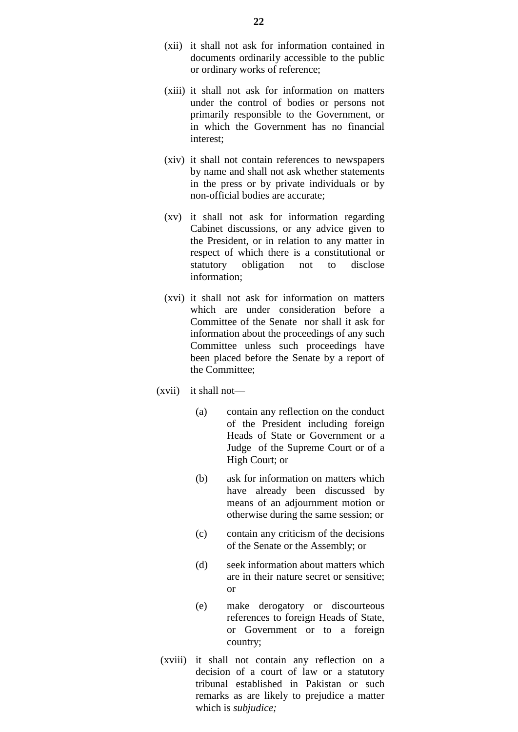(xii) it shall not ask for information contained in documents ordinarily accessible to the public or ordinary works of reference;

(xiii) it shall not ask for information on matters under the control of bodies or persons not primarily responsible to the Government, or in which the Government has no financial interest;

(xiv) it shall not contain references to newspapers by name and shall not ask whether statements in the press or by private individuals or by non-official bodies are accurate;

(xv) it shall not ask for information regarding Cabinet discussions, or any advice given to the President, or in relation to any matter in respect of which there is a constitutional or statutory obligation not to disclose information;

(xvi) it shall not ask for information on matters which are under consideration before a Committee of the Senate nor shall it ask for information about the proceedings of any such Committee unless such proceedings have been placed before the Senate by a report of the Committee;

(xvii) it shall not—

(a) contain any reflection on the conduct of the President including foreign Heads of State or Government or a Judge of the Supreme Court or of a High Court; or

(b) ask for information on matters which have already been discussed by means of an adjournment motion or otherwise during the same session; or

(c) contain any criticism of the decisions of the Senate or the Assembly; or

(d) seek information about matters which are in their nature secret or sensitive; or

(e) make derogatory or discourteous references to foreign Heads of State, or Government or to a foreign country;

(xviii) it shall not contain any reflection on a decision of a court of law or a statutory tribunal established in Pakistan or such remarks as are likely to prejudice a matter which is *subjudice;*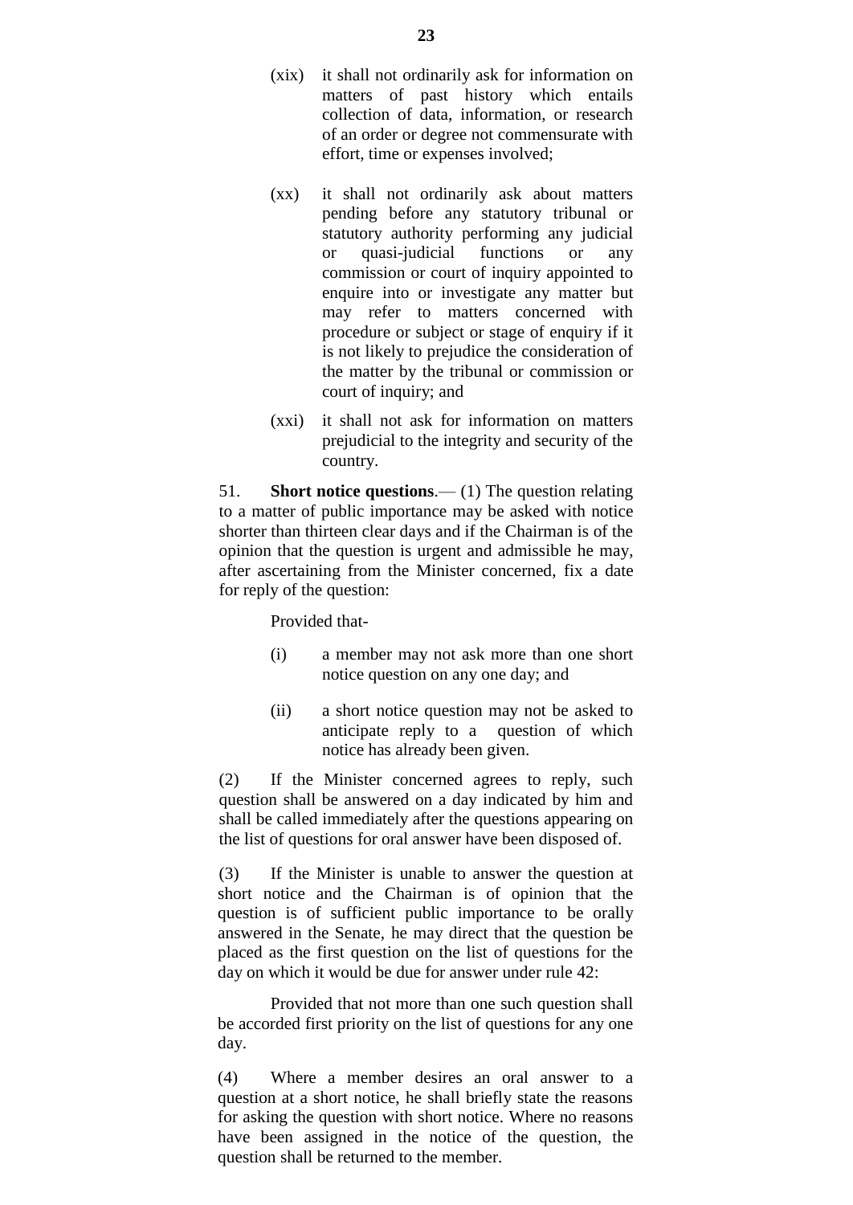(xix) it shall not ordinarily ask for information on matters of past history which entails collection of data, information, or research of an order or degree not commensurate with effort, time or expenses involved;

(xx) it shall not ordinarily ask about matters pending before any statutory tribunal or statutory authority performing any judicial or quasi-judicial functions or any commission or court of inquiry appointed to enquire into or investigate any matter but may refer to matters concerned with procedure or subject or stage of enquiry if it is not likely to prejudice the consideration of the matter by the tribunal or commission or court of inquiry; and

(xxi) it shall not ask for information on matters prejudicial to the integrity and security of the country.

51. **Short notice questions**.— (1) The question relating to a matter of public importance may be asked with notice shorter than thirteen clear days and if the Chairman is of the opinion that the question is urgent and admissible he may, after ascertaining from the Minister concerned, fix a date for reply of the question:

Provided that-

(i) a member may not ask more than one short notice question on any one day; and

(ii) a short notice question may not be asked to anticipate reply to a question of which notice has already been given.

(2) If the Minister concerned agrees to reply, such question shall be answered on a day indicated by him and shall be called immediately after the questions appearing on the list of questions for oral answer have been disposed of.

(3) If the Minister is unable to answer the question at short notice and the Chairman is of opinion that the question is of sufficient public importance to be orally answered in the Senate, he may direct that the question be placed as the first question on the list of questions for the day on which it would be due for answer under rule 42:

Provided that not more than one such question shall be accorded first priority on the list of questions for any one day.

(4) Where a member desires an oral answer to a question at a short notice, he shall briefly state the reasons for asking the question with short notice. Where no reasons have been assigned in the notice of the question, the question shall be returned to the member.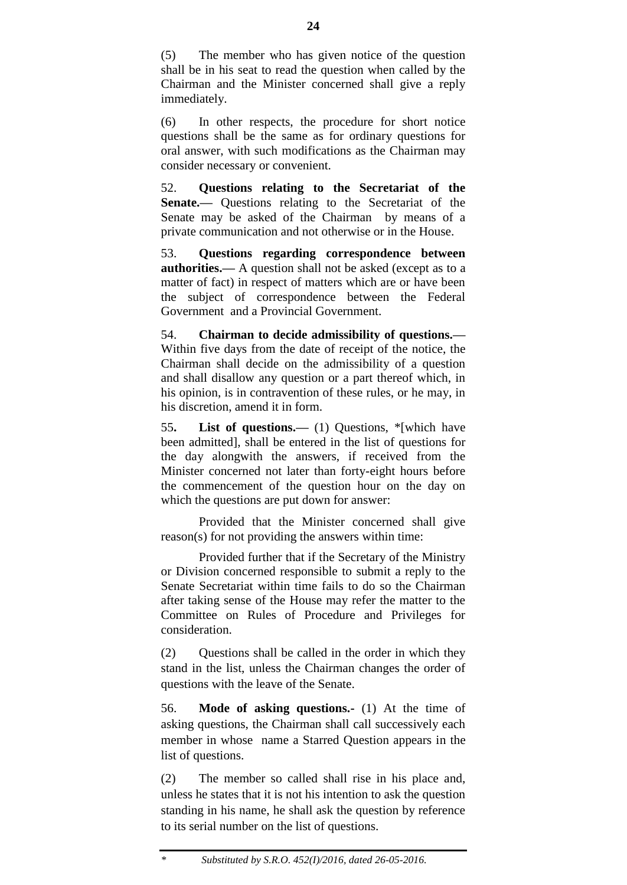(5) The member who has given notice of the question shall be in his seat to read the question when called by the Chairman and the Minister concerned shall give a reply immediately.

(6) In other respects, the procedure for short notice questions shall be the same as for ordinary questions for oral answer, with such modifications as the Chairman may consider necessary or convenient.

52. **Questions relating to the Secretariat of the Senate.—** Questions relating to the Secretariat of the Senate may be asked of the Chairman by means of a private communication and not otherwise or in the House.

53. **Questions regarding correspondence between authorities.—** A question shall not be asked (except as to a matter of fact) in respect of matters which are or have been the subject of correspondence between the Federal Government and a Provincial Government.

54. **Chairman to decide admissibility of questions.—** Within five days from the date of receipt of the notice, the Chairman shall decide on the admissibility of a question and shall disallow any question or a part thereof which, in his opinion, is in contravention of these rules, or he may, in his discretion, amend it in form.

55**.** **List of questions.—** (1) Questions, *[which have been admitted], shall be entered in the list of questions for the day alongwith the answers, if received from the Minister concerned not later than forty-eight hours before the commencement of the question hour on the day on which the questions are put down for answer:

Provided that the Minister concerned shall give reason(s) for not providing the answers within time:

Provided further that if the Secretary of the Ministry or Division concerned responsible to submit a reply to the Senate Secretariat within time fails to do so the Chairman after taking sense of the House may refer the matter to the Committee on Rules of Procedure and Privileges for consideration.

(2) Questions shall be called in the order in which they stand in the list, unless the Chairman changes the order of questions with the leave of the Senate.

56. **Mode of asking questions.-** (1) At the time of asking questions, the Chairman shall call successively each member in whose name a Starred Question appears in the list of questions.

(2) The member so called shall rise in his place and, unless he states that it is not his intention to ask the question standing in his name, he shall ask the question by reference to its serial number on the list of questions.

---

\* *Substituted by S.R.O. 452(I)/2016, dated 26-05-2016.*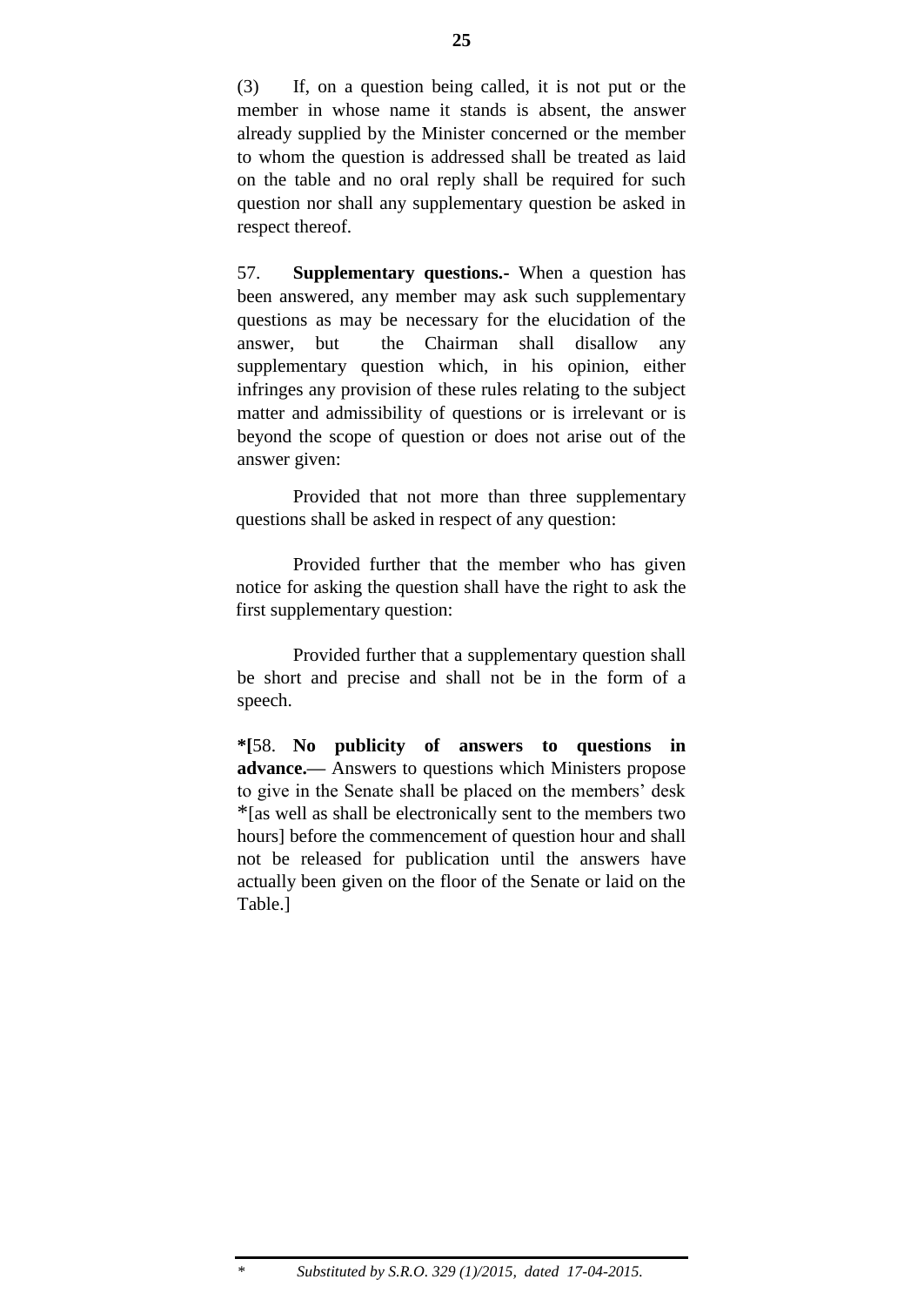(3) If, on a question being called, it is not put or the member in whose name it stands is absent, the answer already supplied by the Minister concerned or the member to whom the question is addressed shall be treated as laid on the table and no oral reply shall be required for such question nor shall any supplementary question be asked in respect thereof.

57. **Supplementary questions.-** When a question has been answered, any member may ask such supplementary questions as may be necessary for the elucidation of the answer, but the Chairman shall disallow any supplementary question which, in his opinion, either infringes any provision of these rules relating to the subject matter and admissibility of questions or is irrelevant or is beyond the scope of question or does not arise out of the answer given:

Provided that not more than three supplementary questions shall be asked in respect of any question:

Provided further that the member who has given notice for asking the question shall have the right to ask the first supplementary question:

Provided further that a supplementary question shall be short and precise and shall not be in the form of a speech.

**\*[**58. **No publicity of answers to questions in advance.—** Answers to questions which Ministers propose to give in the Senate shall be placed on the members' desk \*[as well as shall be electronically sent to the members two hours] before the commencement of question hour and shall not be released for publication until the answers have actually been given on the floor of the Senate or laid on the Table.]

---

\* *Substituted by S.R.O. 329 (1)/2015, dated 17-04-2015.*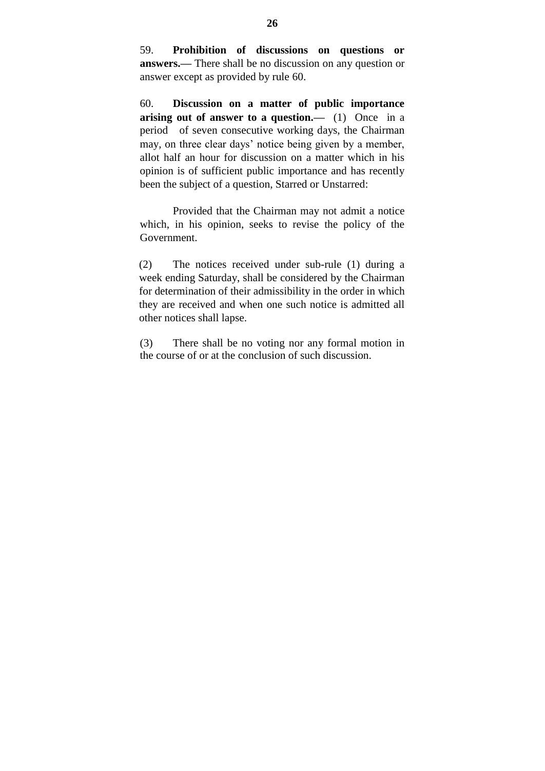59. **Prohibition of discussions on questions or answers.—** There shall be no discussion on any question or answer except as provided by rule 60.

60. **Discussion on a matter of public importance arising out of answer to a question.—** (1) Once in a period of seven consecutive working days, the Chairman may, on three clear days' notice being given by a member, allot half an hour for discussion on a matter which in his opinion is of sufficient public importance and has recently been the subject of a question, Starred or Unstarred:

Provided that the Chairman may not admit a notice which, in his opinion, seeks to revise the policy of the Government.

(2) The notices received under sub-rule (1) during a week ending Saturday, shall be considered by the Chairman for determination of their admissibility in the order in which they are received and when one such notice is admitted all other notices shall lapse.

(3) There shall be no voting nor any formal motion in the course of or at the conclusion of such discussion.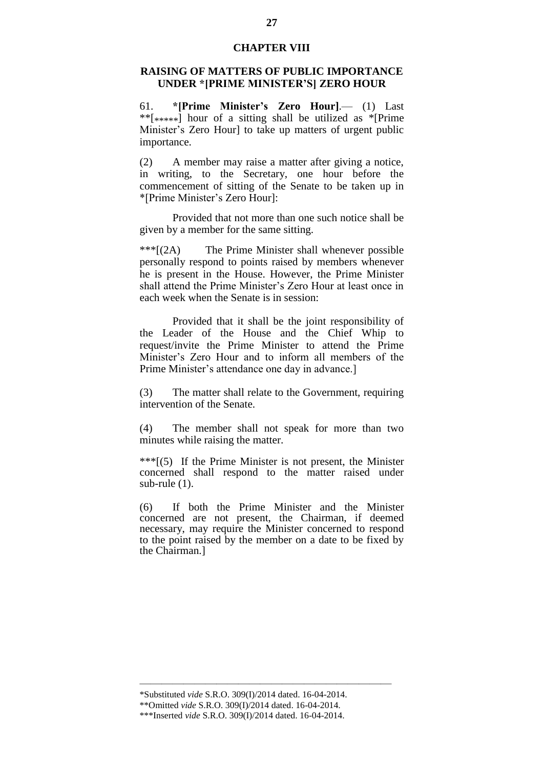## CHAPTER VIII

## RAISING OF MATTERS OF PUBLIC IMPORTANCE UNDER *[PRIME MINISTER'S] ZERO HOUR

61. **\*[Prime Minister's Zero Hour]**.— (1) Last **[*****] hour of a sitting shall be utilized as *[Prime Minister's Zero Hour] to take up matters of urgent public importance.

(2) A member may raise a matter after giving a notice, in writing, to the Secretary, one hour before the commencement of sitting of the Senate to be taken up in *[Prime Minister's Zero Hour]:

Provided that not more than one such notice shall be given by a member for the same sitting.

***[(2A) The Prime Minister shall whenever possible personally respond to points raised by members whenever he is present in the House. However, the Prime Minister shall attend the Prime Minister's Zero Hour at least once in each week when the Senate is in session:

Provided that it shall be the joint responsibility of the Leader of the House and the Chief Whip to request/invite the Prime Minister to attend the Prime Minister's Zero Hour and to inform all members of the Prime Minister's attendance one day in advance.]

(3) The matter shall relate to the Government, requiring intervention of the Senate.

(4) The member shall not speak for more than two minutes while raising the matter.

***[(5) If the Prime Minister is not present, the Minister concerned shall respond to the matter raised under sub-rule (1).

(6) If both the Prime Minister and the Minister concerned are not present, the Chairman, if deemed necessary, may require the Minister concerned to respond to the point raised by the member on a date to be fixed by the Chairman.]

---

*Substituted *vide* S.R.O. 309(I)/2014 dated. 16-04-2014.

**Omitted *vide* S.R.O. 309(I)/2014 dated. 16-04-2014.

***Inserted *vide* S.R.O. 309(I)/2014 dated. 16-04-2014.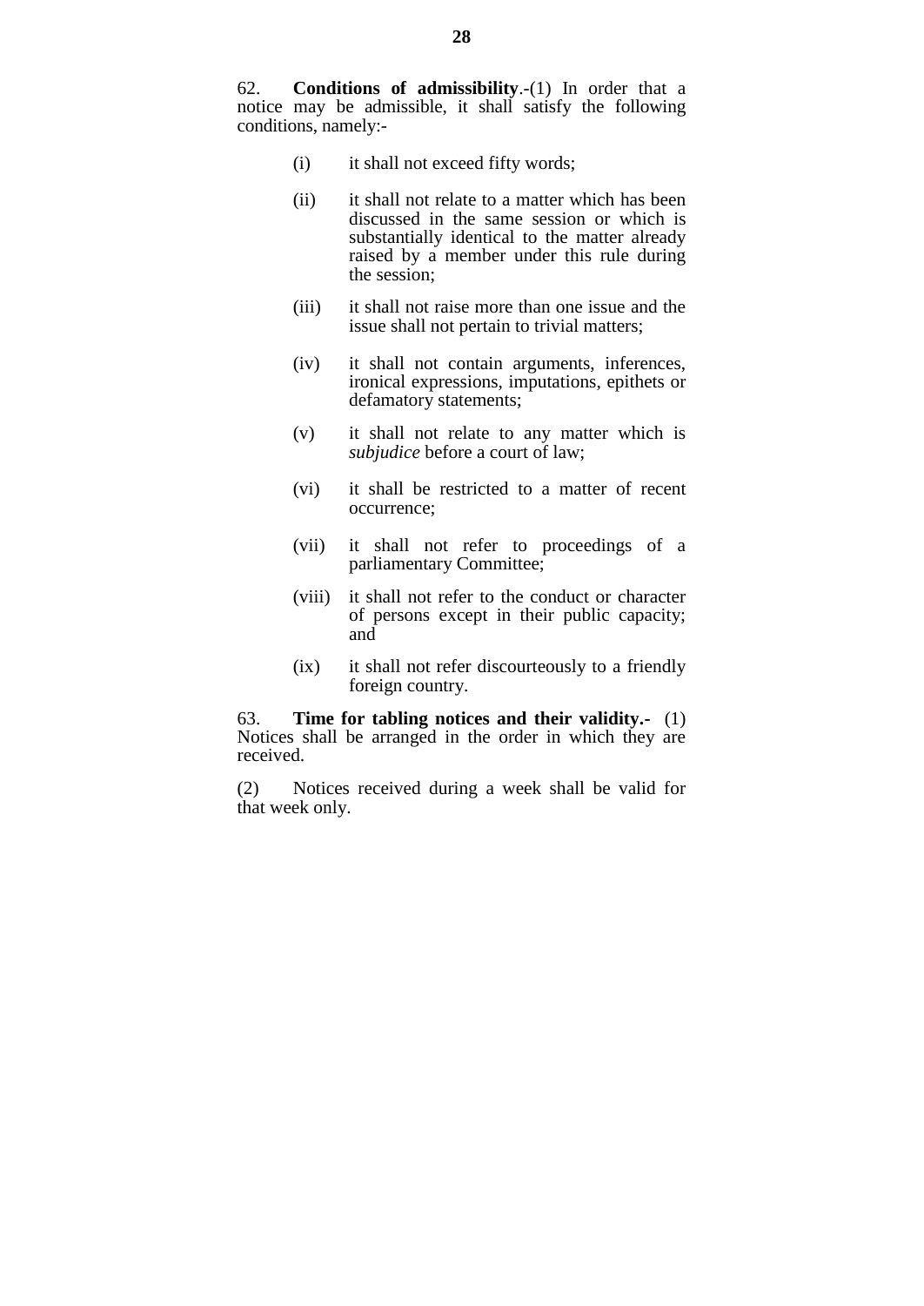62. **Conditions of admissibility**.-(1) In order that a notice may be admissible, it shall satisfy the following conditions, namely:-

(i) it shall not exceed fifty words;

(ii) it shall not relate to a matter which has been discussed in the same session or which is substantially identical to the matter already raised by a member under this rule during the session;

(iii) it shall not raise more than one issue and the issue shall not pertain to trivial matters;

(iv) it shall not contain arguments, inferences, ironical expressions, imputations, epithets or defamatory statements;

(v) it shall not relate to any matter which is *subjudice* before a court of law;

(vi) it shall be restricted to a matter of recent occurrence;

(vii) it shall not refer to proceedings of a parliamentary Committee;

(viii) it shall not refer to the conduct or character of persons except in their public capacity; and

(ix) it shall not refer discourteously to a friendly foreign country.

63. **Time for tabling notices and their validity.-** (1) Notices shall be arranged in the order in which they are received.

(2) Notices received during a week shall be valid for that week only.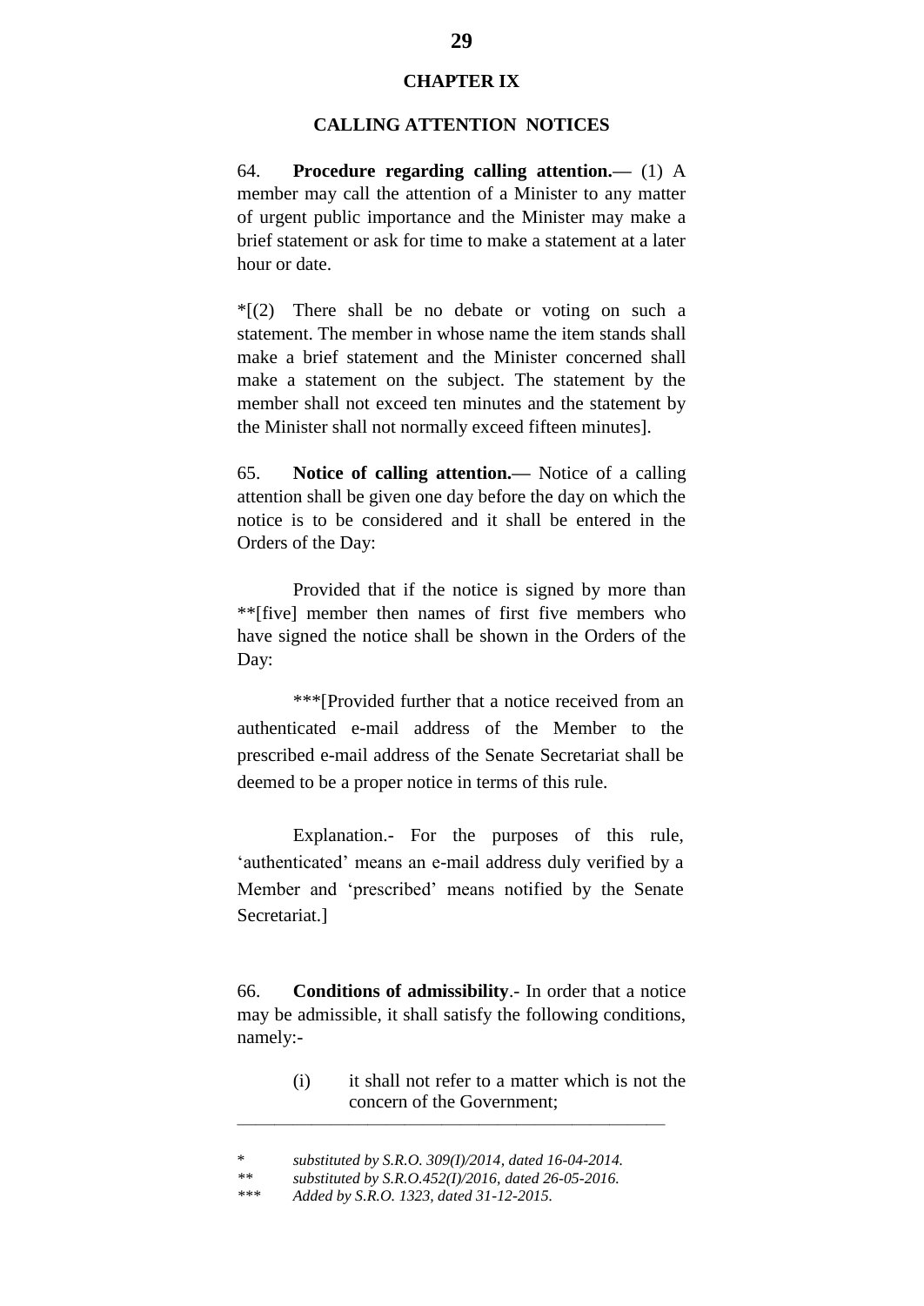## CHAPTER IX

### CALLING ATTENTION NOTICES

64. **Procedure regarding calling attention.—** (1) A member may call the attention of a Minister to any matter of urgent public importance and the Minister may make a brief statement or ask for time to make a statement at a later hour or date.

*[(2) There shall be no debate or voting on such a statement. The member in whose name the item stands shall make a brief statement and the Minister concerned shall make a statement on the subject. The statement by the member shall not exceed ten minutes and the statement by the Minister shall not normally exceed fifteen minutes].

65. **Notice of calling attention.—** Notice of a calling attention shall be given one day before the day on which the notice is to be considered and it shall be entered in the Orders of the Day:

Provided that if the notice is signed by more than **[five] member then names of first five members who have signed the notice shall be shown in the Orders of the Day:

***[Provided further that a notice received from an authenticated e-mail address of the Member to the prescribed e-mail address of the Senate Secretariat shall be deemed to be a proper notice in terms of this rule.

Explanation.- For the purposes of this rule, 'authenticated' means an e-mail address duly verified by a Member and 'prescribed' means notified by the Senate Secretariat.]

66. **Conditions of admissibility**.- In order that a notice may be admissible, it shall satisfy the following conditions, namely:-

(i) it shall not refer to a matter which is not the concern of the Government;

---

\* *substituted by S.R.O. 309(I)/2014, dated 16-04-2014.*

\*\* *substituted by S.R.O.452(I)/2016, dated 26-05-2016.*

\*\*\* *Added by S.R.O. 1323, dated 31-12-2015.*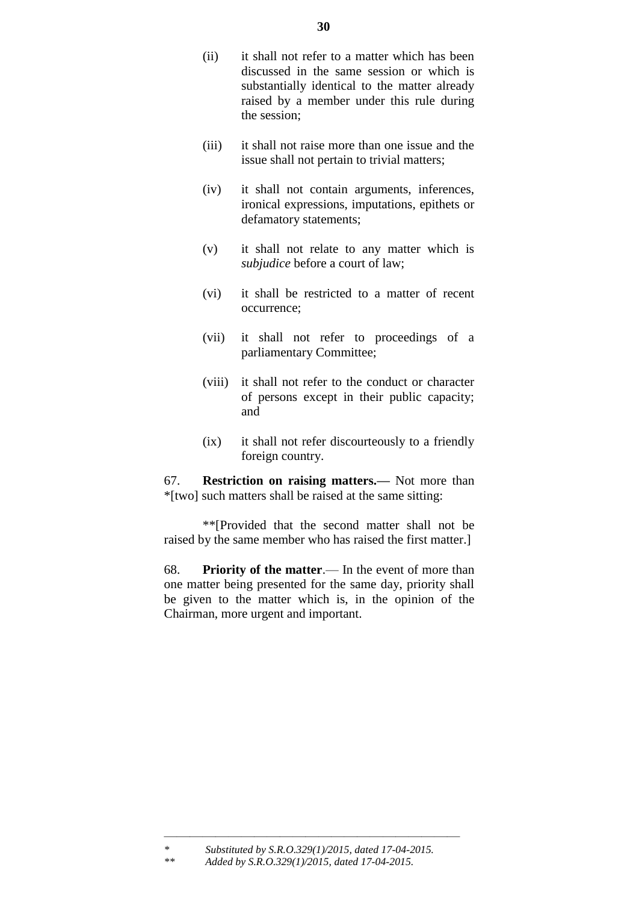(ii) it shall not refer to a matter which has been discussed in the same session or which is substantially identical to the matter already raised by a member under this rule during the session;

(iii) it shall not raise more than one issue and the issue shall not pertain to trivial matters;

(iv) it shall not contain arguments, inferences, ironical expressions, imputations, epithets or defamatory statements;

(v) it shall not relate to any matter which is *subjudice* before a court of law;

(vi) it shall be restricted to a matter of recent occurrence;

(vii) it shall not refer to proceedings of a parliamentary Committee;

(viii) it shall not refer to the conduct or character of persons except in their public capacity; and

(ix) it shall not refer discourteously to a friendly foreign country.

67. **Restriction on raising matters.—** Not more than *[two] such matters shall be raised at the same sitting:

**[Provided that the second matter shall not be raised by the same member who has raised the first matter.]

68. **Priority of the matter**.— In the event of more than one matter being presented for the same day, priority shall be given to the matter which is, in the opinion of the Chairman, more urgent and important.

---

\* *Substituted by S.R.O.329(1)/2015, dated 17-04-2015.*

\** *Added by S.R.O.329(1)/2015, dated 17-04-2015.*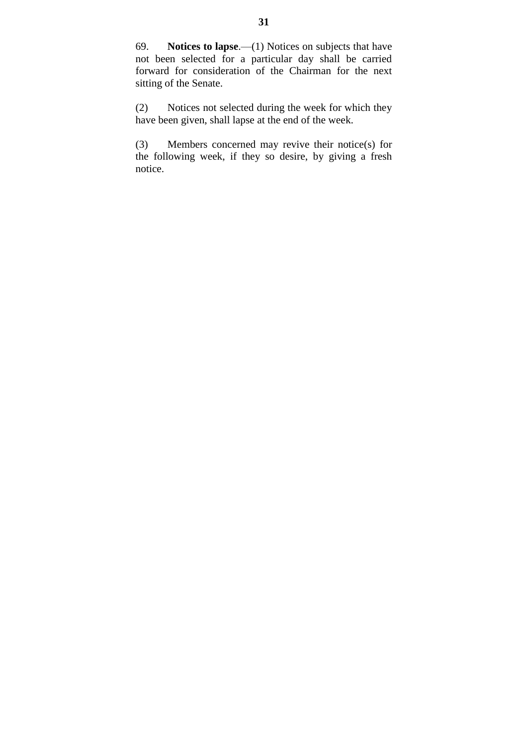69. **Notices to lapse**.—(1) Notices on subjects that have not been selected for a particular day shall be carried forward for consideration of the Chairman for the next sitting of the Senate.

(2) Notices not selected during the week for which they have been given, shall lapse at the end of the week.

(3) Members concerned may revive their notice(s) for the following week, if they so desire, by giving a fresh notice.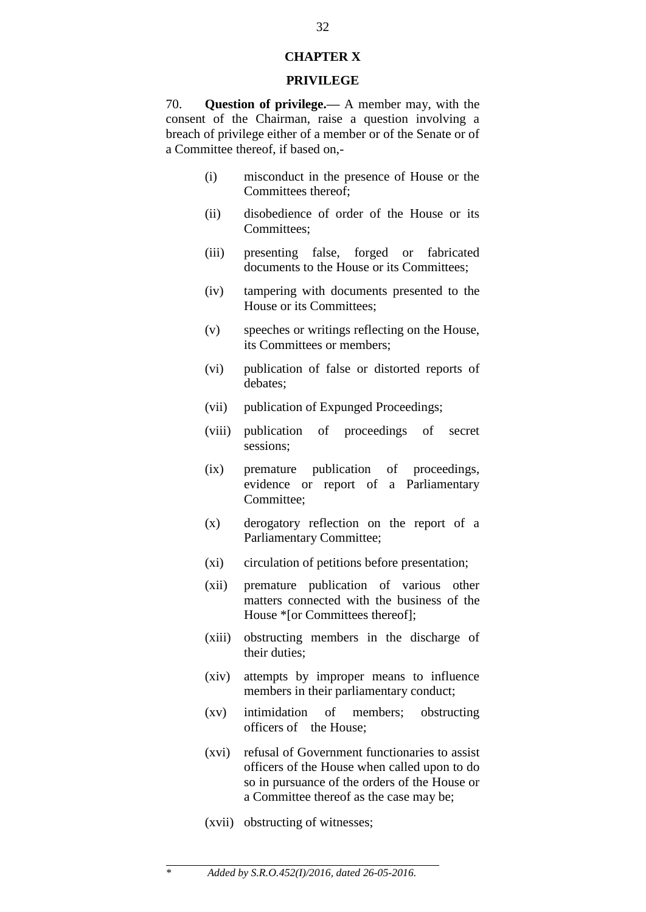# CHAPTER X

## PRIVILEGE

70. **Question of privilege.—** A member may, with the consent of the Chairman, raise a question involving a breach of privilege either of a member or of the Senate or of a Committee thereof, if based on,-

(i) misconduct in the presence of House or the Committees thereof;

(ii) disobedience of order of the House or its Committees;

(iii) presenting false, forged or fabricated documents to the House or its Committees;

(iv) tampering with documents presented to the House or its Committees;

(v) speeches or writings reflecting on the House, its Committees or members;

(vi) publication of false or distorted reports of debates;

(vii) publication of Expunged Proceedings;

(viii) publication of proceedings of secret sessions;

(ix) premature publication of proceedings, evidence or report of a Parliamentary Committee;

(x) derogatory reflection on the report of a Parliamentary Committee;

(xi) circulation of petitions before presentation;

(xii) premature publication of various other matters connected with the business of the House *[or Committees thereof];

(xiii) obstructing members in the discharge of their duties;

(xiv) attempts by improper means to influence members in their parliamentary conduct;

(xv) intimidation of members; obstructing officers of the House;

(xvi) refusal of Government functionaries to assist officers of the House when called upon to do so in pursuance of the orders of the House or a Committee thereof as the case may be;

(xvii) obstructing of witnesses;

---

\* *Added by S.R.O.452(I)/2016, dated 26-05-2016.*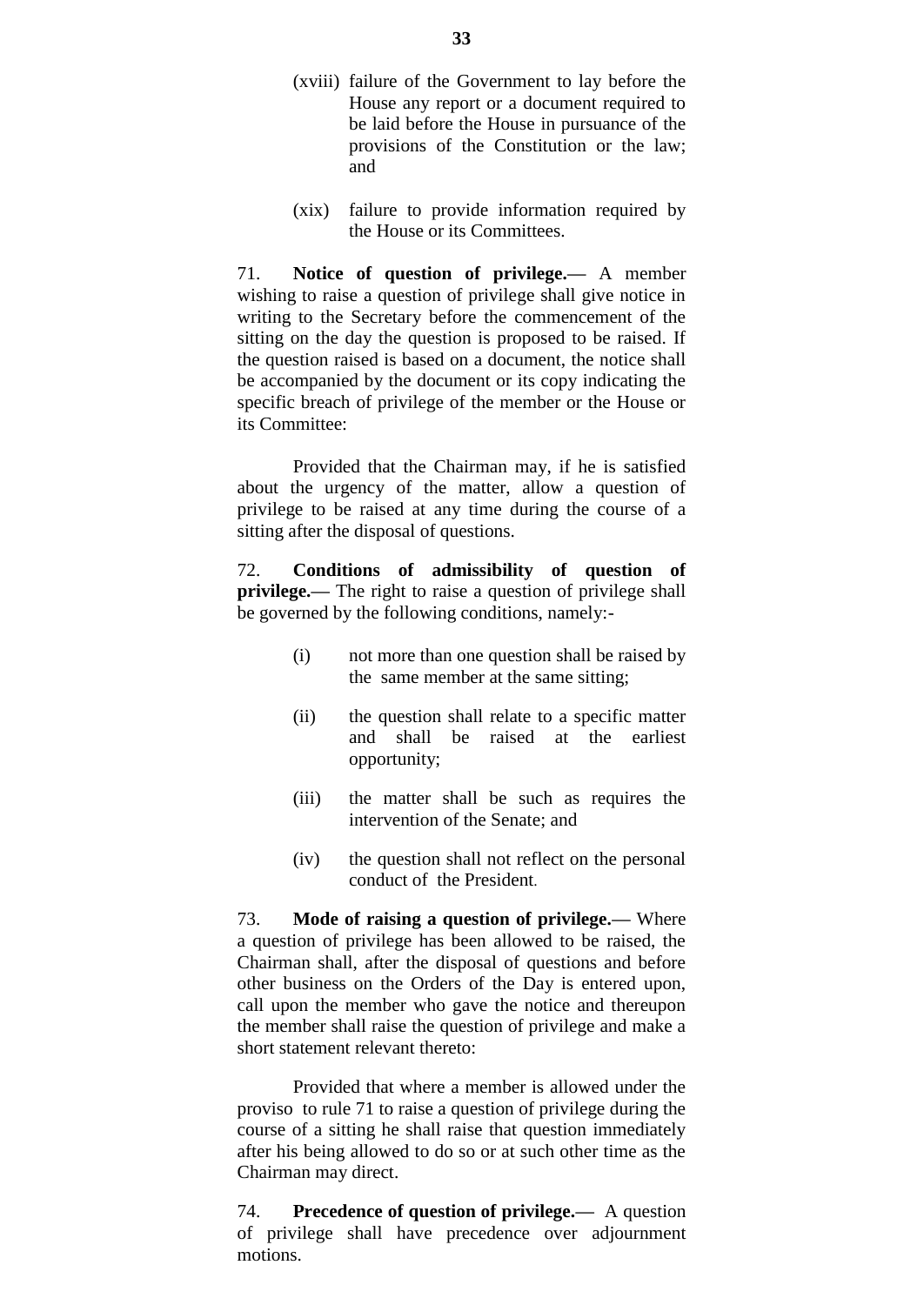(xviii) failure of the Government to lay before the House any report or a document required to be laid before the House in pursuance of the provisions of the Constitution or the law; and

(xix) failure to provide information required by the House or its Committees.

71. **Notice of question of privilege.—** A member wishing to raise a question of privilege shall give notice in writing to the Secretary before the commencement of the sitting on the day the question is proposed to be raised. If the question raised is based on a document, the notice shall be accompanied by the document or its copy indicating the specific breach of privilege of the member or the House or its Committee:

Provided that the Chairman may, if he is satisfied about the urgency of the matter, allow a question of privilege to be raised at any time during the course of a sitting after the disposal of questions.

72. **Conditions of admissibility of question of privilege.—** The right to raise a question of privilege shall be governed by the following conditions, namely:-

(i) not more than one question shall be raised by the same member at the same sitting;

(ii) the question shall relate to a specific matter and shall be raised at the earliest opportunity;

(iii) the matter shall be such as requires the intervention of the Senate; and

(iv) the question shall not reflect on the personal conduct of the President.

73. **Mode of raising a question of privilege.—** Where a question of privilege has been allowed to be raised, the Chairman shall, after the disposal of questions and before other business on the Orders of the Day is entered upon, call upon the member who gave the notice and thereupon the member shall raise the question of privilege and make a short statement relevant thereto:

Provided that where a member is allowed under the proviso to rule 71 to raise a question of privilege during the course of a sitting he shall raise that question immediately after his being allowed to do so or at such other time as the Chairman may direct.

74. **Precedence of question of privilege.—** A question of privilege shall have precedence over adjournment motions.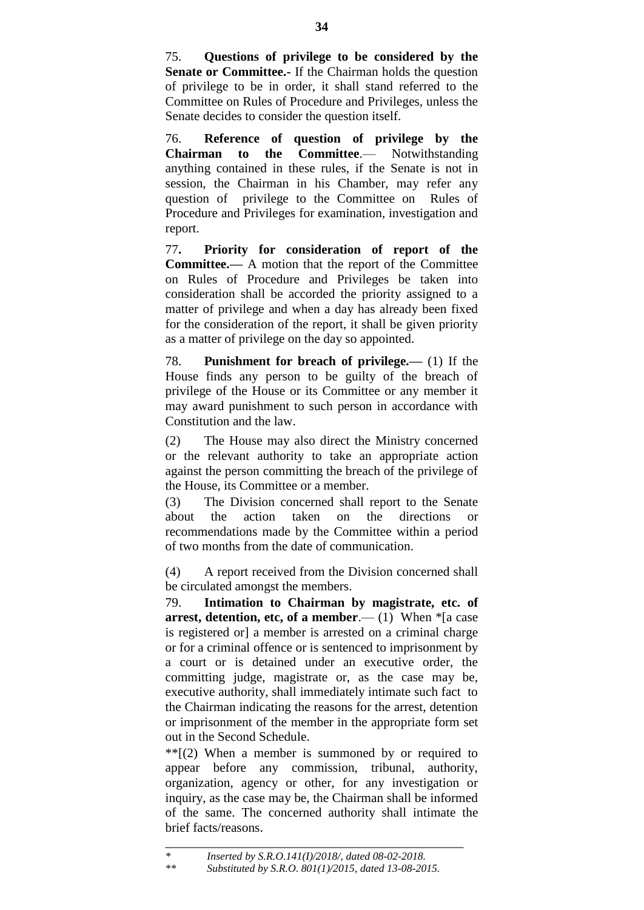75. **Questions of privilege to be considered by the Senate or Committee.-** If the Chairman holds the question of privilege to be in order, it shall stand referred to the Committee on Rules of Procedure and Privileges, unless the Senate decides to consider the question itself.

76. **Reference of question of privilege by the Chairman to the Committee**.— Notwithstanding anything contained in these rules, if the Senate is not in session, the Chairman in his Chamber, may refer any question of privilege to the Committee on Rules of Procedure and Privileges for examination, investigation and report.

77**. Priority for consideration of report of the Committee.—** A motion that the report of the Committee on Rules of Procedure and Privileges be taken into consideration shall be accorded the priority assigned to a matter of privilege and when a day has already been fixed for the consideration of the report, it shall be given priority as a matter of privilege on the day so appointed.

78. **Punishment for breach of privilege.—** (1) If the House finds any person to be guilty of the breach of privilege of the House or its Committee or any member it may award punishment to such person in accordance with Constitution and the law.

(2) The House may also direct the Ministry concerned or the relevant authority to take an appropriate action against the person committing the breach of the privilege of the House, its Committee or a member.

(3) The Division concerned shall report to the Senate about the action taken on the directions or recommendations made by the Committee within a period of two months from the date of communication.

(4) A report received from the Division concerned shall be circulated amongst the members.

79. **Intimation to Chairman by magistrate, etc. of arrest, detention, etc, of a member**.— (1) When *[a case is registered or] a member is arrested on a criminal charge or for a criminal offence or is sentenced to imprisonment by a court or is detained under an executive order, the committing judge, magistrate or, as the case may be, executive authority, shall immediately intimate such fact to the Chairman indicating the reasons for the arrest, detention or imprisonment of the member in the appropriate form set out in the Second Schedule.

**[(2) When a member is summoned by or required to appear before any commission, tribunal, authority, organization, agency or other, for any investigation or inquiry, as the case may be, the Chairman shall be informed of the same. The concerned authority shall intimate the brief facts/reasons.

---

\* *Inserted by S.R.O.141(I)/2018/, dated 08-02-2018.*

\*\* *Substituted by S.R.O. 801(1)/2015, dated 13-08-2015.*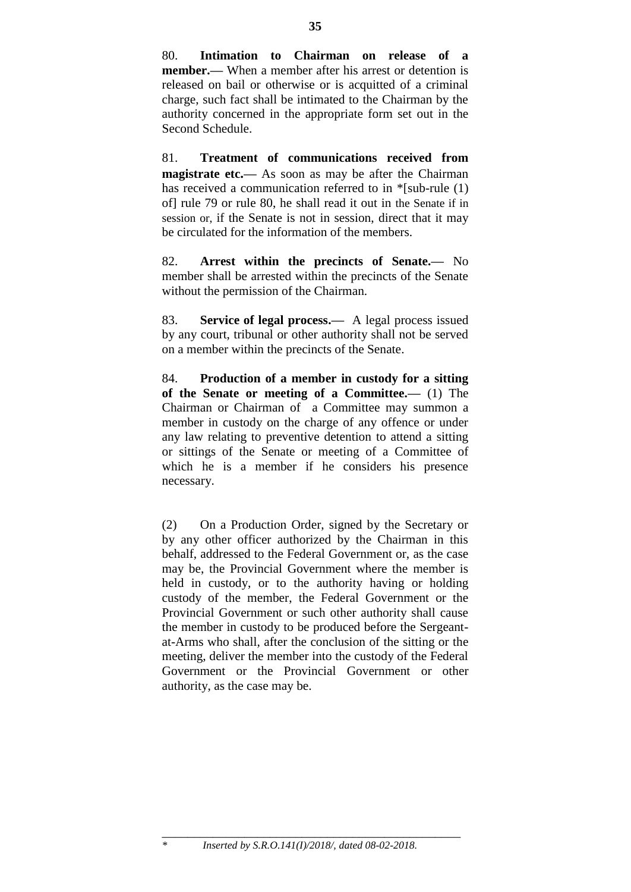80. **Intimation to Chairman on release of a member.—** When a member after his arrest or detention is released on bail or otherwise or is acquitted of a criminal charge, such fact shall be intimated to the Chairman by the authority concerned in the appropriate form set out in the Second Schedule.

81. **Treatment of communications received from magistrate etc.—** As soon as may be after the Chairman has received a communication referred to in *[sub-rule (1) of] rule 79 or rule 80, he shall read it out in the Senate if in session or, if the Senate is not in session, direct that it may be circulated for the information of the members.

82. **Arrest within the precincts of Senate.—** No member shall be arrested within the precincts of the Senate without the permission of the Chairman.

83. **Service of legal process.—** A legal process issued by any court, tribunal or other authority shall not be served on a member within the precincts of the Senate.

84. **Production of a member in custody for a sitting of the Senate or meeting of a Committee.—** (1) The Chairman or Chairman of a Committee may summon a member in custody on the charge of any offence or under any law relating to preventive detention to attend a sitting or sittings of the Senate or meeting of a Committee of which he is a member if he considers his presence necessary.

(2) On a Production Order, signed by the Secretary or by any other officer authorized by the Chairman in this behalf, addressed to the Federal Government or, as the case may be, the Provincial Government where the member is held in custody, or to the authority having or holding custody of the member, the Federal Government or the Provincial Government or such other authority shall cause the member in custody to be produced before the Sergeant-at-Arms who shall, after the conclusion of the sitting or the meeting, deliver the member into the custody of the Federal Government or the Provincial Government or other authority, as the case may be.

---

* *Inserted by S.R.O.141(I)/2018/, dated 08-02-2018.*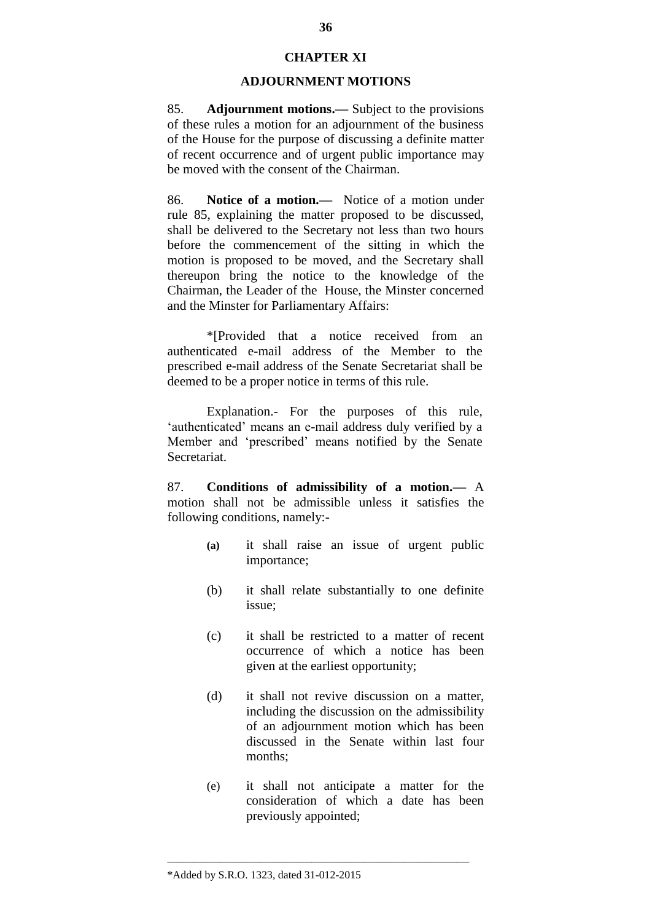# CHAPTER XI

## ADJOURNMENT MOTIONS

85. **Adjournment motions.—** Subject to the provisions of these rules a motion for an adjournment of the business of the House for the purpose of discussing a definite matter of recent occurrence and of urgent public importance may be moved with the consent of the Chairman.

86. **Notice of a motion.—** Notice of a motion under rule 85, explaining the matter proposed to be discussed, shall be delivered to the Secretary not less than two hours before the commencement of the sitting in which the motion is proposed to be moved, and the Secretary shall thereupon bring the notice to the knowledge of the Chairman, the Leader of the House, the Minster concerned and the Minster for Parliamentary Affairs:

*[Provided that a notice received from an authenticated e-mail address of the Member to the prescribed e-mail address of the Senate Secretariat shall be deemed to be a proper notice in terms of this rule.

Explanation.- For the purposes of this rule, 'authenticated' means an e-mail address duly verified by a Member and 'prescribed' means notified by the Senate Secretariat.

87. **Conditions of admissibility of a motion.—** A motion shall not be admissible unless it satisfies the following conditions, namely:-

(a) it shall raise an issue of urgent public importance;

(b) it shall relate substantially to one definite issue;

(c) it shall be restricted to a matter of recent occurrence of which a notice has been given at the earliest opportunity;

(d) it shall not revive discussion on a matter, including the discussion on the admissibility of an adjournment motion which has been discussed in the Senate within last four months;

(e) it shall not anticipate a matter for the consideration of which a date has been previously appointed;

---

*Added by S.R.O. 1323, dated 31-012-2015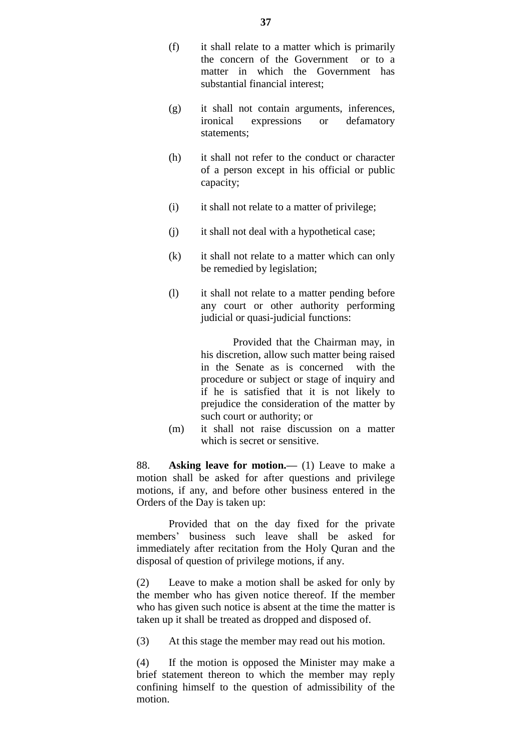(f) it shall relate to a matter which is primarily the concern of the Government or to a matter in which the Government has substantial financial interest;

(g) it shall not contain arguments, inferences, ironical expressions or defamatory statements;

(h) it shall not refer to the conduct or character of a person except in his official or public capacity;

(i) it shall not relate to a matter of privilege;

(j) it shall not deal with a hypothetical case;

(k) it shall not relate to a matter which can only be remedied by legislation;

(l) it shall not relate to a matter pending before any court or other authority performing judicial or quasi-judicial functions:

Provided that the Chairman may, in his discretion, allow such matter being raised in the Senate as is concerned with the procedure or subject or stage of inquiry and if he is satisfied that it is not likely to prejudice the consideration of the matter by such court or authority; or

(m) it shall not raise discussion on a matter which is secret or sensitive.

88. **Asking leave for motion.—** (1) Leave to make a motion shall be asked for after questions and privilege motions, if any, and before other business entered in the Orders of the Day is taken up:

Provided that on the day fixed for the private members' business such leave shall be asked for immediately after recitation from the Holy Quran and the disposal of question of privilege motions, if any.

(2) Leave to make a motion shall be asked for only by the member who has given notice thereof. If the member who has given such notice is absent at the time the matter is taken up it shall be treated as dropped and disposed of.

(3) At this stage the member may read out his motion.

(4) If the motion is opposed the Minister may make a brief statement thereon to which the member may reply confining himself to the question of admissibility of the motion.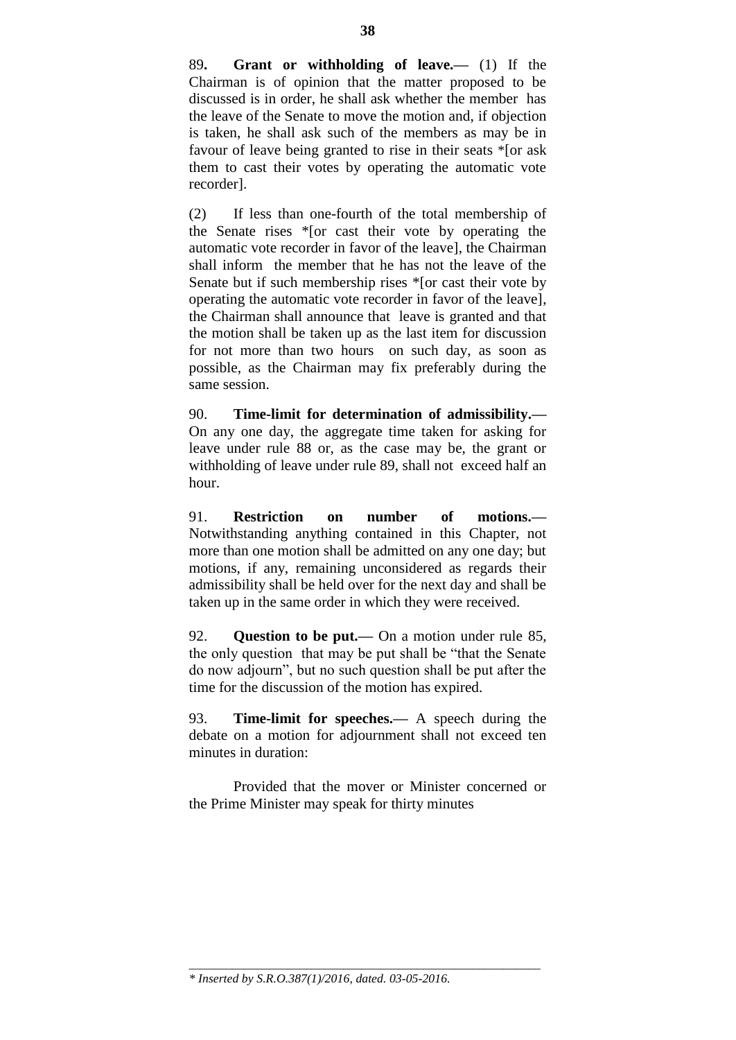89**. Grant or withholding of leave.—** (1) If the Chairman is of opinion that the matter proposed to be discussed is in order, he shall ask whether the member has the leave of the Senate to move the motion and, if objection is taken, he shall ask such of the members as may be in favour of leave being granted to rise in their seats *[or ask them to cast their votes by operating the automatic vote recorder].

(2) If less than one-fourth of the total membership of the Senate rises *[or cast their vote by operating the automatic vote recorder in favor of the leave], the Chairman shall inform the member that he has not the leave of the Senate but if such membership rises *[or cast their vote by operating the automatic vote recorder in favor of the leave], the Chairman shall announce that leave is granted and that the motion shall be taken up as the last item for discussion for not more than two hours on such day, as soon as possible, as the Chairman may fix preferably during the same session.

90. **Time-limit for determination of admissibility.—** On any one day, the aggregate time taken for asking for leave under rule 88 or, as the case may be, the grant or withholding of leave under rule 89, shall not exceed half an hour.

91. **Restriction on number of motions.—** Notwithstanding anything contained in this Chapter, not more than one motion shall be admitted on any one day; but motions, if any, remaining unconsidered as regards their admissibility shall be held over for the next day and shall be taken up in the same order in which they were received.

92. **Question to be put.—** On a motion under rule 85, the only question that may be put shall be "that the Senate do now adjourn", but no such question shall be put after the time for the discussion of the motion has expired.

93. **Time-limit for speeches.—** A speech during the debate on a motion for adjournment shall not exceed ten minutes in duration:

Provided that the mover or Minister concerned or the Prime Minister may speak for thirty minutes

---

*\* Inserted by S.R.O.387(1)/2016, dated. 03-05-2016.*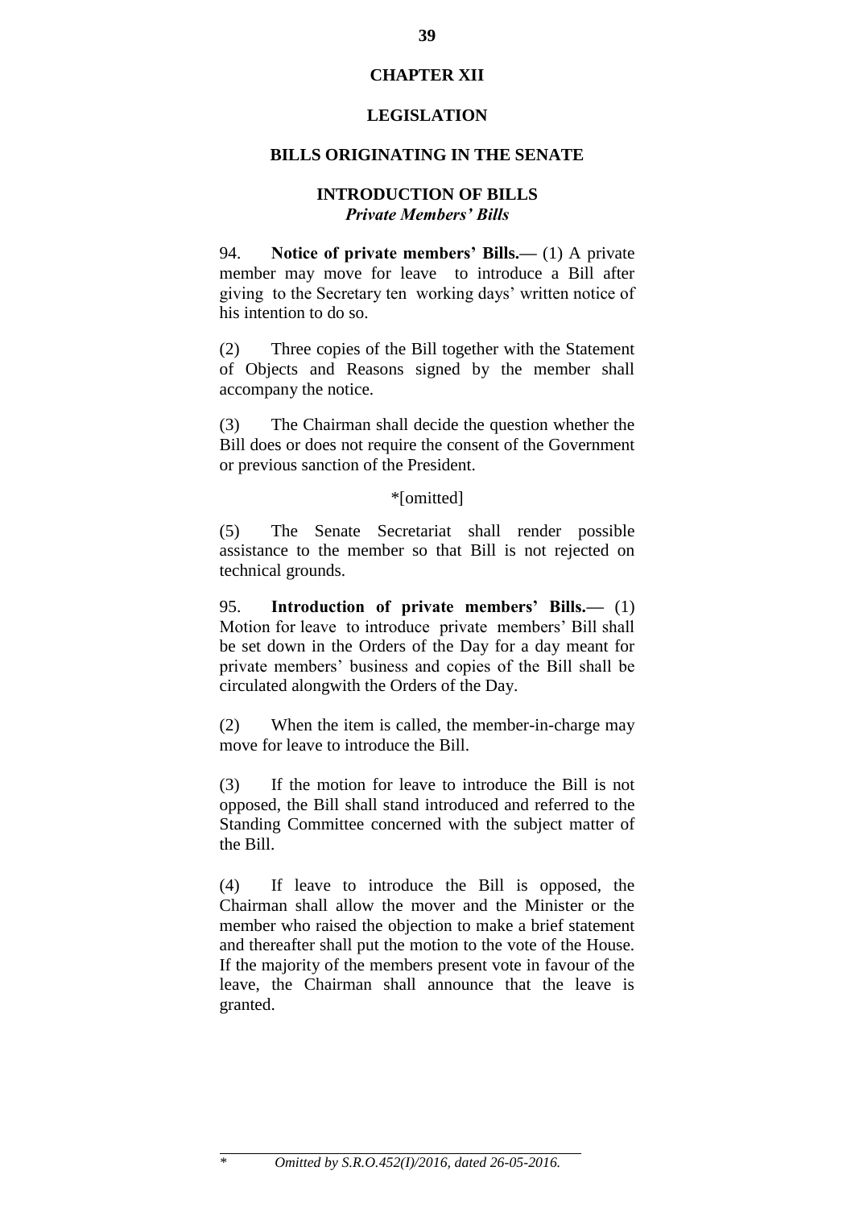# CHAPTER XII

# LEGISLATION

## BILLS ORIGINATING IN THE SENATE

### INTRODUCTION OF BILLS

***Private Members' Bills***

94. **Notice of private members' Bills.—** (1) A private member may move for leave to introduce a Bill after giving to the Secretary ten working days' written notice of his intention to do so.

(2) Three copies of the Bill together with the Statement of Objects and Reasons signed by the member shall accompany the notice.

(3) The Chairman shall decide the question whether the Bill does or does not require the consent of the Government or previous sanction of the President.

*[omitted]

(5) The Senate Secretariat shall render possible assistance to the member so that Bill is not rejected on technical grounds.

95. **Introduction of private members' Bills.—** (1) Motion for leave to introduce private members' Bill shall be set down in the Orders of the Day for a day meant for private members' business and copies of the Bill shall be circulated alongwith the Orders of the Day.

(2) When the item is called, the member-in-charge may move for leave to introduce the Bill.

(3) If the motion for leave to introduce the Bill is not opposed, the Bill shall stand introduced and referred to the Standing Committee concerned with the subject matter of the Bill.

(4) If leave to introduce the Bill is opposed, the Chairman shall allow the mover and the Minister or the member who raised the objection to make a brief statement and thereafter shall put the motion to the vote of the House. If the majority of the members present vote in favour of the leave, the Chairman shall announce that the leave is granted.

---

\* *Omitted by S.R.O.452(I)/2016, dated 26-05-2016.*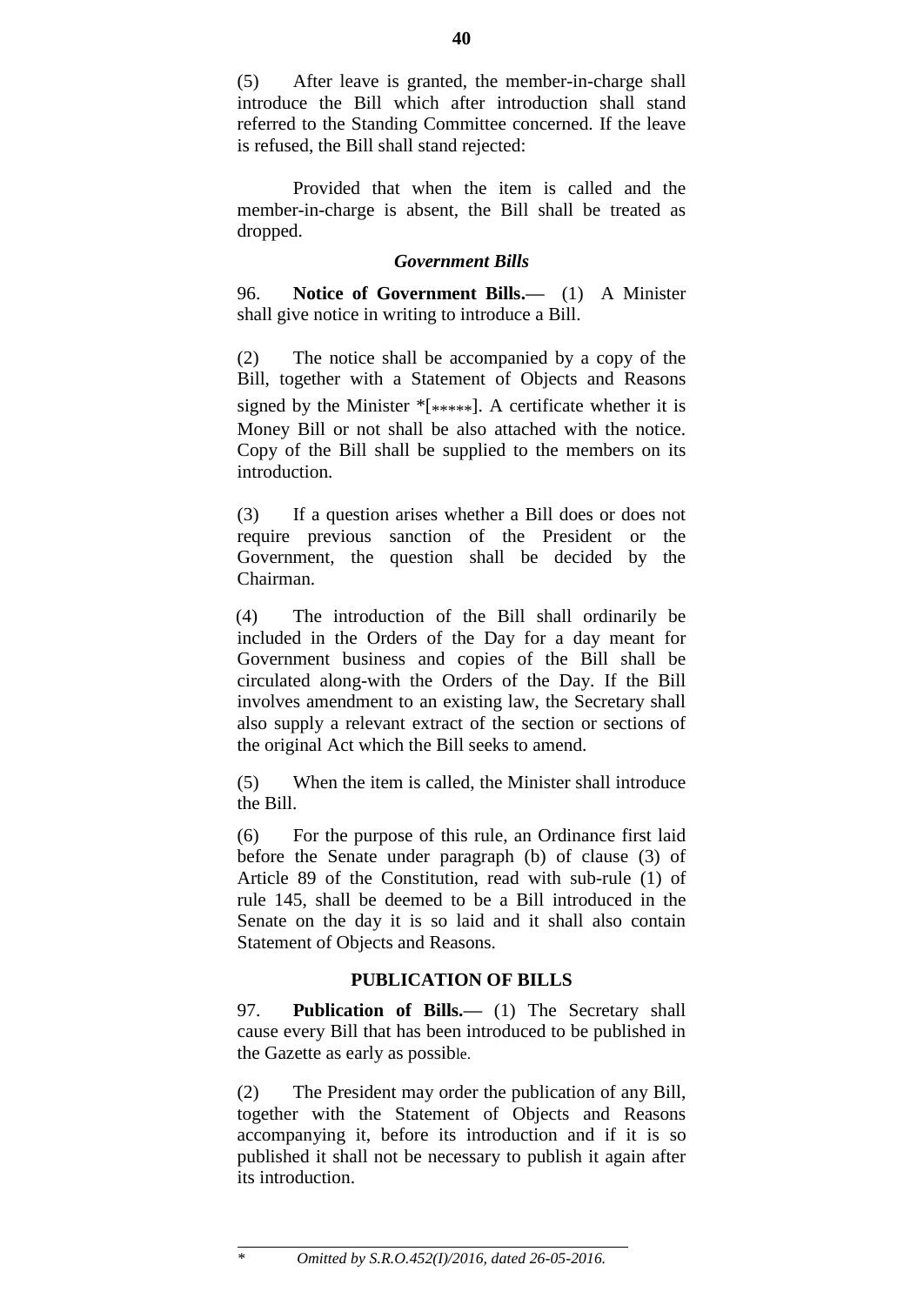(5) After leave is granted, the member-in-charge shall introduce the Bill which after introduction shall stand referred to the Standing Committee concerned. If the leave is refused, the Bill shall stand rejected:

Provided that when the item is called and the member-in-charge is absent, the Bill shall be treated as dropped.

***Government Bills***

96. **Notice of Government Bills.—** (1) A Minister shall give notice in writing to introduce a Bill.

(2) The notice shall be accompanied by a copy of the Bill, together with a Statement of Objects and Reasons signed by the Minister *[*****]. A certificate whether it is Money Bill or not shall be also attached with the notice. Copy of the Bill shall be supplied to the members on its introduction.

(3) If a question arises whether a Bill does or does not require previous sanction of the President or the Government, the question shall be decided by the Chairman.

(4) The introduction of the Bill shall ordinarily be included in the Orders of the Day for a day meant for Government business and copies of the Bill shall be circulated along-with the Orders of the Day. If the Bill involves amendment to an existing law, the Secretary shall also supply a relevant extract of the section or sections of the original Act which the Bill seeks to amend.

(5) When the item is called, the Minister shall introduce the Bill.

(6) For the purpose of this rule, an Ordinance first laid before the Senate under paragraph (b) of clause (3) of Article 89 of the Constitution, read with sub-rule (1) of rule 145, shall be deemed to be a Bill introduced in the Senate on the day it is so laid and it shall also contain Statement of Objects and Reasons.

## PUBLICATION OF BILLS

97. **Publication of Bills.—** (1) The Secretary shall cause every Bill that has been introduced to be published in the Gazette as early as possible.

(2) The President may order the publication of any Bill, together with the Statement of Objects and Reasons accompanying it, before its introduction and if it is so published it shall not be necessary to publish it again after its introduction.

---

\* *Omitted by S.R.O.452(I)/2016, dated 26-05-2016.*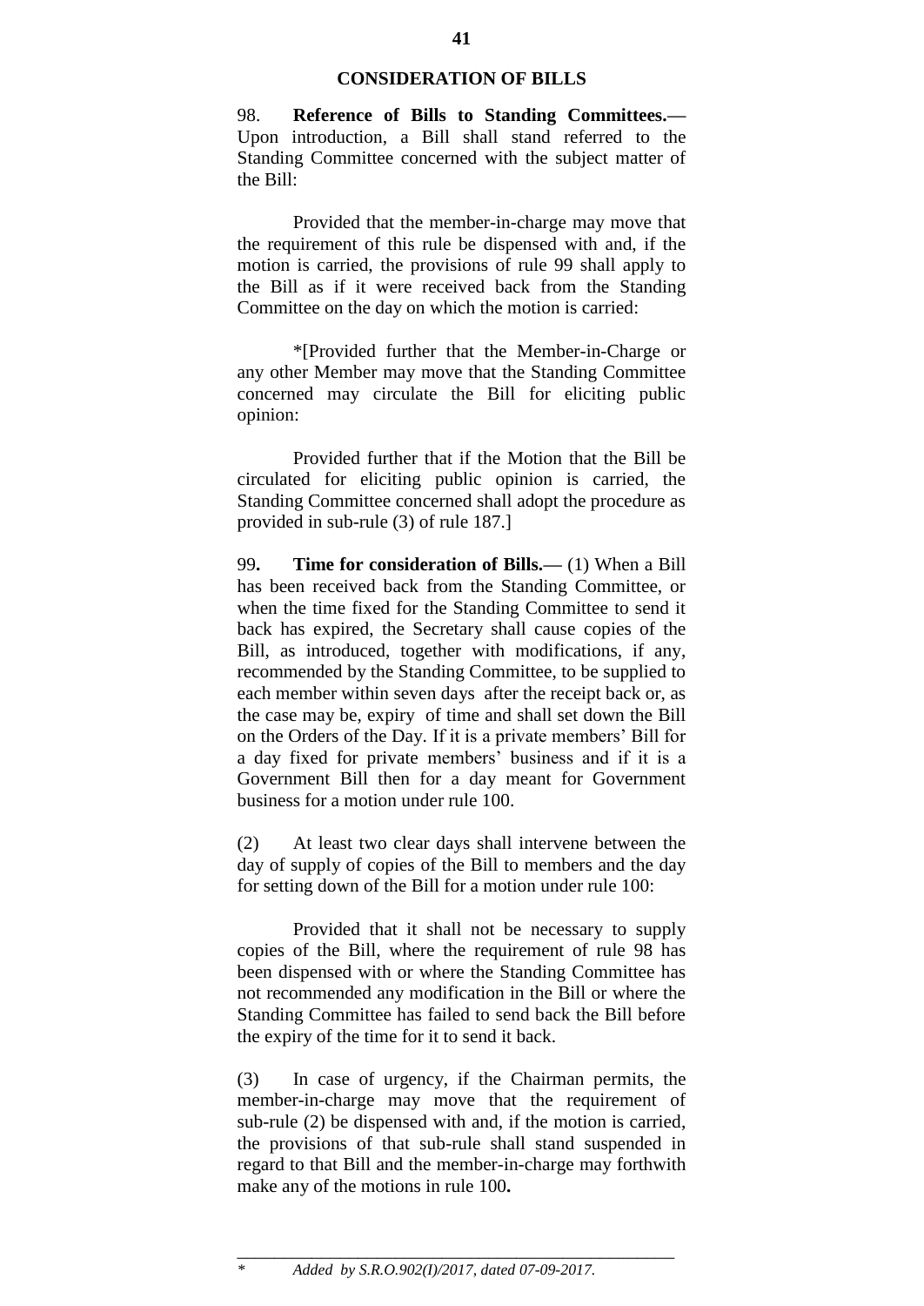## CONSIDERATION OF BILLS

98. **Reference of Bills to Standing Committees.—** Upon introduction, a Bill shall stand referred to the Standing Committee concerned with the subject matter of the Bill:

Provided that the member-in-charge may move that the requirement of this rule be dispensed with and, if the motion is carried, the provisions of rule 99 shall apply to the Bill as if it were received back from the Standing Committee on the day on which the motion is carried:

*[Provided further that the Member-in-Charge or any other Member may move that the Standing Committee concerned may circulate the Bill for eliciting public opinion:

Provided further that if the Motion that the Bill be circulated for eliciting public opinion is carried, the Standing Committee concerned shall adopt the procedure as provided in sub-rule (3) of rule 187.]

99**.** **Time for consideration of Bills.—** (1) When a Bill has been received back from the Standing Committee, or when the time fixed for the Standing Committee to send it back has expired, the Secretary shall cause copies of the Bill, as introduced, together with modifications, if any, recommended by the Standing Committee, to be supplied to each member within seven days after the receipt back or, as the case may be, expiry of time and shall set down the Bill on the Orders of the Day. If it is a private members' Bill for a day fixed for private members' business and if it is a Government Bill then for a day meant for Government business for a motion under rule 100.

(2) At least two clear days shall intervene between the day of supply of copies of the Bill to members and the day for setting down of the Bill for a motion under rule 100:

Provided that it shall not be necessary to supply copies of the Bill, where the requirement of rule 98 has been dispensed with or where the Standing Committee has not recommended any modification in the Bill or where the Standing Committee has failed to send back the Bill before the expiry of the time for it to send it back.

(3) In case of urgency, if the Chairman permits, the member-in-charge may move that the requirement of sub-rule (2) be dispensed with and, if the motion is carried, the provisions of that sub-rule shall stand suspended in regard to that Bill and the member-in-charge may forthwith make any of the motions in rule 100**.**

---

\* *Added by S.R.O.902(I)/2017, dated 07-09-2017.*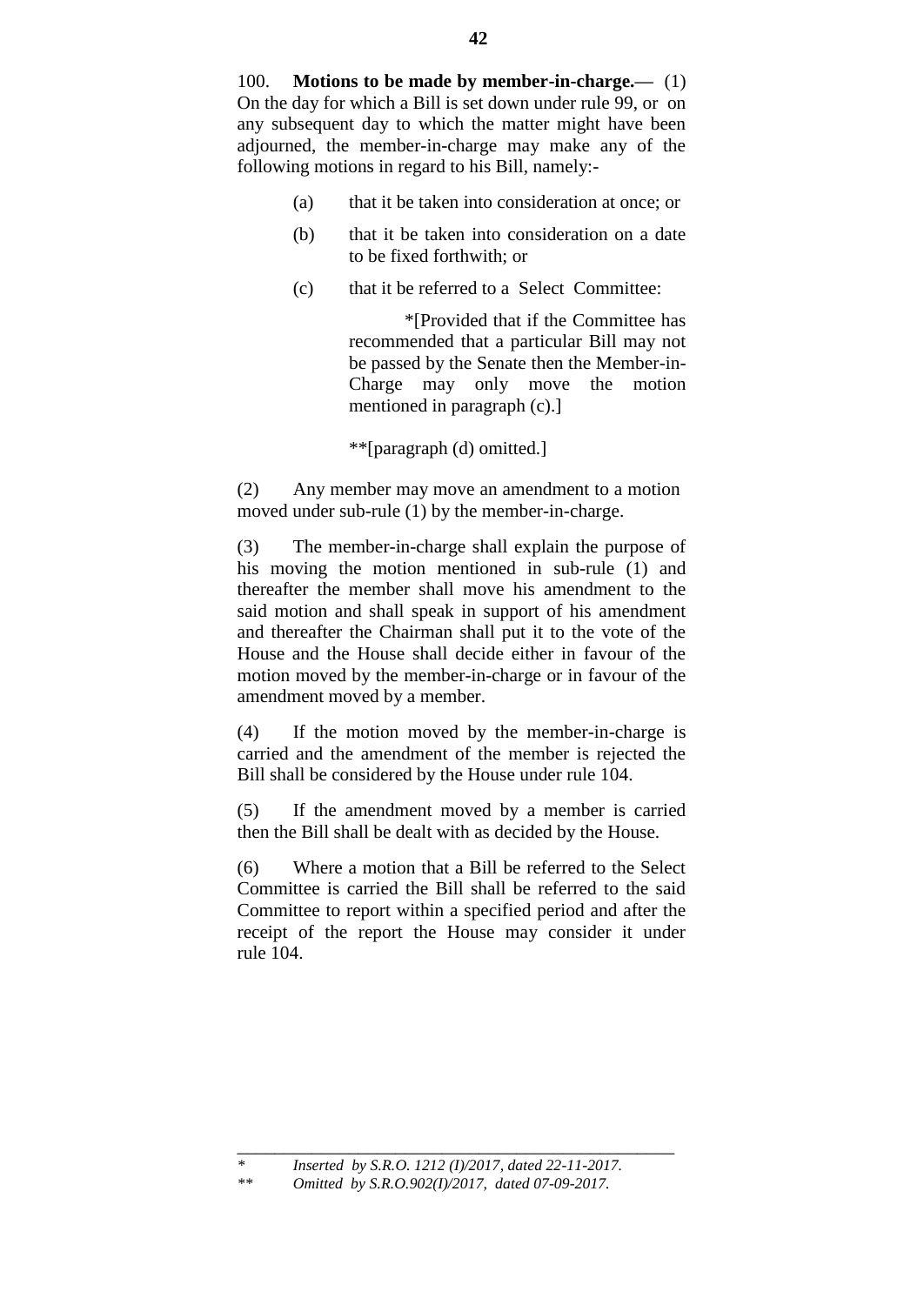100. **Motions to be made by member-in-charge.**— (1) On the day for which a Bill is set down under rule 99, or on any subsequent day to which the matter might have been adjourned, the member-in-charge may make any of the following motions in regard to his Bill, namely:-

(a) that it be taken into consideration at once; or

(b) that it be taken into consideration on a date to be fixed forthwith; or

(c) that it be referred to a Select Committee:

*[Provided that if the Committee has recommended that a particular Bill may not be passed by the Senate then the Member-in-Charge may only move the motion mentioned in paragraph (c).]

**[paragraph (d) omitted.]

(2) Any member may move an amendment to a motion moved under sub-rule (1) by the member-in-charge.

(3) The member-in-charge shall explain the purpose of his moving the motion mentioned in sub-rule (1) and thereafter the member shall move his amendment to the said motion and shall speak in support of his amendment and thereafter the Chairman shall put it to the vote of the House and the House shall decide either in favour of the motion moved by the member-in-charge or in favour of the amendment moved by a member.

(4) If the motion moved by the member-in-charge is carried and the amendment of the member is rejected the Bill shall be considered by the House under rule 104.

(5) If the amendment moved by a member is carried then the Bill shall be dealt with as decided by the House.

(6) Where a motion that a Bill be referred to the Select Committee is carried the Bill shall be referred to the said Committee to report within a specified period and after the receipt of the report the House may consider it under rule 104.

---

\* *Inserted by S.R.O. 1212 (I)/2017, dated 22-11-2017.*

\** *Omitted by S.R.O.902(I)/2017, dated 07-09-2017.*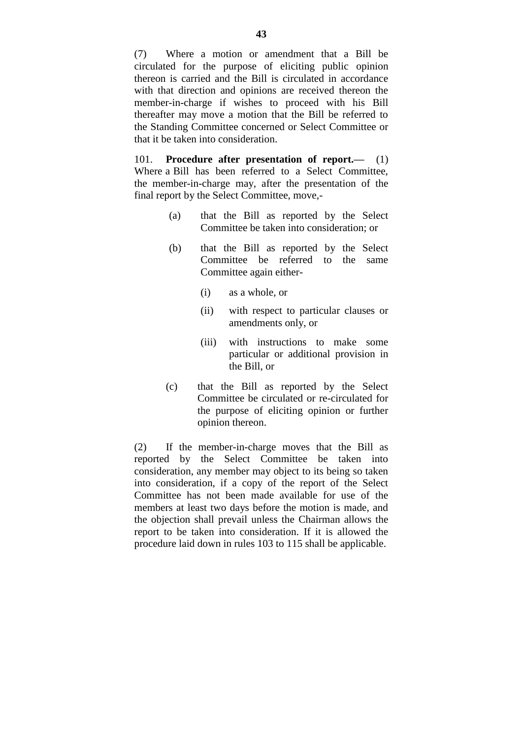(7) Where a motion or amendment that a Bill be circulated for the purpose of eliciting public opinion thereon is carried and the Bill is circulated in accordance with that direction and opinions are received thereon the member-in-charge if wishes to proceed with his Bill thereafter may move a motion that the Bill be referred to the Standing Committee concerned or Select Committee or that it be taken into consideration.

101. **Procedure after presentation of report.—** (1) Where a Bill has been referred to a Select Committee, the member-in-charge may, after the presentation of the final report by the Select Committee, move,-

- (a) that the Bill as reported by the Select Committee be taken into consideration; or
- (b) that the Bill as reported by the Select Committee be referred to the same Committee again either-
  - (i) as a whole, or
  - (ii) with respect to particular clauses or amendments only, or
  - (iii) with instructions to make some particular or additional provision in the Bill, or
- (c) that the Bill as reported by the Select Committee be circulated or re-circulated for the purpose of eliciting opinion or further opinion thereon.

(2) If the member-in-charge moves that the Bill as reported by the Select Committee be taken into consideration, any member may object to its being so taken into consideration, if a copy of the report of the Select Committee has not been made available for use of the members at least two days before the motion is made, and the objection shall prevail unless the Chairman allows the report to be taken into consideration. If it is allowed the procedure laid down in rules 103 to 115 shall be applicable.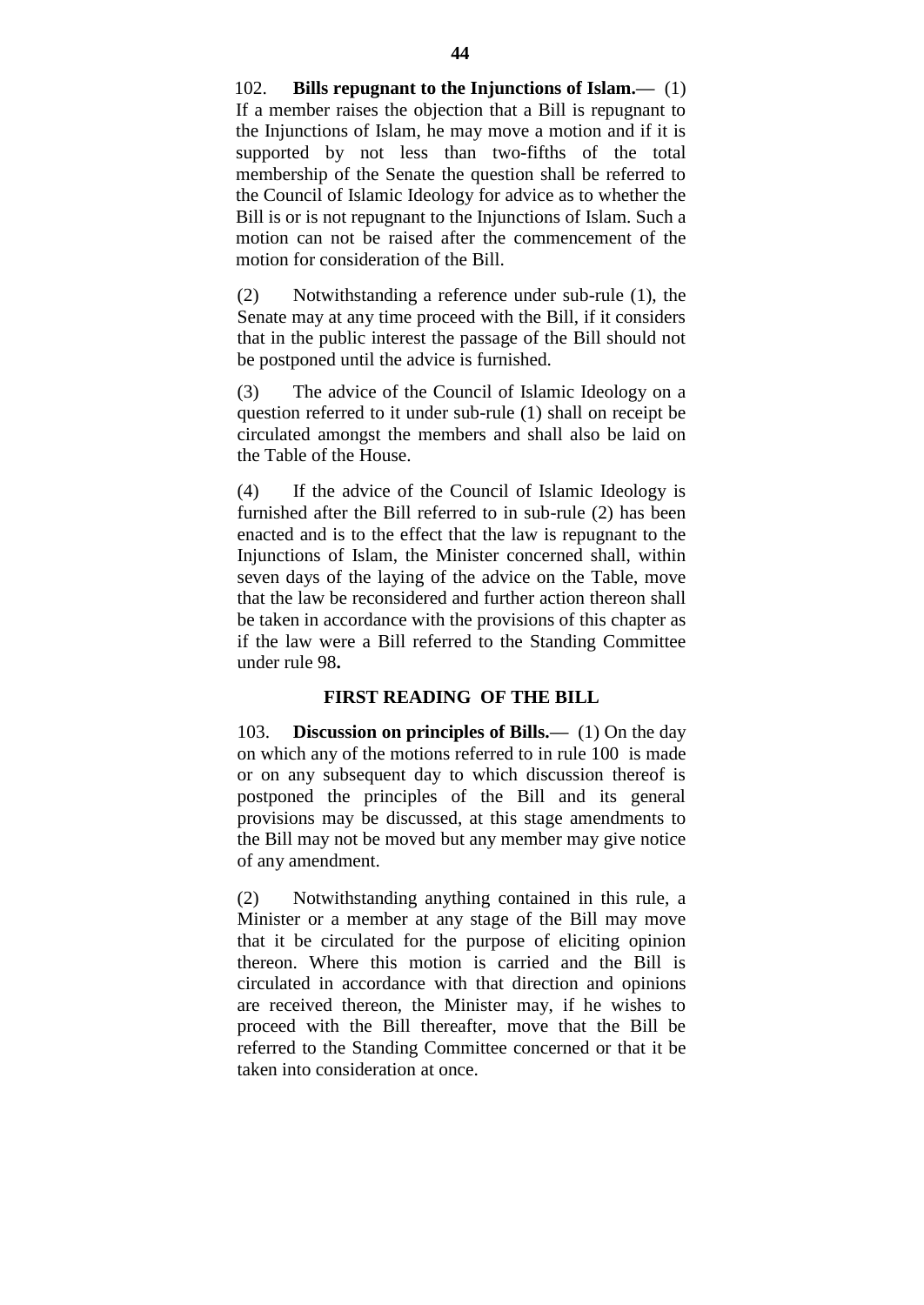102. **Bills repugnant to the Injunctions of Islam.—** (1) If a member raises the objection that a Bill is repugnant to the Injunctions of Islam, he may move a motion and if it is supported by not less than two-fifths of the total membership of the Senate the question shall be referred to the Council of Islamic Ideology for advice as to whether the Bill is or is not repugnant to the Injunctions of Islam. Such a motion can not be raised after the commencement of the motion for consideration of the Bill.

(2) Notwithstanding a reference under sub-rule (1), the Senate may at any time proceed with the Bill, if it considers that in the public interest the passage of the Bill should not be postponed until the advice is furnished.

(3) The advice of the Council of Islamic Ideology on a question referred to it under sub-rule (1) shall on receipt be circulated amongst the members and shall also be laid on the Table of the House.

(4) If the advice of the Council of Islamic Ideology is furnished after the Bill referred to in sub-rule (2) has been enacted and is to the effect that the law is repugnant to the Injunctions of Islam, the Minister concerned shall, within seven days of the laying of the advice on the Table, move that the law be reconsidered and further action thereon shall be taken in accordance with the provisions of this chapter as if the law were a Bill referred to the Standing Committee under rule 98**.**

## FIRST READING OF THE BILL

103. **Discussion on principles of Bills.—** (1) On the day on which any of the motions referred to in rule 100 is made or on any subsequent day to which discussion thereof is postponed the principles of the Bill and its general provisions may be discussed, at this stage amendments to the Bill may not be moved but any member may give notice of any amendment.

(2) Notwithstanding anything contained in this rule, a Minister or a member at any stage of the Bill may move that it be circulated for the purpose of eliciting opinion thereon. Where this motion is carried and the Bill is circulated in accordance with that direction and opinions are received thereon, the Minister may, if he wishes to proceed with the Bill thereafter, move that the Bill be referred to the Standing Committee concerned or that it be taken into consideration at once.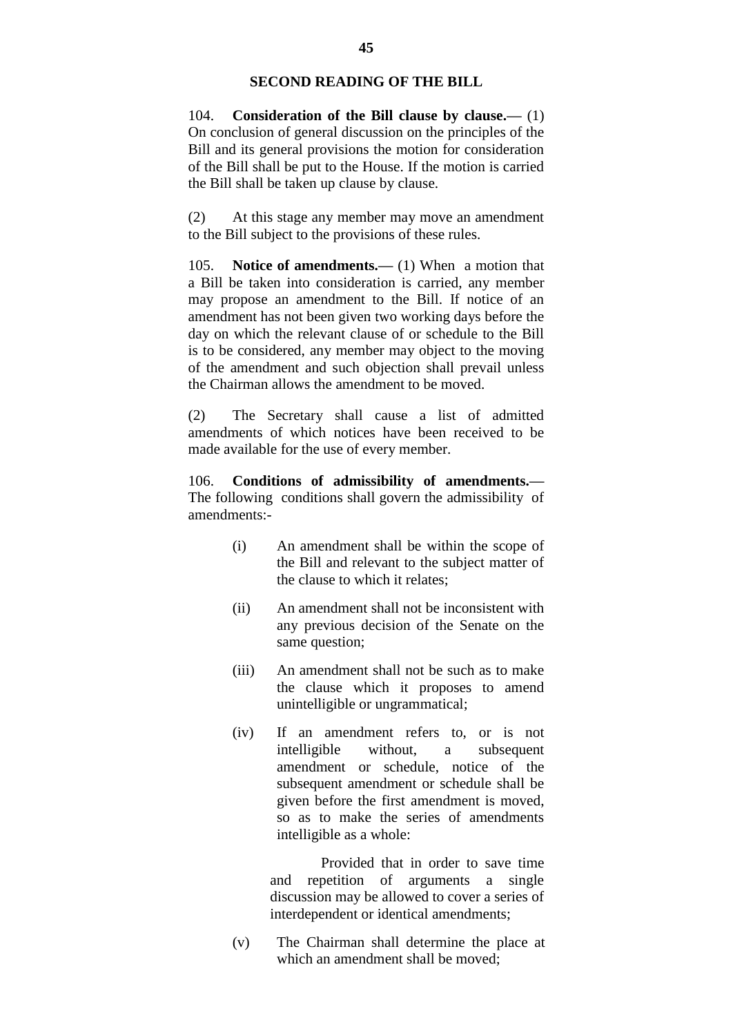## SECOND READING OF THE BILL

104. **Consideration of the Bill clause by clause.**— (1) On conclusion of general discussion on the principles of the Bill and its general provisions the motion for consideration of the Bill shall be put to the House. If the motion is carried the Bill shall be taken up clause by clause.

(2) At this stage any member may move an amendment to the Bill subject to the provisions of these rules.

105. **Notice of amendments.**— (1) When a motion that a Bill be taken into consideration is carried, any member may propose an amendment to the Bill. If notice of an amendment has not been given two working days before the day on which the relevant clause of or schedule to the Bill is to be considered, any member may object to the moving of the amendment and such objection shall prevail unless the Chairman allows the amendment to be moved.

(2) The Secretary shall cause a list of admitted amendments of which notices have been received to be made available for the use of every member.

106. **Conditions of admissibility of amendments.**— The following conditions shall govern the admissibility of amendments:-

(i) An amendment shall be within the scope of the Bill and relevant to the subject matter of the clause to which it relates;

(ii) An amendment shall not be inconsistent with any previous decision of the Senate on the same question;

(iii) An amendment shall not be such as to make the clause which it proposes to amend unintelligible or ungrammatical;

(iv) If an amendment refers to, or is not intelligible without, a subsequent amendment or schedule, notice of the subsequent amendment or schedule shall be given before the first amendment is moved, so as to make the series of amendments intelligible as a whole:

Provided that in order to save time and repetition of arguments a single discussion may be allowed to cover a series of interdependent or identical amendments;

(v) The Chairman shall determine the place at which an amendment shall be moved;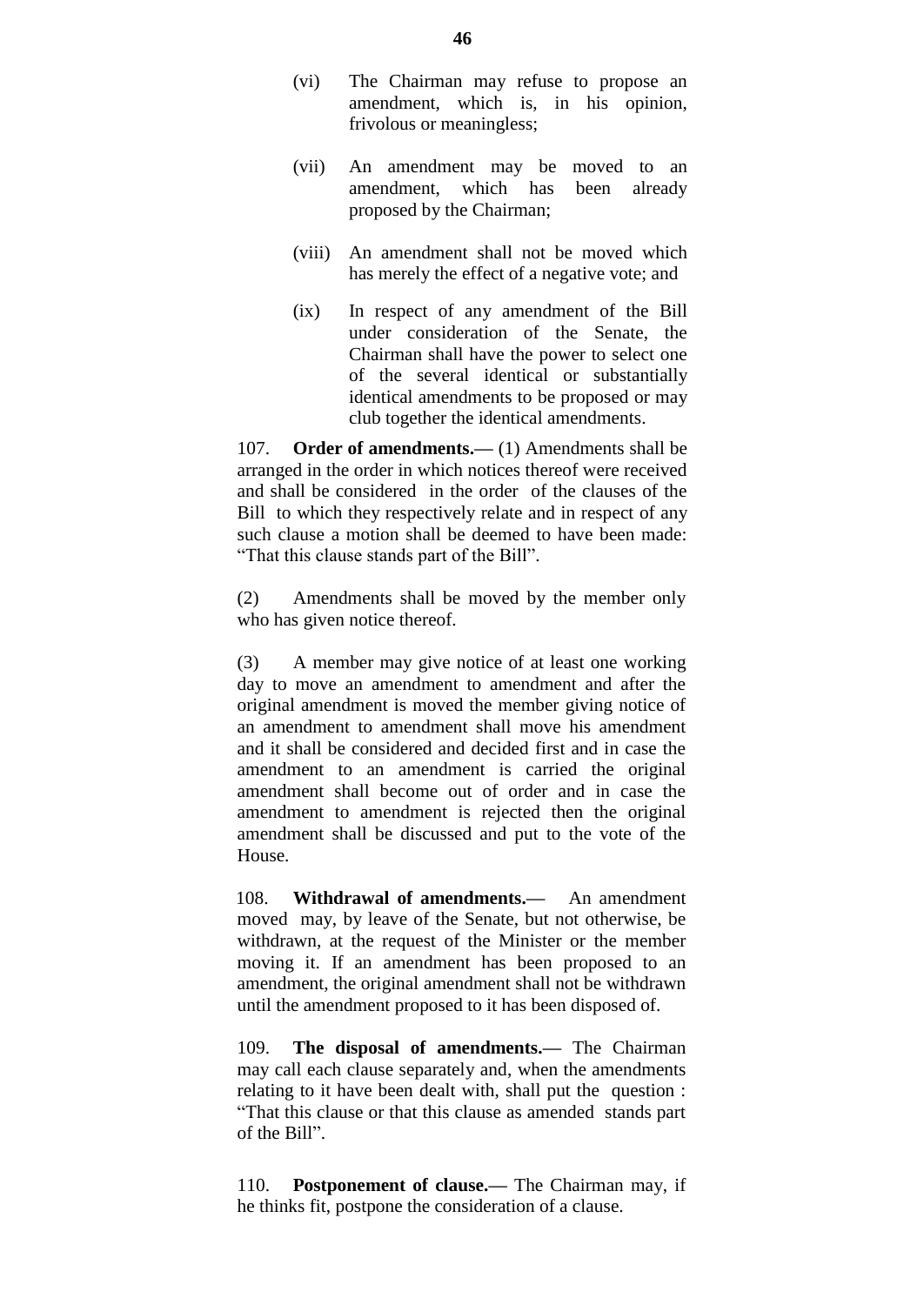(vi) The Chairman may refuse to propose an amendment, which is, in his opinion, frivolous or meaningless;

(vii) An amendment may be moved to an amendment, which has been already proposed by the Chairman;

(viii) An amendment shall not be moved which has merely the effect of a negative vote; and

(ix) In respect of any amendment of the Bill under consideration of the Senate, the Chairman shall have the power to select one of the several identical or substantially identical amendments to be proposed or may club together the identical amendments.

107. **Order of amendments.—** (1) Amendments shall be arranged in the order in which notices thereof were received and shall be considered in the order of the clauses of the Bill to which they respectively relate and in respect of any such clause a motion shall be deemed to have been made: "That this clause stands part of the Bill".

(2) Amendments shall be moved by the member only who has given notice thereof.

(3) A member may give notice of at least one working day to move an amendment to amendment and after the original amendment is moved the member giving notice of an amendment to amendment shall move his amendment and it shall be considered and decided first and in case the amendment to an amendment is carried the original amendment shall become out of order and in case the amendment to amendment is rejected then the original amendment shall be discussed and put to the vote of the House.

108. **Withdrawal of amendments.—** An amendment moved may, by leave of the Senate, but not otherwise, be withdrawn, at the request of the Minister or the member moving it. If an amendment has been proposed to an amendment, the original amendment shall not be withdrawn until the amendment proposed to it has been disposed of.

109. **The disposal of amendments.—** The Chairman may call each clause separately and, when the amendments relating to it have been dealt with, shall put the question : "That this clause or that this clause as amended stands part of the Bill".

110. **Postponement of clause.—** The Chairman may, if he thinks fit, postpone the consideration of a clause.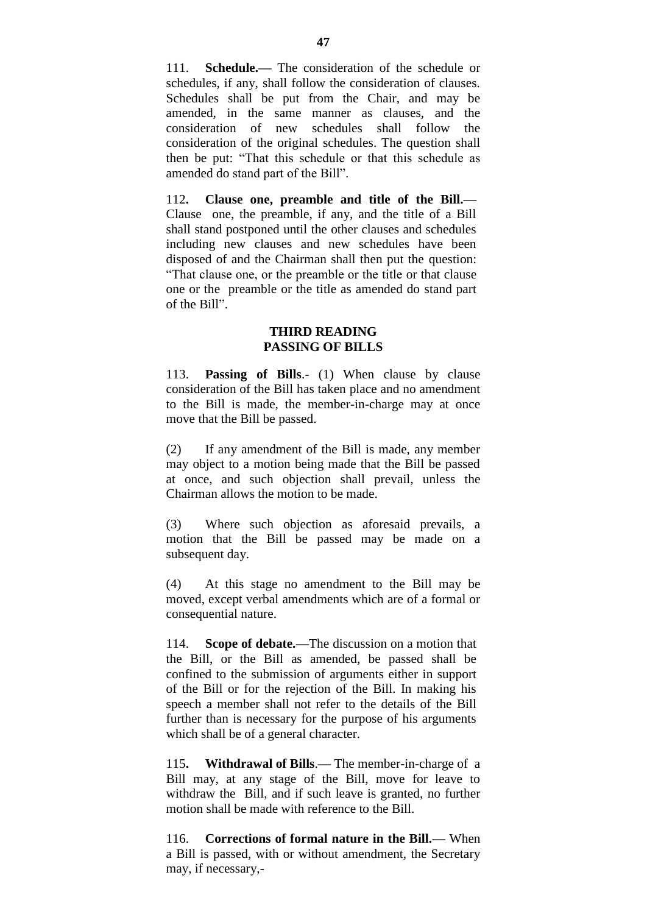111. **Schedule.—** The consideration of the schedule or schedules, if any, shall follow the consideration of clauses. Schedules shall be put from the Chair, and may be amended, in the same manner as clauses, and the consideration of new schedules shall follow the consideration of the original schedules. The question shall then be put: "That this schedule or that this schedule as amended do stand part of the Bill".

112**. Clause one, preamble and title of the Bill.—** Clause one, the preamble, if any, and the title of a Bill shall stand postponed until the other clauses and schedules including new clauses and new schedules have been disposed of and the Chairman shall then put the question: "That clause one, or the preamble or the title or that clause one or the preamble or the title as amended do stand part of the Bill".

## THIRD READING
## PASSING OF BILLS

113. **Passing of Bills**.- (1) When clause by clause consideration of the Bill has taken place and no amendment to the Bill is made, the member-in-charge may at once move that the Bill be passed.

(2) If any amendment of the Bill is made, any member may object to a motion being made that the Bill be passed at once, and such objection shall prevail, unless the Chairman allows the motion to be made.

(3) Where such objection as aforesaid prevails, a motion that the Bill be passed may be made on a subsequent day.

(4) At this stage no amendment to the Bill may be moved, except verbal amendments which are of a formal or consequential nature.

114. **Scope of debate.—**The discussion on a motion that the Bill, or the Bill as amended, be passed shall be confined to the submission of arguments either in support of the Bill or for the rejection of the Bill. In making his speech a member shall not refer to the details of the Bill further than is necessary for the purpose of his arguments which shall be of a general character.

115**. Withdrawal of Bills**.— The member-in-charge of a Bill may, at any stage of the Bill, move for leave to withdraw the Bill, and if such leave is granted, no further motion shall be made with reference to the Bill.

116. **Corrections of formal nature in the Bill.—** When a Bill is passed, with or without amendment, the Secretary may, if necessary,-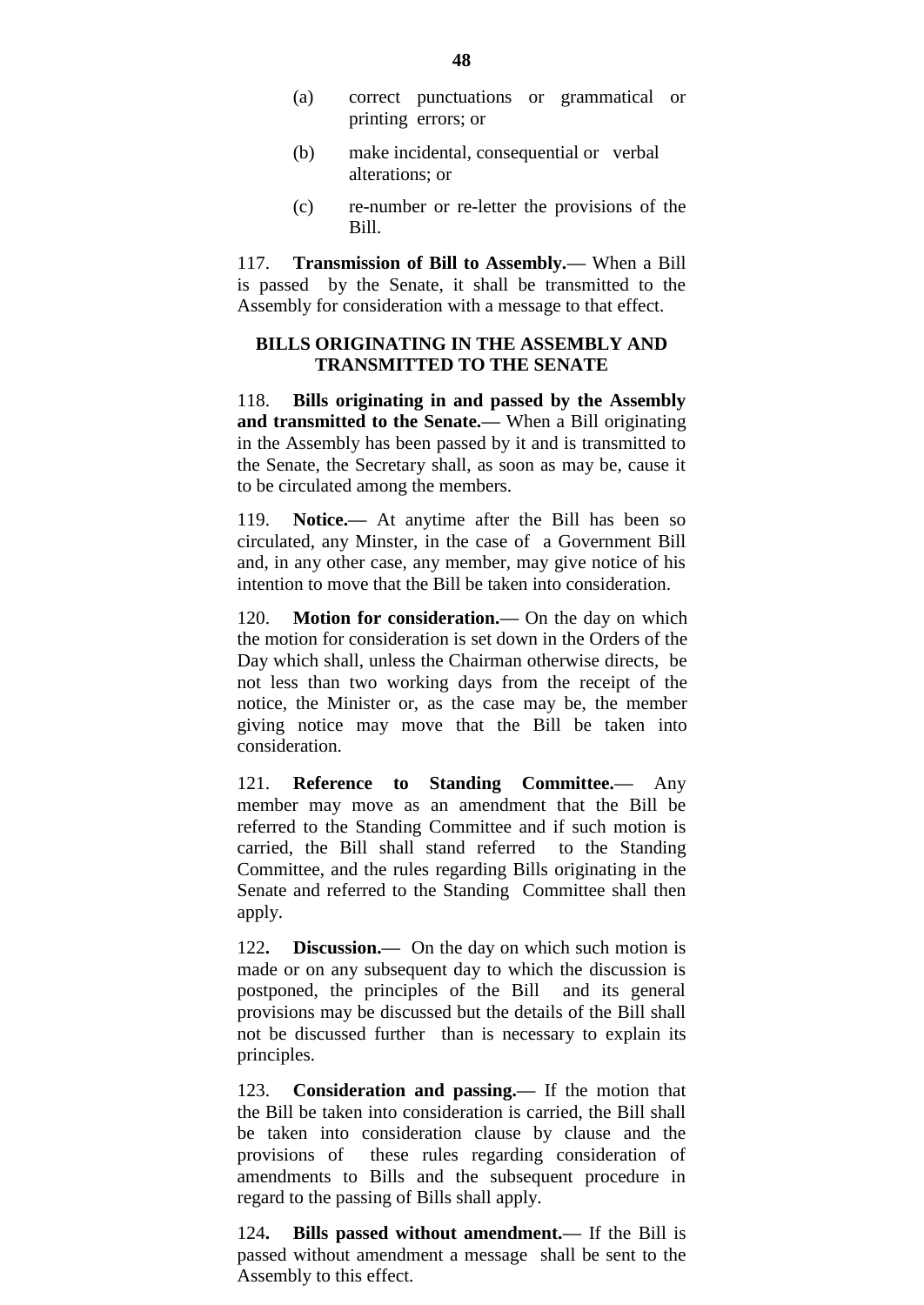(a) correct punctuations or grammatical or printing errors; or

(b) make incidental, consequential or verbal alterations; or

(c) re-number or re-letter the provisions of the Bill.

117. **Transmission of Bill to Assembly.—** When a Bill is passed by the Senate, it shall be transmitted to the Assembly for consideration with a message to that effect.

## BILLS ORIGINATING IN THE ASSEMBLY AND TRANSMITTED TO THE SENATE

118. **Bills originating in and passed by the Assembly and transmitted to the Senate.—** When a Bill originating in the Assembly has been passed by it and is transmitted to the Senate, the Secretary shall, as soon as may be, cause it to be circulated among the members.

119. **Notice.—** At anytime after the Bill has been so circulated, any Minster, in the case of a Government Bill and, in any other case, any member, may give notice of his intention to move that the Bill be taken into consideration.

120. **Motion for consideration.—** On the day on which the motion for consideration is set down in the Orders of the Day which shall, unless the Chairman otherwise directs, be not less than two working days from the receipt of the notice, the Minister or, as the case may be, the member giving notice may move that the Bill be taken into consideration.

121. **Reference to Standing Committee.—** Any member may move as an amendment that the Bill be referred to the Standing Committee and if such motion is carried, the Bill shall stand referred to the Standing Committee, and the rules regarding Bills originating in the Senate and referred to the Standing Committee shall then apply.

122**. Discussion.—** On the day on which such motion is made or on any subsequent day to which the discussion is postponed, the principles of the Bill and its general provisions may be discussed but the details of the Bill shall not be discussed further than is necessary to explain its principles.

123. **Consideration and passing.—** If the motion that the Bill be taken into consideration is carried, the Bill shall be taken into consideration clause by clause and the provisions of these rules regarding consideration of amendments to Bills and the subsequent procedure in regard to the passing of Bills shall apply.

124**. Bills passed without amendment.—** If the Bill is passed without amendment a message shall be sent to the Assembly to this effect.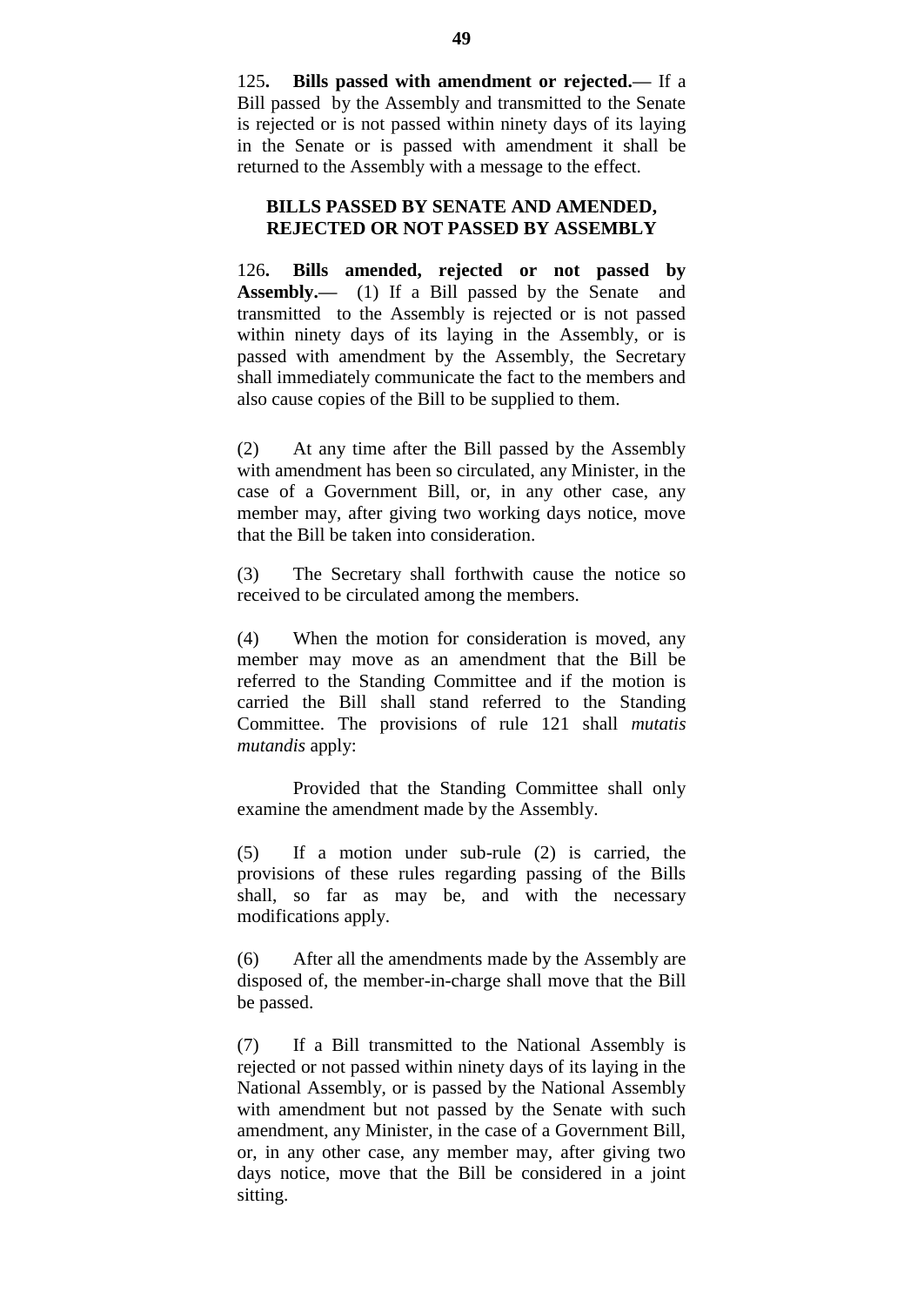125**. Bills passed with amendment or rejected.—** If a Bill passed by the Assembly and transmitted to the Senate is rejected or is not passed within ninety days of its laying in the Senate or is passed with amendment it shall be returned to the Assembly with a message to the effect.

## BILLS PASSED BY SENATE AND AMENDED, REJECTED OR NOT PASSED BY ASSEMBLY

126**. Bills amended, rejected or not passed by Assembly.—** (1) If a Bill passed by the Senate and transmitted to the Assembly is rejected or is not passed within ninety days of its laying in the Assembly, or is passed with amendment by the Assembly, the Secretary shall immediately communicate the fact to the members and also cause copies of the Bill to be supplied to them.

(2) At any time after the Bill passed by the Assembly with amendment has been so circulated, any Minister, in the case of a Government Bill, or, in any other case, any member may, after giving two working days notice, move that the Bill be taken into consideration.

(3) The Secretary shall forthwith cause the notice so received to be circulated among the members.

(4) When the motion for consideration is moved, any member may move as an amendment that the Bill be referred to the Standing Committee and if the motion is carried the Bill shall stand referred to the Standing Committee. The provisions of rule 121 shall *mutatis mutandis* apply:

Provided that the Standing Committee shall only examine the amendment made by the Assembly.

(5) If a motion under sub-rule (2) is carried, the provisions of these rules regarding passing of the Bills shall, so far as may be, and with the necessary modifications apply.

(6) After all the amendments made by the Assembly are disposed of, the member-in-charge shall move that the Bill be passed.

(7) If a Bill transmitted to the National Assembly is rejected or not passed within ninety days of its laying in the National Assembly, or is passed by the National Assembly with amendment but not passed by the Senate with such amendment, any Minister, in the case of a Government Bill, or, in any other case, any member may, after giving two days notice, move that the Bill be considered in a joint sitting.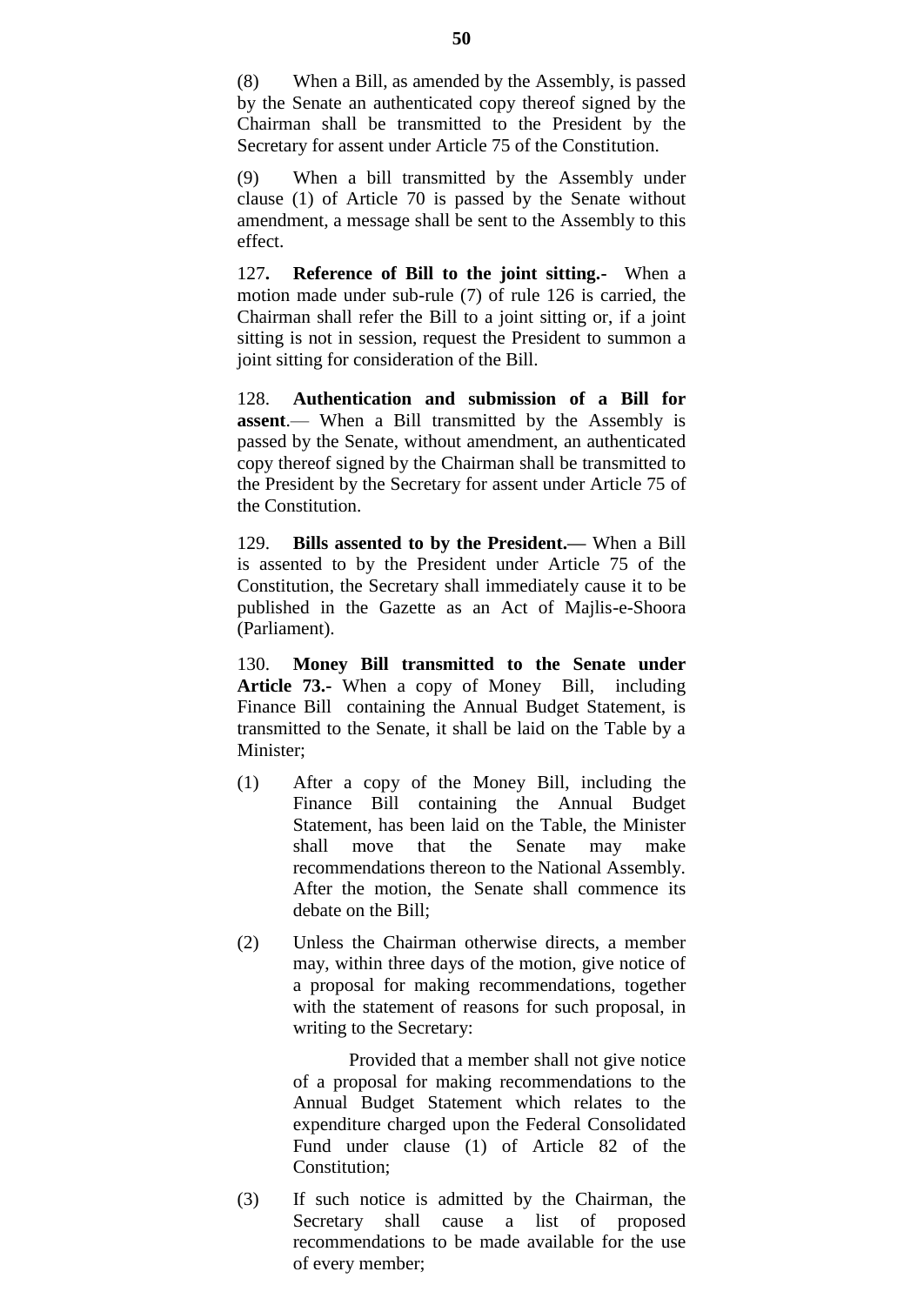(8) When a Bill, as amended by the Assembly, is passed by the Senate an authenticated copy thereof signed by the Chairman shall be transmitted to the President by the Secretary for assent under Article 75 of the Constitution.

(9) When a bill transmitted by the Assembly under clause (1) of Article 70 is passed by the Senate without amendment, a message shall be sent to the Assembly to this effect.

127**. Reference of Bill to the joint sitting.-** When a motion made under sub-rule (7) of rule 126 is carried, the Chairman shall refer the Bill to a joint sitting or, if a joint sitting is not in session, request the President to summon a joint sitting for consideration of the Bill.

128. **Authentication and submission of a Bill for assent**.— When a Bill transmitted by the Assembly is passed by the Senate, without amendment, an authenticated copy thereof signed by the Chairman shall be transmitted to the President by the Secretary for assent under Article 75 of the Constitution.

129. **Bills assented to by the President.—** When a Bill is assented to by the President under Article 75 of the Constitution, the Secretary shall immediately cause it to be published in the Gazette as an Act of Majlis-e-Shoora (Parliament).

130. **Money Bill transmitted to the Senate under Article 73.-** When a copy of Money Bill, including Finance Bill containing the Annual Budget Statement, is transmitted to the Senate, it shall be laid on the Table by a Minister;

(1) After a copy of the Money Bill, including the Finance Bill containing the Annual Budget Statement, has been laid on the Table, the Minister shall move that the Senate may make recommendations thereon to the National Assembly. After the motion, the Senate shall commence its debate on the Bill;

(2) Unless the Chairman otherwise directs, a member may, within three days of the motion, give notice of a proposal for making recommendations, together with the statement of reasons for such proposal, in writing to the Secretary:

Provided that a member shall not give notice of a proposal for making recommendations to the Annual Budget Statement which relates to the expenditure charged upon the Federal Consolidated Fund under clause (1) of Article 82 of the Constitution;

(3) If such notice is admitted by the Chairman, the Secretary shall cause a list of proposed recommendations to be made available for the use of every member;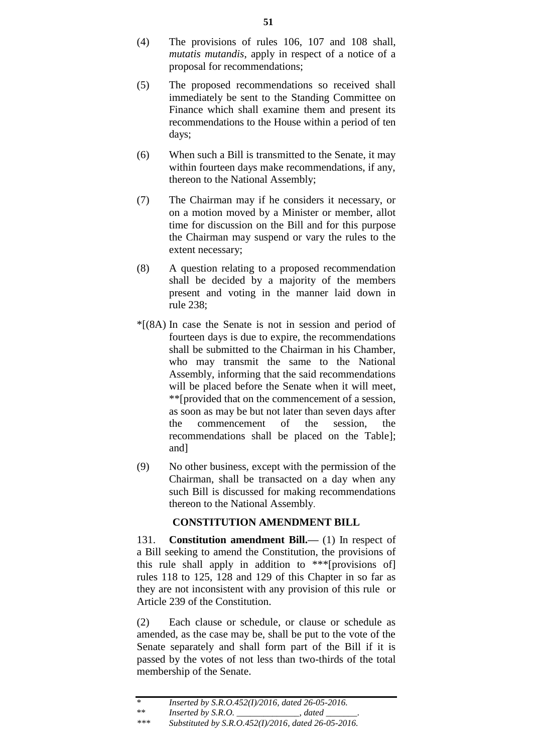(4) The provisions of rules 106, 107 and 108 shall, *mutatis mutandis*, apply in respect of a notice of a proposal for recommendations;

(5) The proposed recommendations so received shall immediately be sent to the Standing Committee on Finance which shall examine them and present its recommendations to the House within a period of ten days;

(6) When such a Bill is transmitted to the Senate, it may within fourteen days make recommendations, if any, thereon to the National Assembly;

(7) The Chairman may if he considers it necessary, or on a motion moved by a Minister or member, allot time for discussion on the Bill and for this purpose the Chairman may suspend or vary the rules to the extent necessary;

(8) A question relating to a proposed recommendation shall be decided by a majority of the members present and voting in the manner laid down in rule 238;

*[(8A) In case the Senate is not in session and period of fourteen days is due to expire, the recommendations shall be submitted to the Chairman in his Chamber, who may transmit the same to the National Assembly, informing that the said recommendations will be placed before the Senate when it will meet, **[provided that on the commencement of a session, as soon as may be but not later than seven days after the commencement of the session, the recommendations shall be placed on the Table]; and]

(9) No other business, except with the permission of the Chairman, shall be transacted on a day when any such Bill is discussed for making recommendations thereon to the National Assembly.

## CONSTITUTION AMENDMENT BILL

131. **Constitution amendment Bill.—** (1) In respect of a Bill seeking to amend the Constitution, the provisions of this rule shall apply in addition to ***[provisions of] rules 118 to 125, 128 and 129 of this Chapter in so far as they are not inconsistent with any provision of this rule or Article 239 of the Constitution.

(2) Each clause or schedule, or clause or schedule as amended, as the case may be, shall be put to the vote of the Senate separately and shall form part of the Bill if it is passed by the votes of not less than two-thirds of the total membership of the Senate.

---

\* *Inserted by S.R.O.452(I)/2016, dated 26-05-2016.*

\** *Inserted by S.R.O. ______________, dated _______.*

\*** *Substituted by S.R.O.452(I)/2016, dated 26-05-2016.*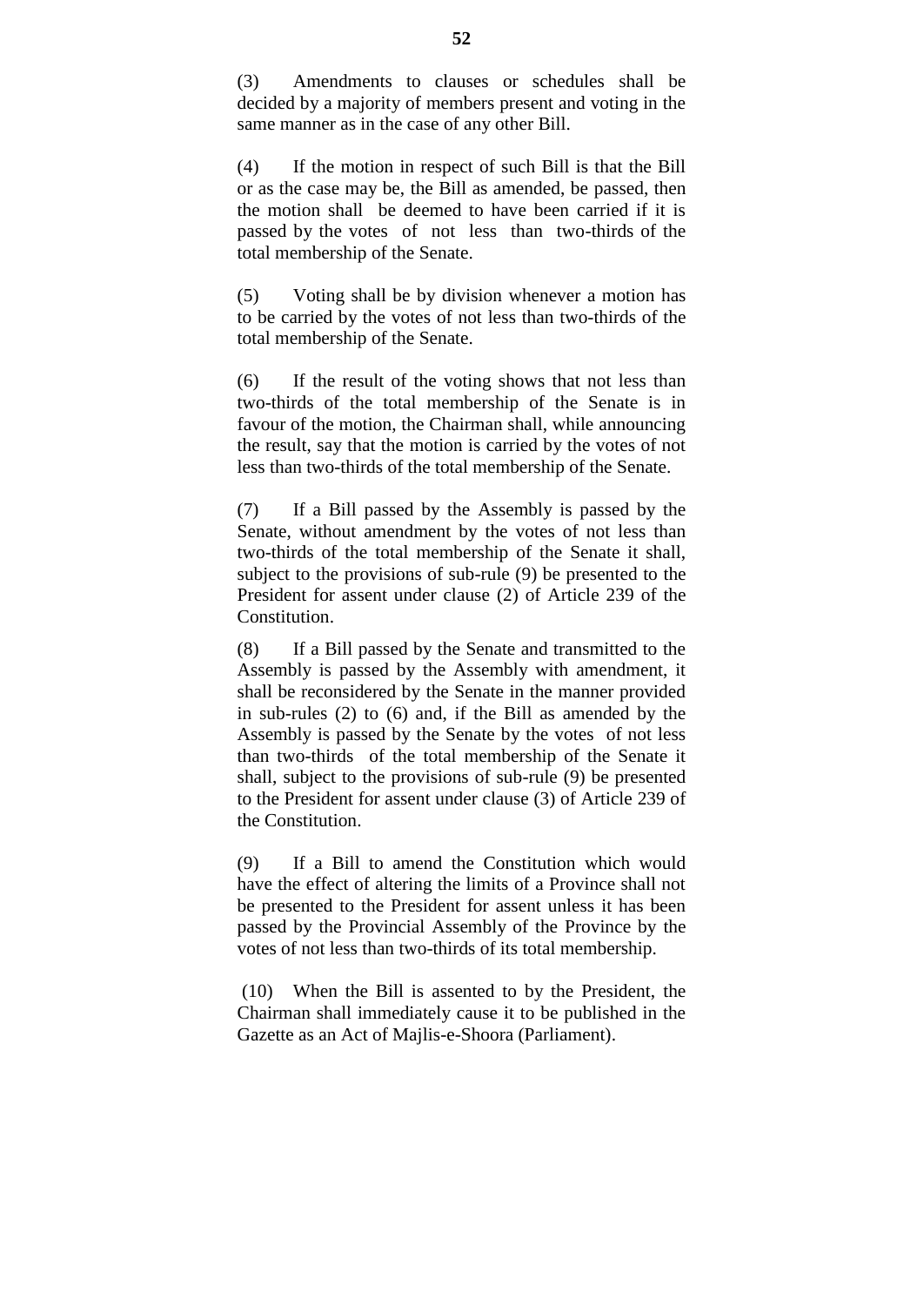(3) Amendments to clauses or schedules shall be decided by a majority of members present and voting in the same manner as in the case of any other Bill.

(4) If the motion in respect of such Bill is that the Bill or as the case may be, the Bill as amended, be passed, then the motion shall be deemed to have been carried if it is passed by the votes of not less than two-thirds of the total membership of the Senate.

(5) Voting shall be by division whenever a motion has to be carried by the votes of not less than two-thirds of the total membership of the Senate.

(6) If the result of the voting shows that not less than two-thirds of the total membership of the Senate is in favour of the motion, the Chairman shall, while announcing the result, say that the motion is carried by the votes of not less than two-thirds of the total membership of the Senate.

(7) If a Bill passed by the Assembly is passed by the Senate, without amendment by the votes of not less than two-thirds of the total membership of the Senate it shall, subject to the provisions of sub-rule (9) be presented to the President for assent under clause (2) of Article 239 of the Constitution.

(8) If a Bill passed by the Senate and transmitted to the Assembly is passed by the Assembly with amendment, it shall be reconsidered by the Senate in the manner provided in sub-rules (2) to (6) and, if the Bill as amended by the Assembly is passed by the Senate by the votes of not less than two-thirds of the total membership of the Senate it shall, subject to the provisions of sub-rule (9) be presented to the President for assent under clause (3) of Article 239 of the Constitution.

(9) If a Bill to amend the Constitution which would have the effect of altering the limits of a Province shall not be presented to the President for assent unless it has been passed by the Provincial Assembly of the Province by the votes of not less than two-thirds of its total membership.

(10) When the Bill is assented to by the President, the Chairman shall immediately cause it to be published in the Gazette as an Act of Majlis-e-Shoora (Parliament).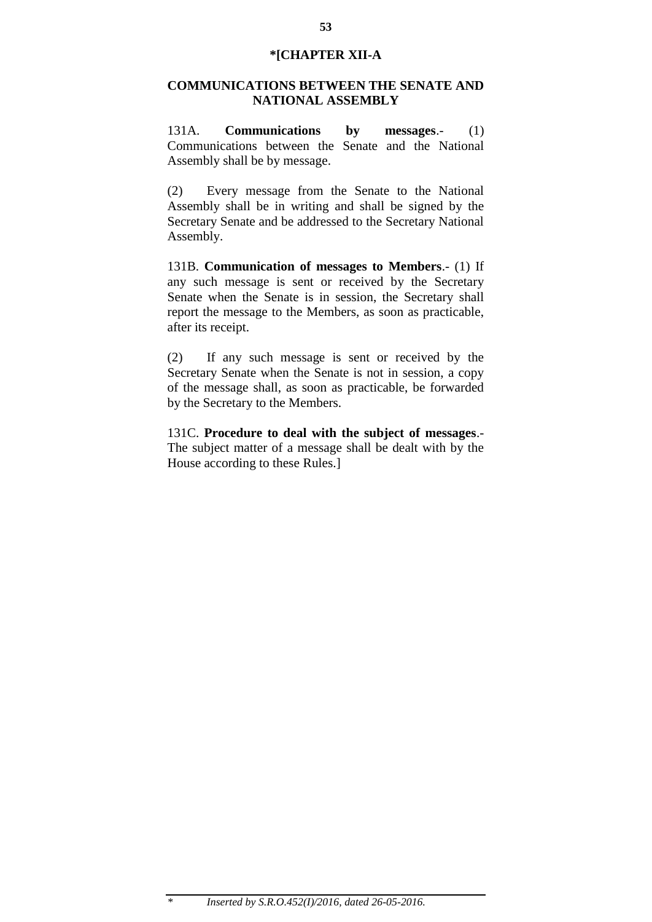## *[CHAPTER XII-A

## COMMUNICATIONS BETWEEN THE SENATE AND NATIONAL ASSEMBLY

131A. **Communications by messages**.- (1) Communications between the Senate and the National Assembly shall be by message.

(2) Every message from the Senate to the National Assembly shall be in writing and shall be signed by the Secretary Senate and be addressed to the Secretary National Assembly.

131B. **Communication of messages to Members**.- (1) If any such message is sent or received by the Secretary Senate when the Senate is in session, the Secretary shall report the message to the Members, as soon as practicable, after its receipt.

(2) If any such message is sent or received by the Secretary Senate when the Senate is not in session, a copy of the message shall, as soon as practicable, be forwarded by the Secretary to the Members.

131C. **Procedure to deal with the subject of messages**.- The subject matter of a message shall be dealt with by the House according to these Rules.]

---

\* *Inserted by S.R.O.452(I)/2016, dated 26-05-2016.*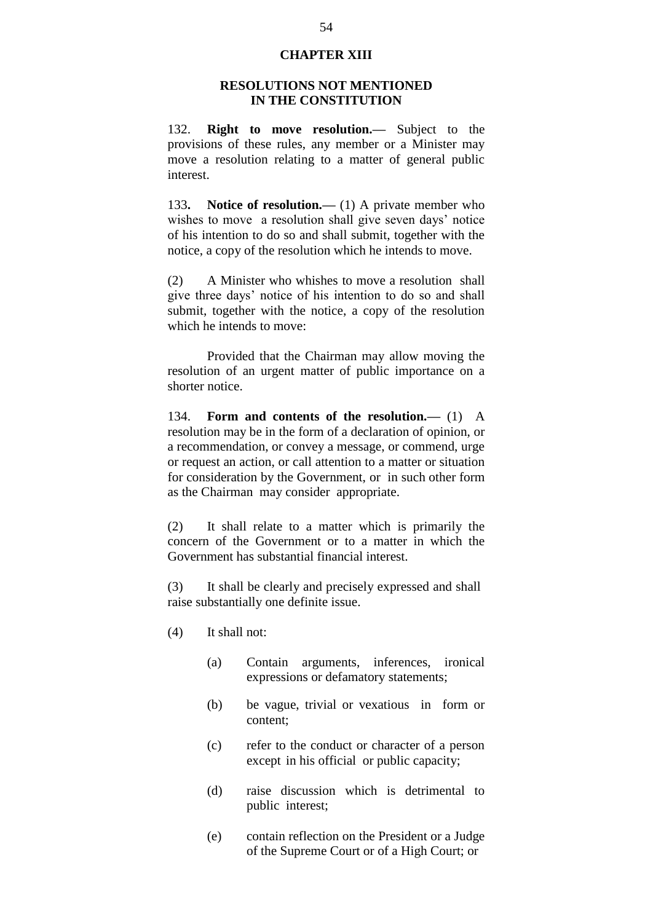## CHAPTER XIII

### RESOLUTIONS NOT MENTIONED IN THE CONSTITUTION

132. **Right to move resolution.—** Subject to the provisions of these rules, any member or a Minister may move a resolution relating to a matter of general public interest.

133**.** **Notice of resolution.—** (1) A private member who wishes to move a resolution shall give seven days' notice of his intention to do so and shall submit, together with the notice, a copy of the resolution which he intends to move.

(2) A Minister who whishes to move a resolution shall give three days' notice of his intention to do so and shall submit, together with the notice, a copy of the resolution which he intends to move:

Provided that the Chairman may allow moving the resolution of an urgent matter of public importance on a shorter notice.

134. **Form and contents of the resolution.—** (1) A resolution may be in the form of a declaration of opinion, or a recommendation, or convey a message, or commend, urge or request an action, or call attention to a matter or situation for consideration by the Government, or in such other form as the Chairman may consider appropriate.

(2) It shall relate to a matter which is primarily the concern of the Government or to a matter in which the Government has substantial financial interest.

(3) It shall be clearly and precisely expressed and shall raise substantially one definite issue.

(4) It shall not:

- (a) Contain arguments, inferences, ironical expressions or defamatory statements;
- (b) be vague, trivial or vexatious in form or content;
- (c) refer to the conduct or character of a person except in his official or public capacity;
- (d) raise discussion which is detrimental to public interest;
- (e) contain reflection on the President or a Judge of the Supreme Court or of a High Court; or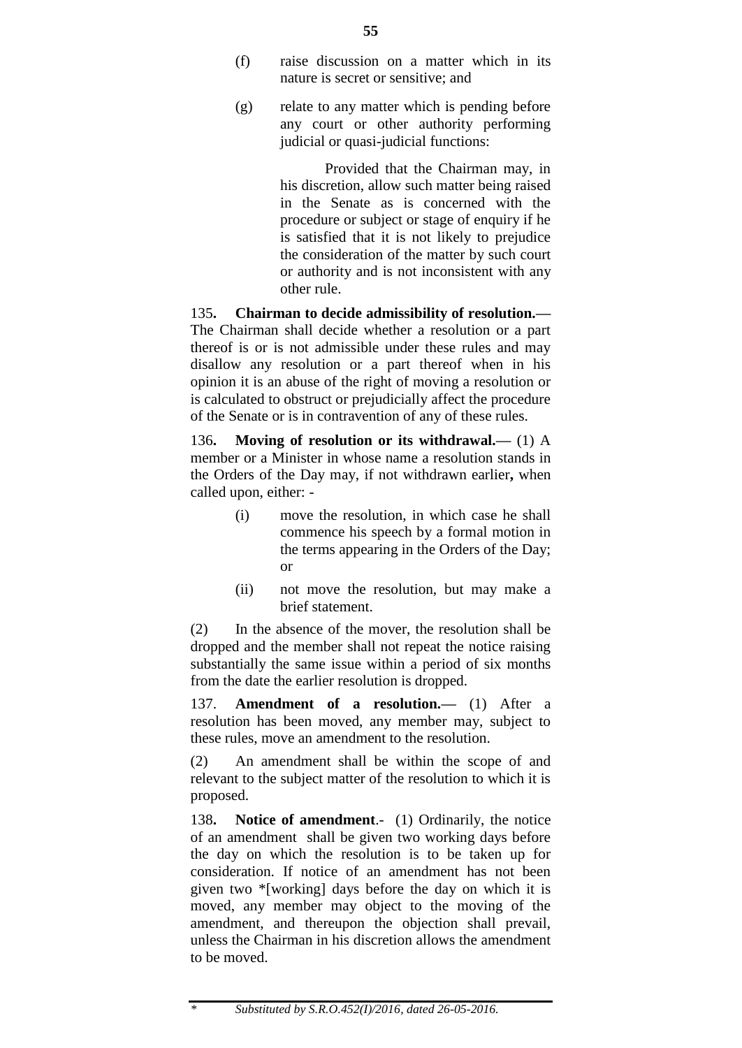(f) raise discussion on a matter which in its nature is secret or sensitive; and

(g) relate to any matter which is pending before any court or other authority performing judicial or quasi-judicial functions:

Provided that the Chairman may, in his discretion, allow such matter being raised in the Senate as is concerned with the procedure or subject or stage of enquiry if he is satisfied that it is not likely to prejudice the consideration of the matter by such court or authority and is not inconsistent with any other rule.

135**. Chairman to decide admissibility of resolution.—** The Chairman shall decide whether a resolution or a part thereof is or is not admissible under these rules and may disallow any resolution or a part thereof when in his opinion it is an abuse of the right of moving a resolution or is calculated to obstruct or prejudicially affect the procedure of the Senate or is in contravention of any of these rules.

136**. Moving of resolution or its withdrawal.—** (1) A member or a Minister in whose name a resolution stands in the Orders of the Day may, if not withdrawn earlier**,** when called upon, either: -

(i) move the resolution, in which case he shall commence his speech by a formal motion in the terms appearing in the Orders of the Day; or

(ii) not move the resolution, but may make a brief statement.

(2) In the absence of the mover, the resolution shall be dropped and the member shall not repeat the notice raising substantially the same issue within a period of six months from the date the earlier resolution is dropped.

137. **Amendment of a resolution.—** (1) After a resolution has been moved, any member may, subject to these rules, move an amendment to the resolution.

(2) An amendment shall be within the scope of and relevant to the subject matter of the resolution to which it is proposed.

138**. Notice of amendment**.- (1) Ordinarily, the notice of an amendment shall be given two working days before the day on which the resolution is to be taken up for consideration. If notice of an amendment has not been given two *[working] days before the day on which it is moved, any member may object to the moving of the amendment, and thereupon the objection shall prevail, unless the Chairman in his discretion allows the amendment to be moved.

---

\* *Substituted by S.R.O.452(I)/2016, dated 26-05-2016.*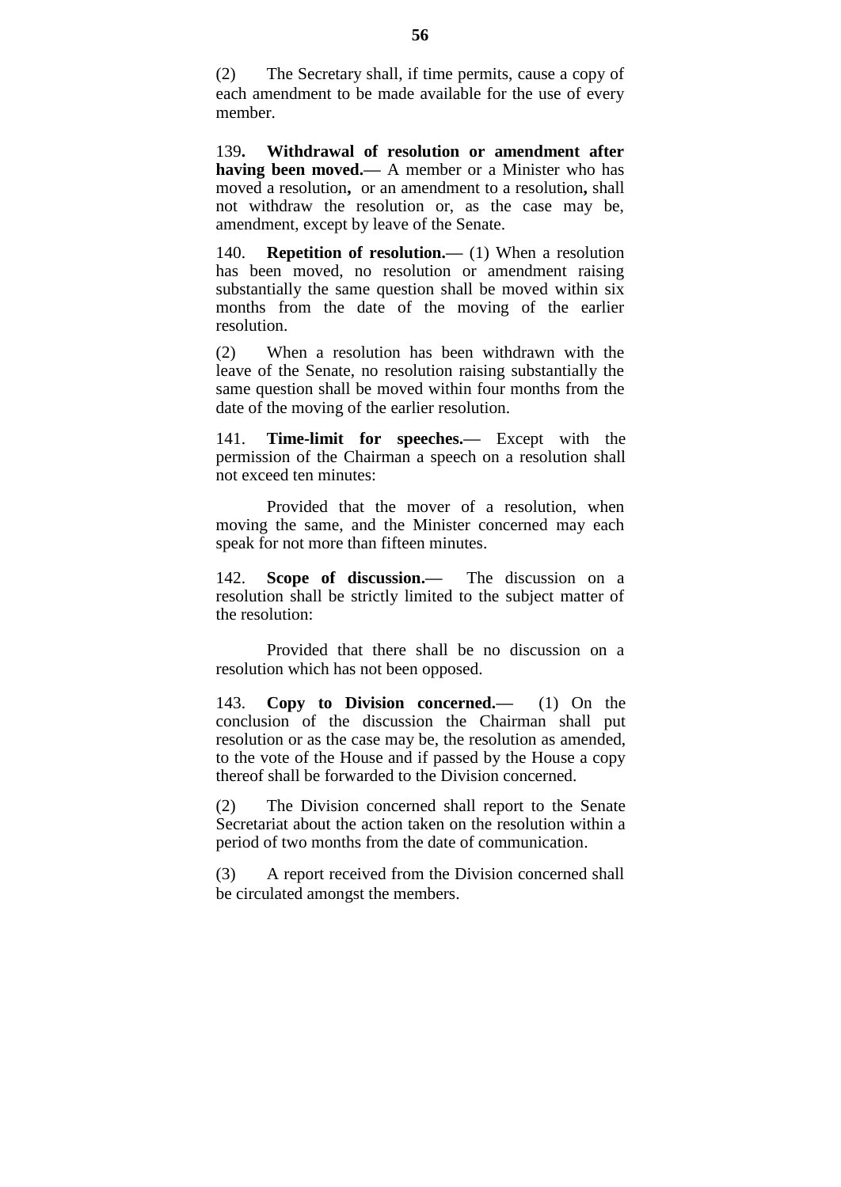(2) The Secretary shall, if time permits, cause a copy of each amendment to be made available for the use of every member.

139**. Withdrawal of resolution or amendment after having been moved.**— A member or a Minister who has moved a resolution**,** or an amendment to a resolution**,** shall not withdraw the resolution or, as the case may be, amendment, except by leave of the Senate.

140. **Repetition of resolution.**— (1) When a resolution has been moved, no resolution or amendment raising substantially the same question shall be moved within six months from the date of the moving of the earlier resolution.

(2) When a resolution has been withdrawn with the leave of the Senate, no resolution raising substantially the same question shall be moved within four months from the date of the moving of the earlier resolution.

141. **Time-limit for speeches.**— Except with the permission of the Chairman a speech on a resolution shall not exceed ten minutes:

Provided that the mover of a resolution, when moving the same, and the Minister concerned may each speak for not more than fifteen minutes.

142. **Scope of discussion.**— The discussion on a resolution shall be strictly limited to the subject matter of the resolution:

Provided that there shall be no discussion on a resolution which has not been opposed.

143. **Copy to Division concerned.**— (1) On the conclusion of the discussion the Chairman shall put resolution or as the case may be, the resolution as amended, to the vote of the House and if passed by the House a copy thereof shall be forwarded to the Division concerned.

(2) The Division concerned shall report to the Senate Secretariat about the action taken on the resolution within a period of two months from the date of communication.

(3) A report received from the Division concerned shall be circulated amongst the members.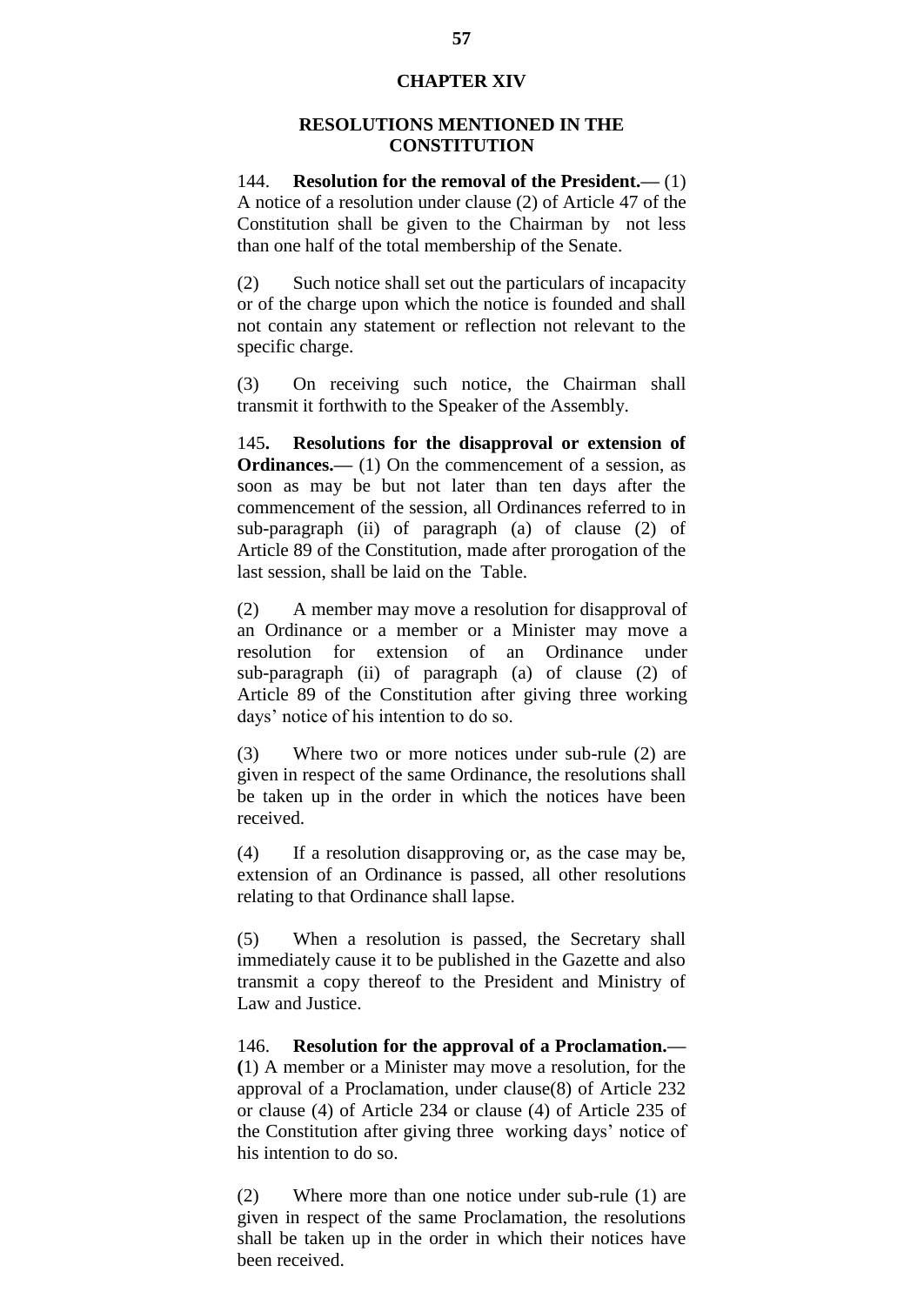## CHAPTER XIV

## RESOLUTIONS MENTIONED IN THE CONSTITUTION

144. **Resolution for the removal of the President.—** (1) A notice of a resolution under clause (2) of Article 47 of the Constitution shall be given to the Chairman by not less than one half of the total membership of the Senate.

(2) Such notice shall set out the particulars of incapacity or of the charge upon which the notice is founded and shall not contain any statement or reflection not relevant to the specific charge.

(3) On receiving such notice, the Chairman shall transmit it forthwith to the Speaker of the Assembly.

145**. Resolutions for the disapproval or extension of Ordinances.—** (1) On the commencement of a session, as soon as may be but not later than ten days after the commencement of the session, all Ordinances referred to in sub-paragraph (ii) of paragraph (a) of clause (2) of Article 89 of the Constitution, made after prorogation of the last session, shall be laid on the Table.

(2) A member may move a resolution for disapproval of an Ordinance or a member or a Minister may move a resolution for extension of an Ordinance under sub-paragraph (ii) of paragraph (a) of clause (2) of Article 89 of the Constitution after giving three working days' notice of his intention to do so.

(3) Where two or more notices under sub-rule (2) are given in respect of the same Ordinance, the resolutions shall be taken up in the order in which the notices have been received.

(4) If a resolution disapproving or, as the case may be, extension of an Ordinance is passed, all other resolutions relating to that Ordinance shall lapse.

(5) When a resolution is passed, the Secretary shall immediately cause it to be published in the Gazette and also transmit a copy thereof to the President and Ministry of Law and Justice.

146. **Resolution for the approval of a Proclamation.— (**1) A member or a Minister may move a resolution, for the approval of a Proclamation, under clause(8) of Article 232 or clause (4) of Article 234 or clause (4) of Article 235 of the Constitution after giving three working days' notice of his intention to do so.

(2) Where more than one notice under sub-rule (1) are given in respect of the same Proclamation, the resolutions shall be taken up in the order in which their notices have been received.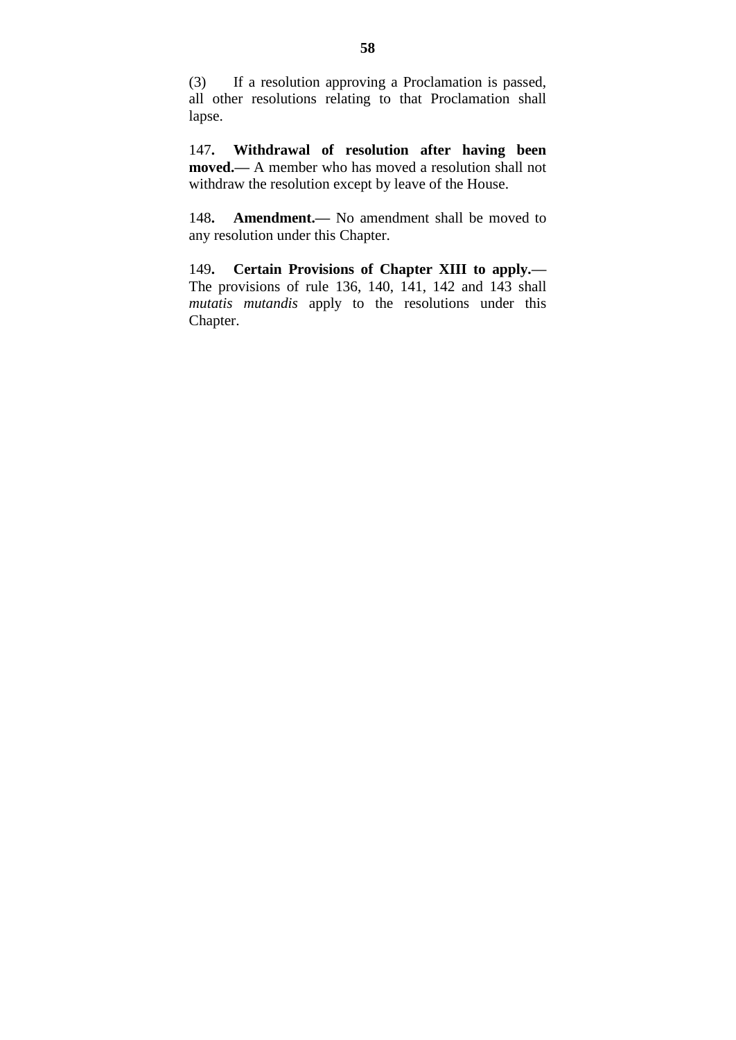(3) If a resolution approving a Proclamation is passed, all other resolutions relating to that Proclamation shall lapse.

147**. Withdrawal of resolution after having been moved.—** A member who has moved a resolution shall not withdraw the resolution except by leave of the House.

148**. Amendment.—** No amendment shall be moved to any resolution under this Chapter.

149**. Certain Provisions of Chapter XIII to apply.—** The provisions of rule 136, 140, 141, 142 and 143 shall *mutatis mutandis* apply to the resolutions under this Chapter.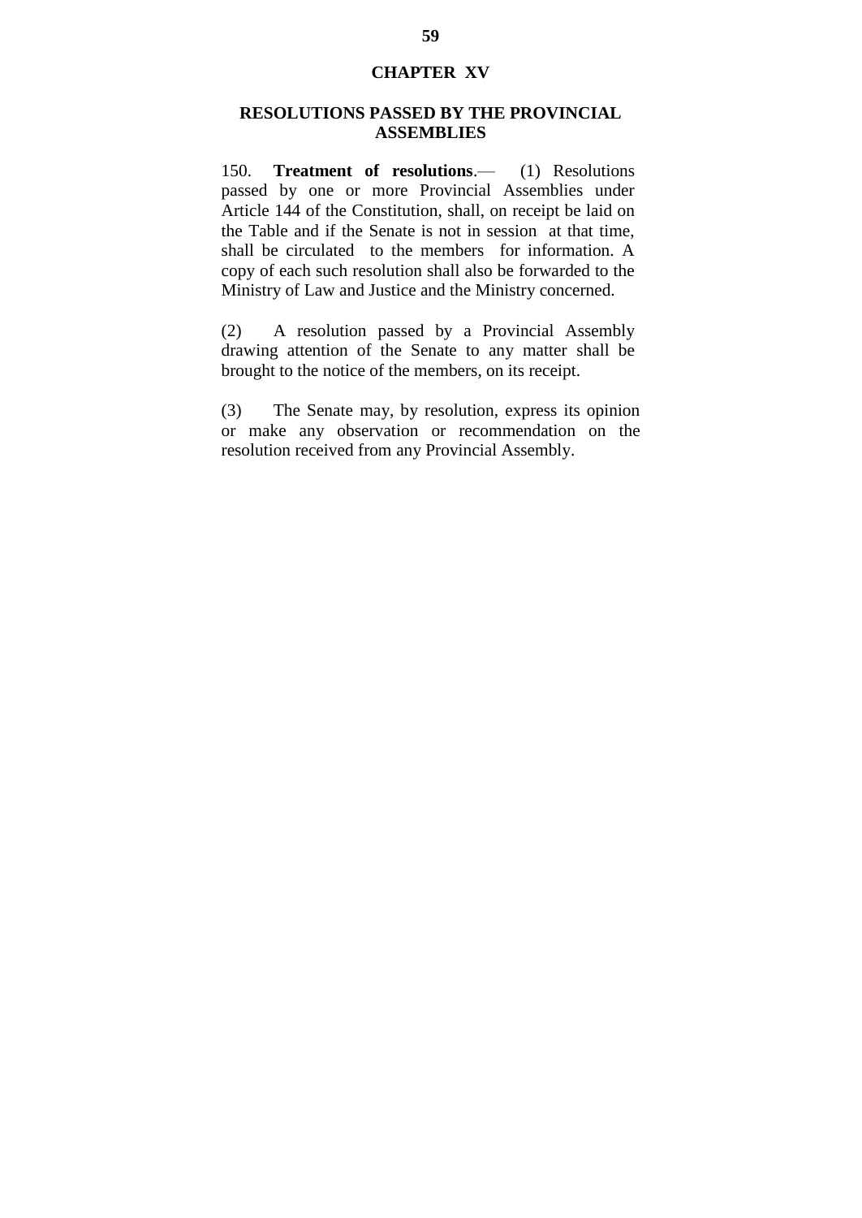## CHAPTER XV

## RESOLUTIONS PASSED BY THE PROVINCIAL ASSEMBLIES

150. **Treatment of resolutions**.— (1) Resolutions passed by one or more Provincial Assemblies under Article 144 of the Constitution, shall, on receipt be laid on the Table and if the Senate is not in session at that time, shall be circulated to the members for information. A copy of each such resolution shall also be forwarded to the Ministry of Law and Justice and the Ministry concerned.

(2) A resolution passed by a Provincial Assembly drawing attention of the Senate to any matter shall be brought to the notice of the members, on its receipt.

(3) The Senate may, by resolution, express its opinion or make any observation or recommendation on the resolution received from any Provincial Assembly.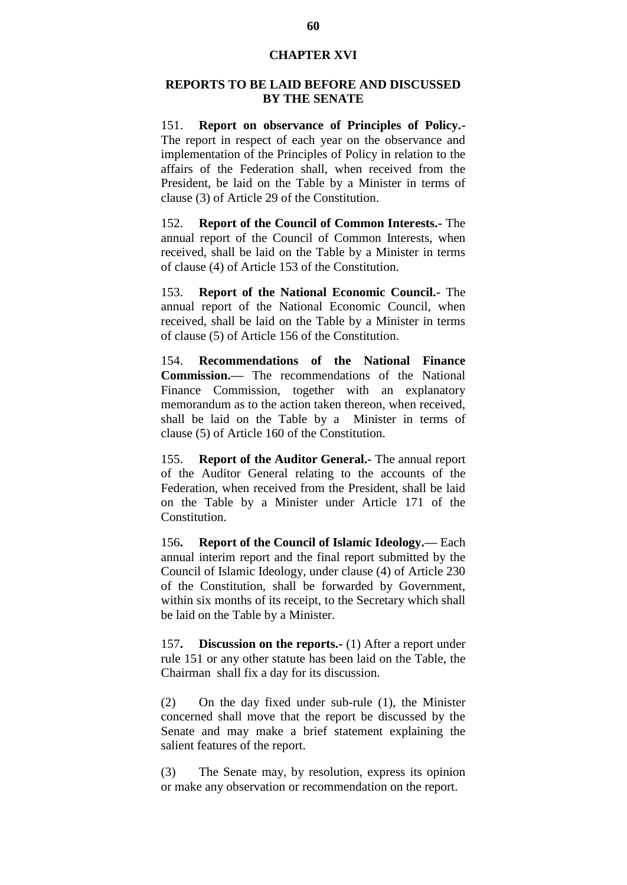## CHAPTER XVI

## REPORTS TO BE LAID BEFORE AND DISCUSSED BY THE SENATE

151. **Report on observance of Principles of Policy.-** The report in respect of each year on the observance and implementation of the Principles of Policy in relation to the affairs of the Federation shall, when received from the President, be laid on the Table by a Minister in terms of clause (3) of Article 29 of the Constitution.

152. **Report of the Council of Common Interests.-** The annual report of the Council of Common Interests, when received, shall be laid on the Table by a Minister in terms of clause (4) of Article 153 of the Constitution.

153. **Report of the National Economic Council.-** The annual report of the National Economic Council, when received, shall be laid on the Table by a Minister in terms of clause (5) of Article 156 of the Constitution.

154. **Recommendations of the National Finance Commission.—** The recommendations of the National Finance Commission, together with an explanatory memorandum as to the action taken thereon, when received, shall be laid on the Table by a Minister in terms of clause (5) of Article 160 of the Constitution.

155. **Report of the Auditor General.-** The annual report of the Auditor General relating to the accounts of the Federation, when received from the President, shall be laid on the Table by a Minister under Article 171 of the Constitution.

156**. Report of the Council of Islamic Ideology.—** Each annual interim report and the final report submitted by the Council of Islamic Ideology, under clause (4) of Article 230 of the Constitution, shall be forwarded by Government, within six months of its receipt, to the Secretary which shall be laid on the Table by a Minister.

157**. Discussion on the reports.-** (1) After a report under rule 151 or any other statute has been laid on the Table, the Chairman shall fix a day for its discussion.

(2) On the day fixed under sub-rule (1), the Minister concerned shall move that the report be discussed by the Senate and may make a brief statement explaining the salient features of the report.

(3) The Senate may, by resolution, express its opinion or make any observation or recommendation on the report.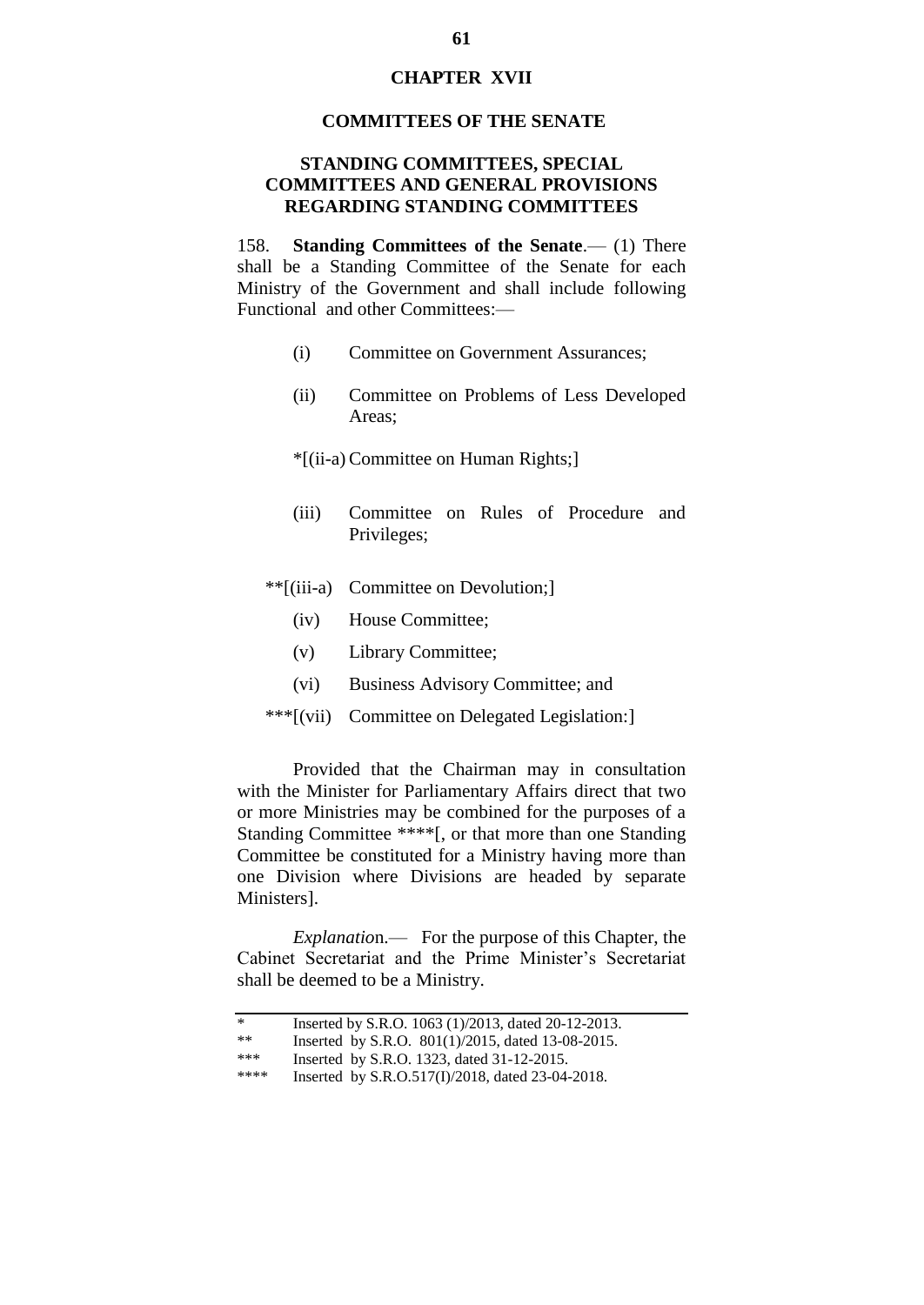# CHAPTER XVII

## COMMITTEES OF THE SENATE

### STANDING COMMITTEES, SPECIAL COMMITTEES AND GENERAL PROVISIONS REGARDING STANDING COMMITTEES

158. **Standing Committees of the Senate**.— (1) There shall be a Standing Committee of the Senate for each Ministry of the Government and shall include following Functional and other Committees:—

(i) Committee on Government Assurances;

(ii) Committee on Problems of Less Developed Areas;

*[(ii-a) Committee on Human Rights;]

(iii) Committee on Rules of Procedure and Privileges;

**[(iii-a) Committee on Devolution;]

(iv) House Committee;

(v) Library Committee;

(vi) Business Advisory Committee; and

***[(vii) Committee on Delegated Legislation:]

Provided that the Chairman may in consultation with the Minister for Parliamentary Affairs direct that two or more Ministries may be combined for the purposes of a Standing Committee ****[, or that more than one Standing Committee be constituted for a Ministry having more than one Division where Divisions are headed by separate Ministers].

*Explanation*.— For the purpose of this Chapter, the Cabinet Secretariat and the Prime Minister's Secretariat shall be deemed to be a Ministry.

---

\* Inserted by S.R.O. 1063 (1)/2013, dated 20-12-2013.

\*\* Inserted by S.R.O. 801(1)/2015, dated 13-08-2015.

\*\*\* Inserted by S.R.O. 1323, dated 31-12-2015.

\*\*\*\* Inserted by S.R.O.517(I)/2018, dated 23-04-2018.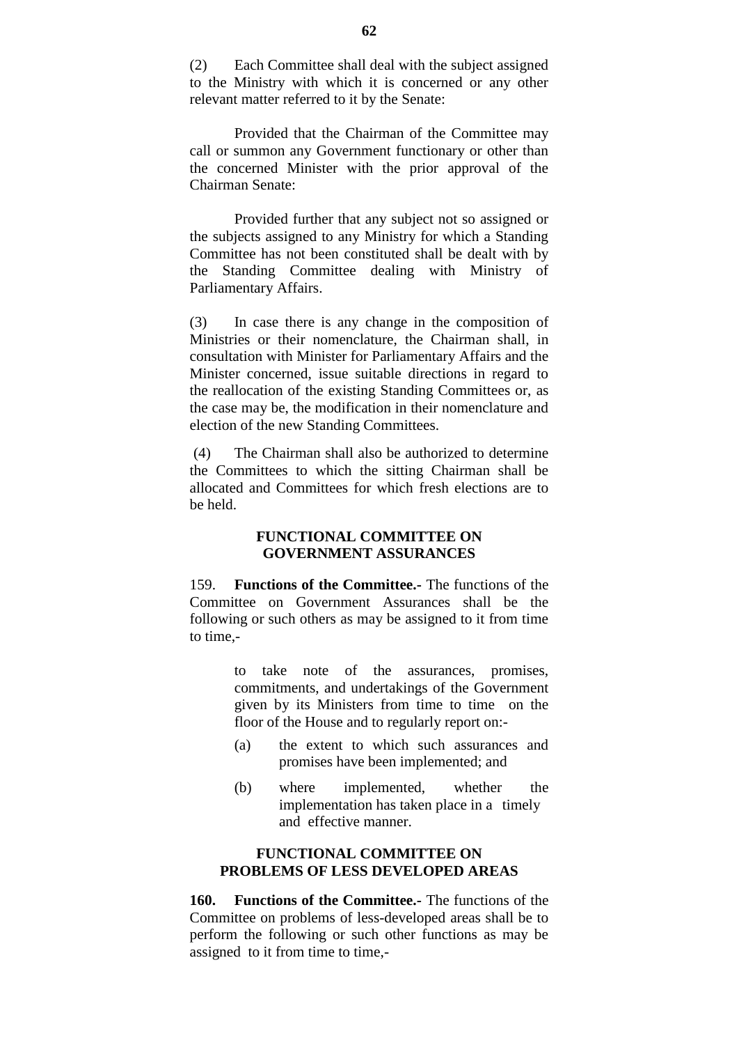(2) Each Committee shall deal with the subject assigned to the Ministry with which it is concerned or any other relevant matter referred to it by the Senate:

Provided that the Chairman of the Committee may call or summon any Government functionary or other than the concerned Minister with the prior approval of the Chairman Senate:

Provided further that any subject not so assigned or the subjects assigned to any Ministry for which a Standing Committee has not been constituted shall be dealt with by the Standing Committee dealing with Ministry of Parliamentary Affairs.

(3) In case there is any change in the composition of Ministries or their nomenclature, the Chairman shall, in consultation with Minister for Parliamentary Affairs and the Minister concerned, issue suitable directions in regard to the reallocation of the existing Standing Committees or, as the case may be, the modification in their nomenclature and election of the new Standing Committees.

(4) The Chairman shall also be authorized to determine the Committees to which the sitting Chairman shall be allocated and Committees for which fresh elections are to be held.

## FUNCTIONAL COMMITTEE ON GOVERNMENT ASSURANCES

159. **Functions of the Committee.-** The functions of the Committee on Government Assurances shall be the following or such others as may be assigned to it from time to time,-

to take note of the assurances, promises, commitments, and undertakings of the Government given by its Ministers from time to time on the floor of the House and to regularly report on:-

(a) the extent to which such assurances and promises have been implemented; and

(b) where implemented, whether the implementation has taken place in a timely and effective manner.

## FUNCTIONAL COMMITTEE ON PROBLEMS OF LESS DEVELOPED AREAS

**160. Functions of the Committee.-** The functions of the Committee on problems of less-developed areas shall be to perform the following or such other functions as may be assigned to it from time to time,-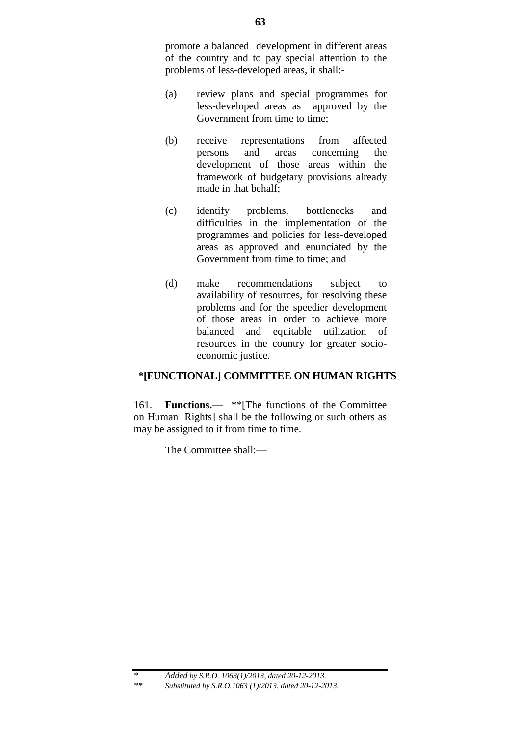promote a balanced development in different areas of the country and to pay special attention to the problems of less-developed areas, it shall:-

(a) review plans and special programmes for less-developed areas as approved by the Government from time to time;

(b) receive representations from affected persons and areas concerning the development of those areas within the framework of budgetary provisions already made in that behalf;

(c) identify problems, bottlenecks and difficulties in the implementation of the programmes and policies for less-developed areas as approved and enunciated by the Government from time to time; and

(d) make recommendations subject to availability of resources, for resolving these problems and for the speedier development of those areas in order to achieve more balanced and equitable utilization of resources in the country for greater socio-economic justice.

### *[FUNCTIONAL] COMMITTEE ON HUMAN RIGHTS

161. **Functions.—** **[The functions of the Committee on Human Rights] shall be the following or such others as may be assigned to it from time to time.

The Committee shall:—

---

\* *Added by S.R.O. 1063(1)/2013, dated 20-12-2013.*

\*\* *Substituted by S.R.O.1063 (1)/2013, dated 20-12-2013.*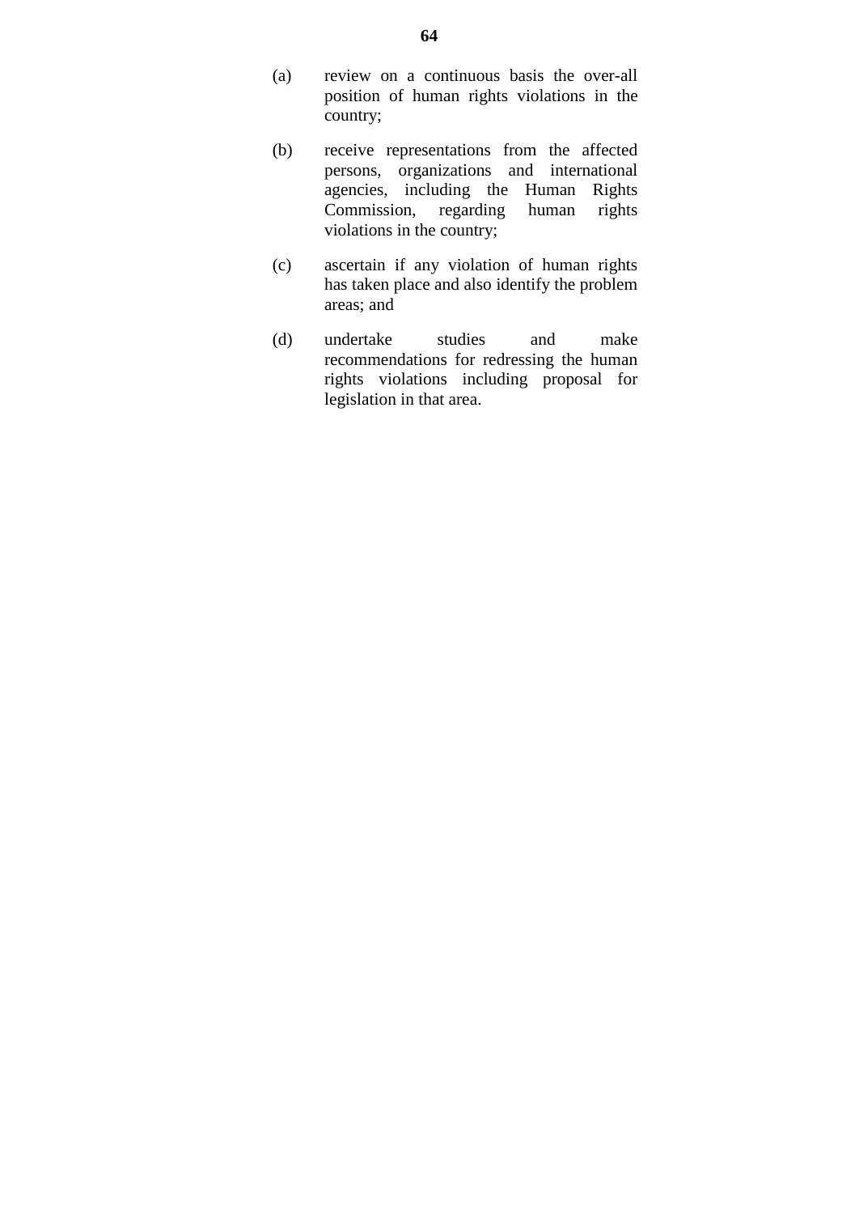(a) review on a continuous basis the over-all position of human rights violations in the country;

(b) receive representations from the affected persons, organizations and international agencies, including the Human Rights Commission, regarding human rights violations in the country;

(c) ascertain if any violation of human rights has taken place and also identify the problem areas; and

(d) undertake studies and make recommendations for redressing the human rights violations including proposal for legislation in that area.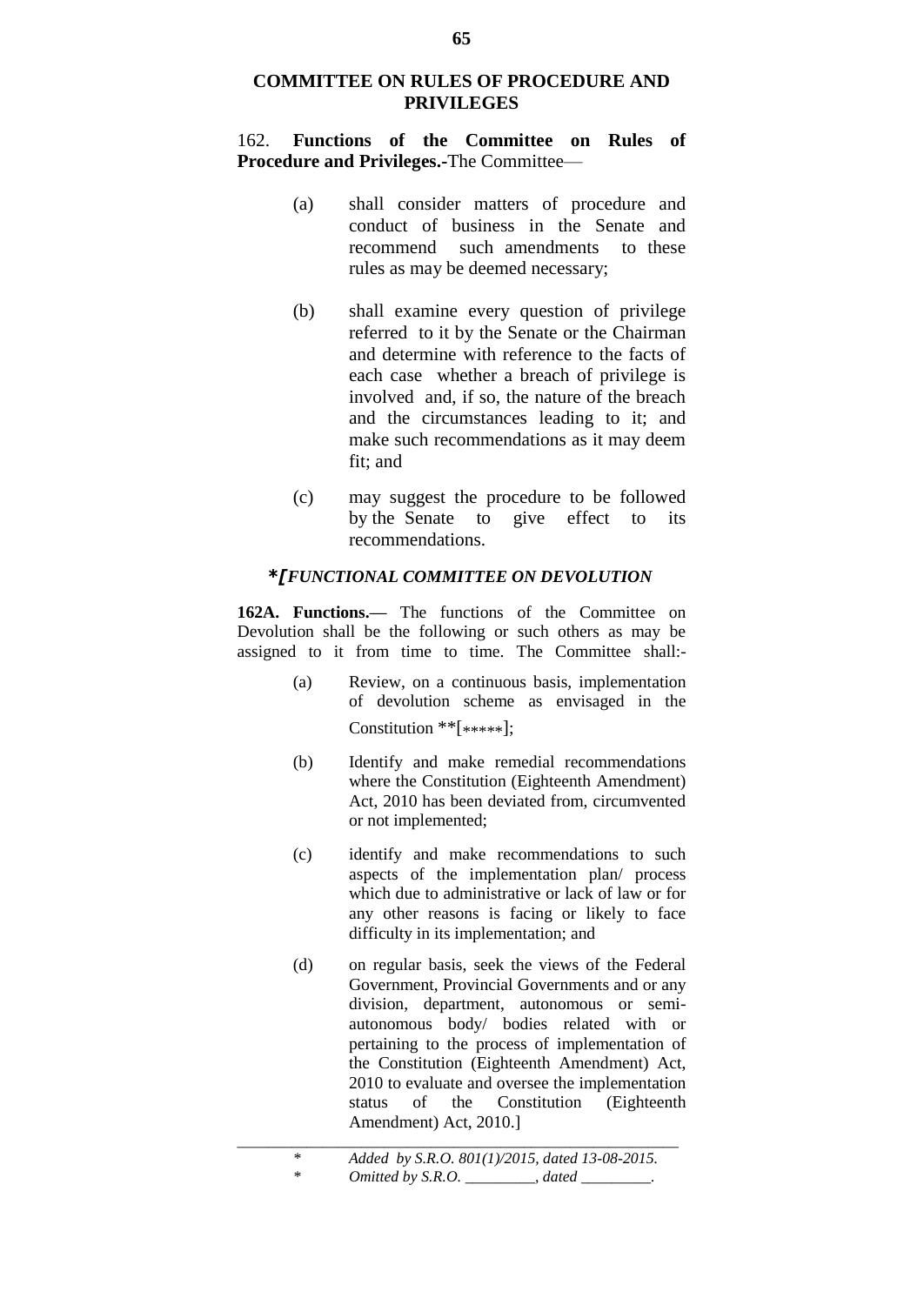## COMMITTEE ON RULES OF PROCEDURE AND PRIVILEGES

162. **Functions of the Committee on Rules of Procedure and Privileges.-**The Committee—

(a) shall consider matters of procedure and conduct of business in the Senate and recommend such amendments to these rules as may be deemed necessary;

(b) shall examine every question of privilege referred to it by the Senate or the Chairman and determine with reference to the facts of each case whether a breach of privilege is involved and, if so, the nature of the breach and the circumstances leading to it; and make such recommendations as it may deem fit; and

(c) may suggest the procedure to be followed by the Senate to give effect to its recommendations.

### *[*FUNCTIONAL COMMITTEE ON DEVOLUTION*

**162A. Functions.—** The functions of the Committee on Devolution shall be the following or such others as may be assigned to it from time to time. The Committee shall:-

(a) Review, on a continuous basis, implementation of devolution scheme as envisaged in the Constitution **[*****];

(b) Identify and make remedial recommendations where the Constitution (Eighteenth Amendment) Act, 2010 has been deviated from, circumvented or not implemented;

(c) identify and make recommendations to such aspects of the implementation plan/ process which due to administrative or lack of law or for any other reasons is facing or likely to face difficulty in its implementation; and

(d) on regular basis, seek the views of the Federal Government, Provincial Governments and or any division, department, autonomous or semi-autonomous body/ bodies related with or pertaining to the process of implementation of the Constitution (Eighteenth Amendment) Act, 2010 to evaluate and oversee the implementation status of the Constitution (Eighteenth Amendment) Act, 2010.]

---

\* *Added by S.R.O. 801(1)/2015, dated 13-08-2015.*

\* *Omitted by S.R.O. _________, dated _________.*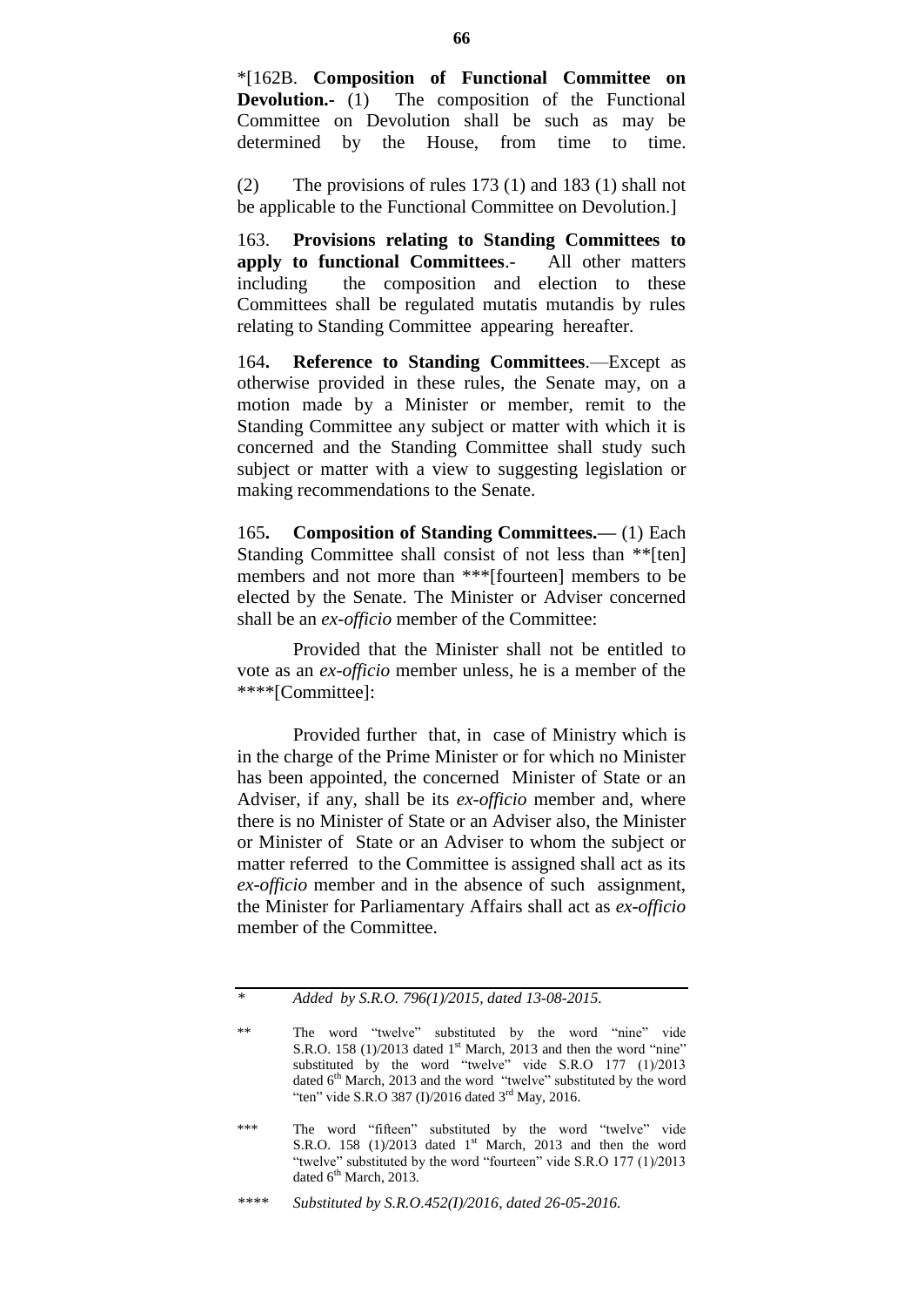*[162B. **Composition of Functional Committee on Devolution.-** (1) The composition of the Functional Committee on Devolution shall be such as may be determined by the House, from time to time.

(2) The provisions of rules 173 (1) and 183 (1) shall not be applicable to the Functional Committee on Devolution.]

163. **Provisions relating to Standing Committees to apply to functional Committees**.- All other matters including the composition and election to these Committees shall be regulated mutatis mutandis by rules relating to Standing Committee appearing hereafter.

164**. Reference to Standing Committees**.—Except as otherwise provided in these rules, the Senate may, on a motion made by a Minister or member, remit to the Standing Committee any subject or matter with which it is concerned and the Standing Committee shall study such subject or matter with a view to suggesting legislation or making recommendations to the Senate.

165**. Composition of Standing Committees.—** (1) Each Standing Committee shall consist of not less than **[ten] members and not more than ***[fourteen] members to be elected by the Senate. The Minister or Adviser concerned shall be an *ex-officio* member of the Committee:

Provided that the Minister shall not be entitled to vote as an *ex-officio* member unless, he is a member of the ****[Committee]:

Provided further that, in case of Ministry which is in the charge of the Prime Minister or for which no Minister has been appointed, the concerned Minister of State or an Adviser, if any, shall be its *ex-officio* member and, where there is no Minister of State or an Adviser also, the Minister or Minister of State or an Adviser to whom the subject or matter referred to the Committee is assigned shall act as its *ex-officio* member and in the absence of such assignment, the Minister for Parliamentary Affairs shall act as *ex-officio* member of the Committee.

---

\* *Added by S.R.O. 796(1)/2015, dated 13-08-2015.*

** The word "twelve" substituted by the word "nine" vide S.R.O. 158 (1)/2013 dated 1st March, 2013 and then the word "nine" substituted by the word "twelve" vide S.R.O 177 (1)/2013 dated 6th March, 2013 and the word "twelve" substituted by the word "ten" vide S.R.O 387 (I)/2016 dated 3rd May, 2016.

*** The word "fifteen" substituted by the word "twelve" vide S.R.O. 158 (1)/2013 dated 1st March, 2013 and then the word "twelve" substituted by the word "fourteen" vide S.R.O 177 (1)/2013 dated 6th March, 2013.

**** *Substituted by S.R.O.452(I)/2016, dated 26-05-2016.*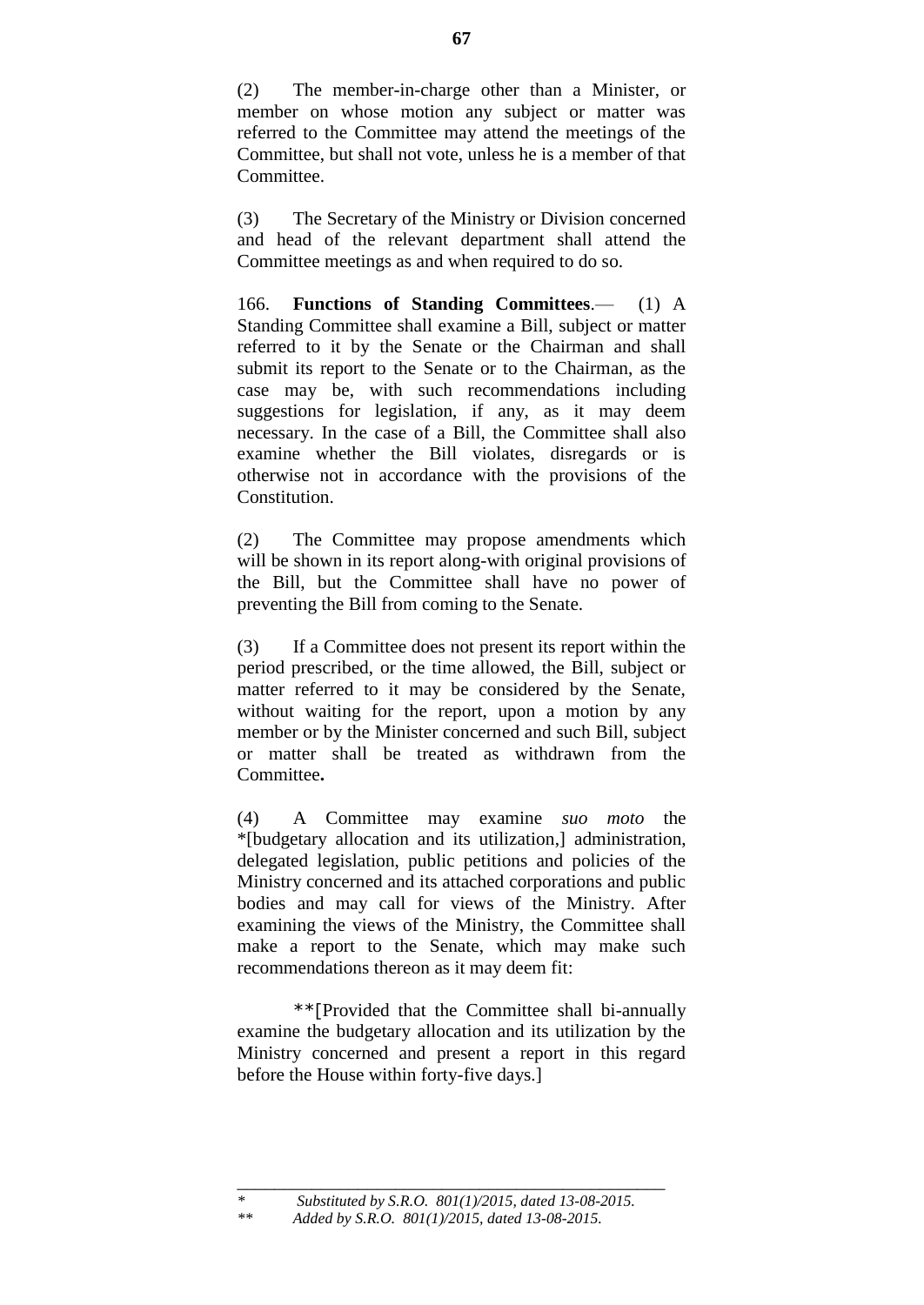(2) The member-in-charge other than a Minister, or member on whose motion any subject or matter was referred to the Committee may attend the meetings of the Committee, but shall not vote, unless he is a member of that Committee.

(3) The Secretary of the Ministry or Division concerned and head of the relevant department shall attend the Committee meetings as and when required to do so.

166. **Functions of Standing Committees**.— (1) A Standing Committee shall examine a Bill, subject or matter referred to it by the Senate or the Chairman and shall submit its report to the Senate or to the Chairman, as the case may be, with such recommendations including suggestions for legislation, if any, as it may deem necessary. In the case of a Bill, the Committee shall also examine whether the Bill violates, disregards or is otherwise not in accordance with the provisions of the Constitution.

(2) The Committee may propose amendments which will be shown in its report along-with original provisions of the Bill, but the Committee shall have no power of preventing the Bill from coming to the Senate.

(3) If a Committee does not present its report within the period prescribed, or the time allowed, the Bill, subject or matter referred to it may be considered by the Senate, without waiting for the report, upon a motion by any member or by the Minister concerned and such Bill, subject or matter shall be treated as withdrawn from the Committee**.**

(4) A Committee may examine *suo moto* the *[budgetary allocation and its utilization,] administration, delegated legislation, public petitions and policies of the Ministry concerned and its attached corporations and public bodies and may call for views of the Ministry. After examining the views of the Ministry, the Committee shall make a report to the Senate, which may make such recommendations thereon as it may deem fit:

**[Provided that the Committee shall bi-annually examine the budgetary allocation and its utilization by the Ministry concerned and present a report in this regard before the House within forty-five days.]

---

\* *Substituted by S.R.O. 801(1)/2015, dated 13-08-2015.*

\*\* *Added by S.R.O. 801(1)/2015, dated 13-08-2015.*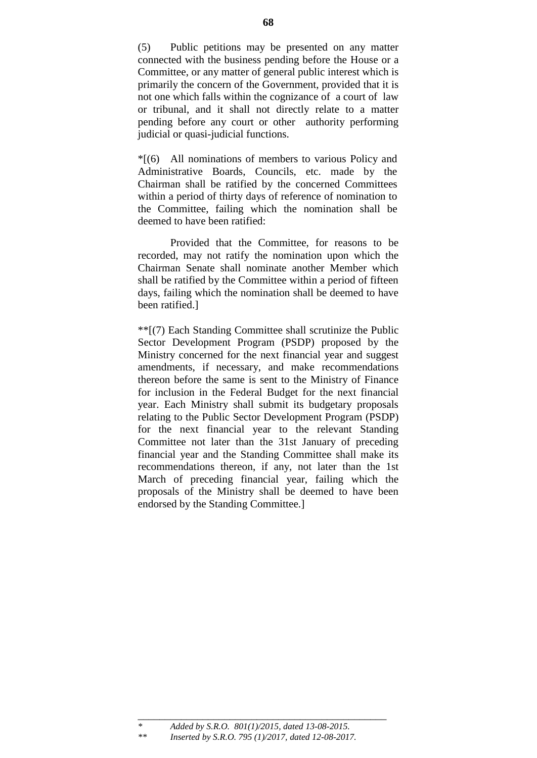(5) Public petitions may be presented on any matter connected with the business pending before the House or a Committee, or any matter of general public interest which is primarily the concern of the Government, provided that it is not one which falls within the cognizance of a court of law or tribunal, and it shall not directly relate to a matter pending before any court or other authority performing judicial or quasi-judicial functions.

*[(6) All nominations of members to various Policy and Administrative Boards, Councils, etc. made by the Chairman shall be ratified by the concerned Committees within a period of thirty days of reference of nomination to the Committee, failing which the nomination shall be deemed to have been ratified:

Provided that the Committee, for reasons to be recorded, may not ratify the nomination upon which the Chairman Senate shall nominate another Member which shall be ratified by the Committee within a period of fifteen days, failing which the nomination shall be deemed to have been ratified.]

**[(7) Each Standing Committee shall scrutinize the Public Sector Development Program (PSDP) proposed by the Ministry concerned for the next financial year and suggest amendments, if necessary, and make recommendations thereon before the same is sent to the Ministry of Finance for inclusion in the Federal Budget for the next financial year. Each Ministry shall submit its budgetary proposals relating to the Public Sector Development Program (PSDP) for the next financial year to the relevant Standing Committee not later than the 31st January of preceding financial year and the Standing Committee shall make its recommendations thereon, if any, not later than the 1st March of preceding financial year, failing which the proposals of the Ministry shall be deemed to have been endorsed by the Standing Committee.]

---

\* *Added by S.R.O. 801(1)/2015, dated 13-08-2015.*

\*\* *Inserted by S.R.O. 795 (1)/2017, dated 12-08-2017.*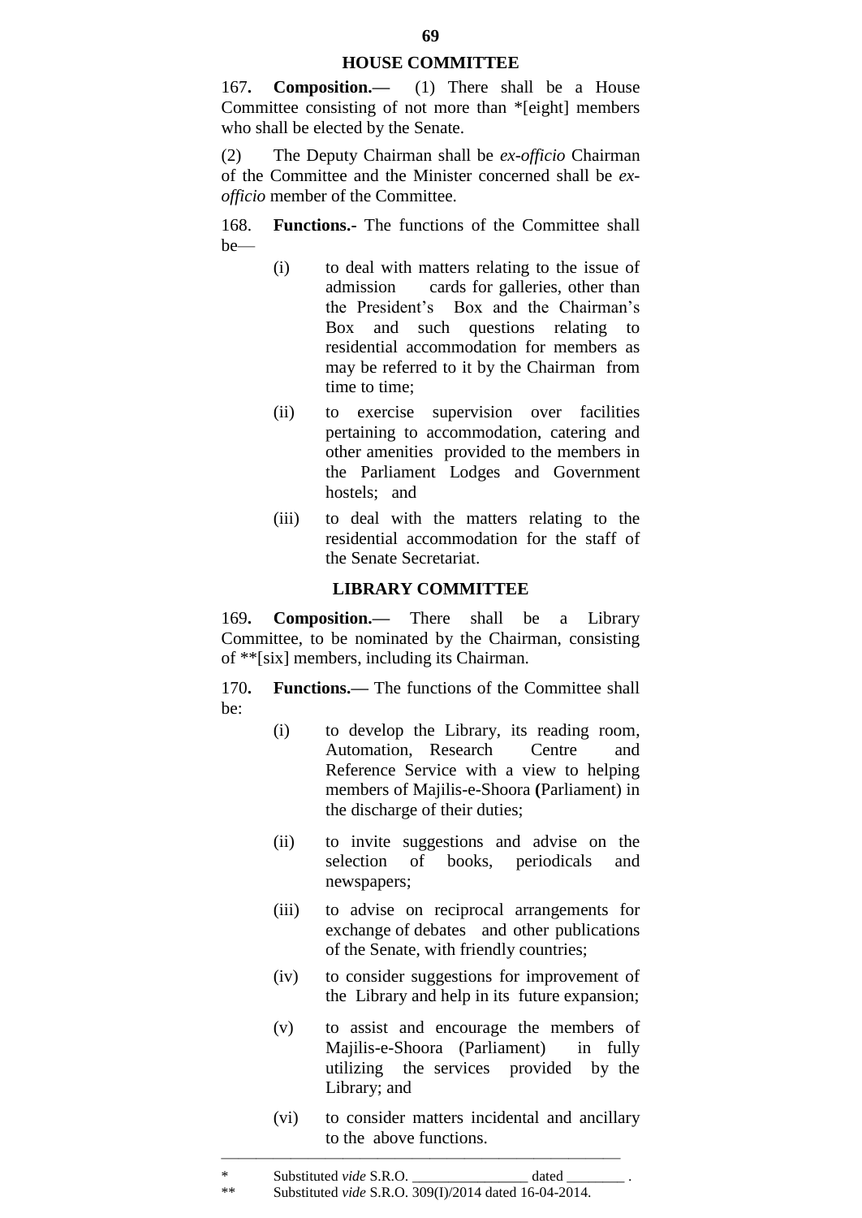## HOUSE COMMITTEE

167**. Composition.—** (1) There shall be a House Committee consisting of not more than *[eight] members who shall be elected by the Senate.

(2) The Deputy Chairman shall be *ex-officio* Chairman of the Committee and the Minister concerned shall be *ex-officio* member of the Committee.

168. **Functions.-** The functions of the Committee shall be—

(i) to deal with matters relating to the issue of admission cards for galleries, other than the President's Box and the Chairman's Box and such questions relating to residential accommodation for members as may be referred to it by the Chairman from time to time;

(ii) to exercise supervision over facilities pertaining to accommodation, catering and other amenities provided to the members in the Parliament Lodges and Government hostels; and

(iii) to deal with the matters relating to the residential accommodation for the staff of the Senate Secretariat.

## LIBRARY COMMITTEE

169**. Composition.—** There shall be a Library Committee, to be nominated by the Chairman, consisting of **[six] members, including its Chairman.

170**. Functions.—** The functions of the Committee shall be:

(i) to develop the Library, its reading room, Automation, Research Centre and Reference Service with a view to helping members of Majilis-e-Shoora **(**Parliament) in the discharge of their duties;

(ii) to invite suggestions and advise on the selection of books, periodicals and newspapers;

(iii) to advise on reciprocal arrangements for exchange of debates and other publications of the Senate, with friendly countries;

(iv) to consider suggestions for improvement of the Library and help in its future expansion;

(v) to assist and encourage the members of Majilis-e-Shoora (Parliament) in fully utilizing the services provided by the Library; and

(vi) to consider matters incidental and ancillary to the above functions.

---

\* Substituted *vide* S.R.O. _______________ dated ________ .

\*\* Substituted *vide* S.R.O. 309(I)/2014 dated 16-04-2014.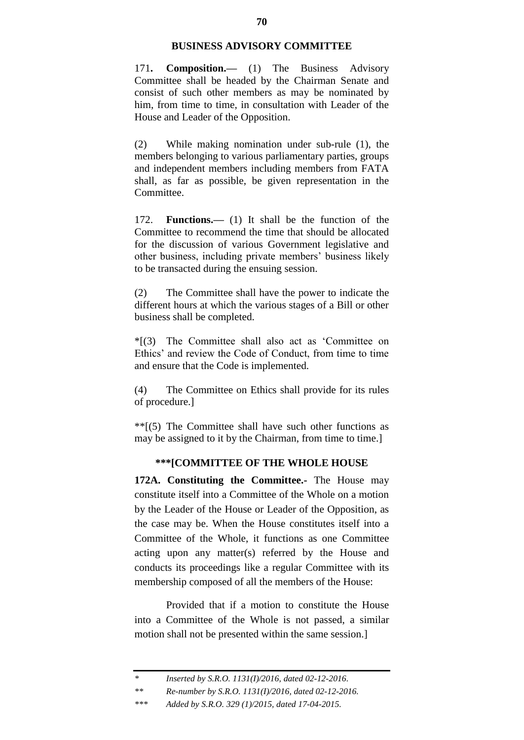## BUSINESS ADVISORY COMMITTEE

171**. Composition.—** (1) The Business Advisory Committee shall be headed by the Chairman Senate and consist of such other members as may be nominated by him, from time to time, in consultation with Leader of the House and Leader of the Opposition.

(2) While making nomination under sub-rule (1), the members belonging to various parliamentary parties, groups and independent members including members from FATA shall, as far as possible, be given representation in the Committee.

172. **Functions.—** (1) It shall be the function of the Committee to recommend the time that should be allocated for the discussion of various Government legislative and other business, including private members' business likely to be transacted during the ensuing session.

(2) The Committee shall have the power to indicate the different hours at which the various stages of a Bill or other business shall be completed.

*[(3) The Committee shall also act as 'Committee on Ethics' and review the Code of Conduct, from time to time and ensure that the Code is implemented.

(4) The Committee on Ethics shall provide for its rules of procedure.]

**[(5) The Committee shall have such other functions as may be assigned to it by the Chairman, from time to time.]

## ***[COMMITTEE OF THE WHOLE HOUSE

**172A. Constituting the Committee.-** The House may constitute itself into a Committee of the Whole on a motion by the Leader of the House or Leader of the Opposition, as the case may be. When the House constitutes itself into a Committee of the Whole, it functions as one Committee acting upon any matter(s) referred by the House and conducts its proceedings like a regular Committee with its membership composed of all the members of the House:

Provided that if a motion to constitute the House into a Committee of the Whole is not passed, a similar motion shall not be presented within the same session.]

---

*\* Inserted by S.R.O. 1131(I)/2016, dated 02-12-2016.*

*\*\* Re-number by S.R.O. 1131(I)/2016, dated 02-12-2016.*

*\*\*\* Added by S.R.O. 329 (1)/2015, dated 17-04-2015.*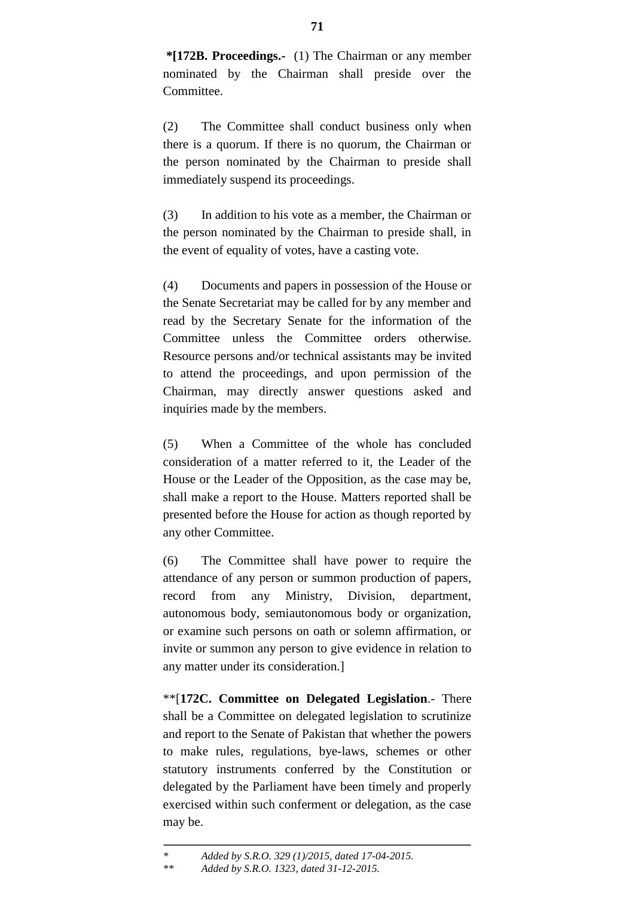**\*[172B. Proceedings.-** (1) The Chairman or any member nominated by the Chairman shall preside over the Committee.

(2) The Committee shall conduct business only when there is a quorum. If there is no quorum, the Chairman or the person nominated by the Chairman to preside shall immediately suspend its proceedings.

(3) In addition to his vote as a member, the Chairman or the person nominated by the Chairman to preside shall, in the event of equality of votes, have a casting vote.

(4) Documents and papers in possession of the House or the Senate Secretariat may be called for by any member and read by the Secretary Senate for the information of the Committee unless the Committee orders otherwise. Resource persons and/or technical assistants may be invited to attend the proceedings, and upon permission of the Chairman, may directly answer questions asked and inquiries made by the members.

(5) When a Committee of the whole has concluded consideration of a matter referred to it, the Leader of the House or the Leader of the Opposition, as the case may be, shall make a report to the House. Matters reported shall be presented before the House for action as though reported by any other Committee.

(6) The Committee shall have power to require the attendance of any person or summon production of papers, record from any Ministry, Division, department, autonomous body, semiautonomous body or organization, or examine such persons on oath or solemn affirmation, or invite or summon any person to give evidence in relation to any matter under its consideration.]

\*\*[**172C. Committee on Delegated Legislation**.- There shall be a Committee on delegated legislation to scrutinize and report to the Senate of Pakistan that whether the powers to make rules, regulations, bye-laws, schemes or other statutory instruments conferred by the Constitution or delegated by the Parliament have been timely and properly exercised within such conferment or delegation, as the case may be.

---

\* *Added by S.R.O. 329 (1)/2015, dated 17-04-2015.*

\*\* *Added by S.R.O. 1323, dated 31-12-2015.*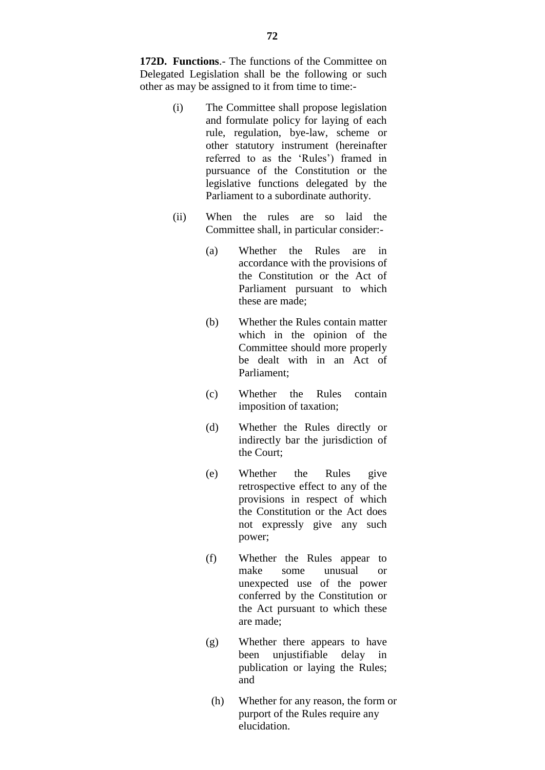**172D. Functions**.- The functions of the Committee on Delegated Legislation shall be the following or such other as may be assigned to it from time to time:-

(i) The Committee shall propose legislation and formulate policy for laying of each rule, regulation, bye-law, scheme or other statutory instrument (hereinafter referred to as the 'Rules') framed in pursuance of the Constitution or the legislative functions delegated by the Parliament to a subordinate authority.

(ii) When the rules are so laid the Committee shall, in particular consider:-

   (a) Whether the Rules are in accordance with the provisions of the Constitution or the Act of Parliament pursuant to which these are made;

   (b) Whether the Rules contain matter which in the opinion of the Committee should more properly be dealt with in an Act of Parliament;

   (c) Whether the Rules contain imposition of taxation;

   (d) Whether the Rules directly or indirectly bar the jurisdiction of the Court;

   (e) Whether the Rules give retrospective effect to any of the provisions in respect of which the Constitution or the Act does not expressly give any such power;

   (f) Whether the Rules appear to make some unusual or unexpected use of the power conferred by the Constitution or the Act pursuant to which these are made;

   (g) Whether there appears to have been unjustifiable delay in publication or laying the Rules; and

   (h) Whether for any reason, the form or purport of the Rules require any elucidation.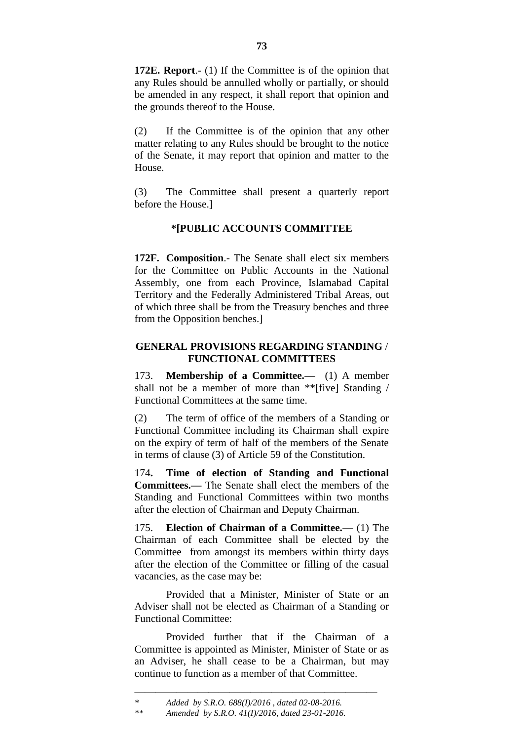**172E. Report**.- (1) If the Committee is of the opinion that any Rules should be annulled wholly or partially, or should be amended in any respect, it shall report that opinion and the grounds thereof to the House.

(2) If the Committee is of the opinion that any other matter relating to any Rules should be brought to the notice of the Senate, it may report that opinion and matter to the House.

(3) The Committee shall present a quarterly report before the House.]

### *[PUBLIC ACCOUNTS COMMITTEE

**172F. Composition**.- The Senate shall elect six members for the Committee on Public Accounts in the National Assembly, one from each Province, Islamabad Capital Territory and the Federally Administered Tribal Areas, out of which three shall be from the Treasury benches and three from the Opposition benches.]

### GENERAL PROVISIONS REGARDING STANDING / FUNCTIONAL COMMITTEES

173. **Membership of a Committee.—** (1) A member shall not be a member of more than **[five] Standing / Functional Committees at the same time.

(2) The term of office of the members of a Standing or Functional Committee including its Chairman shall expire on the expiry of term of half of the members of the Senate in terms of clause (3) of Article 59 of the Constitution.

174**. Time of election of Standing and Functional Committees.—** The Senate shall elect the members of the Standing and Functional Committees within two months after the election of Chairman and Deputy Chairman.

175. **Election of Chairman of a Committee.—** (1) The Chairman of each Committee shall be elected by the Committee from amongst its members within thirty days after the election of the Committee or filling of the casual vacancies, as the case may be:

Provided that a Minister, Minister of State or an Adviser shall not be elected as Chairman of a Standing or Functional Committee:

Provided further that if the Chairman of a Committee is appointed as Minister, Minister of State or as an Adviser, he shall cease to be a Chairman, but may continue to function as a member of that Committee.

---

\* *Added by S.R.O. 688(I)/2016 , dated 02-08-2016.*

\** *Amended by S.R.O. 41(I)/2016, dated 23-01-2016.*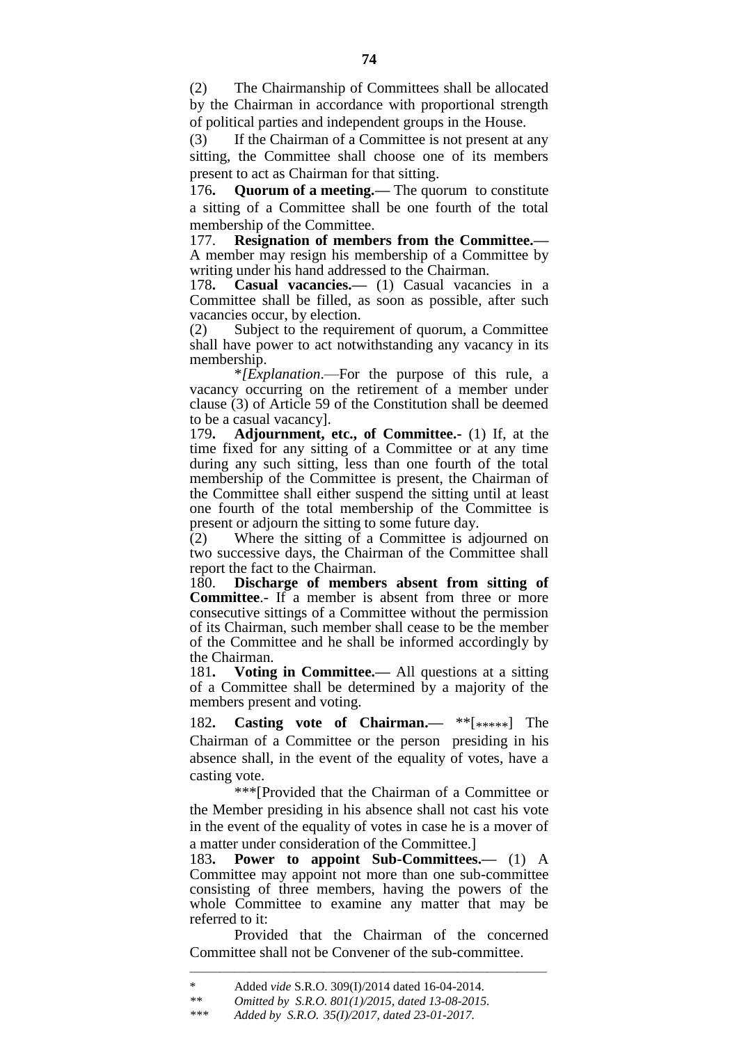(2) The Chairmanship of Committees shall be allocated by the Chairman in accordance with proportional strength of political parties and independent groups in the House.

(3) If the Chairman of a Committee is not present at any sitting, the Committee shall choose one of its members present to act as Chairman for that sitting.

176**. Quorum of a meeting.—** The quorum to constitute a sitting of a Committee shall be one fourth of the total membership of the Committee.

177. **Resignation of members from the Committee.—** A member may resign his membership of a Committee by writing under his hand addressed to the Chairman.

178**. Casual vacancies.—** (1) Casual vacancies in a Committee shall be filled, as soon as possible, after such vacancies occur, by election.

(2) Subject to the requirement of quorum, a Committee shall have power to act notwithstanding any vacancy in its membership.

*[*Explanation*.—For the purpose of this rule, a vacancy occurring on the retirement of a member under clause (3) of Article 59 of the Constitution shall be deemed to be a casual vacancy].

179**. Adjournment, etc., of Committee.-** (1) If, at the time fixed for any sitting of a Committee or at any time during any such sitting, less than one fourth of the total membership of the Committee is present, the Chairman of the Committee shall either suspend the sitting until at least one fourth of the total membership of the Committee is present or adjourn the sitting to some future day.

(2) Where the sitting of a Committee is adjourned on two successive days, the Chairman of the Committee shall report the fact to the Chairman.

180. **Discharge of members absent from sitting of Committee**.- If a member is absent from three or more consecutive sittings of a Committee without the permission of its Chairman, such member shall cease to be the member of the Committee and he shall be informed accordingly by the Chairman.

181**. Voting in Committee.—** All questions at a sitting of a Committee shall be determined by a majority of the members present and voting.

182**. Casting vote of Chairman.—** **[*****] The Chairman of a Committee or the person presiding in his absence shall, in the event of the equality of votes, have a casting vote.

***[Provided that the Chairman of a Committee or the Member presiding in his absence shall not cast his vote in the event of the equality of votes in case he is a mover of a matter under consideration of the Committee.]

183**. Power to appoint Sub-Committees.—** (1) A Committee may appoint not more than one sub-committee consisting of three members, having the powers of the whole Committee to examine any matter that may be referred to it:

Provided that the Chairman of the concerned Committee shall not be Convener of the sub-committee.

---

\* Added *vide* S.R.O. 309(I)/2014 dated 16-04-2014.

*\*\* Omitted by S.R.O. 801(1)/2015, dated 13-08-2015.*

*\*\*\* Added by S.R.O. 35(I)/2017, dated 23-01-2017.*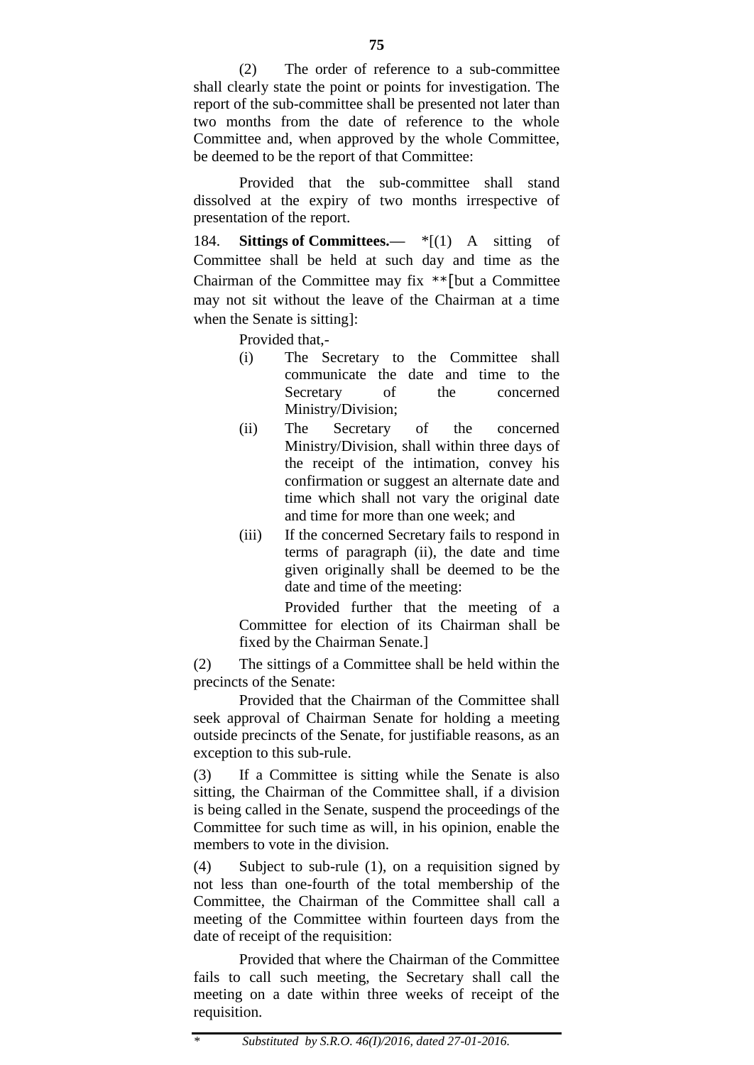(2) The order of reference to a sub-committee shall clearly state the point or points for investigation. The report of the sub-committee shall be presented not later than two months from the date of reference to the whole Committee and, when approved by the whole Committee, be deemed to be the report of that Committee:

Provided that the sub-committee shall stand dissolved at the expiry of two months irrespective of presentation of the report.

184. **Sittings of Committees.—** *[(1) A sitting of Committee shall be held at such day and time as the Chairman of the Committee may fix **[but a Committee may not sit without the leave of the Chairman at a time when the Senate is sitting]:

Provided that,-

(i) The Secretary to the Committee shall communicate the date and time to the Secretary of the concerned Ministry/Division;

(ii) The Secretary of the concerned Ministry/Division, shall within three days of the receipt of the intimation, convey his confirmation or suggest an alternate date and time which shall not vary the original date and time for more than one week; and

(iii) If the concerned Secretary fails to respond in terms of paragraph (ii), the date and time given originally shall be deemed to be the date and time of the meeting:

Provided further that the meeting of a Committee for election of its Chairman shall be fixed by the Chairman Senate.]

(2) The sittings of a Committee shall be held within the precincts of the Senate:

Provided that the Chairman of the Committee shall seek approval of Chairman Senate for holding a meeting outside precincts of the Senate, for justifiable reasons, as an exception to this sub-rule.

(3) If a Committee is sitting while the Senate is also sitting, the Chairman of the Committee shall, if a division is being called in the Senate, suspend the proceedings of the Committee for such time as will, in his opinion, enable the members to vote in the division.

(4) Subject to sub-rule (1), on a requisition signed by not less than one-fourth of the total membership of the Committee, the Chairman of the Committee shall call a meeting of the Committee within fourteen days from the date of receipt of the requisition:

Provided that where the Chairman of the Committee fails to call such meeting, the Secretary shall call the meeting on a date within three weeks of receipt of the requisition.

---

\* *Substituted by S.R.O. 46(I)/2016, dated 27-01-2016.*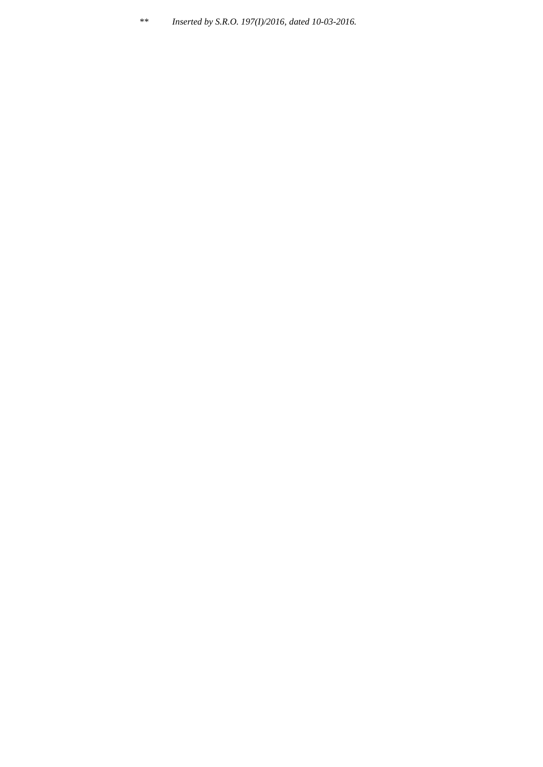** *Inserted by S.R.O. 197(I)/2016, dated 10-03-2016.*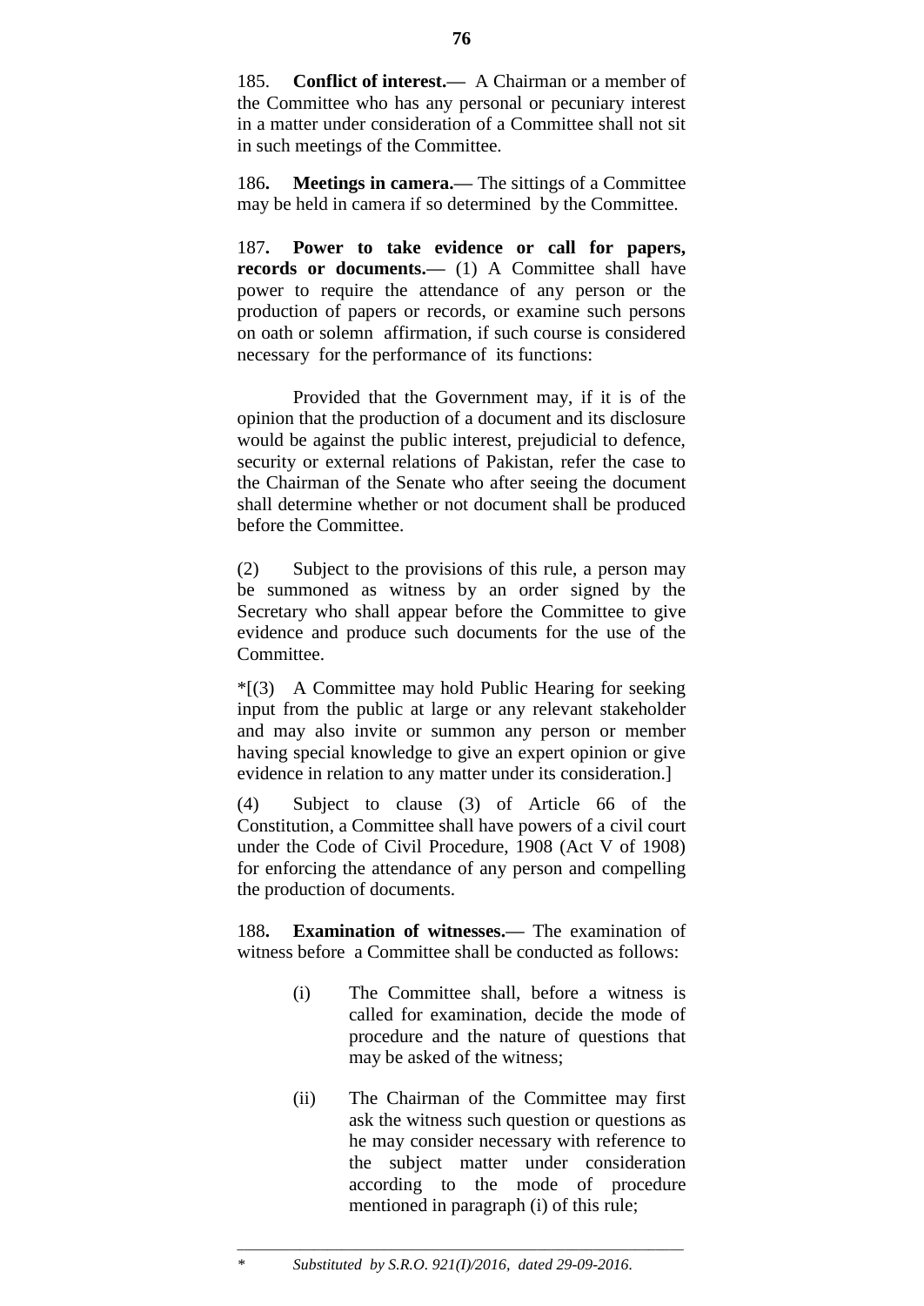185. **Conflict of interest.—** A Chairman or a member of the Committee who has any personal or pecuniary interest in a matter under consideration of a Committee shall not sit in such meetings of the Committee.

186**. Meetings in camera.—** The sittings of a Committee may be held in camera if so determined by the Committee.

187**. Power to take evidence or call for papers, records or documents.—** (1) A Committee shall have power to require the attendance of any person or the production of papers or records, or examine such persons on oath or solemn affirmation, if such course is considered necessary for the performance of its functions:

Provided that the Government may, if it is of the opinion that the production of a document and its disclosure would be against the public interest, prejudicial to defence, security or external relations of Pakistan, refer the case to the Chairman of the Senate who after seeing the document shall determine whether or not document shall be produced before the Committee.

(2) Subject to the provisions of this rule, a person may be summoned as witness by an order signed by the Secretary who shall appear before the Committee to give evidence and produce such documents for the use of the Committee.

*[(3) A Committee may hold Public Hearing for seeking input from the public at large or any relevant stakeholder and may also invite or summon any person or member having special knowledge to give an expert opinion or give evidence in relation to any matter under its consideration.]

(4) Subject to clause (3) of Article 66 of the Constitution, a Committee shall have powers of a civil court under the Code of Civil Procedure, 1908 (Act V of 1908) for enforcing the attendance of any person and compelling the production of documents.

188**. Examination of witnesses.—** The examination of witness before a Committee shall be conducted as follows:

(i) The Committee shall, before a witness is called for examination, decide the mode of procedure and the nature of questions that may be asked of the witness;

(ii) The Chairman of the Committee may first ask the witness such question or questions as he may consider necessary with reference to the subject matter under consideration according to the mode of procedure mentioned in paragraph (i) of this rule;

---

\* *Substituted by S.R.O. 921(I)/2016, dated 29-09-2016.*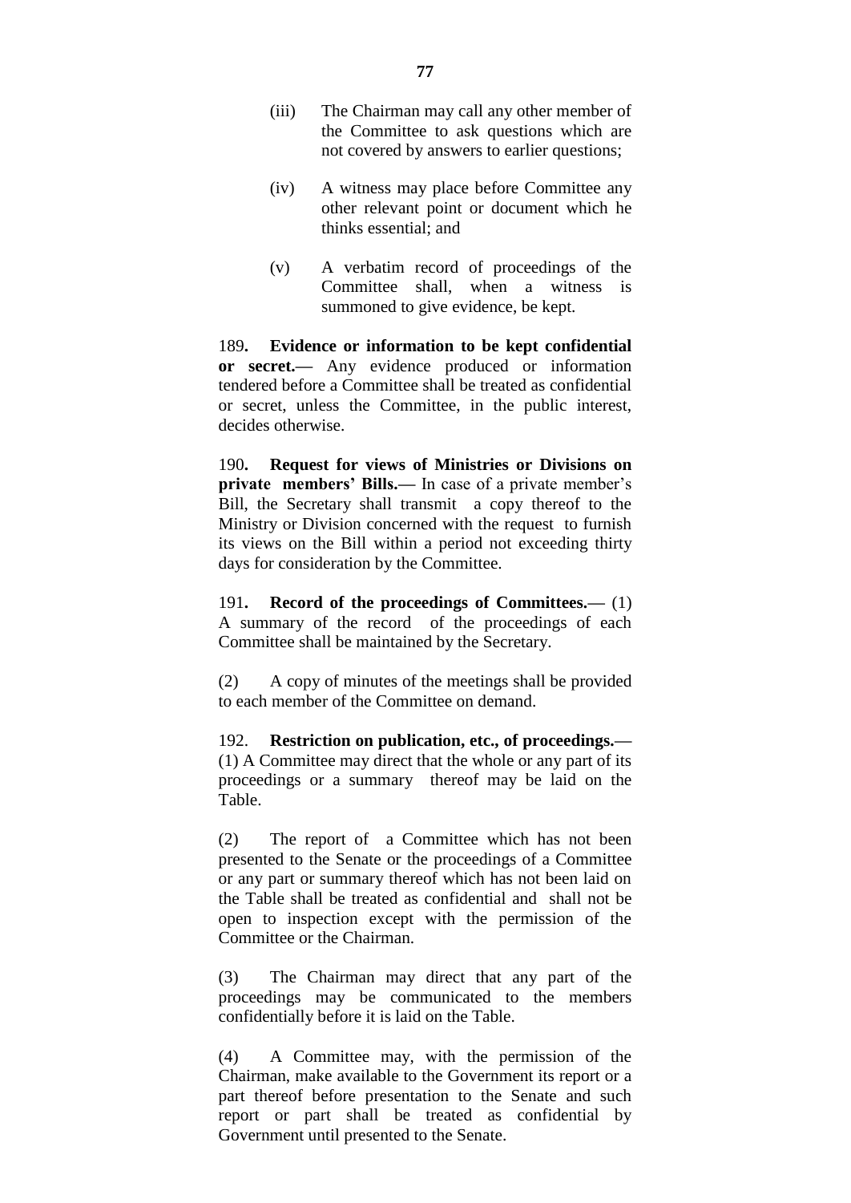(iii) The Chairman may call any other member of the Committee to ask questions which are not covered by answers to earlier questions;

(iv) A witness may place before Committee any other relevant point or document which he thinks essential; and

(v) A verbatim record of proceedings of the Committee shall, when a witness is summoned to give evidence, be kept.

189**. Evidence or information to be kept confidential or secret.—** Any evidence produced or information tendered before a Committee shall be treated as confidential or secret, unless the Committee, in the public interest, decides otherwise.

190**. Request for views of Ministries or Divisions on private members' Bills.—** In case of a private member's Bill, the Secretary shall transmit a copy thereof to the Ministry or Division concerned with the request to furnish its views on the Bill within a period not exceeding thirty days for consideration by the Committee.

191**. Record of the proceedings of Committees.—** (1) A summary of the record of the proceedings of each Committee shall be maintained by the Secretary.

(2) A copy of minutes of the meetings shall be provided to each member of the Committee on demand.

192. **Restriction on publication, etc., of proceedings.—** (1) A Committee may direct that the whole or any part of its proceedings or a summary thereof may be laid on the Table.

(2) The report of a Committee which has not been presented to the Senate or the proceedings of a Committee or any part or summary thereof which has not been laid on the Table shall be treated as confidential and shall not be open to inspection except with the permission of the Committee or the Chairman.

(3) The Chairman may direct that any part of the proceedings may be communicated to the members confidentially before it is laid on the Table.

(4) A Committee may, with the permission of the Chairman, make available to the Government its report or a part thereof before presentation to the Senate and such report or part shall be treated as confidential by Government until presented to the Senate.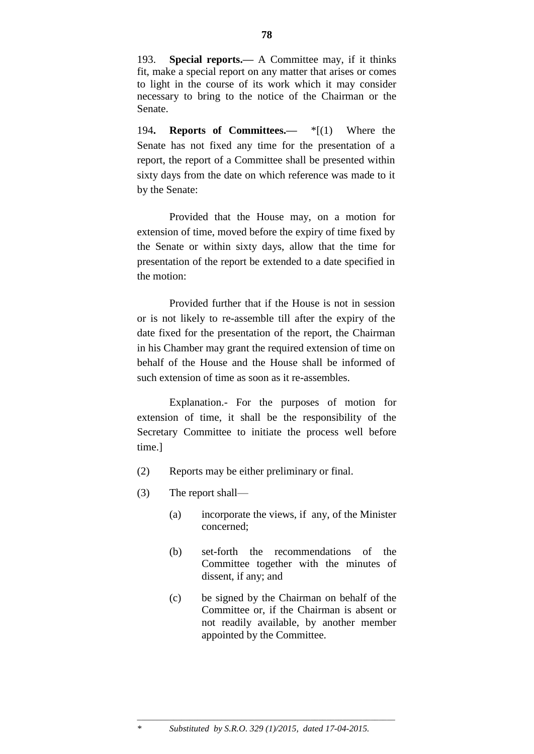193. **Special reports.—** A Committee may, if it thinks fit, make a special report on any matter that arises or comes to light in the course of its work which it may consider necessary to bring to the notice of the Chairman or the Senate.

194**. Reports of Committees.—** *[(1) Where the Senate has not fixed any time for the presentation of a report, the report of a Committee shall be presented within sixty days from the date on which reference was made to it by the Senate:

Provided that the House may, on a motion for extension of time, moved before the expiry of time fixed by the Senate or within sixty days, allow that the time for presentation of the report be extended to a date specified in the motion:

Provided further that if the House is not in session or is not likely to re-assemble till after the expiry of the date fixed for the presentation of the report, the Chairman in his Chamber may grant the required extension of time on behalf of the House and the House shall be informed of such extension of time as soon as it re-assembles.

Explanation.- For the purposes of motion for extension of time, it shall be the responsibility of the Secretary Committee to initiate the process well before time.]

(2) Reports may be either preliminary or final.

(3) The report shall—

(a) incorporate the views, if any, of the Minister concerned;

(b) set-forth the recommendations of the Committee together with the minutes of dissent, if any; and

(c) be signed by the Chairman on behalf of the Committee or, if the Chairman is absent or not readily available, by another member appointed by the Committee.

---

\* *Substituted by S.R.O. 329 (1)/2015, dated 17-04-2015.*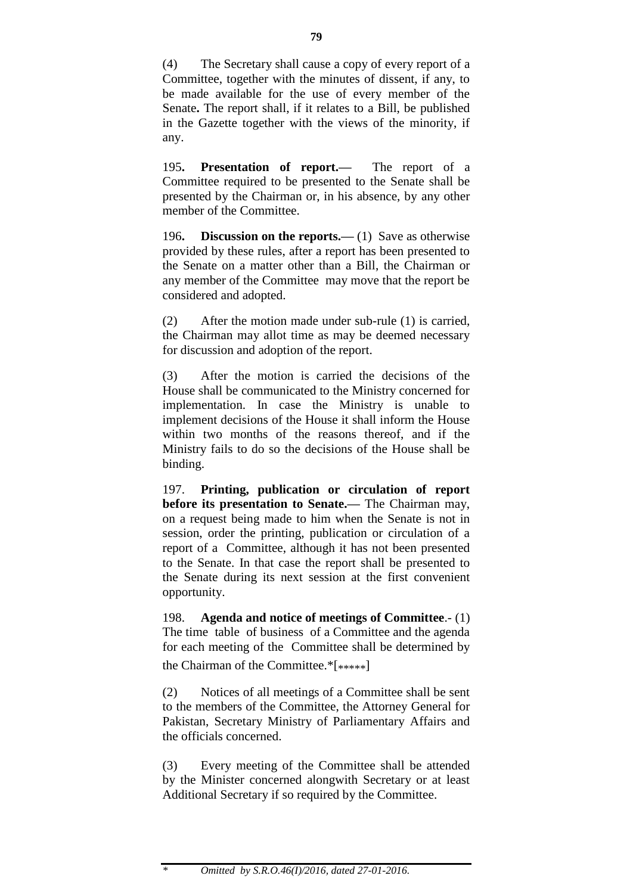(4) The Secretary shall cause a copy of every report of a Committee, together with the minutes of dissent, if any, to be made available for the use of every member of the Senate**.** The report shall, if it relates to a Bill, be published in the Gazette together with the views of the minority, if any.

195**. Presentation of report.—** The report of a Committee required to be presented to the Senate shall be presented by the Chairman or, in his absence, by any other member of the Committee.

196**. Discussion on the reports.—** (1) Save as otherwise provided by these rules, after a report has been presented to the Senate on a matter other than a Bill, the Chairman or any member of the Committee may move that the report be considered and adopted.

(2) After the motion made under sub-rule (1) is carried, the Chairman may allot time as may be deemed necessary for discussion and adoption of the report.

(3) After the motion is carried the decisions of the House shall be communicated to the Ministry concerned for implementation. In case the Ministry is unable to implement decisions of the House it shall inform the House within two months of the reasons thereof, and if the Ministry fails to do so the decisions of the House shall be binding.

197. **Printing, publication or circulation of report before its presentation to Senate.—** The Chairman may, on a request being made to him when the Senate is not in session, order the printing, publication or circulation of a report of a Committee, although it has not been presented to the Senate. In that case the report shall be presented to the Senate during its next session at the first convenient opportunity.

198. **Agenda and notice of meetings of Committee**.- (1) The time table of business of a Committee and the agenda for each meeting of the Committee shall be determined by the Chairman of the Committee.*[*****]

(2) Notices of all meetings of a Committee shall be sent to the members of the Committee, the Attorney General for Pakistan, Secretary Ministry of Parliamentary Affairs and the officials concerned.

(3) Every meeting of the Committee shall be attended by the Minister concerned alongwith Secretary or at least Additional Secretary if so required by the Committee.

---

\* *Omitted by S.R.O.46(I)/2016, dated 27-01-2016.*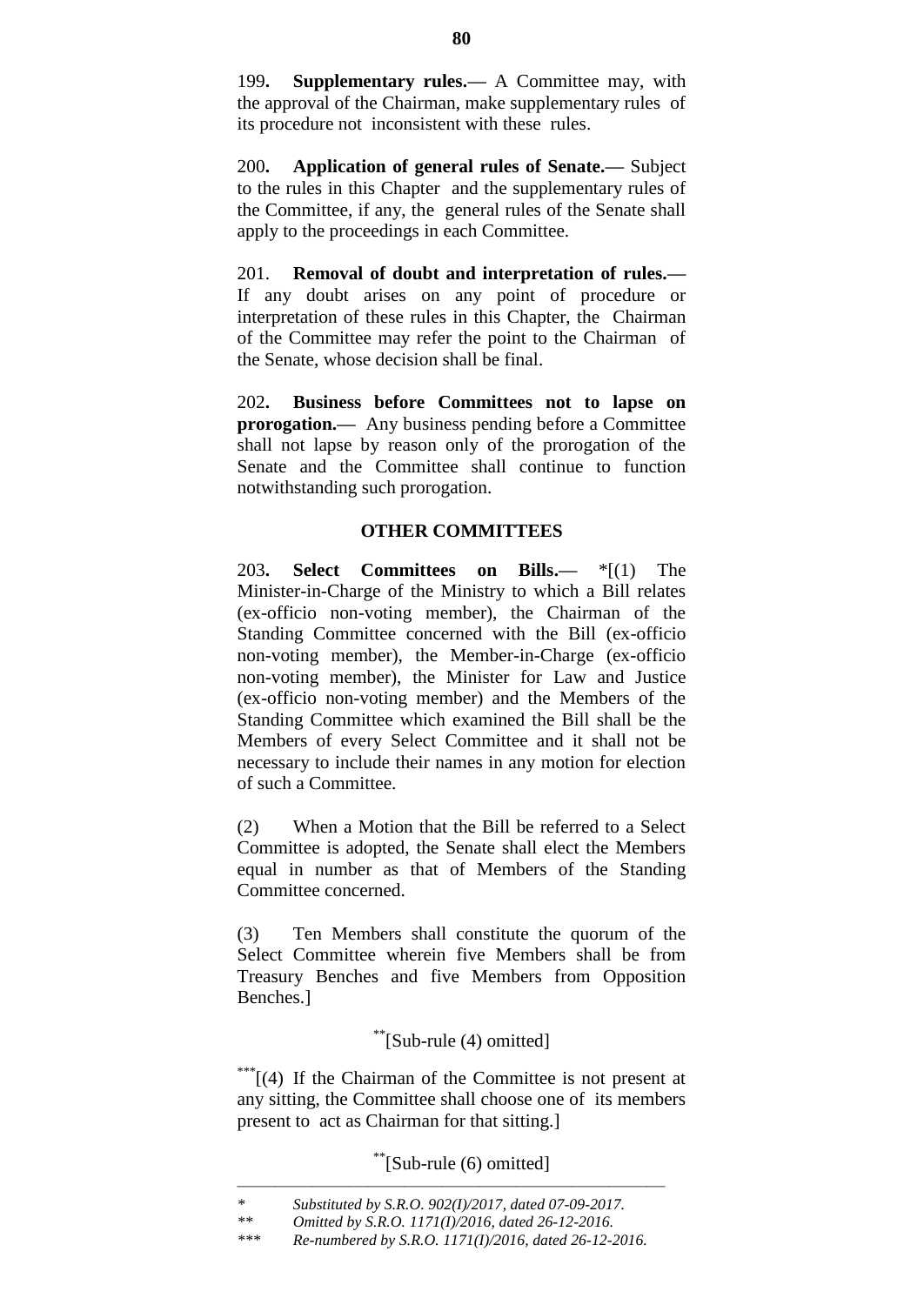199**. Supplementary rules.—** A Committee may, with the approval of the Chairman, make supplementary rules of its procedure not inconsistent with these rules.

200**. Application of general rules of Senate.—** Subject to the rules in this Chapter and the supplementary rules of the Committee, if any, the general rules of the Senate shall apply to the proceedings in each Committee.

201. **Removal of doubt and interpretation of rules.—** If any doubt arises on any point of procedure or interpretation of these rules in this Chapter, the Chairman of the Committee may refer the point to the Chairman of the Senate, whose decision shall be final.

202**. Business before Committees not to lapse on prorogation.—** Any business pending before a Committee shall not lapse by reason only of the prorogation of the Senate and the Committee shall continue to function notwithstanding such prorogation.

**OTHER COMMITTEES**

203**. Select Committees on Bills.—** *[(1) The Minister-in-Charge of the Ministry to which a Bill relates (ex-officio non-voting member), the Chairman of the Standing Committee concerned with the Bill (ex-officio non-voting member), the Member-in-Charge (ex-officio non-voting member), the Minister for Law and Justice (ex-officio non-voting member) and the Members of the Standing Committee which examined the Bill shall be the Members of every Select Committee and it shall not be necessary to include their names in any motion for election of such a Committee.

(2) When a Motion that the Bill be referred to a Select Committee is adopted, the Senate shall elect the Members equal in number as that of Members of the Standing Committee concerned.

(3) Ten Members shall constitute the quorum of the Select Committee wherein five Members shall be from Treasury Benches and five Members from Opposition Benches.]

**[Sub-rule (4) omitted]

***[(4) If the Chairman of the Committee is not present at any sitting, the Committee shall choose one of its members present to act as Chairman for that sitting.]

**[Sub-rule (6) omitted]

---

\* *Substituted by S.R.O. 902(I)/2017, dated 07-09-2017.*

\** *Omitted by S.R.O. 1171(I)/2016, dated 26-12-2016.*

\*** *Re-numbered by S.R.O. 1171(I)/2016, dated 26-12-2016.*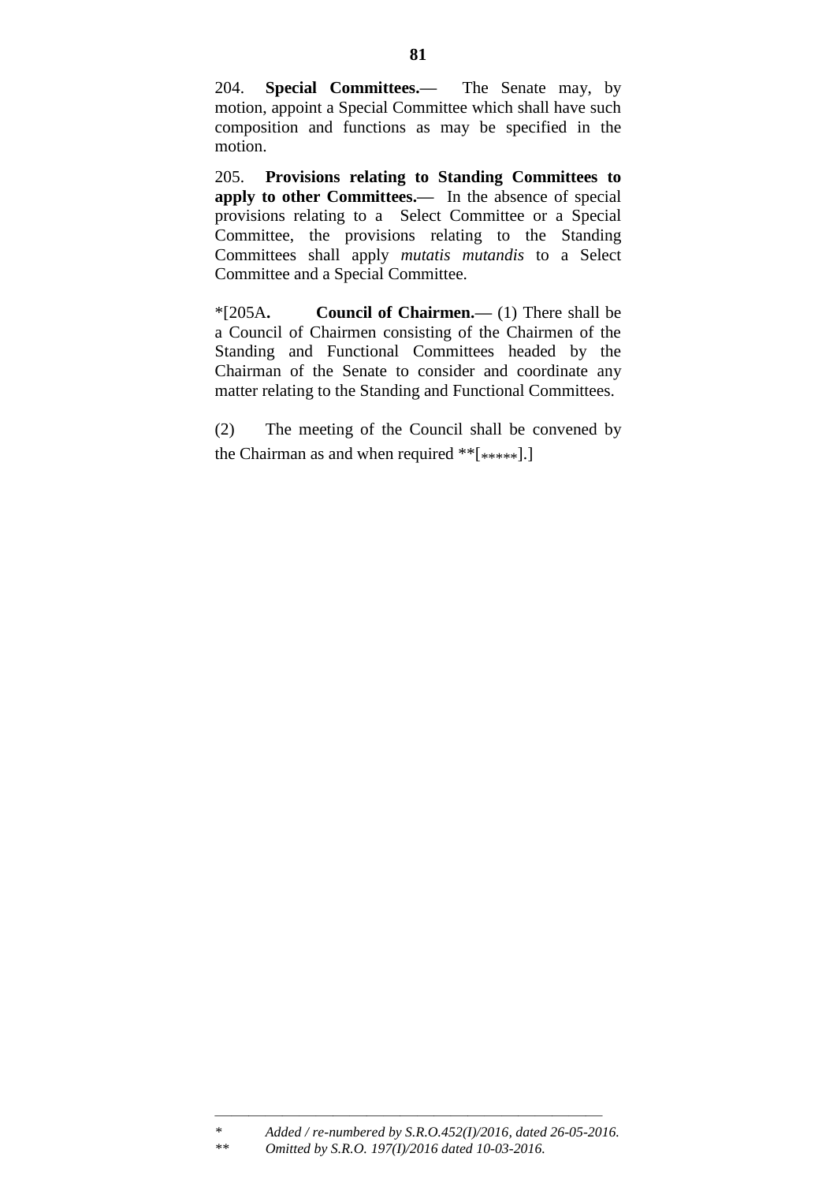204. **Special Committees.—** The Senate may, by motion, appoint a Special Committee which shall have such composition and functions as may be specified in the motion.

205. **Provisions relating to Standing Committees to apply to other Committees.—** In the absence of special provisions relating to a Select Committee or a Special Committee, the provisions relating to the Standing Committees shall apply *mutatis mutandis* to a Select Committee and a Special Committee.

*[205A**.** **Council of Chairmen.—** (1) There shall be a Council of Chairmen consisting of the Chairmen of the Standing and Functional Committees headed by the Chairman of the Senate to consider and coordinate any matter relating to the Standing and Functional Committees.

(2) The meeting of the Council shall be convened by the Chairman as and when required **[*****].]

---

\* *Added / re-numbered by S.R.O.452(I)/2016, dated 26-05-2016.*

\*\* *Omitted by S.R.O. 197(I)/2016 dated 10-03-2016.*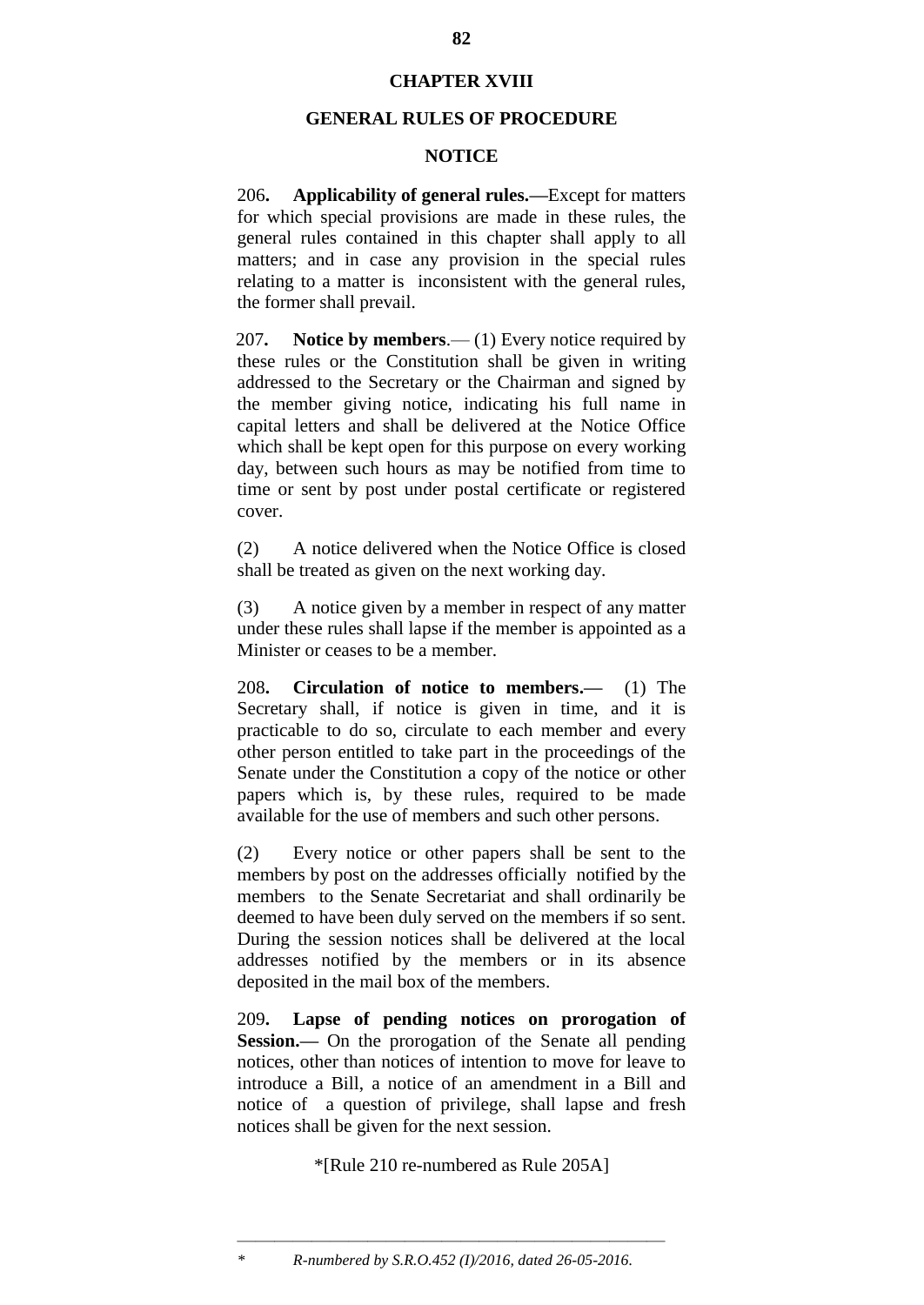# CHAPTER XVIII

## GENERAL RULES OF PROCEDURE

### NOTICE

206**. Applicability of general rules.—**Except for matters for which special provisions are made in these rules, the general rules contained in this chapter shall apply to all matters; and in case any provision in the special rules relating to a matter is inconsistent with the general rules, the former shall prevail.

207**. Notice by members**.— (1) Every notice required by these rules or the Constitution shall be given in writing addressed to the Secretary or the Chairman and signed by the member giving notice, indicating his full name in capital letters and shall be delivered at the Notice Office which shall be kept open for this purpose on every working day, between such hours as may be notified from time to time or sent by post under postal certificate or registered cover.

(2) A notice delivered when the Notice Office is closed shall be treated as given on the next working day.

(3) A notice given by a member in respect of any matter under these rules shall lapse if the member is appointed as a Minister or ceases to be a member.

208**. Circulation of notice to members.—** (1) The Secretary shall, if notice is given in time, and it is practicable to do so, circulate to each member and every other person entitled to take part in the proceedings of the Senate under the Constitution a copy of the notice or other papers which is, by these rules, required to be made available for the use of members and such other persons.

(2) Every notice or other papers shall be sent to the members by post on the addresses officially notified by the members to the Senate Secretariat and shall ordinarily be deemed to have been duly served on the members if so sent. During the session notices shall be delivered at the local addresses notified by the members or in its absence deposited in the mail box of the members.

209**. Lapse of pending notices on prorogation of Session.—** On the prorogation of the Senate all pending notices, other than notices of intention to move for leave to introduce a Bill, a notice of an amendment in a Bill and notice of a question of privilege, shall lapse and fresh notices shall be given for the next session.

*[Rule 210 re-numbered as Rule 205A]

---

\* *R-numbered by S.R.O.452 (I)/2016, dated 26-05-2016.*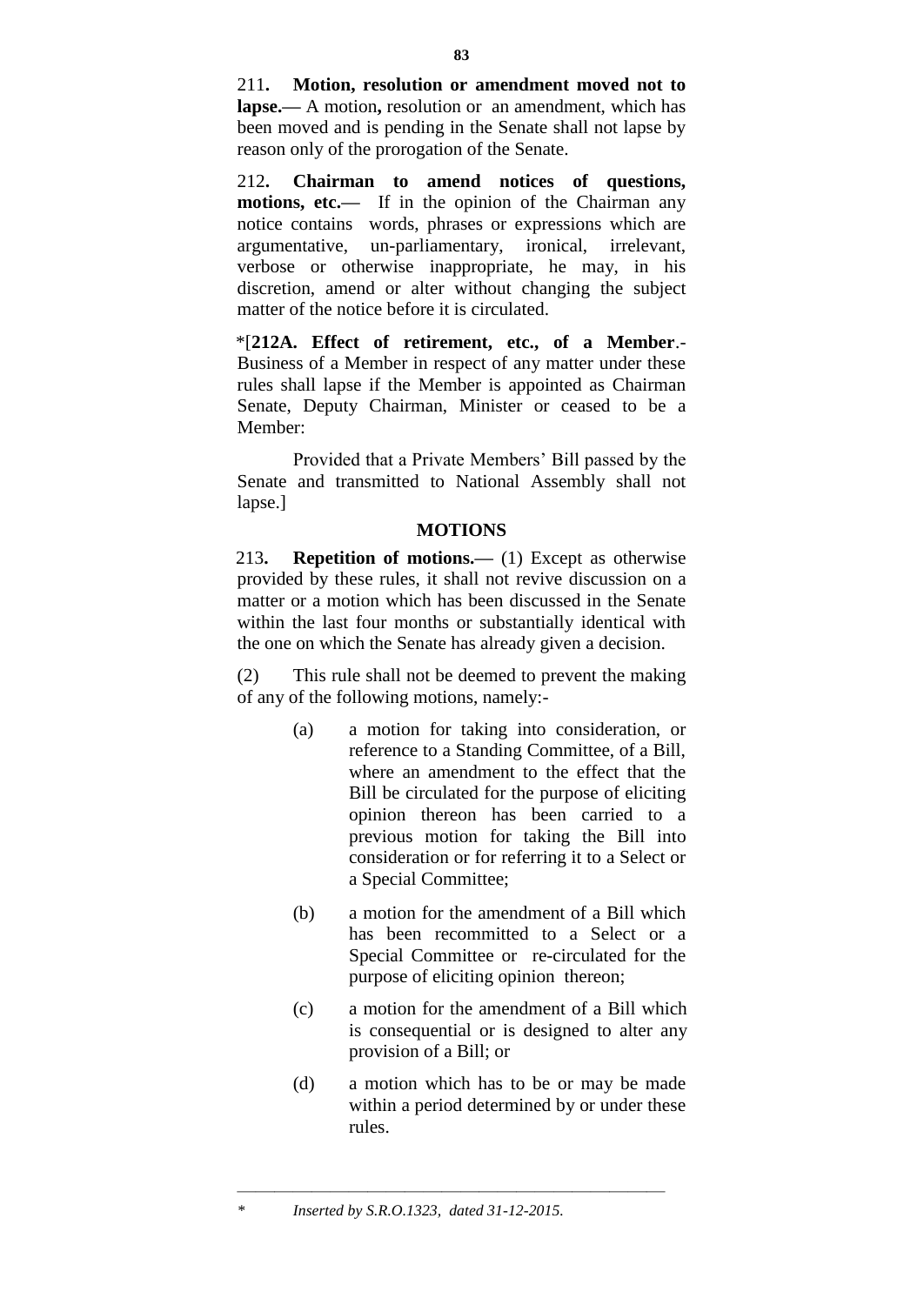211**. Motion, resolution or amendment moved not to lapse.—** A motion**,** resolution or an amendment, which has been moved and is pending in the Senate shall not lapse by reason only of the prorogation of the Senate.

212**. Chairman to amend notices of questions, motions, etc.—** If in the opinion of the Chairman any notice contains words, phrases or expressions which are argumentative, un-parliamentary, ironical, irrelevant, verbose or otherwise inappropriate, he may, in his discretion, amend or alter without changing the subject matter of the notice before it is circulated.

*[**212A. Effect of retirement, etc., of a Member**.- Business of a Member in respect of any matter under these rules shall lapse if the Member is appointed as Chairman Senate, Deputy Chairman, Minister or ceased to be a Member:

Provided that a Private Members' Bill passed by the Senate and transmitted to National Assembly shall not lapse.]

## MOTIONS

213**. Repetition of motions.—** (1) Except as otherwise provided by these rules, it shall not revive discussion on a matter or a motion which has been discussed in the Senate within the last four months or substantially identical with the one on which the Senate has already given a decision.

(2) This rule shall not be deemed to prevent the making of any of the following motions, namely:-

(a) a motion for taking into consideration, or reference to a Standing Committee, of a Bill, where an amendment to the effect that the Bill be circulated for the purpose of eliciting opinion thereon has been carried to a previous motion for taking the Bill into consideration or for referring it to a Select or a Special Committee;

(b) a motion for the amendment of a Bill which has been recommitted to a Select or a Special Committee or re-circulated for the purpose of eliciting opinion thereon;

(c) a motion for the amendment of a Bill which is consequential or is designed to alter any provision of a Bill; or

(d) a motion which has to be or may be made within a period determined by or under these rules.

---

\* *Inserted by S.R.O.1323, dated 31-12-2015.*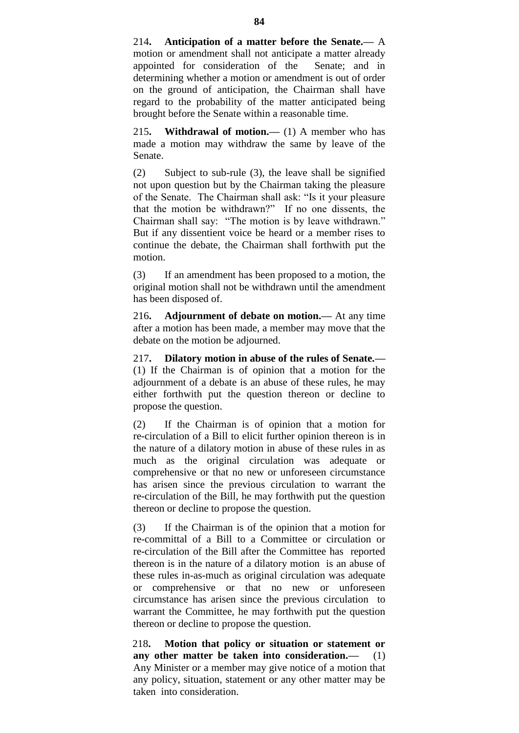214**. Anticipation of a matter before the Senate.—** A motion or amendment shall not anticipate a matter already appointed for consideration of the Senate; and in determining whether a motion or amendment is out of order on the ground of anticipation, the Chairman shall have regard to the probability of the matter anticipated being brought before the Senate within a reasonable time.

215**. Withdrawal of motion.—** (1) A member who has made a motion may withdraw the same by leave of the Senate.

(2) Subject to sub-rule (3), the leave shall be signified not upon question but by the Chairman taking the pleasure of the Senate. The Chairman shall ask: "Is it your pleasure that the motion be withdrawn?" If no one dissents, the Chairman shall say: "The motion is by leave withdrawn." But if any dissentient voice be heard or a member rises to continue the debate, the Chairman shall forthwith put the motion.

(3) If an amendment has been proposed to a motion, the original motion shall not be withdrawn until the amendment has been disposed of.

216**. Adjournment of debate on motion.—** At any time after a motion has been made, a member may move that the debate on the motion be adjourned.

217**. Dilatory motion in abuse of the rules of Senate.—** (1) If the Chairman is of opinion that a motion for the adjournment of a debate is an abuse of these rules, he may either forthwith put the question thereon or decline to propose the question.

(2) If the Chairman is of opinion that a motion for re-circulation of a Bill to elicit further opinion thereon is in the nature of a dilatory motion in abuse of these rules in as much as the original circulation was adequate or comprehensive or that no new or unforeseen circumstance has arisen since the previous circulation to warrant the re-circulation of the Bill, he may forthwith put the question thereon or decline to propose the question.

(3) If the Chairman is of the opinion that a motion for re-committal of a Bill to a Committee or circulation or re-circulation of the Bill after the Committee has reported thereon is in the nature of a dilatory motion is an abuse of these rules in-as-much as original circulation was adequate or comprehensive or that no new or unforeseen circumstance has arisen since the previous circulation to warrant the Committee, he may forthwith put the question thereon or decline to propose the question.

218**. Motion that policy or situation or statement or any other matter be taken into consideration.—** (1) Any Minister or a member may give notice of a motion that any policy, situation, statement or any other matter may be taken into consideration.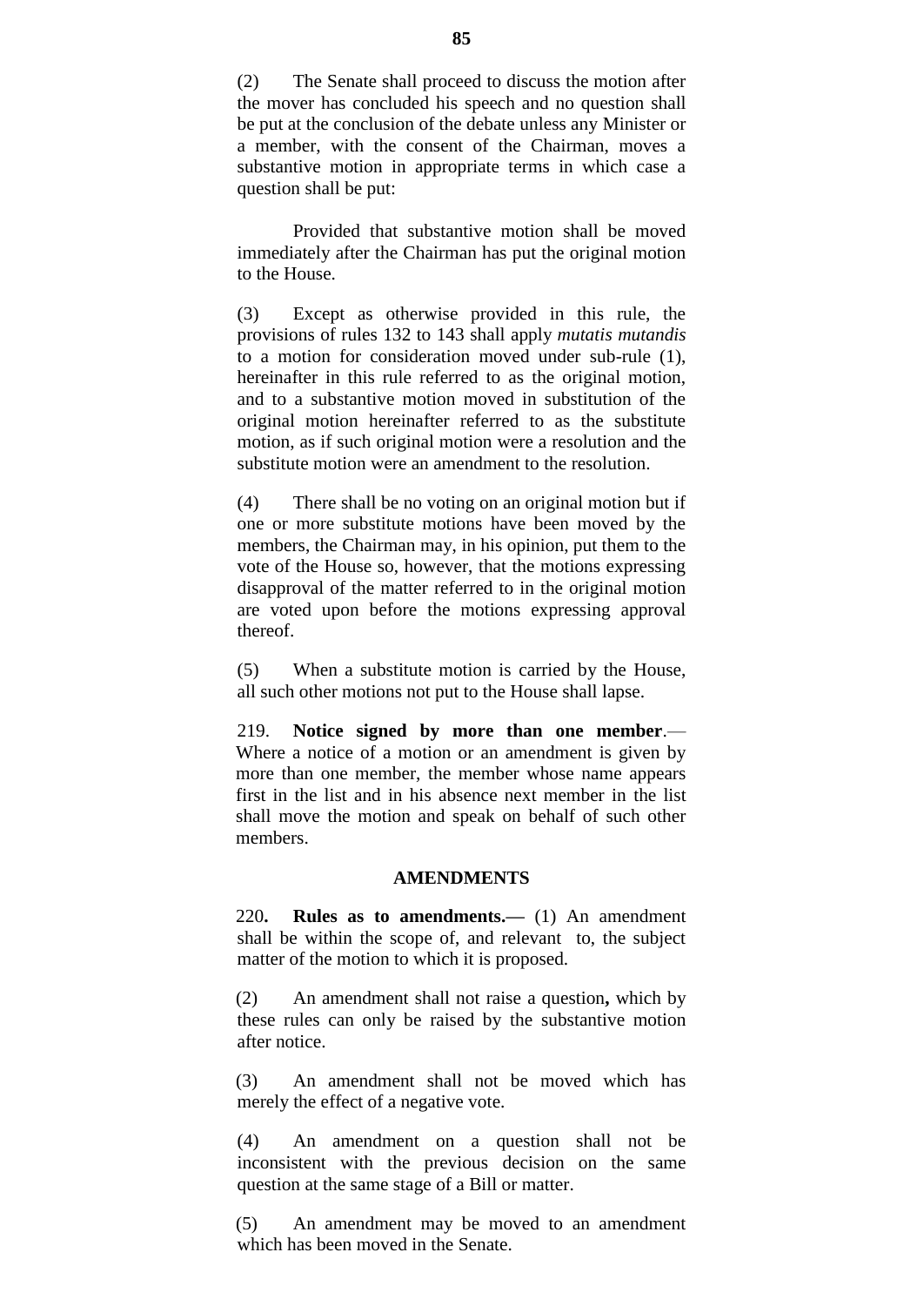(2) The Senate shall proceed to discuss the motion after the mover has concluded his speech and no question shall be put at the conclusion of the debate unless any Minister or a member, with the consent of the Chairman, moves a substantive motion in appropriate terms in which case a question shall be put:

Provided that substantive motion shall be moved immediately after the Chairman has put the original motion to the House.

(3) Except as otherwise provided in this rule, the provisions of rules 132 to 143 shall apply *mutatis mutandis* to a motion for consideration moved under sub-rule (1), hereinafter in this rule referred to as the original motion, and to a substantive motion moved in substitution of the original motion hereinafter referred to as the substitute motion, as if such original motion were a resolution and the substitute motion were an amendment to the resolution.

(4) There shall be no voting on an original motion but if one or more substitute motions have been moved by the members, the Chairman may, in his opinion, put them to the vote of the House so, however, that the motions expressing disapproval of the matter referred to in the original motion are voted upon before the motions expressing approval thereof.

(5) When a substitute motion is carried by the House, all such other motions not put to the House shall lapse.

219. **Notice signed by more than one member**.— Where a notice of a motion or an amendment is given by more than one member, the member whose name appears first in the list and in his absence next member in the list shall move the motion and speak on behalf of such other members.

## AMENDMENTS

220**. Rules as to amendments.—** (1) An amendment shall be within the scope of, and relevant to, the subject matter of the motion to which it is proposed.

(2) An amendment shall not raise a question**,** which by these rules can only be raised by the substantive motion after notice.

(3) An amendment shall not be moved which has merely the effect of a negative vote.

(4) An amendment on a question shall not be inconsistent with the previous decision on the same question at the same stage of a Bill or matter.

(5) An amendment may be moved to an amendment which has been moved in the Senate.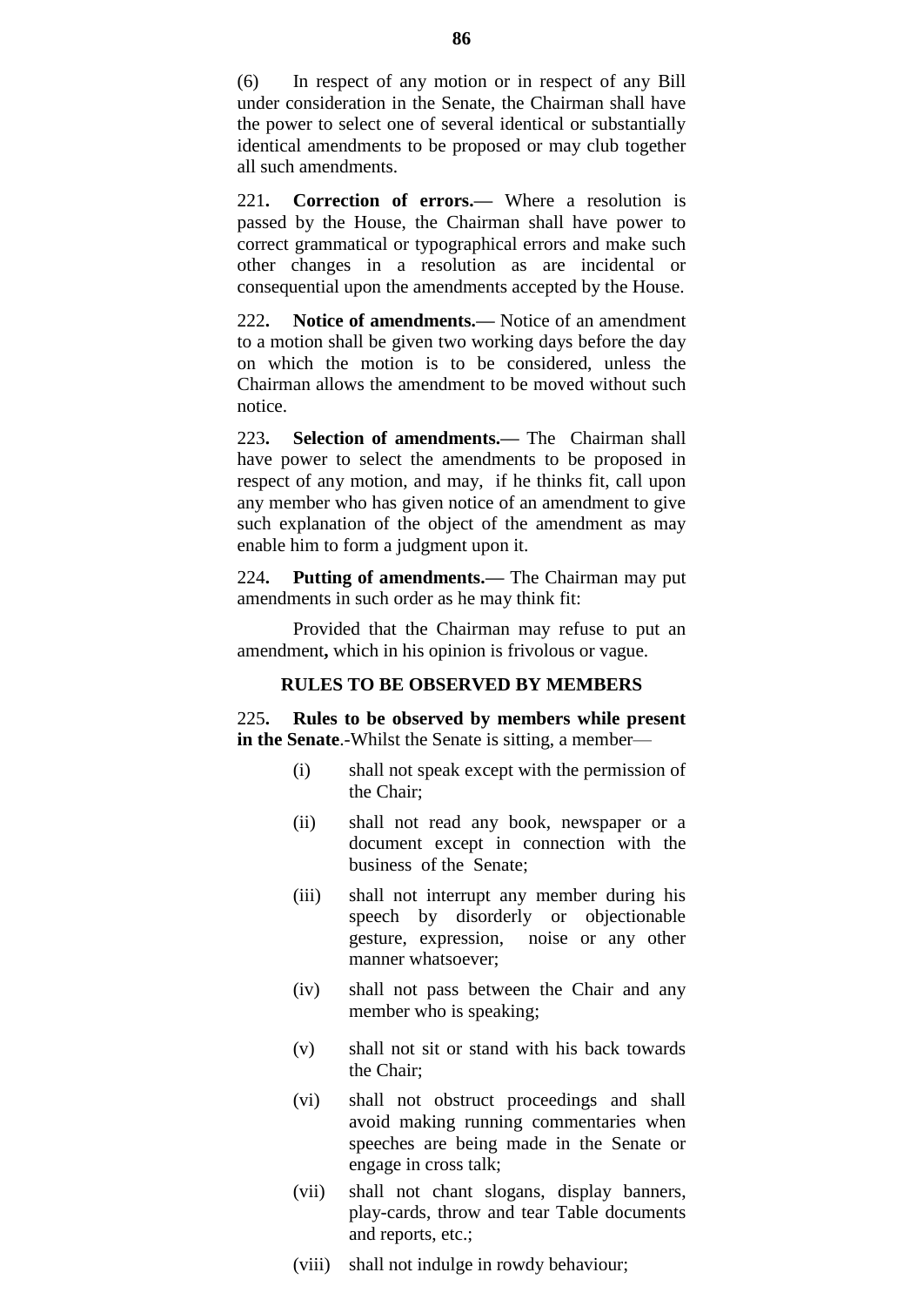(6) In respect of any motion or in respect of any Bill under consideration in the Senate, the Chairman shall have the power to select one of several identical or substantially identical amendments to be proposed or may club together all such amendments.

221**. Correction of errors.—** Where a resolution is passed by the House, the Chairman shall have power to correct grammatical or typographical errors and make such other changes in a resolution as are incidental or consequential upon the amendments accepted by the House.

222**. Notice of amendments.—** Notice of an amendment to a motion shall be given two working days before the day on which the motion is to be considered, unless the Chairman allows the amendment to be moved without such notice.

223**. Selection of amendments.—** The Chairman shall have power to select the amendments to be proposed in respect of any motion, and may, if he thinks fit, call upon any member who has given notice of an amendment to give such explanation of the object of the amendment as may enable him to form a judgment upon it.

224**. Putting of amendments.—** The Chairman may put amendments in such order as he may think fit:

Provided that the Chairman may refuse to put an amendment**,** which in his opinion is frivolous or vague.

### RULES TO BE OBSERVED BY MEMBERS

225**. Rules to be observed by members while present in the Senate**.-Whilst the Senate is sitting, a member—

- (i) shall not speak except with the permission of the Chair;
- (ii) shall not read any book, newspaper or a document except in connection with the business of the Senate;
- (iii) shall not interrupt any member during his speech by disorderly or objectionable gesture, expression, noise or any other manner whatsoever;
- (iv) shall not pass between the Chair and any member who is speaking;
- (v) shall not sit or stand with his back towards the Chair;
- (vi) shall not obstruct proceedings and shall avoid making running commentaries when speeches are being made in the Senate or engage in cross talk;
- (vii) shall not chant slogans, display banners, play-cards, throw and tear Table documents and reports, etc.;
- (viii) shall not indulge in rowdy behaviour;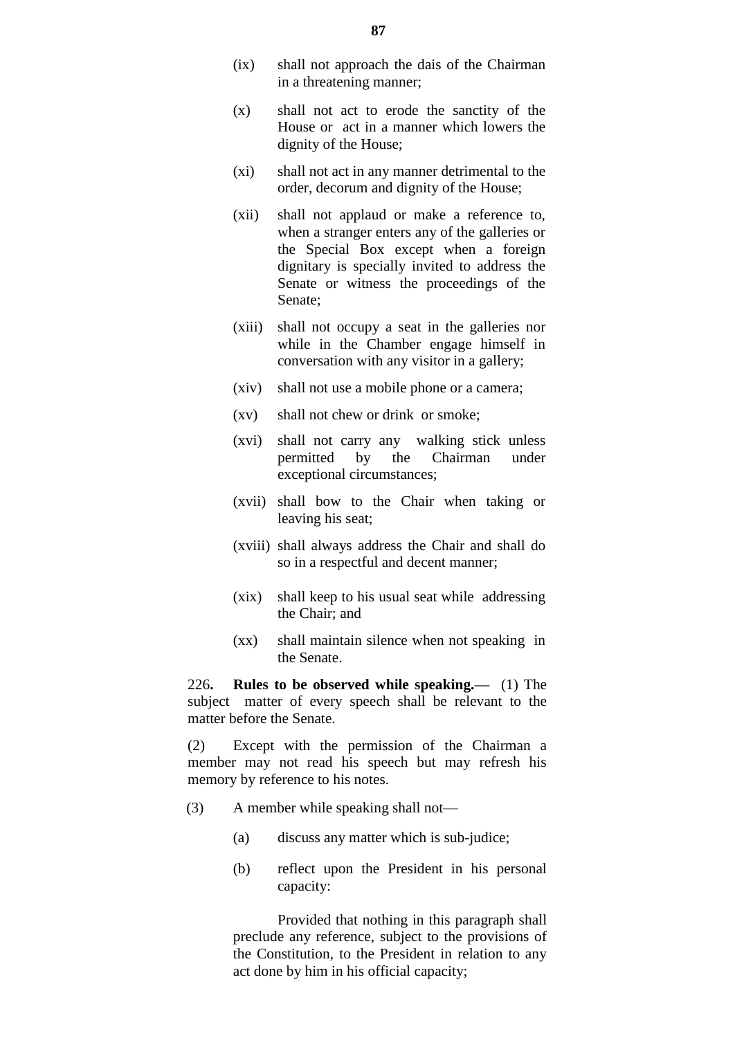(ix) shall not approach the dais of the Chairman in a threatening manner;

(x) shall not act to erode the sanctity of the House or act in a manner which lowers the dignity of the House;

(xi) shall not act in any manner detrimental to the order, decorum and dignity of the House;

(xii) shall not applaud or make a reference to, when a stranger enters any of the galleries or the Special Box except when a foreign dignitary is specially invited to address the Senate or witness the proceedings of the Senate;

(xiii) shall not occupy a seat in the galleries nor while in the Chamber engage himself in conversation with any visitor in a gallery;

(xiv) shall not use a mobile phone or a camera;

(xv) shall not chew or drink or smoke;

(xvi) shall not carry any walking stick unless permitted by the Chairman under exceptional circumstances;

(xvii) shall bow to the Chair when taking or leaving his seat;

(xviii) shall always address the Chair and shall do so in a respectful and decent manner;

(xix) shall keep to his usual seat while addressing the Chair; and

(xx) shall maintain silence when not speaking in the Senate.

226**. Rules to be observed while speaking.—** (1) The subject matter of every speech shall be relevant to the matter before the Senate.

(2) Except with the permission of the Chairman a member may not read his speech but may refresh his memory by reference to his notes.

(3) A member while speaking shall not—

(a) discuss any matter which is sub-judice;

(b) reflect upon the President in his personal capacity:

Provided that nothing in this paragraph shall preclude any reference, subject to the provisions of the Constitution, to the President in relation to any act done by him in his official capacity;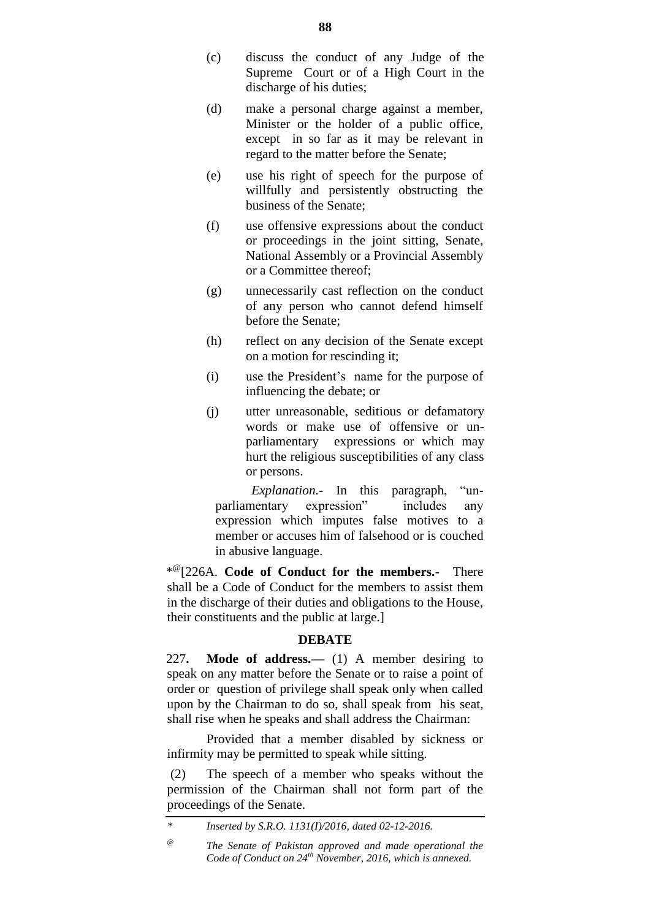(c) discuss the conduct of any Judge of the Supreme Court or of a High Court in the discharge of his duties;

(d) make a personal charge against a member, Minister or the holder of a public office, except in so far as it may be relevant in regard to the matter before the Senate;

(e) use his right of speech for the purpose of willfully and persistently obstructing the business of the Senate;

(f) use offensive expressions about the conduct or proceedings in the joint sitting, Senate, National Assembly or a Provincial Assembly or a Committee thereof;

(g) unnecessarily cast reflection on the conduct of any person who cannot defend himself before the Senate;

(h) reflect on any decision of the Senate except on a motion for rescinding it;

(i) use the President's name for the purpose of influencing the debate; or

(j) utter unreasonable, seditious or defamatory words or make use of offensive or un-parliamentary expressions or which may hurt the religious susceptibilities of any class or persons.

*Explanation*.- In this paragraph, "un-parliamentary expression" includes any expression which imputes false motives to a member or accuses him of falsehood or is couched in abusive language.

*[@][226A. **Code of Conduct for the members.**- There shall be a Code of Conduct for the members to assist them in the discharge of their duties and obligations to the House, their constituents and the public at large.]

## DEBATE

227**. Mode of address.—** (1) A member desiring to speak on any matter before the Senate or to raise a point of order or question of privilege shall speak only when called upon by the Chairman to do so, shall speak from his seat, shall rise when he speaks and shall address the Chairman:

Provided that a member disabled by sickness or infirmity may be permitted to speak while sitting.

(2) The speech of a member who speaks without the permission of the Chairman shall not form part of the proceedings of the Senate.

---

\* *Inserted by S.R.O. 1131(I)/2016, dated 02-12-2016.*

@ *The Senate of Pakistan approved and made operational the Code of Conduct on 24th November, 2016, which is annexed.*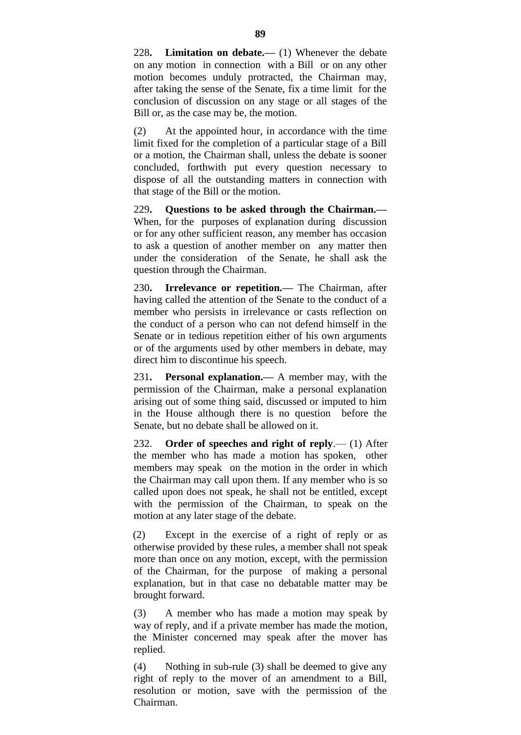228**. Limitation on debate.—** (1) Whenever the debate on any motion in connection with a Bill or on any other motion becomes unduly protracted, the Chairman may, after taking the sense of the Senate, fix a time limit for the conclusion of discussion on any stage or all stages of the Bill or, as the case may be, the motion.

(2) At the appointed hour, in accordance with the time limit fixed for the completion of a particular stage of a Bill or a motion, the Chairman shall, unless the debate is sooner concluded, forthwith put every question necessary to dispose of all the outstanding matters in connection with that stage of the Bill or the motion.

229**. Questions to be asked through the Chairman.—** When, for the purposes of explanation during discussion or for any other sufficient reason, any member has occasion to ask a question of another member on any matter then under the consideration of the Senate, he shall ask the question through the Chairman.

230**. Irrelevance or repetition.—** The Chairman, after having called the attention of the Senate to the conduct of a member who persists in irrelevance or casts reflection on the conduct of a person who can not defend himself in the Senate or in tedious repetition either of his own arguments or of the arguments used by other members in debate, may direct him to discontinue his speech.

231**. Personal explanation.—** A member may, with the permission of the Chairman, make a personal explanation arising out of some thing said, discussed or imputed to him in the House although there is no question before the Senate, but no debate shall be allowed on it.

232. **Order of speeches and right of reply**.— (1) After the member who has made a motion has spoken, other members may speak on the motion in the order in which the Chairman may call upon them. If any member who is so called upon does not speak, he shall not be entitled, except with the permission of the Chairman, to speak on the motion at any later stage of the debate.

(2) Except in the exercise of a right of reply or as otherwise provided by these rules, a member shall not speak more than once on any motion, except, with the permission of the Chairman, for the purpose of making a personal explanation, but in that case no debatable matter may be brought forward.

(3) A member who has made a motion may speak by way of reply, and if a private member has made the motion, the Minister concerned may speak after the mover has replied.

(4) Nothing in sub-rule (3) shall be deemed to give any right of reply to the mover of an amendment to a Bill, resolution or motion, save with the permission of the Chairman.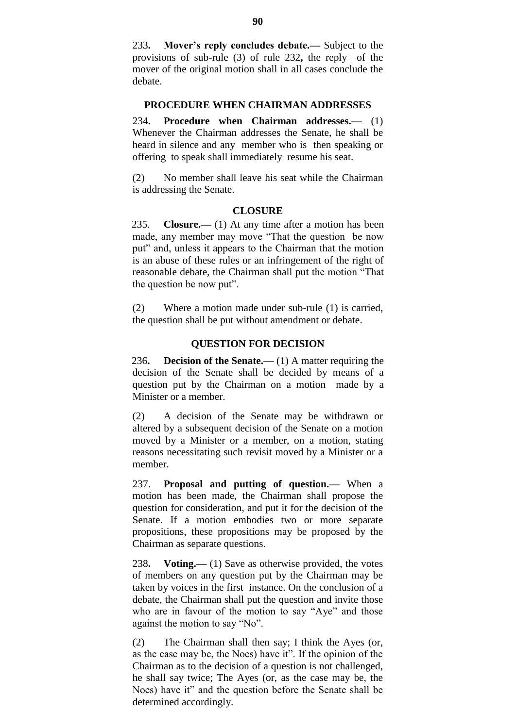233**. Mover's reply concludes debate.—** Subject to the provisions of sub-rule (3) of rule 232**,** the reply of the mover of the original motion shall in all cases conclude the debate.

## PROCEDURE WHEN CHAIRMAN ADDRESSES

234**. Procedure when Chairman addresses.—** (1) Whenever the Chairman addresses the Senate, he shall be heard in silence and any member who is then speaking or offering to speak shall immediately resume his seat.

(2) No member shall leave his seat while the Chairman is addressing the Senate.

## CLOSURE

235. **Closure.—** (1) At any time after a motion has been made, any member may move "That the question be now put" and, unless it appears to the Chairman that the motion is an abuse of these rules or an infringement of the right of reasonable debate, the Chairman shall put the motion "That the question be now put".

(2) Where a motion made under sub-rule (1) is carried, the question shall be put without amendment or debate.

## QUESTION FOR DECISION

236**. Decision of the Senate.—** (1) A matter requiring the decision of the Senate shall be decided by means of a question put by the Chairman on a motion made by a Minister or a member.

(2) A decision of the Senate may be withdrawn or altered by a subsequent decision of the Senate on a motion moved by a Minister or a member, on a motion, stating reasons necessitating such revisit moved by a Minister or a member.

237. **Proposal and putting of question.—** When a motion has been made, the Chairman shall propose the question for consideration, and put it for the decision of the Senate. If a motion embodies two or more separate propositions, these propositions may be proposed by the Chairman as separate questions.

238**. Voting.—** (1) Save as otherwise provided, the votes of members on any question put by the Chairman may be taken by voices in the first instance. On the conclusion of a debate, the Chairman shall put the question and invite those who are in favour of the motion to say "Aye" and those against the motion to say "No".

(2) The Chairman shall then say; I think the Ayes (or, as the case may be, the Noes) have it". If the opinion of the Chairman as to the decision of a question is not challenged, he shall say twice; The Ayes (or, as the case may be, the Noes) have it" and the question before the Senate shall be determined accordingly.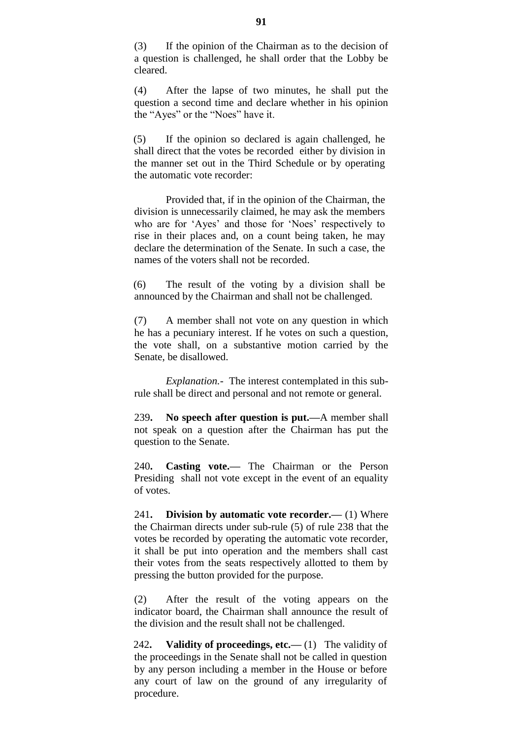(3) If the opinion of the Chairman as to the decision of a question is challenged, he shall order that the Lobby be cleared.

(4) After the lapse of two minutes, he shall put the question a second time and declare whether in his opinion the "Ayes" or the "Noes" have it.

(5) If the opinion so declared is again challenged, he shall direct that the votes be recorded either by division in the manner set out in the Third Schedule or by operating the automatic vote recorder:

Provided that, if in the opinion of the Chairman, the division is unnecessarily claimed, he may ask the members who are for 'Ayes' and those for 'Noes' respectively to rise in their places and, on a count being taken, he may declare the determination of the Senate. In such a case, the names of the voters shall not be recorded.

(6) The result of the voting by a division shall be announced by the Chairman and shall not be challenged.

(7) A member shall not vote on any question in which he has a pecuniary interest. If he votes on such a question, the vote shall, on a substantive motion carried by the Senate, be disallowed.

*Explanation.-* The interest contemplated in this sub-rule shall be direct and personal and not remote or general.

239**. No speech after question is put.—**A member shall not speak on a question after the Chairman has put the question to the Senate.

240**. Casting vote.—** The Chairman or the Person Presiding shall not vote except in the event of an equality of votes.

241**. Division by automatic vote recorder.—** (1) Where the Chairman directs under sub-rule (5) of rule 238 that the votes be recorded by operating the automatic vote recorder, it shall be put into operation and the members shall cast their votes from the seats respectively allotted to them by pressing the button provided for the purpose.

(2) After the result of the voting appears on the indicator board, the Chairman shall announce the result of the division and the result shall not be challenged.

242**. Validity of proceedings, etc.—** (1) The validity of the proceedings in the Senate shall not be called in question by any person including a member in the House or before any court of law on the ground of any irregularity of procedure.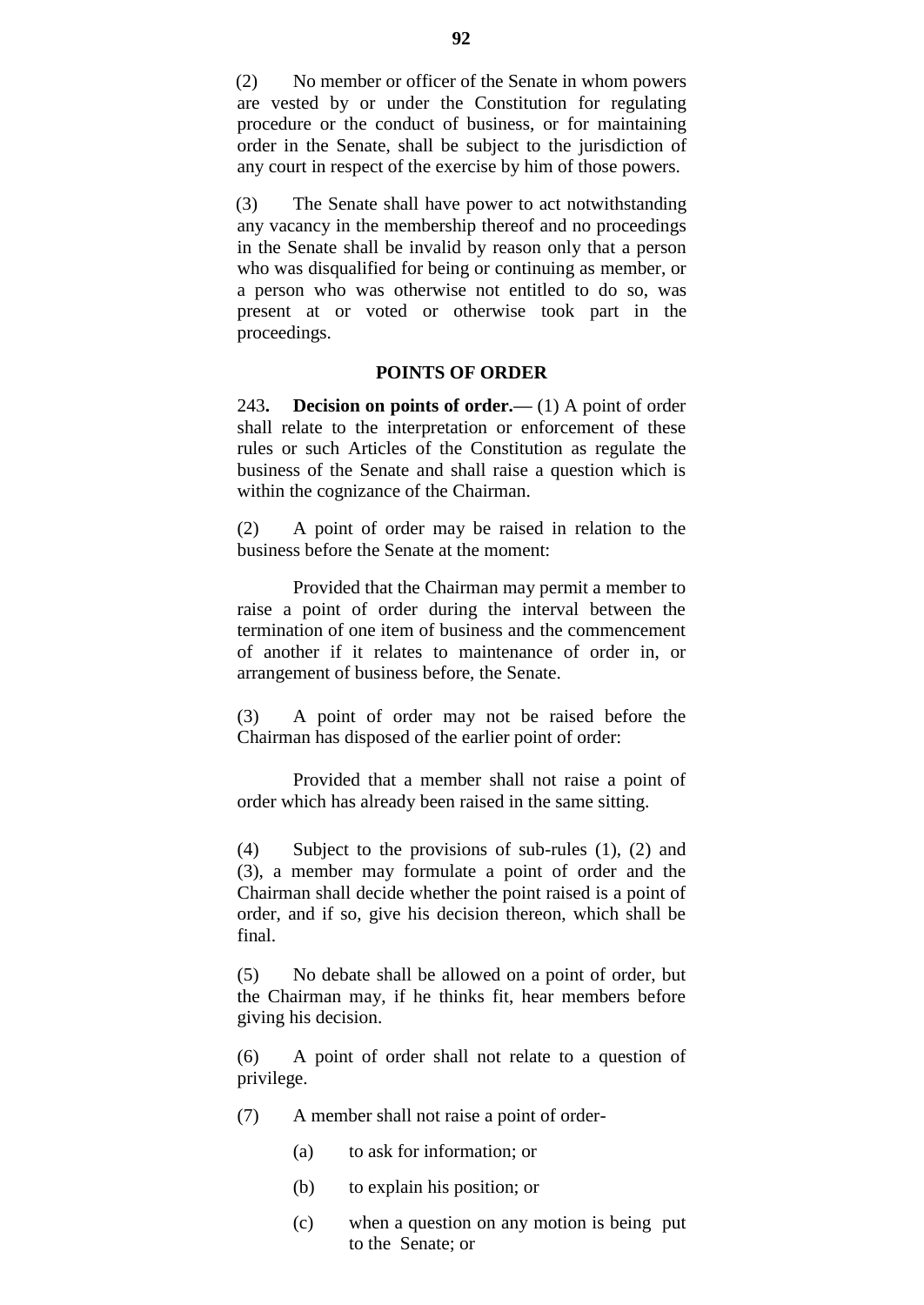(2) No member or officer of the Senate in whom powers are vested by or under the Constitution for regulating procedure or the conduct of business, or for maintaining order in the Senate, shall be subject to the jurisdiction of any court in respect of the exercise by him of those powers.

(3) The Senate shall have power to act notwithstanding any vacancy in the membership thereof and no proceedings in the Senate shall be invalid by reason only that a person who was disqualified for being or continuing as member, or a person who was otherwise not entitled to do so, was present at or voted or otherwise took part in the proceedings.

## POINTS OF ORDER

243**. Decision on points of order.—** (1) A point of order shall relate to the interpretation or enforcement of these rules or such Articles of the Constitution as regulate the business of the Senate and shall raise a question which is within the cognizance of the Chairman.

(2) A point of order may be raised in relation to the business before the Senate at the moment:

Provided that the Chairman may permit a member to raise a point of order during the interval between the termination of one item of business and the commencement of another if it relates to maintenance of order in, or arrangement of business before, the Senate.

(3) A point of order may not be raised before the Chairman has disposed of the earlier point of order:

Provided that a member shall not raise a point of order which has already been raised in the same sitting.

(4) Subject to the provisions of sub-rules (1), (2) and (3), a member may formulate a point of order and the Chairman shall decide whether the point raised is a point of order, and if so, give his decision thereon, which shall be final.

(5) No debate shall be allowed on a point of order, but the Chairman may, if he thinks fit, hear members before giving his decision.

(6) A point of order shall not relate to a question of privilege.

(7) A member shall not raise a point of order-

- (a) to ask for information; or
- (b) to explain his position; or
- (c) when a question on any motion is being put to the Senate; or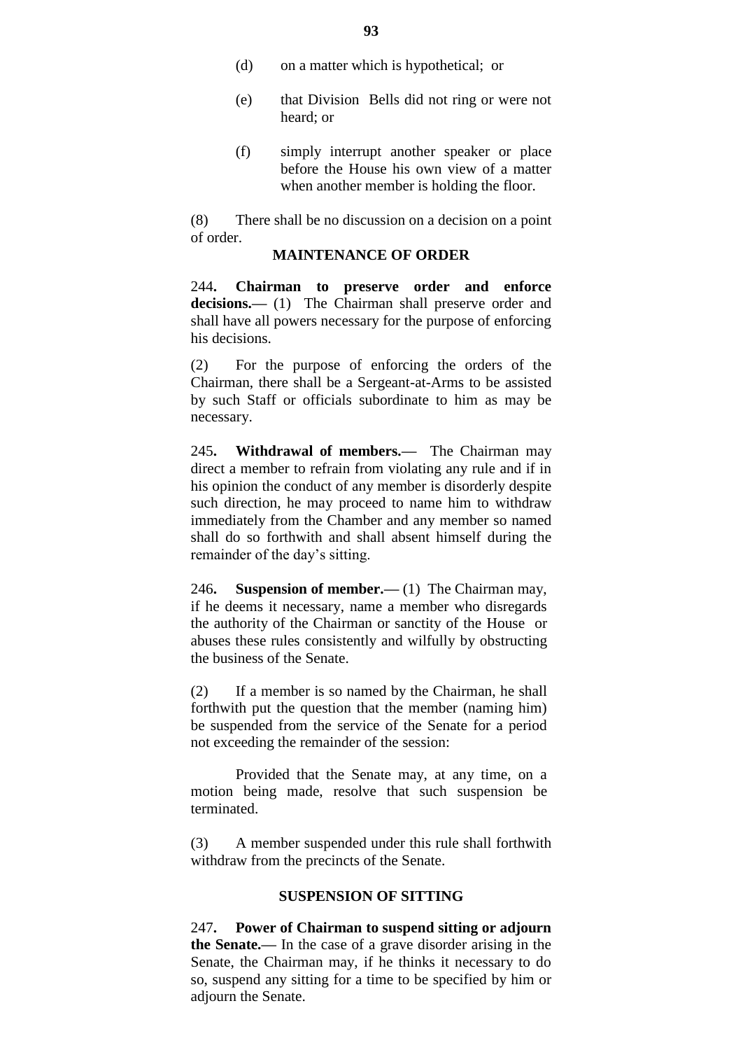(d) on a matter which is hypothetical; or

(e) that Division Bells did not ring or were not heard; or

(f) simply interrupt another speaker or place before the House his own view of a matter when another member is holding the floor.

(8) There shall be no discussion on a decision on a point of order.

## MAINTENANCE OF ORDER

244**. Chairman to preserve order and enforce decisions.—** (1) The Chairman shall preserve order and shall have all powers necessary for the purpose of enforcing his decisions.

(2) For the purpose of enforcing the orders of the Chairman, there shall be a Sergeant-at-Arms to be assisted by such Staff or officials subordinate to him as may be necessary.

245**. Withdrawal of members.—** The Chairman may direct a member to refrain from violating any rule and if in his opinion the conduct of any member is disorderly despite such direction, he may proceed to name him to withdraw immediately from the Chamber and any member so named shall do so forthwith and shall absent himself during the remainder of the day's sitting.

246**. Suspension of member.—** (1) The Chairman may, if he deems it necessary, name a member who disregards the authority of the Chairman or sanctity of the House or abuses these rules consistently and wilfully by obstructing the business of the Senate.

(2) If a member is so named by the Chairman, he shall forthwith put the question that the member (naming him) be suspended from the service of the Senate for a period not exceeding the remainder of the session:

Provided that the Senate may, at any time, on a motion being made, resolve that such suspension be terminated.

(3) A member suspended under this rule shall forthwith withdraw from the precincts of the Senate.

## SUSPENSION OF SITTING

247**. Power of Chairman to suspend sitting or adjourn the Senate.—** In the case of a grave disorder arising in the Senate, the Chairman may, if he thinks it necessary to do so, suspend any sitting for a time to be specified by him or adjourn the Senate.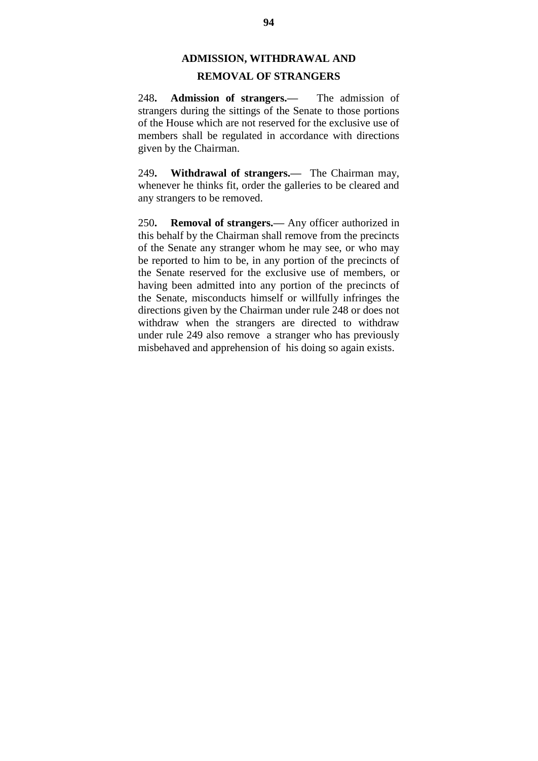## ADMISSION, WITHDRAWAL AND REMOVAL OF STRANGERS

248. **Admission of strangers.—** The admission of strangers during the sittings of the Senate to those portions of the House which are not reserved for the exclusive use of members shall be regulated in accordance with directions given by the Chairman.

249. **Withdrawal of strangers.—** The Chairman may, whenever he thinks fit, order the galleries to be cleared and any strangers to be removed.

250. **Removal of strangers.—** Any officer authorized in this behalf by the Chairman shall remove from the precincts of the Senate any stranger whom he may see, or who may be reported to him to be, in any portion of the precincts of the Senate reserved for the exclusive use of members, or having been admitted into any portion of the precincts of the Senate, misconducts himself or willfully infringes the directions given by the Chairman under rule 248 or does not withdraw when the strangers are directed to withdraw under rule 249 also remove a stranger who has previously misbehaved and apprehension of his doing so again exists.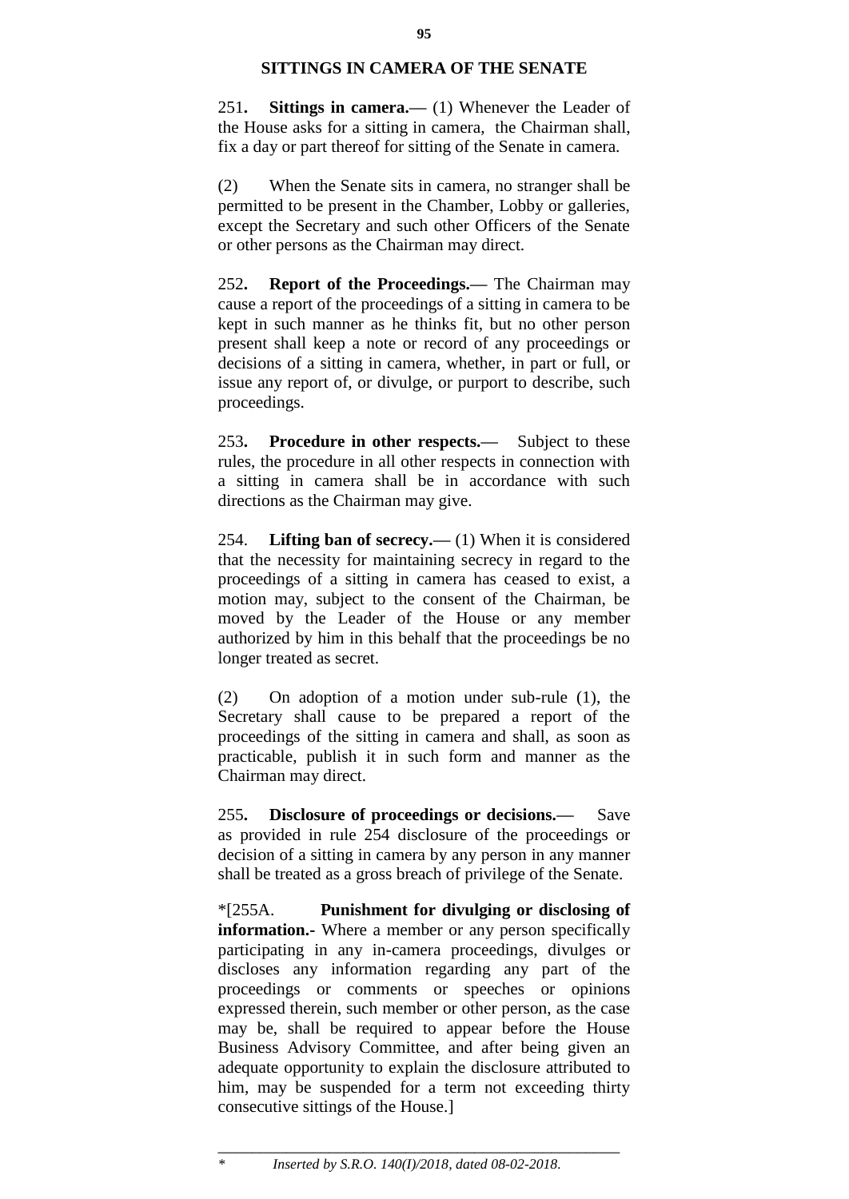## SITTINGS IN CAMERA OF THE SENATE

251**. Sittings in camera.—** (1) Whenever the Leader of the House asks for a sitting in camera, the Chairman shall, fix a day or part thereof for sitting of the Senate in camera.

(2) When the Senate sits in camera, no stranger shall be permitted to be present in the Chamber, Lobby or galleries, except the Secretary and such other Officers of the Senate or other persons as the Chairman may direct.

252**. Report of the Proceedings.—** The Chairman may cause a report of the proceedings of a sitting in camera to be kept in such manner as he thinks fit, but no other person present shall keep a note or record of any proceedings or decisions of a sitting in camera, whether, in part or full, or issue any report of, or divulge, or purport to describe, such proceedings.

253**. Procedure in other respects.—** Subject to these rules, the procedure in all other respects in connection with a sitting in camera shall be in accordance with such directions as the Chairman may give.

254. **Lifting ban of secrecy.—** (1) When it is considered that the necessity for maintaining secrecy in regard to the proceedings of a sitting in camera has ceased to exist, a motion may, subject to the consent of the Chairman, be moved by the Leader of the House or any member authorized by him in this behalf that the proceedings be no longer treated as secret.

(2) On adoption of a motion under sub-rule (1), the Secretary shall cause to be prepared a report of the proceedings of the sitting in camera and shall, as soon as practicable, publish it in such form and manner as the Chairman may direct.

255**. Disclosure of proceedings or decisions.—** Save as provided in rule 254 disclosure of the proceedings or decision of a sitting in camera by any person in any manner shall be treated as a gross breach of privilege of the Senate.

*[255A. **Punishment for divulging or disclosing of information.-** Where a member or any person specifically participating in any in-camera proceedings, divulges or discloses any information regarding any part of the proceedings or comments or speeches or opinions expressed therein, such member or other person, as the case may be, shall be required to appear before the House Business Advisory Committee, and after being given an adequate opportunity to explain the disclosure attributed to him, may be suspended for a term not exceeding thirty consecutive sittings of the House.]

---

\* *Inserted by S.R.O. 140(I)/2018, dated 08-02-2018.*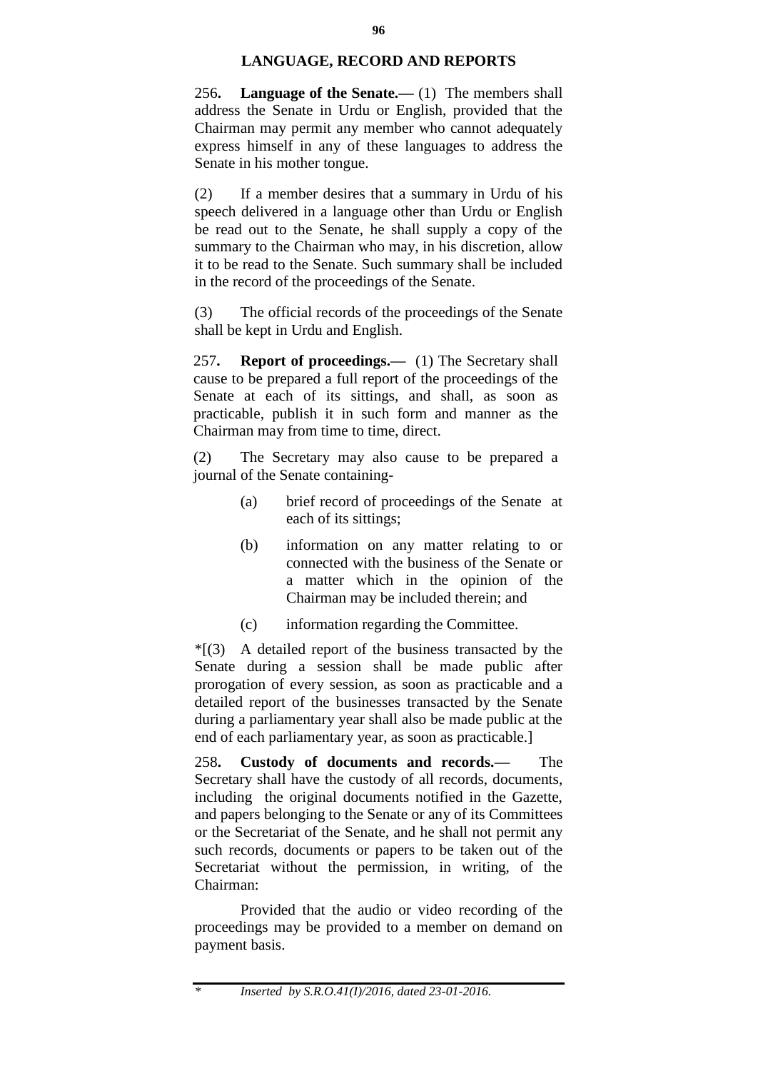## LANGUAGE, RECORD AND REPORTS

256**. Language of the Senate.—** (1) The members shall address the Senate in Urdu or English, provided that the Chairman may permit any member who cannot adequately express himself in any of these languages to address the Senate in his mother tongue.

(2) If a member desires that a summary in Urdu of his speech delivered in a language other than Urdu or English be read out to the Senate, he shall supply a copy of the summary to the Chairman who may, in his discretion, allow it to be read to the Senate. Such summary shall be included in the record of the proceedings of the Senate.

(3) The official records of the proceedings of the Senate shall be kept in Urdu and English.

257**. Report of proceedings.—** (1) The Secretary shall cause to be prepared a full report of the proceedings of the Senate at each of its sittings, and shall, as soon as practicable, publish it in such form and manner as the Chairman may from time to time, direct.

(2) The Secretary may also cause to be prepared a journal of the Senate containing-

- (a) brief record of proceedings of the Senate at each of its sittings;
- (b) information on any matter relating to or connected with the business of the Senate or a matter which in the opinion of the Chairman may be included therein; and
- (c) information regarding the Committee.

*[(3) A detailed report of the business transacted by the Senate during a session shall be made public after prorogation of every session, as soon as practicable and a detailed report of the businesses transacted by the Senate during a parliamentary year shall also be made public at the end of each parliamentary year, as soon as practicable.]

258**. Custody of documents and records.—** The Secretary shall have the custody of all records, documents, including the original documents notified in the Gazette, and papers belonging to the Senate or any of its Committees or the Secretariat of the Senate, and he shall not permit any such records, documents or papers to be taken out of the Secretariat without the permission, in writing, of the Chairman:

Provided that the audio or video recording of the proceedings may be provided to a member on demand on payment basis.

---

* *Inserted by S.R.O.41(I)/2016, dated 23-01-2016.*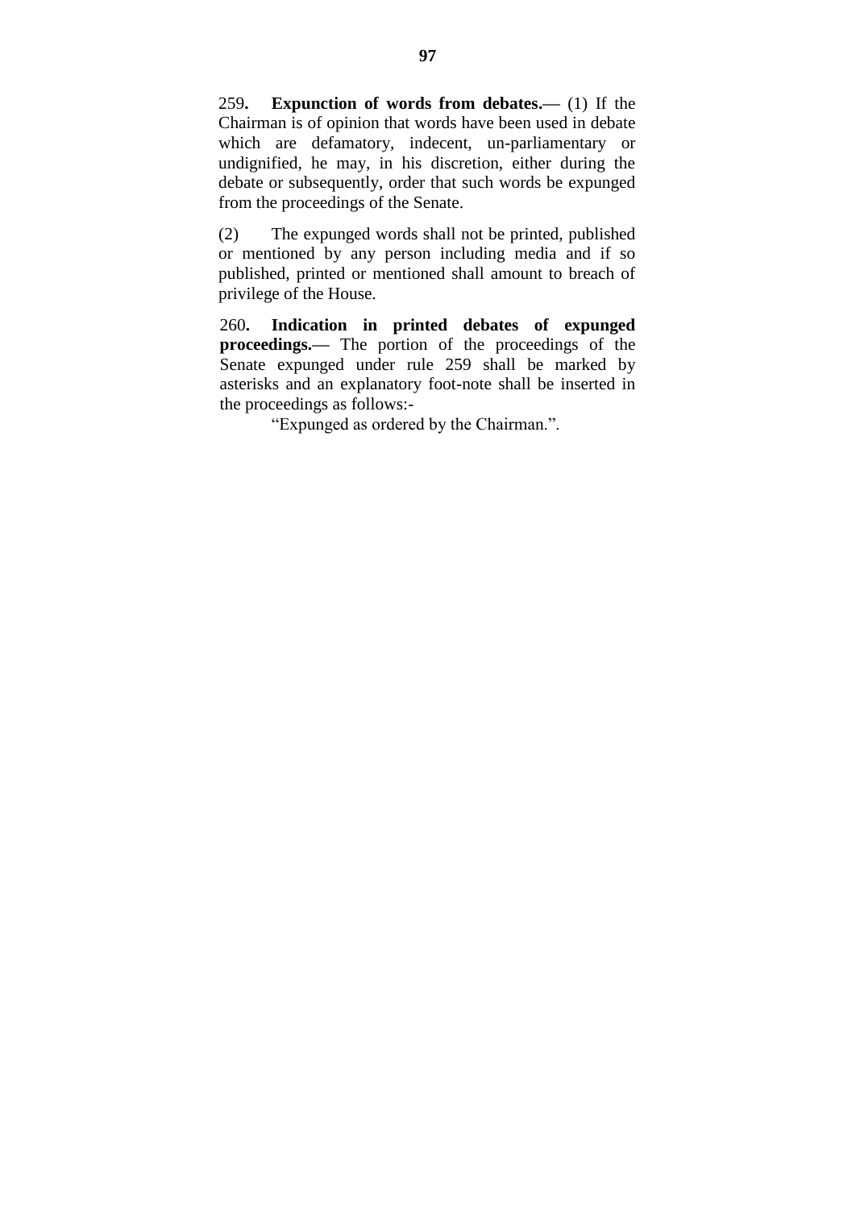259**. Expunction of words from debates.—** (1) If the Chairman is of opinion that words have been used in debate which are defamatory, indecent, un-parliamentary or undignified, he may, in his discretion, either during the debate or subsequently, order that such words be expunged from the proceedings of the Senate.

(2) The expunged words shall not be printed, published or mentioned by any person including media and if so published, printed or mentioned shall amount to breach of privilege of the House.

260**. Indication in printed debates of expunged proceedings.—** The portion of the proceedings of the Senate expunged under rule 259 shall be marked by asterisks and an explanatory foot-note shall be inserted in the proceedings as follows:-

"Expunged as ordered by the Chairman.".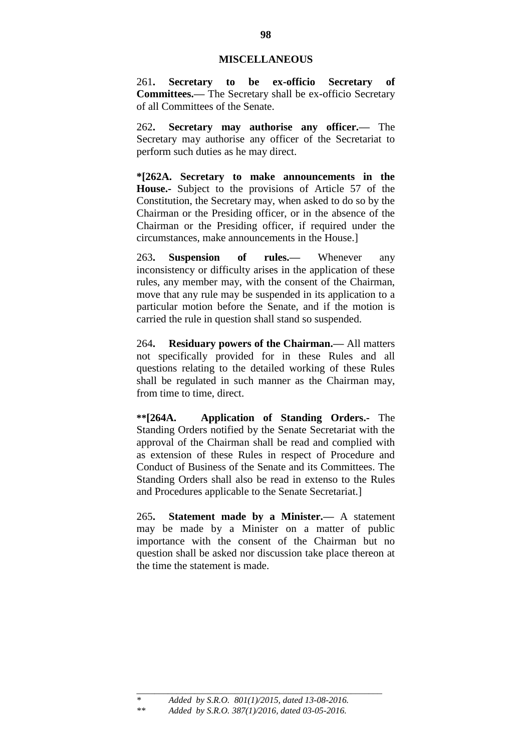## MISCELLANEOUS

261**. Secretary to be ex-officio Secretary of Committees.—** The Secretary shall be ex-officio Secretary of all Committees of the Senate.

262**. Secretary may authorise any officer.—** The Secretary may authorise any officer of the Secretariat to perform such duties as he may direct.

**\*[262A. Secretary to make announcements in the House.-** Subject to the provisions of Article 57 of the Constitution, the Secretary may, when asked to do so by the Chairman or the Presiding officer, or in the absence of the Chairman or the Presiding officer, if required under the circumstances, make announcements in the House.]

263**. Suspension of rules.—** Whenever any inconsistency or difficulty arises in the application of these rules, any member may, with the consent of the Chairman, move that any rule may be suspended in its application to a particular motion before the Senate, and if the motion is carried the rule in question shall stand so suspended.

264**. Residuary powers of the Chairman.—** All matters not specifically provided for in these Rules and all questions relating to the detailed working of these Rules shall be regulated in such manner as the Chairman may, from time to time, direct.

**\*\*[264A. Application of Standing Orders.-** The Standing Orders notified by the Senate Secretariat with the approval of the Chairman shall be read and complied with as extension of these Rules in respect of Procedure and Conduct of Business of the Senate and its Committees. The Standing Orders shall also be read in extenso to the Rules and Procedures applicable to the Senate Secretariat.]

265**. Statement made by a Minister.—** A statement may be made by a Minister on a matter of public importance with the consent of the Chairman but no question shall be asked nor discussion take place thereon at the time the statement is made.

---

\* *Added by S.R.O. 801(1)/2015, dated 13-08-2016.*

\*\* *Added by S.R.O. 387(1)/2016, dated 03-05-2016.*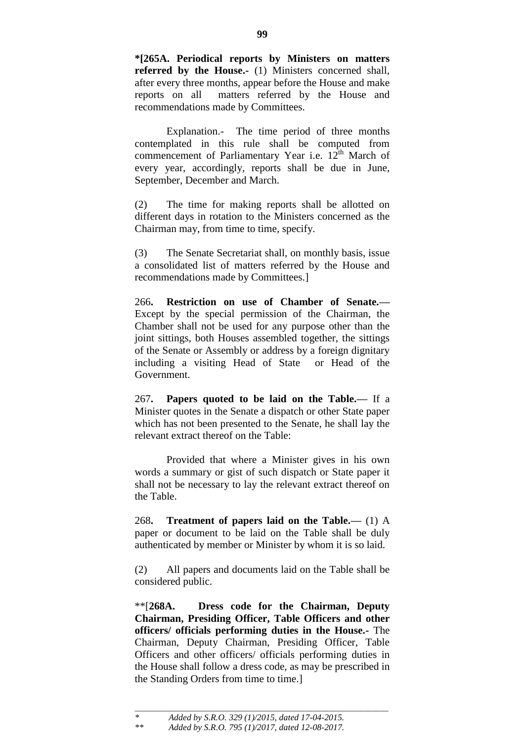**\*[265A. Periodical reports by Ministers on matters referred by the House.-** (1) Ministers concerned shall, after every three months, appear before the House and make reports on all matters referred by the House and recommendations made by Committees.

Explanation.- The time period of three months contemplated in this rule shall be computed from commencement of Parliamentary Year i.e. 12th March of every year, accordingly, reports shall be due in June, September, December and March.

(2) The time for making reports shall be allotted on different days in rotation to the Ministers concerned as the Chairman may, from time to time, specify.

(3) The Senate Secretariat shall, on monthly basis, issue a consolidated list of matters referred by the House and recommendations made by Committees.]

266**. Restriction on use of Chamber of Senate.—** Except by the special permission of the Chairman, the Chamber shall not be used for any purpose other than the joint sittings, both Houses assembled together, the sittings of the Senate or Assembly or address by a foreign dignitary including a visiting Head of State or Head of the Government.

267**. Papers quoted to be laid on the Table.—** If a Minister quotes in the Senate a dispatch or other State paper which has not been presented to the Senate, he shall lay the relevant extract thereof on the Table:

Provided that where a Minister gives in his own words a summary or gist of such dispatch or State paper it shall not be necessary to lay the relevant extract thereof on the Table.

268**. Treatment of papers laid on the Table.—** (1) A paper or document to be laid on the Table shall be duly authenticated by member or Minister by whom it is so laid.

(2) All papers and documents laid on the Table shall be considered public.

\*\*[**268A. Dress code for the Chairman, Deputy Chairman, Presiding Officer, Table Officers and other officers/ officials performing duties in the House.-** The Chairman, Deputy Chairman, Presiding Officer, Table Officers and other officers/ officials performing duties in the House shall follow a dress code, as may be prescribed in the Standing Orders from time to time.]

---

\* *Added by S.R.O. 329 (1)/2015, dated 17-04-2015.*

\*\* *Added by S.R.O. 795 (1)/2017, dated 12-08-2017.*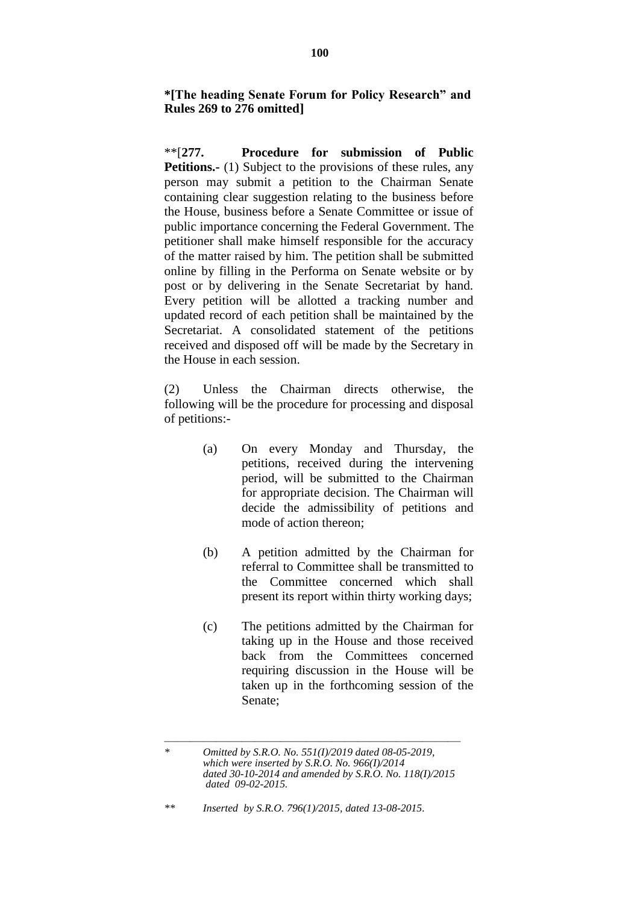**\*[The heading Senate Forum for Policy Research" and Rules 269 to 276 omitted]**

\*\*[**277. Procedure for submission of Public Petitions.-** (1) Subject to the provisions of these rules, any person may submit a petition to the Chairman Senate containing clear suggestion relating to the business before the House, business before a Senate Committee or issue of public importance concerning the Federal Government. The petitioner shall make himself responsible for the accuracy of the matter raised by him. The petition shall be submitted online by filling in the Performa on Senate website or by post or by delivering in the Senate Secretariat by hand. Every petition will be allotted a tracking number and updated record of each petition shall be maintained by the Secretariat. A consolidated statement of the petitions received and disposed off will be made by the Secretary in the House in each session.

(2) Unless the Chairman directs otherwise, the following will be the procedure for processing and disposal of petitions:-

(a) On every Monday and Thursday, the petitions, received during the intervening period, will be submitted to the Chairman for appropriate decision. The Chairman will decide the admissibility of petitions and mode of action thereon;

(b) A petition admitted by the Chairman for referral to Committee shall be transmitted to the Committee concerned which shall present its report within thirty working days;

(c) The petitions admitted by the Chairman for taking up in the House and those received back from the Committees concerned requiring discussion in the House will be taken up in the forthcoming session of the Senate;

---

\* *Omitted by S.R.O. No. 551(I)/2019 dated 08-05-2019, which were inserted by S.R.O. No. 966(I)/2014 dated 30-10-2014 and amended by S.R.O. No. 118(I)/2015 dated 09-02-2015.*

\*\* *Inserted by S.R.O. 796(1)/2015, dated 13-08-2015.*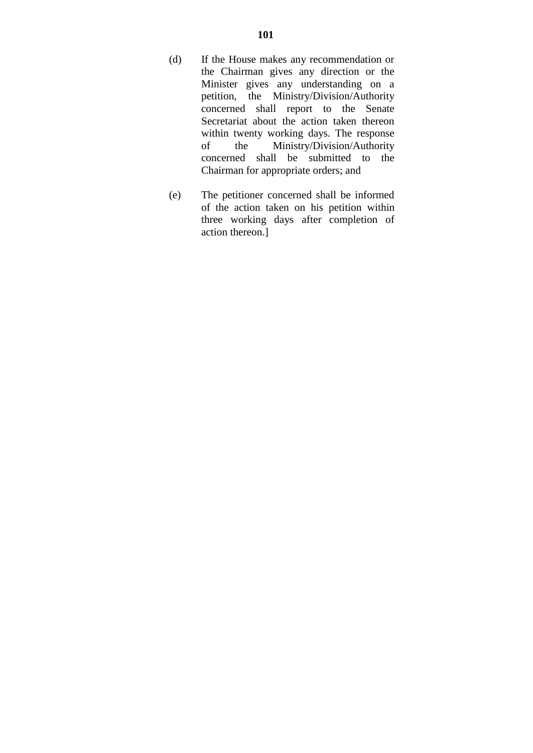(d) If the House makes any recommendation or the Chairman gives any direction or the Minister gives any understanding on a petition, the Ministry/Division/Authority concerned shall report to the Senate Secretariat about the action taken thereon within twenty working days. The response of the Ministry/Division/Authority concerned shall be submitted to the Chairman for appropriate orders; and

(e) The petitioner concerned shall be informed of the action taken on his petition within three working days after completion of action thereon.]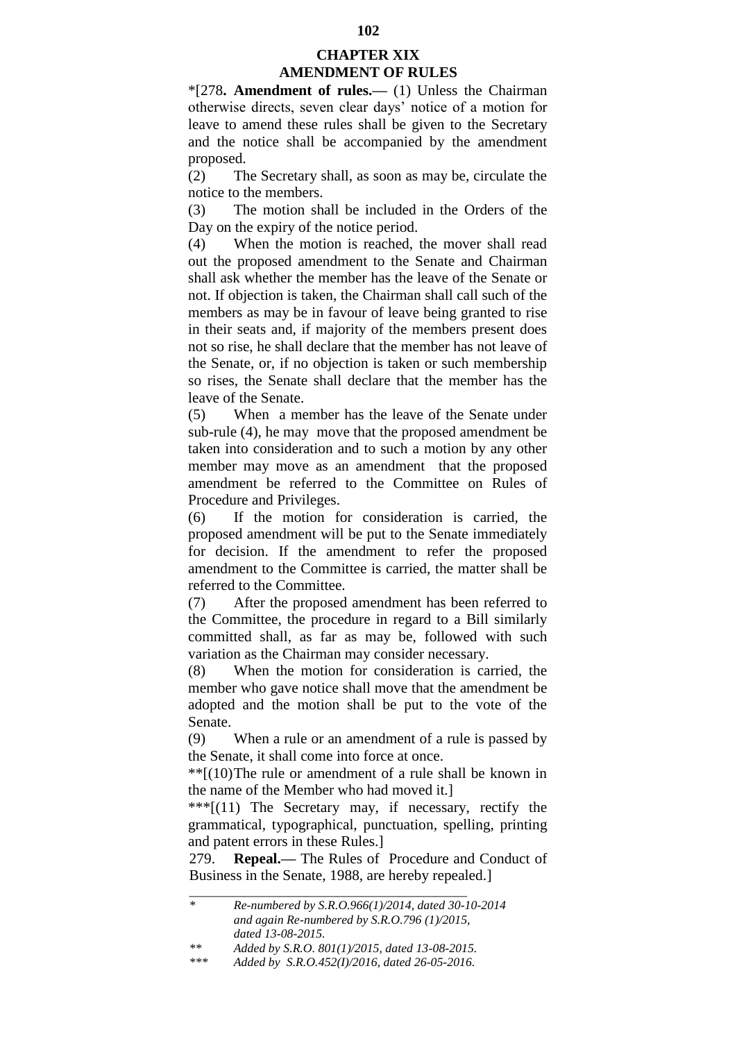## CHAPTER XIX
## AMENDMENT OF RULES

*[278**. Amendment of rules.—** (1) Unless the Chairman otherwise directs, seven clear days' notice of a motion for leave to amend these rules shall be given to the Secretary and the notice shall be accompanied by the amendment proposed.

(2) The Secretary shall, as soon as may be, circulate the notice to the members.

(3) The motion shall be included in the Orders of the Day on the expiry of the notice period.

(4) When the motion is reached, the mover shall read out the proposed amendment to the Senate and Chairman shall ask whether the member has the leave of the Senate or not. If objection is taken, the Chairman shall call such of the members as may be in favour of leave being granted to rise in their seats and, if majority of the members present does not so rise, he shall declare that the member has not leave of the Senate, or, if no objection is taken or such membership so rises, the Senate shall declare that the member has the leave of the Senate.

(5) When a member has the leave of the Senate under sub-rule (4), he may move that the proposed amendment be taken into consideration and to such a motion by any other member may move as an amendment that the proposed amendment be referred to the Committee on Rules of Procedure and Privileges.

(6) If the motion for consideration is carried, the proposed amendment will be put to the Senate immediately for decision. If the amendment to refer the proposed amendment to the Committee is carried, the matter shall be referred to the Committee.

(7) After the proposed amendment has been referred to the Committee, the procedure in regard to a Bill similarly committed shall, as far as may be, followed with such variation as the Chairman may consider necessary.

(8) When the motion for consideration is carried, the member who gave notice shall move that the amendment be adopted and the motion shall be put to the vote of the Senate.

(9) When a rule or an amendment of a rule is passed by the Senate, it shall come into force at once.

**[(10)The rule or amendment of a rule shall be known in the name of the Member who had moved it.]

***[(11) The Secretary may, if necessary, rectify the grammatical, typographical, punctuation, spelling, printing and patent errors in these Rules.]

279. **Repeal.—** The Rules of Procedure and Conduct of Business in the Senate, 1988, are hereby repealed.]

---

\* *Re-numbered by S.R.O.966(1)/2014, dated 30-10-2014 and again Re-numbered by S.R.O.796 (1)/2015, dated 13-08-2015.*

\** *Added by S.R.O. 801(1)/2015, dated 13-08-2015.*

\*** *Added by S.R.O.452(I)/2016, dated 26-05-2016.*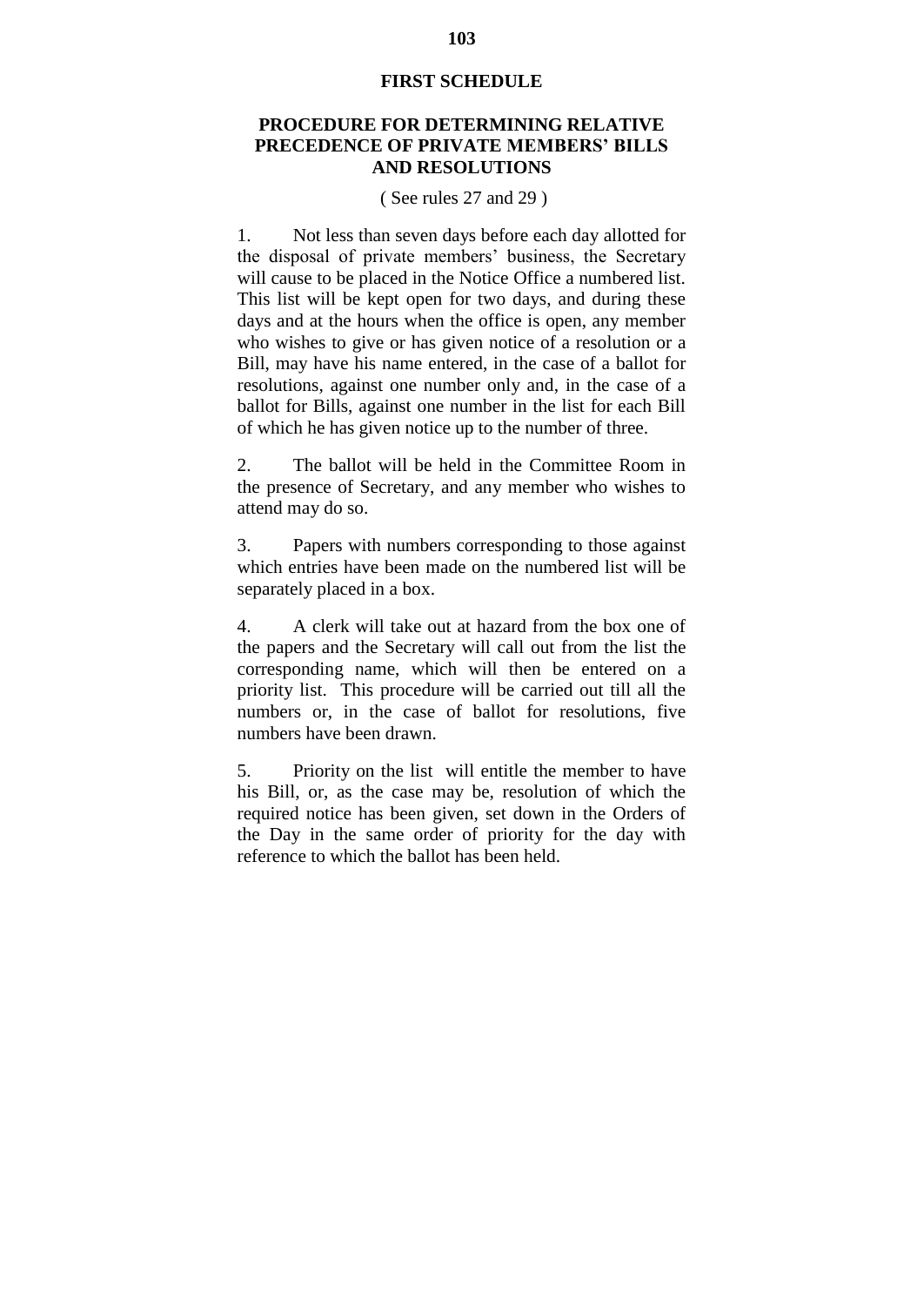# FIRST SCHEDULE

## PROCEDURE FOR DETERMINING RELATIVE PRECEDENCE OF PRIVATE MEMBERS' BILLS AND RESOLUTIONS

( See rules 27 and 29 )

1. Not less than seven days before each day allotted for the disposal of private members' business, the Secretary will cause to be placed in the Notice Office a numbered list. This list will be kept open for two days, and during these days and at the hours when the office is open, any member who wishes to give or has given notice of a resolution or a Bill, may have his name entered, in the case of a ballot for resolutions, against one number only and, in the case of a ballot for Bills, against one number in the list for each Bill of which he has given notice up to the number of three.

2. The ballot will be held in the Committee Room in the presence of Secretary, and any member who wishes to attend may do so.

3. Papers with numbers corresponding to those against which entries have been made on the numbered list will be separately placed in a box.

4. A clerk will take out at hazard from the box one of the papers and the Secretary will call out from the list the corresponding name, which will then be entered on a priority list. This procedure will be carried out till all the numbers or, in the case of ballot for resolutions, five numbers have been drawn.

5. Priority on the list will entitle the member to have his Bill, or, as the case may be, resolution of which the required notice has been given, set down in the Orders of the Day in the same order of priority for the day with reference to which the ballot has been held.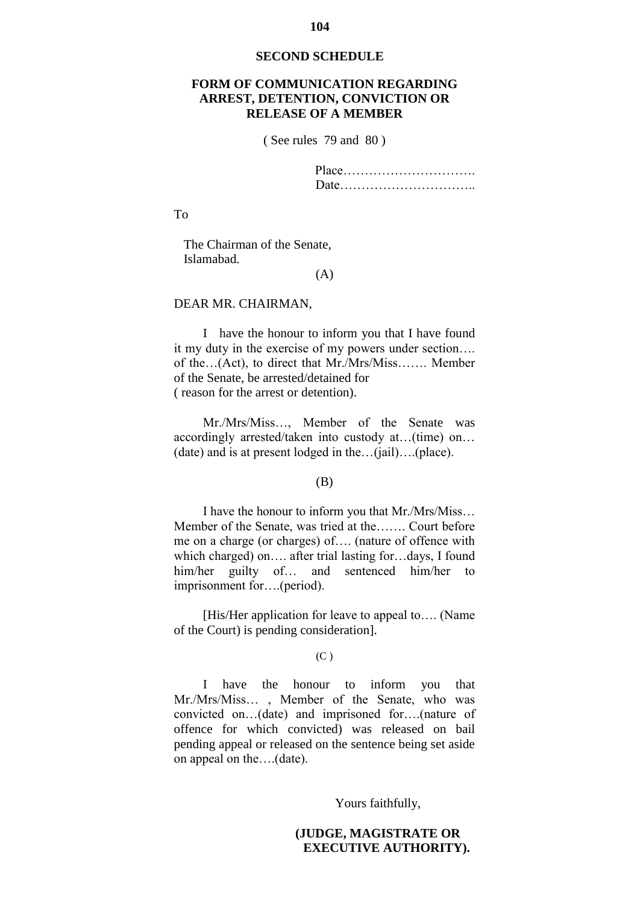## SECOND SCHEDULE

### FORM OF COMMUNICATION REGARDING ARREST, DETENTION, CONVICTION OR RELEASE OF A MEMBER

( See rules 79 and 80 )

Place………………………….
Date…………………………..

To

The Chairman of the Senate,
Islamabad.

(A)

DEAR MR. CHAIRMAN,

I have the honour to inform you that I have found it my duty in the exercise of my powers under section…. of the…(Act), to direct that Mr./Mrs/Miss……. Member of the Senate, be arrested/detained for
( reason for the arrest or detention).

Mr./Mrs/Miss…, Member of the Senate was accordingly arrested/taken into custody at…(time) on…(date) and is at present lodged in the…(jail)….(place).

(B)

I have the honour to inform you that Mr./Mrs/Miss… Member of the Senate, was tried at the……. Court before me on a charge (or charges) of…. (nature of offence with which charged) on…. after trial lasting for…days, I found him/her guilty of… and sentenced him/her to imprisonment for….(period).

[His/Her application for leave to appeal to…. (Name of the Court) is pending consideration].

(C )

I have the honour to inform you that Mr./Mrs/Miss… , Member of the Senate, who was convicted on…(date) and imprisoned for….(nature of offence for which convicted) was released on bail pending appeal or released on the sentence being set aside on appeal on the….(date).

Yours faithfully,

**(JUDGE, MAGISTRATE OR EXECUTIVE AUTHORITY).**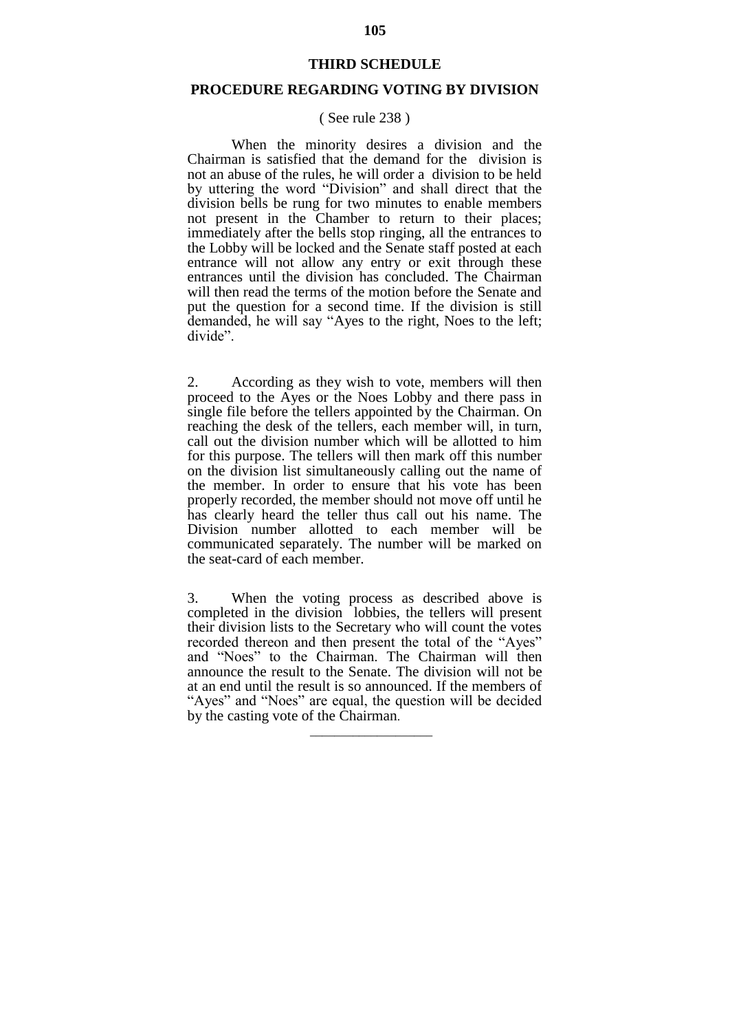## THIRD SCHEDULE

## PROCEDURE REGARDING VOTING BY DIVISION

( See rule 238 )

When the minority desires a division and the Chairman is satisfied that the demand for the division is not an abuse of the rules, he will order a division to be held by uttering the word "Division" and shall direct that the division bells be rung for two minutes to enable members not present in the Chamber to return to their places; immediately after the bells stop ringing, all the entrances to the Lobby will be locked and the Senate staff posted at each entrance will not allow any entry or exit through these entrances until the division has concluded. The Chairman will then read the terms of the motion before the Senate and put the question for a second time. If the division is still demanded, he will say "Ayes to the right, Noes to the left; divide".

2. According as they wish to vote, members will then proceed to the Ayes or the Noes Lobby and there pass in single file before the tellers appointed by the Chairman. On reaching the desk of the tellers, each member will, in turn, call out the division number which will be allotted to him for this purpose. The tellers will then mark off this number on the division list simultaneously calling out the name of the member. In order to ensure that his vote has been properly recorded, the member should not move off until he has clearly heard the teller thus call out his name. The Division number allotted to each member will be communicated separately. The number will be marked on the seat-card of each member.

3. When the voting process as described above is completed in the division lobbies, the tellers will present their division lists to the Secretary who will count the votes recorded thereon and then present the total of the "Ayes" and "Noes" to the Chairman. The Chairman will then announce the result to the Senate. The division will not be at an end until the result is so announced. If the members of "Ayes" and "Noes" are equal, the question will be decided by the casting vote of the Chairman.

---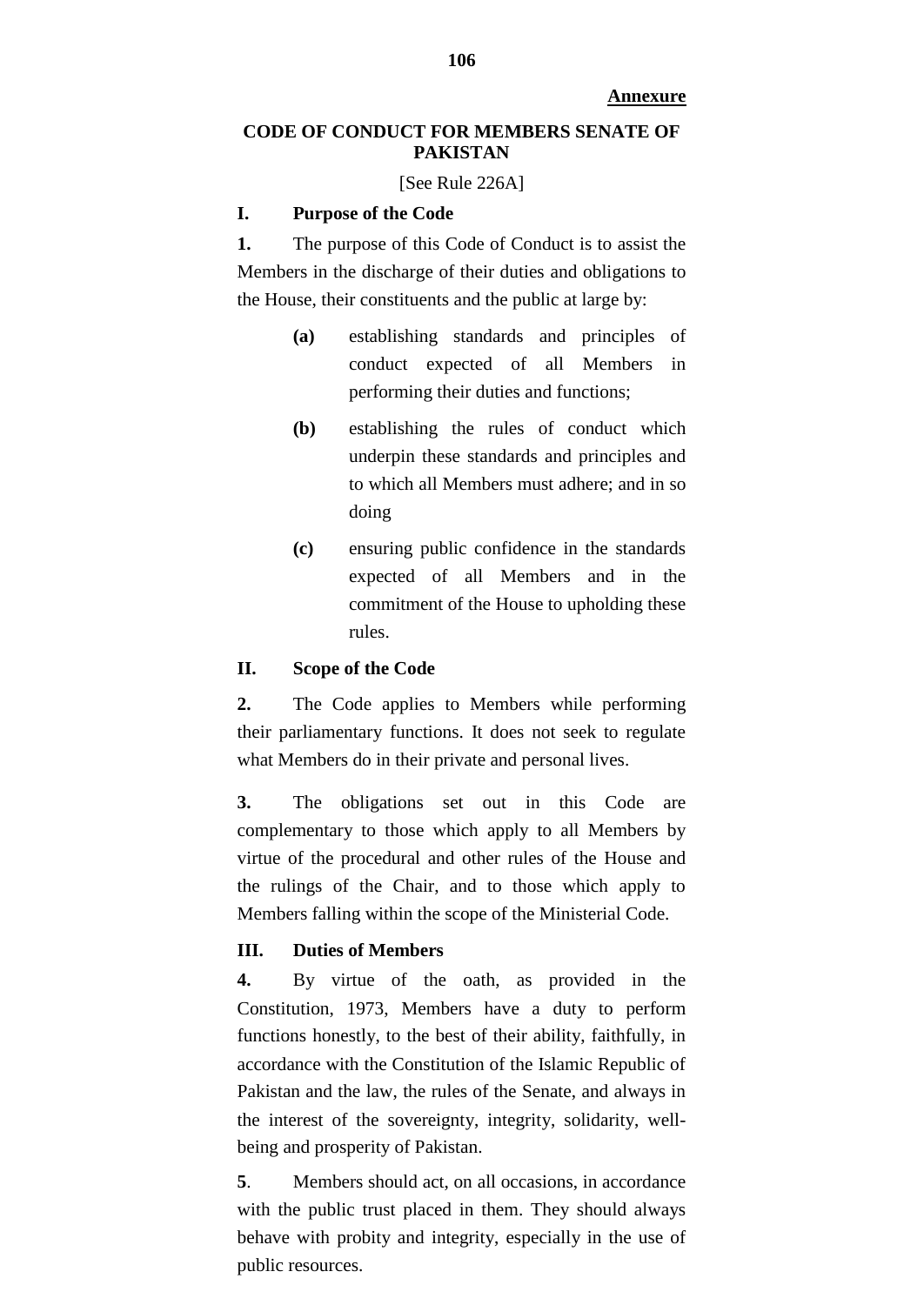**Annexure**

# CODE OF CONDUCT FOR MEMBERS SENATE OF PAKISTAN

[See Rule 226A]

## I. Purpose of the Code

**1.** The purpose of this Code of Conduct is to assist the Members in the discharge of their duties and obligations to the House, their constituents and the public at large by:

- **(a)** establishing standards and principles of conduct expected of all Members in performing their duties and functions;
- **(b)** establishing the rules of conduct which underpin these standards and principles and to which all Members must adhere; and in so doing
- **(c)** ensuring public confidence in the standards expected of all Members and in the commitment of the House to upholding these rules.

## II. Scope of the Code

**2.** The Code applies to Members while performing their parliamentary functions. It does not seek to regulate what Members do in their private and personal lives.

**3.** The obligations set out in this Code are complementary to those which apply to all Members by virtue of the procedural and other rules of the House and the rulings of the Chair, and to those which apply to Members falling within the scope of the Ministerial Code.

## III. Duties of Members

**4.** By virtue of the oath, as provided in the Constitution, 1973, Members have a duty to perform functions honestly, to the best of their ability, faithfully, in accordance with the Constitution of the Islamic Republic of Pakistan and the law, the rules of the Senate, and always in the interest of the sovereignty, integrity, solidarity, well-being and prosperity of Pakistan.

**5**. Members should act, on all occasions, in accordance with the public trust placed in them. They should always behave with probity and integrity, especially in the use of public resources.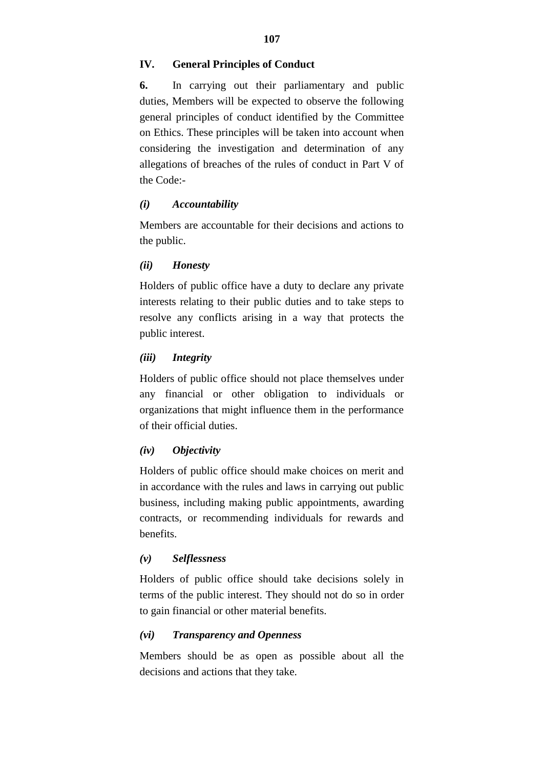## IV. General Principles of Conduct

**6.** In carrying out their parliamentary and public duties, Members will be expected to observe the following general principles of conduct identified by the Committee on Ethics. These principles will be taken into account when considering the investigation and determination of any allegations of breaches of the rules of conduct in Part V of the Code:-

### *(i) Accountability*

Members are accountable for their decisions and actions to the public.

### *(ii) Honesty*

Holders of public office have a duty to declare any private interests relating to their public duties and to take steps to resolve any conflicts arising in a way that protects the public interest.

### *(iii) Integrity*

Holders of public office should not place themselves under any financial or other obligation to individuals or organizations that might influence them in the performance of their official duties.

### *(iv) Objectivity*

Holders of public office should make choices on merit and in accordance with the rules and laws in carrying out public business, including making public appointments, awarding contracts, or recommending individuals for rewards and benefits.

### *(v) Selflessness*

Holders of public office should take decisions solely in terms of the public interest. They should not do so in order to gain financial or other material benefits.

### *(vi) Transparency and Openness*

Members should be as open as possible about all the decisions and actions that they take.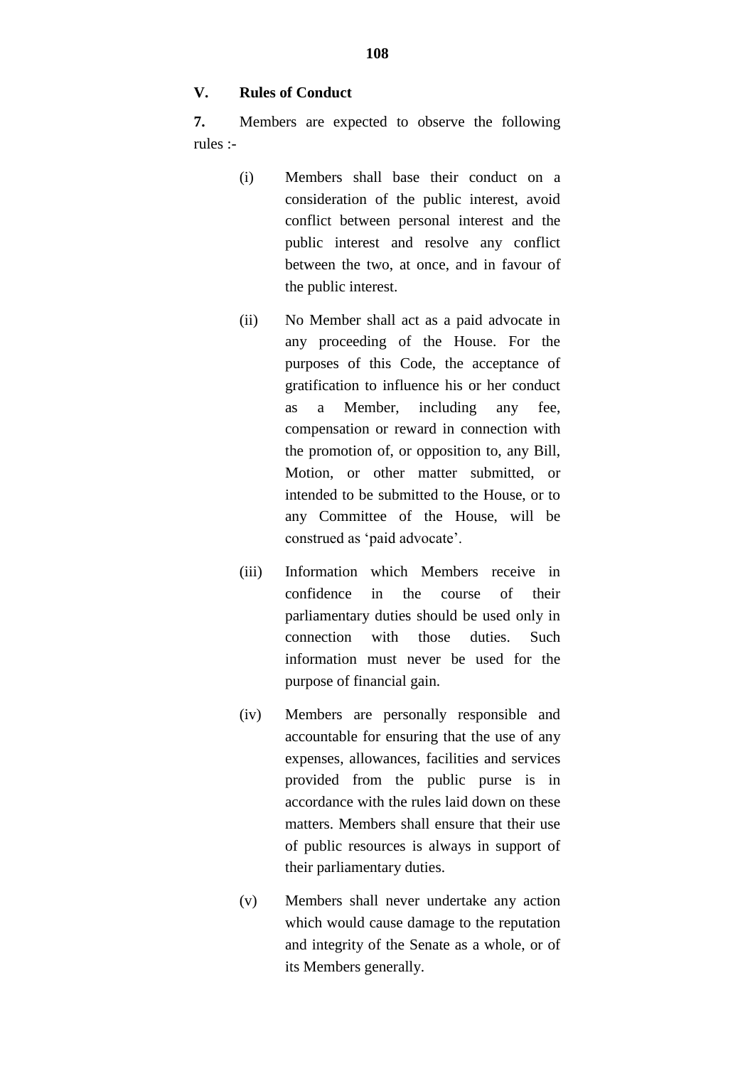## V. Rules of Conduct

**7.** Members are expected to observe the following rules :-

(i) Members shall base their conduct on a consideration of the public interest, avoid conflict between personal interest and the public interest and resolve any conflict between the two, at once, and in favour of the public interest.

(ii) No Member shall act as a paid advocate in any proceeding of the House. For the purposes of this Code, the acceptance of gratification to influence his or her conduct as a Member, including any fee, compensation or reward in connection with the promotion of, or opposition to, any Bill, Motion, or other matter submitted, or intended to be submitted to the House, or to any Committee of the House, will be construed as 'paid advocate'.

(iii) Information which Members receive in confidence in the course of their parliamentary duties should be used only in connection with those duties. Such information must never be used for the purpose of financial gain.

(iv) Members are personally responsible and accountable for ensuring that the use of any expenses, allowances, facilities and services provided from the public purse is in accordance with the rules laid down on these matters. Members shall ensure that their use of public resources is always in support of their parliamentary duties.

(v) Members shall never undertake any action which would cause damage to the reputation and integrity of the Senate as a whole, or of its Members generally.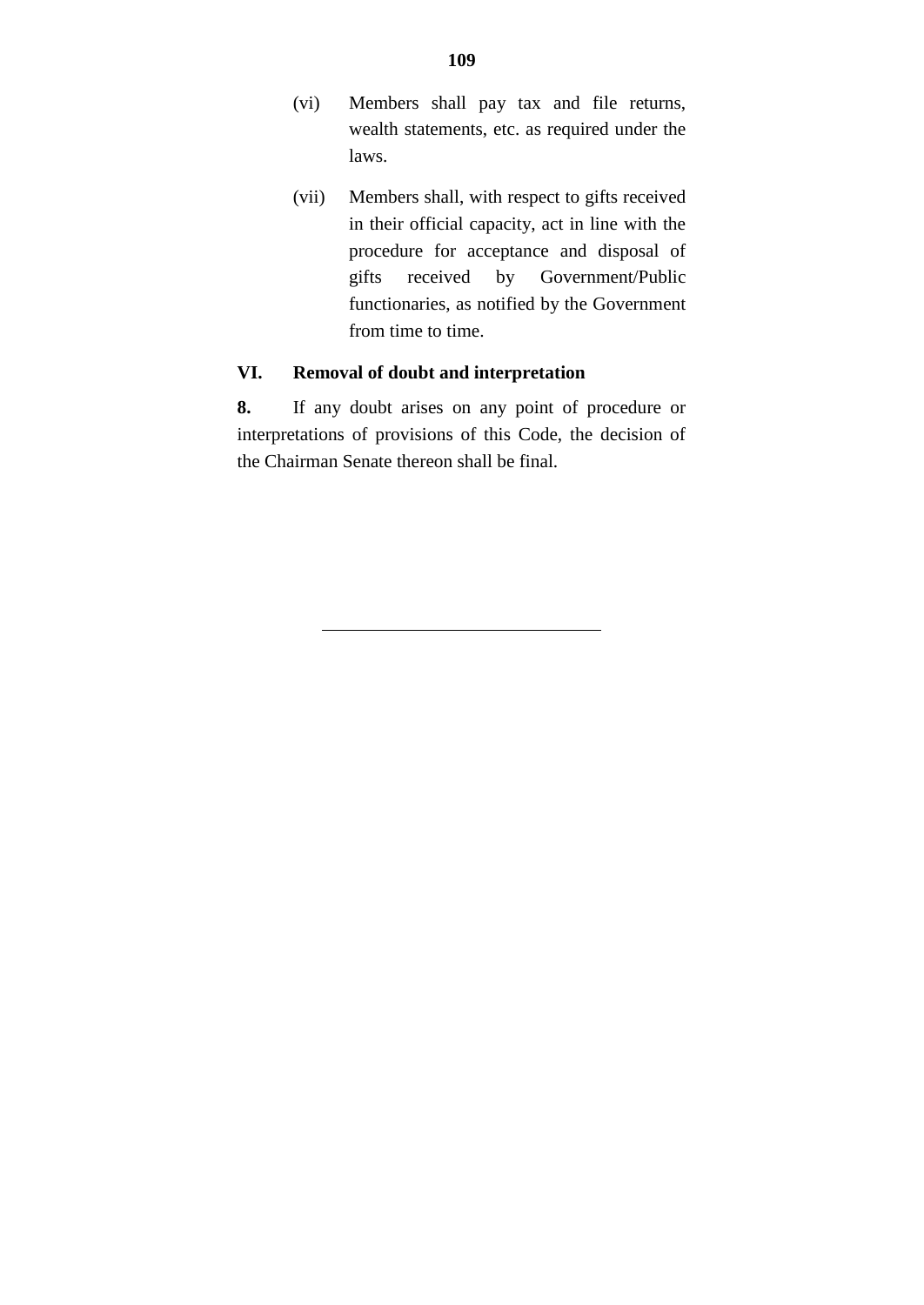(vi) Members shall pay tax and file returns, wealth statements, etc. as required under the laws.

(vii) Members shall, with respect to gifts received in their official capacity, act in line with the procedure for acceptance and disposal of gifts received by Government/Public functionaries, as notified by the Government from time to time.

## VI. Removal of doubt and interpretation

**8.** If any doubt arises on any point of procedure or interpretations of provisions of this Code, the decision of the Chairman Senate thereon shall be final.

---